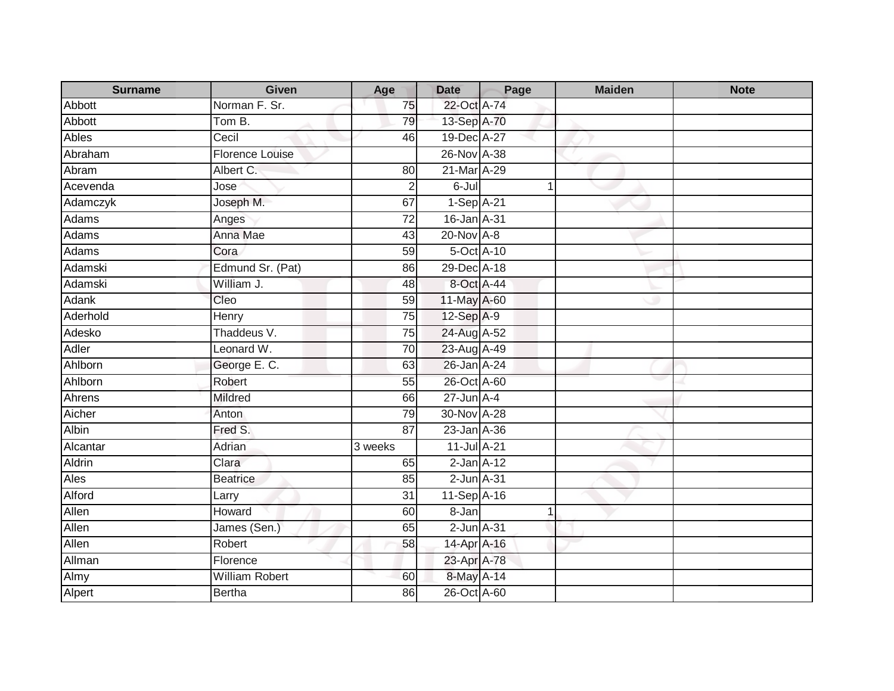| Surname | Given | Age | Date | Page | Maiden | Note |
|---|---|---|---|---|---|---|
| Abbott | Norman F. Sr. | 75 | 22-Oct | A-74 | | |
| Abbott | Tom B. | 79 | 13-Sep | A-70 | | |
| Ables | Cecil | 46 | 19-Dec | A-27 | | |
| Abraham | Florence Louise | | 26-Nov | A-38 | | |
| Abram | Albert C. | 80 | 21-Mar | A-29 | | |
| Acevenda | Jose | 2 | 6-Jul | 1 | | |
| Adamczyk | Joseph M. | 67 | 1-Sep | A-21 | | |
| Adams | Anges | 72 | 16-Jan | A-31 | | |
| Adams | Anna Mae | 43 | 20-Nov | A-8 | | |
| Adams | Cora | 59 | 5-Oct | A-10 | | |
| Adamski | Edmund Sr. (Pat) | 86 | 29-Dec | A-18 | | |
| Adamski | William J. | 48 | 8-Oct | A-44 | | |
| Adank | Cleo | 59 | 11-May | A-60 | | |
| Aderhold | Henry | 75 | 12-Sep | A-9 | | |
| Adesko | Thaddeus V. | 75 | 24-Aug | A-52 | | |
| Adler | Leonard W. | 70 | 23-Aug | A-49 | | |
| Ahlborn | George E. C. | 63 | 26-Jan | A-24 | | |
| Ahlborn | Robert | 55 | 26-Oct | A-60 | | |
| Ahrens | Mildred | 66 | 27-Jun | A-4 | | |
| Aicher | Anton | 79 | 30-Nov | A-28 | | |
| Albin | Fred S. | 87 | 23-Jan | A-36 | | |
| Alcantar | Adrian | 3 weeks | 11-Jul | A-21 | | |
| Aldrin | Clara | 65 | 2-Jan | A-12 | | |
| Ales | Beatrice | 85 | 2-Jun | A-31 | | |
| Alford | Larry | 31 | 11-Sep | A-16 | | |
| Allen | Howard | 60 | 8-Jan | 1 | | |
| Allen | James (Sen.) | 65 | 2-Jun | A-31 | | |
| Allen | Robert | 58 | 14-Apr | A-16 | | |
| Allman | Florence | | 23-Apr | A-78 | | |
| Almy | William Robert | 60 | 8-May | A-14 | | |
| Alpert | Bertha | 86 | 26-Oct | A-60 | | |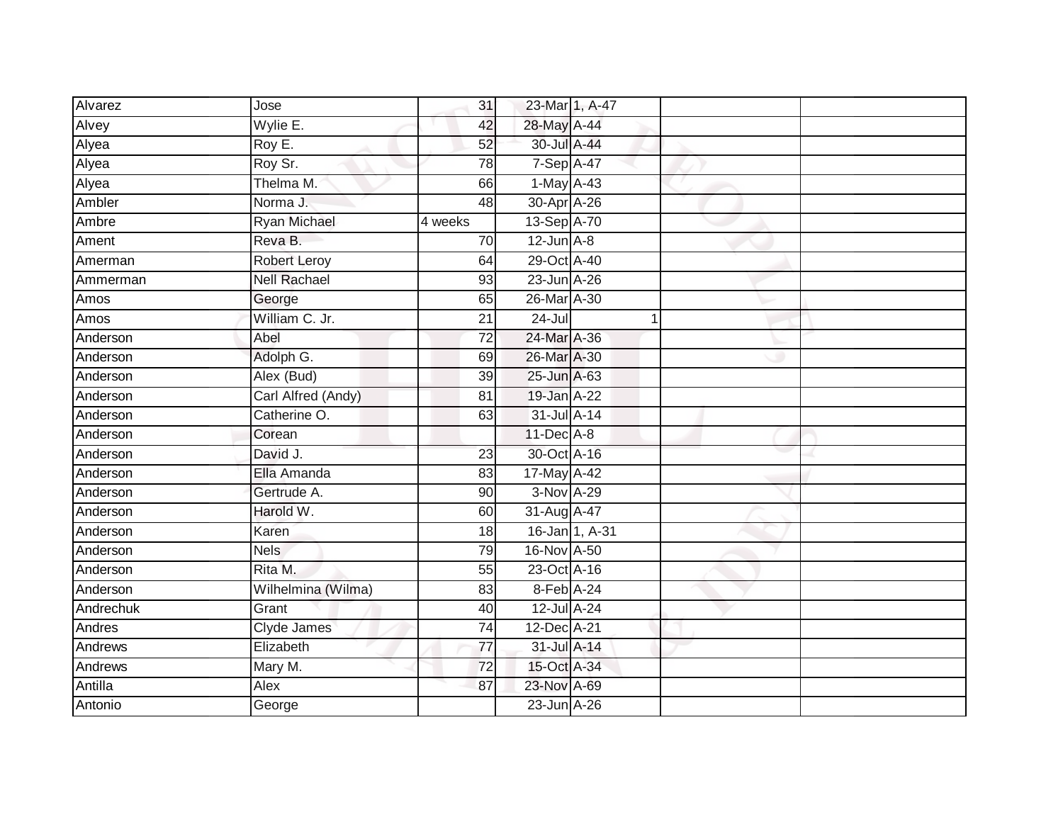| | | | | | | |
|---|---|---|---|---|---|---|
| Alvarez | Jose | 31 | 23-Mar | 1, A-47 | | |
| Alvey | Wylie E. | 42 | 28-May | A-44 | | |
| Alyea | Roy E. | 52 | 30-Jul | A-44 | | |
| Alyea | Roy Sr. | 78 | 7-Sep | A-47 | | |
| Alyea | Thelma M. | 66 | 1-May | A-43 | | |
| Ambler | Norma J. | 48 | 30-Apr | A-26 | | |
| Ambre | Ryan Michael | 4 weeks | 13-Sep | A-70 | | |
| Ament | Reva B. | 70 | 12-Jun | A-8 | | |
| Amerman | Robert Leroy | 64 | 29-Oct | A-40 | | |
| Ammerman | Nell Rachael | 93 | 23-Jun | A-26 | | |
| Amos | George | 65 | 26-Mar | A-30 | | |
| Amos | William C. Jr. | 21 | 24-Jul | 1 | | |
| Anderson | Abel | 72 | 24-Mar | A-36 | | |
| Anderson | Adolph G. | 69 | 26-Mar | A-30 | | |
| Anderson | Alex (Bud) | 39 | 25-Jun | A-63 | | |
| Anderson | Carl Alfred (Andy) | 81 | 19-Jan | A-22 | | |
| Anderson | Catherine O. | 63 | 31-Jul | A-14 | | |
| Anderson | Corean | | 11-Dec | A-8 | | |
| Anderson | David J. | 23 | 30-Oct | A-16 | | |
| Anderson | Ella Amanda | 83 | 17-May | A-42 | | |
| Anderson | Gertrude A. | 90 | 3-Nov | A-29 | | |
| Anderson | Harold W. | 60 | 31-Aug | A-47 | | |
| Anderson | Karen | 18 | 16-Jan | 1, A-31 | | |
| Anderson | Nels | 79 | 16-Nov | A-50 | | |
| Anderson | Rita M. | 55 | 23-Oct | A-16 | | |
| Anderson | Wilhelmina (Wilma) | 83 | 8-Feb | A-24 | | |
| Andrechuk | Grant | 40 | 12-Jul | A-24 | | |
| Andres | Clyde James | 74 | 12-Dec | A-21 | | |
| Andrews | Elizabeth | 77 | 31-Jul | A-14 | | |
| Andrews | Mary M. | 72 | 15-Oct | A-34 | | |
| Antilla | Alex | 87 | 23-Nov | A-69 | | |
| Antonio | George | | 23-Jun | A-26 | | |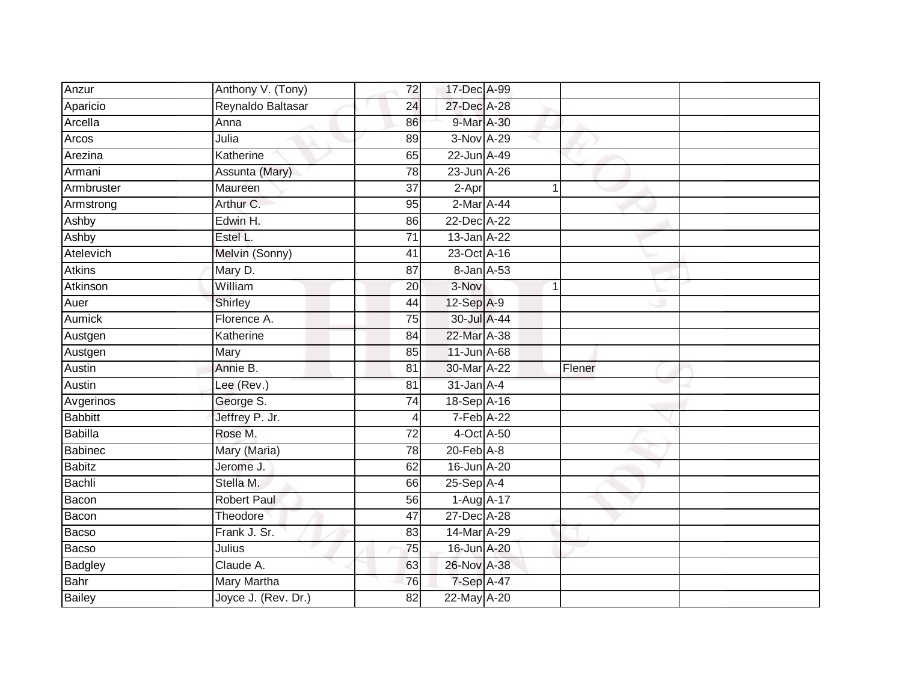| | | | | | | | |
|---|---|---|---|---|---|---|---|
| Anzur | Anthony V. (Tony) | 72 | 17-Dec | A-99 | | | |
| Aparicio | Reynaldo Baltasar | 24 | 27-Dec | A-28 | | | |
| Arcella | Anna | 86 | 9-Mar | A-30 | | | |
| Arcos | Julia | 89 | 3-Nov | A-29 | | | |
| Arezina | Katherine | 65 | 22-Jun | A-49 | | | |
| Armani | Assunta (Mary) | 78 | 23-Jun | A-26 | | | |
| Armbruster | Maureen | 37 | 2-Apr | | 1 | | |
| Armstrong | Arthur C. | 95 | 2-Mar | A-44 | | | |
| Ashby | Edwin H. | 86 | 22-Dec | A-22 | | | |
| Ashby | Estel L. | 71 | 13-Jan | A-22 | | | |
| Atelevich | Melvin (Sonny) | 41 | 23-Oct | A-16 | | | |
| Atkins | Mary D. | 87 | 8-Jan | A-53 | | | |
| Atkinson | William | 20 | 3-Nov | | 1 | | |
| Auer | Shirley | 44 | 12-Sep | A-9 | | | |
| Aumick | Florence A. | 75 | 30-Jul | A-44 | | | |
| Austgen | Katherine | 84 | 22-Mar | A-38 | | | |
| Austgen | Mary | 85 | 11-Jun | A-68 | | | |
| Austin | Annie B. | 81 | 30-Mar | A-22 | | Flener | |
| Austin | Lee (Rev.) | 81 | 31-Jan | A-4 | | | |
| Avgerinos | George S. | 74 | 18-Sep | A-16 | | | |
| Babbitt | Jeffrey P. Jr. | 4 | 7-Feb | A-22 | | | |
| Babilla | Rose M. | 72 | 4-Oct | A-50 | | | |
| Babinec | Mary (Maria) | 78 | 20-Feb | A-8 | | | |
| Babitz | Jerome J. | 62 | 16-Jun | A-20 | | | |
| Bachli | Stella M. | 66 | 25-Sep | A-4 | | | |
| Bacon | Robert Paul | 56 | 1-Aug | A-17 | | | |
| Bacon | Theodore | 47 | 27-Dec | A-28 | | | |
| Bacso | Frank J. Sr. | 83 | 14-Mar | A-29 | | | |
| Bacso | Julius | 75 | 16-Jun | A-20 | | | |
| Badgley | Claude A. | 63 | 26-Nov | A-38 | | | |
| Bahr | Mary Martha | 76 | 7-Sep | A-47 | | | |
| Bailey | Joyce J. (Rev. Dr.) | 82 | 22-May | A-20 | | | |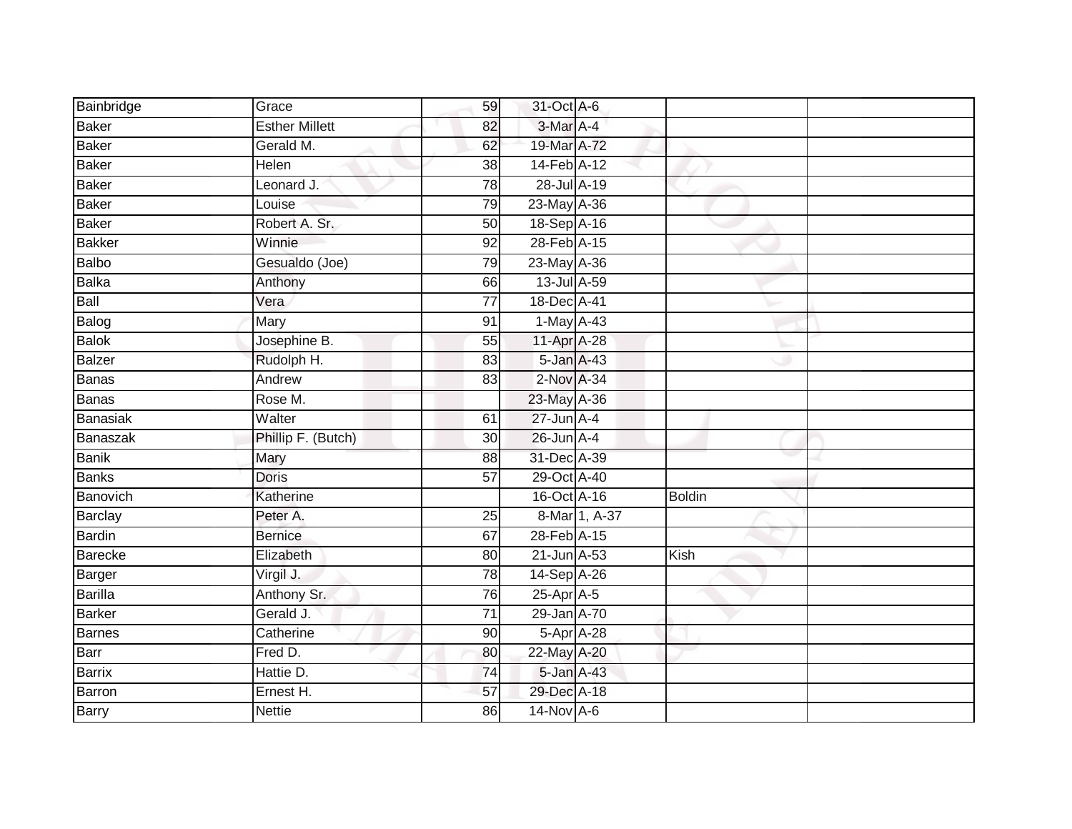| | | | | | | |
|---|---|---|---|---|---|---|
| Bainbridge | Grace | 59 | 31-Oct | A-6 | | |
| Baker | Esther Millett | 82 | 3-Mar | A-4 | | |
| Baker | Gerald M. | 62 | 19-Mar | A-72 | | |
| Baker | Helen | 38 | 14-Feb | A-12 | | |
| Baker | Leonard J. | 78 | 28-Jul | A-19 | | |
| Baker | Louise | 79 | 23-May | A-36 | | |
| Baker | Robert A. Sr. | 50 | 18-Sep | A-16 | | |
| Bakker | Winnie | 92 | 28-Feb | A-15 | | |
| Balbo | Gesualdo (Joe) | 79 | 23-May | A-36 | | |
| Balka | Anthony | 66 | 13-Jul | A-59 | | |
| Ball | Vera | 77 | 18-Dec | A-41 | | |
| Balog | Mary | 91 | 1-May | A-43 | | |
| Balok | Josephine B. | 55 | 11-Apr | A-28 | | |
| Balzer | Rudolph H. | 83 | 5-Jan | A-43 | | |
| Banas | Andrew | 83 | 2-Nov | A-34 | | |
| Banas | Rose M. | | 23-May | A-36 | | |
| Banasiak | Walter | 61 | 27-Jun | A-4 | | |
| Banaszak | Phillip F. (Butch) | 30 | 26-Jun | A-4 | | |
| Banik | Mary | 88 | 31-Dec | A-39 | | |
| Banks | Doris | 57 | 29-Oct | A-40 | | |
| Banovich | Katherine | | 16-Oct | A-16 | Boldin | |
| Barclay | Peter A. | 25 | 8-Mar | 1, A-37 | | |
| Bardin | Bernice | 67 | 28-Feb | A-15 | | |
| Barecke | Elizabeth | 80 | 21-Jun | A-53 | Kish | |
| Barger | Virgil J. | 78 | 14-Sep | A-26 | | |
| Barilla | Anthony Sr. | 76 | 25-Apr | A-5 | | |
| Barker | Gerald J. | 71 | 29-Jan | A-70 | | |
| Barnes | Catherine | 90 | 5-Apr | A-28 | | |
| Barr | Fred D. | 80 | 22-May | A-20 | | |
| Barrix | Hattie D. | 74 | 5-Jan | A-43 | | |
| Barron | Ernest H. | 57 | 29-Dec | A-18 | | |
| Barry | Nettie | 86 | 14-Nov | A-6 | | |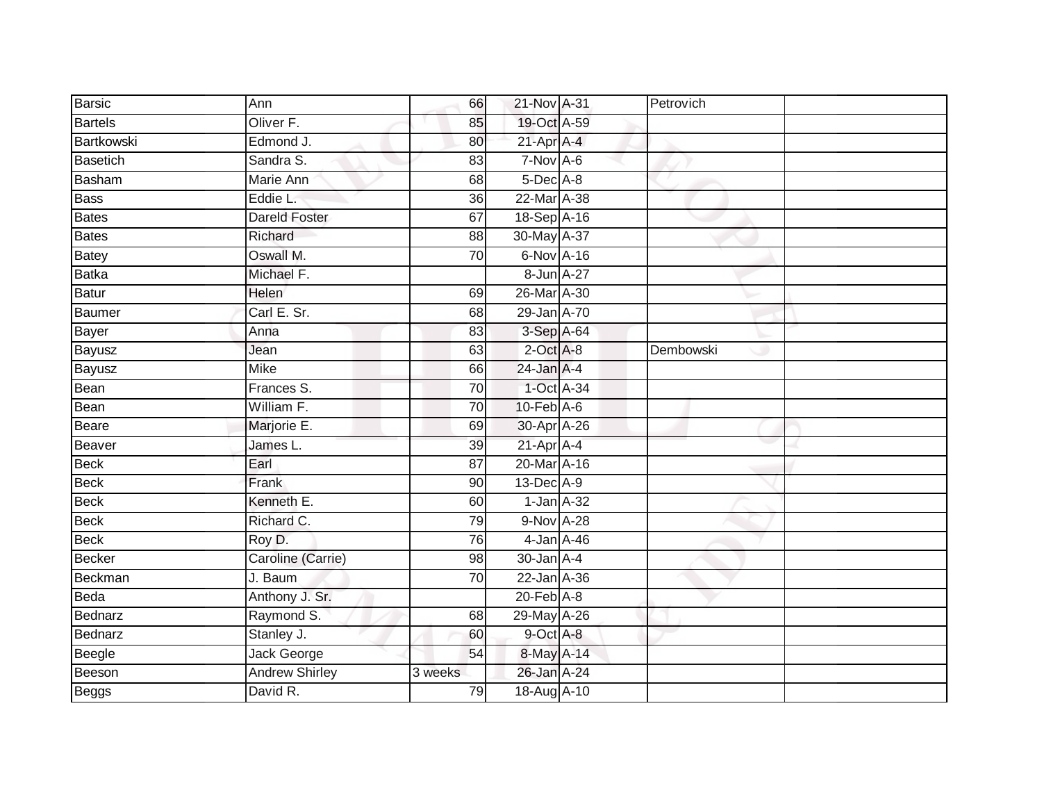| | | | | | | |
|---|---|---|---|---|---|---|
| Barsic | Ann | 66 | 21-Nov | A-31 | Petrovich | |
| Bartels | Oliver F. | 85 | 19-Oct | A-59 | | |
| Bartkowski | Edmond J. | 80 | 21-Apr | A-4 | | |
| Basetich | Sandra S. | 83 | 7-Nov | A-6 | | |
| Basham | Marie Ann | 68 | 5-Dec | A-8 | | |
| Bass | Eddie L. | 36 | 22-Mar | A-38 | | |
| Bates | Dareld Foster | 67 | 18-Sep | A-16 | | |
| Bates | Richard | 88 | 30-May | A-37 | | |
| Batey | Oswall M. | 70 | 6-Nov | A-16 | | |
| Batka | Michael F. | | 8-Jun | A-27 | | |
| Batur | Helen | 69 | 26-Mar | A-30 | | |
| Baumer | Carl E. Sr. | 68 | 29-Jan | A-70 | | |
| Bayer | Anna | 83 | 3-Sep | A-64 | | |
| Bayusz | Jean | 63 | 2-Oct | A-8 | Dembowski | |
| Bayusz | Mike | 66 | 24-Jan | A-4 | | |
| Bean | Frances S. | 70 | 1-Oct | A-34 | | |
| Bean | William F. | 70 | 10-Feb | A-6 | | |
| Beare | Marjorie E. | 69 | 30-Apr | A-26 | | |
| Beaver | James L. | 39 | 21-Apr | A-4 | | |
| Beck | Earl | 87 | 20-Mar | A-16 | | |
| Beck | Frank | 90 | 13-Dec | A-9 | | |
| Beck | Kenneth E. | 60 | 1-Jan | A-32 | | |
| Beck | Richard C. | 79 | 9-Nov | A-28 | | |
| Beck | Roy D. | 76 | 4-Jan | A-46 | | |
| Becker | Caroline (Carrie) | 98 | 30-Jan | A-4 | | |
| Beckman | J. Baum | 70 | 22-Jan | A-36 | | |
| Beda | Anthony J. Sr. | | 20-Feb | A-8 | | |
| Bednarz | Raymond S. | 68 | 29-May | A-26 | | |
| Bednarz | Stanley J. | 60 | 9-Oct | A-8 | | |
| Beegle | Jack George | 54 | 8-May | A-14 | | |
| Beeson | Andrew Shirley | 3 weeks | 26-Jan | A-24 | | |
| Beggs | David R. | 79 | 18-Aug | A-10 | | |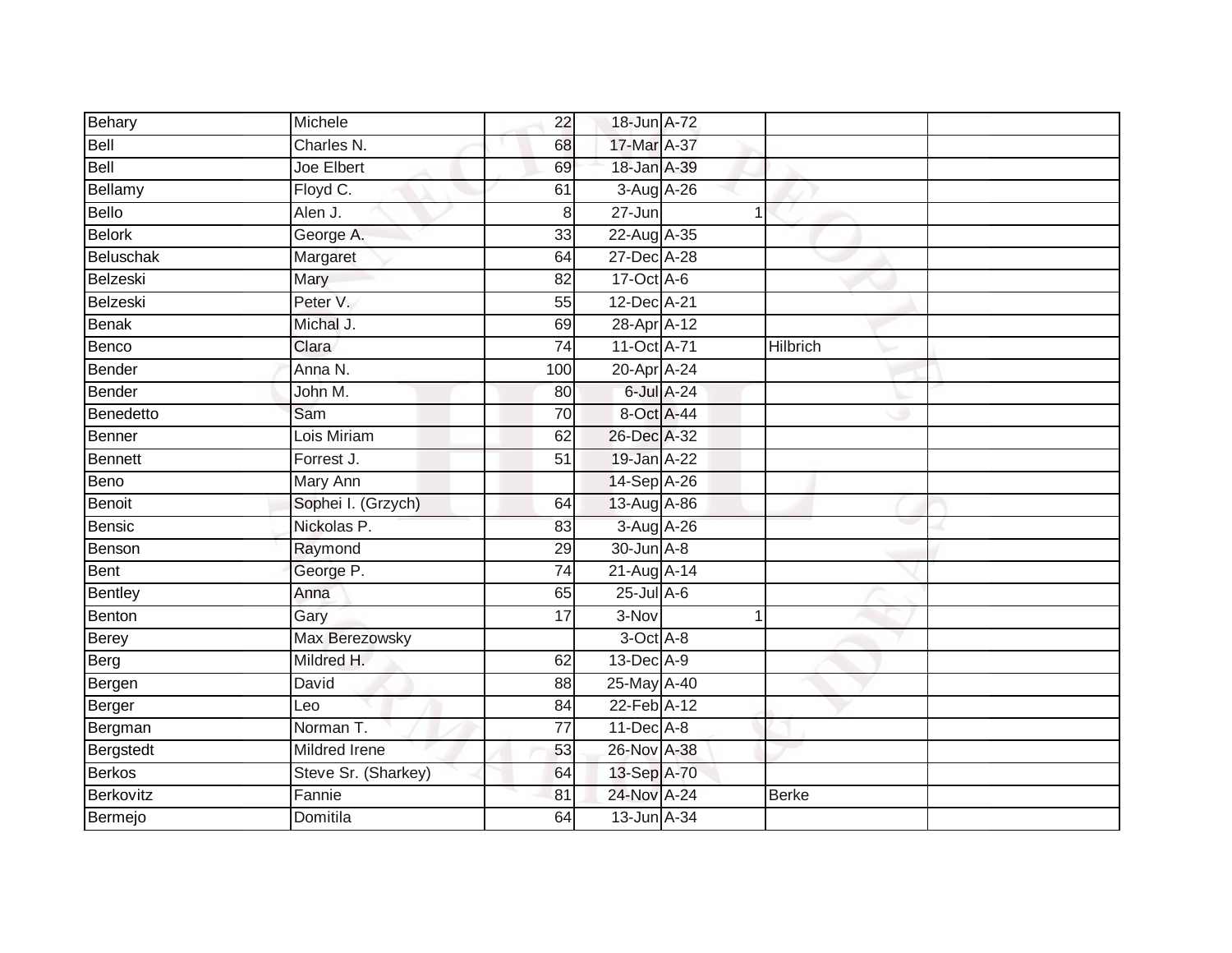| | | | | | | |
|---|---|---|---|---|---|---|
| Behary | Michele | 22 | 18-Jun | A-72 | | |
| Bell | Charles N. | 68 | 17-Mar | A-37 | | |
| Bell | Joe Elbert | 69 | 18-Jan | A-39 | | |
| Bellamy | Floyd C. | 61 | 3-Aug | A-26 | | |
| Bello | Alen J. | 8 | 27-Jun | 1 | | |
| Belork | George A. | 33 | 22-Aug | A-35 | | |
| Beluschak | Margaret | 64 | 27-Dec | A-28 | | |
| Belzeski | Mary | 82 | 17-Oct | A-6 | | |
| Belzeski | Peter V. | 55 | 12-Dec | A-21 | | |
| Benak | Michal J. | 69 | 28-Apr | A-12 | | |
| Benco | Clara | 74 | 11-Oct | A-71 | Hilbrich | |
| Bender | Anna N. | 100 | 20-Apr | A-24 | | |
| Bender | John M. | 80 | 6-Jul | A-24 | | |
| Benedetto | Sam | 70 | 8-Oct | A-44 | | |
| Benner | Lois Miriam | 62 | 26-Dec | A-32 | | |
| Bennett | Forrest J. | 51 | 19-Jan | A-22 | | |
| Beno | Mary Ann | | 14-Sep | A-26 | | |
| Benoit | Sophei I. (Grzych) | 64 | 13-Aug | A-86 | | |
| Bensic | Nickolas P. | 83 | 3-Aug | A-26 | | |
| Benson | Raymond | 29 | 30-Jun | A-8 | | |
| Bent | George P. | 74 | 21-Aug | A-14 | | |
| Bentley | Anna | 65 | 25-Jul | A-6 | | |
| Benton | Gary | 17 | 3-Nov | 1 | | |
| Berey | Max Berezowsky | | 3-Oct | A-8 | | |
| Berg | Mildred H. | 62 | 13-Dec | A-9 | | |
| Bergen | David | 88 | 25-May | A-40 | | |
| Berger | Leo | 84 | 22-Feb | A-12 | | |
| Bergman | Norman T. | 77 | 11-Dec | A-8 | | |
| Bergstedt | Mildred Irene | 53 | 26-Nov | A-38 | | |
| Berkos | Steve Sr. (Sharkey) | 64 | 13-Sep | A-70 | | |
| Berkovitz | Fannie | 81 | 24-Nov | A-24 | Berke | |
| Bermejo | Domitila | 64 | 13-Jun | A-34 | | |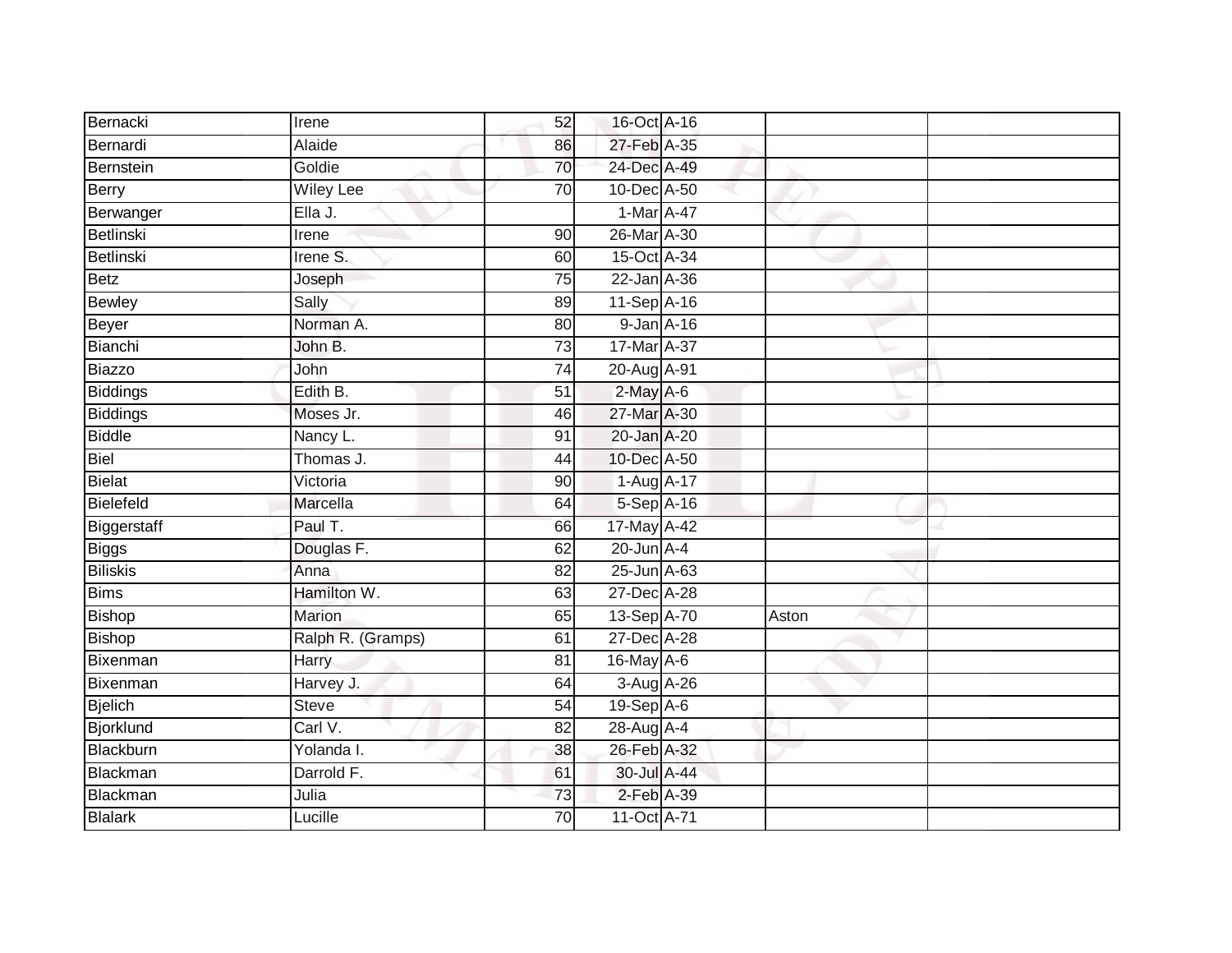| | | | | | | |
|---|---|---|---|---|---|---|
| Bernacki | Irene | 52 | 16-Oct | A-16 | | |
| Bernardi | Alaide | 86 | 27-Feb | A-35 | | |
| Bernstein | Goldie | 70 | 24-Dec | A-49 | | |
| Berry | Wiley Lee | 70 | 10-Dec | A-50 | | |
| Berwanger | Ella J. | | 1-Mar | A-47 | | |
| Betlinski | Irene | 90 | 26-Mar | A-30 | | |
| Betlinski | Irene S. | 60 | 15-Oct | A-34 | | |
| Betz | Joseph | 75 | 22-Jan | A-36 | | |
| Bewley | Sally | 89 | 11-Sep | A-16 | | |
| Beyer | Norman A. | 80 | 9-Jan | A-16 | | |
| Bianchi | John B. | 73 | 17-Mar | A-37 | | |
| Biazzo | John | 74 | 20-Aug | A-91 | | |
| Biddings | Edith B. | 51 | 2-May | A-6 | | |
| Biddings | Moses Jr. | 46 | 27-Mar | A-30 | | |
| Biddle | Nancy L. | 91 | 20-Jan | A-20 | | |
| Biel | Thomas J. | 44 | 10-Dec | A-50 | | |
| Bielat | Victoria | 90 | 1-Aug | A-17 | | |
| Bielefeld | Marcella | 64 | 5-Sep | A-16 | | |
| Biggerstaff | Paul T. | 66 | 17-May | A-42 | | |
| Biggs | Douglas F. | 62 | 20-Jun | A-4 | | |
| Biliskis | Anna | 82 | 25-Jun | A-63 | | |
| Bims | Hamilton W. | 63 | 27-Dec | A-28 | | |
| Bishop | Marion | 65 | 13-Sep | A-70 | Aston | |
| Bishop | Ralph R. (Gramps) | 61 | 27-Dec | A-28 | | |
| Bixenman | Harry | 81 | 16-May | A-6 | | |
| Bixenman | Harvey J. | 64 | 3-Aug | A-26 | | |
| Bjelich | Steve | 54 | 19-Sep | A-6 | | |
| Bjorklund | Carl V. | 82 | 28-Aug | A-4 | | |
| Blackburn | Yolanda I. | 38 | 26-Feb | A-32 | | |
| Blackman | Darrold F. | 61 | 30-Jul | A-44 | | |
| Blackman | Julia | 73 | 2-Feb | A-39 | | |
| Blalark | Lucille | 70 | 11-Oct | A-71 | | |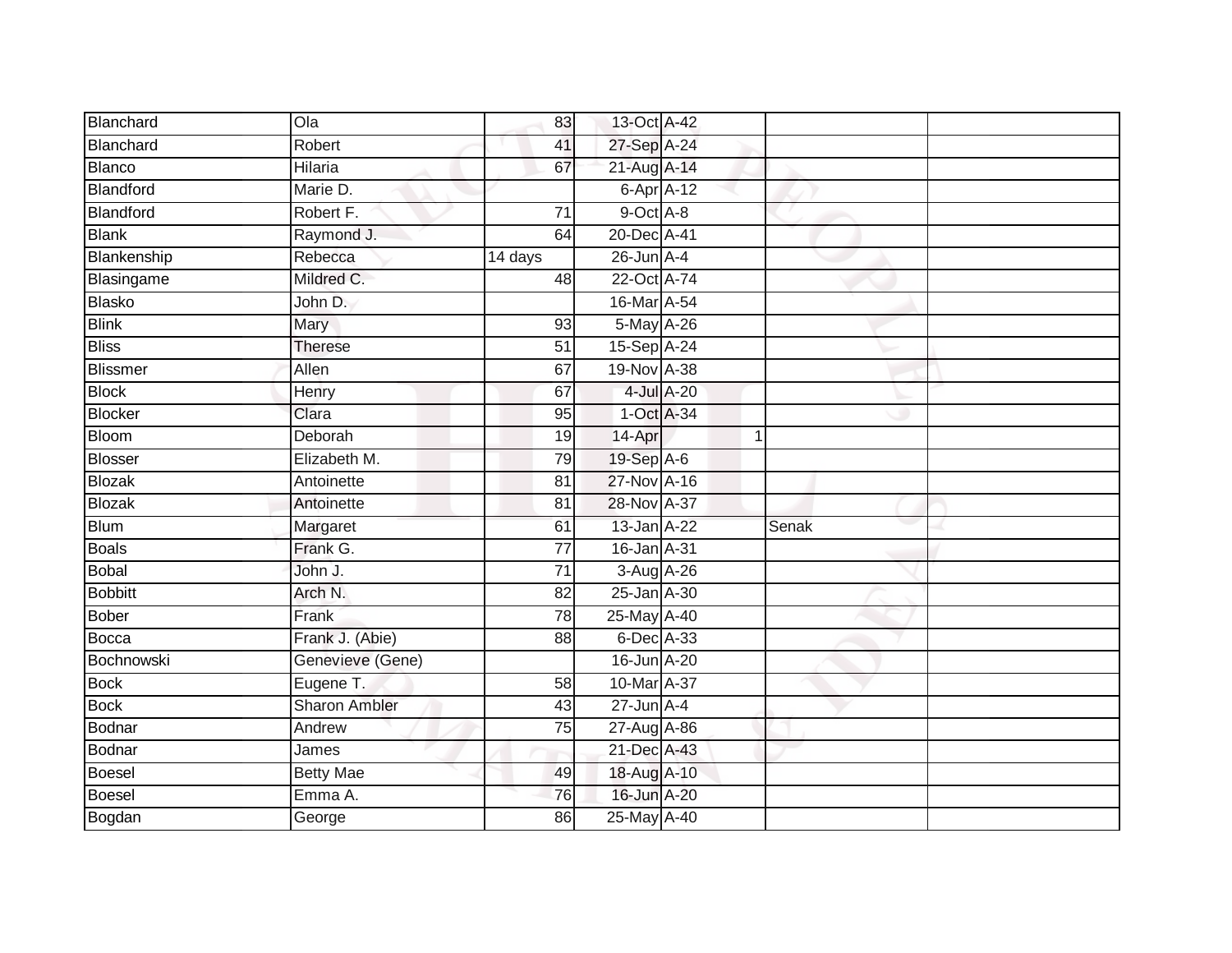| | | | | | | | |
|---|---|---|---|---|---|---|---|
| Blanchard | Ola | 83 | 13-Oct | A-42 | | | |
| Blanchard | Robert | 41 | 27-Sep | A-24 | | | |
| Blanco | Hilaria | 67 | 21-Aug | A-14 | | | |
| Blandford | Marie D. | | 6-Apr | A-12 | | | |
| Blandford | Robert F. | 71 | 9-Oct | A-8 | | | |
| Blank | Raymond J. | 64 | 20-Dec | A-41 | | | |
| Blankenship | Rebecca | 14 days | 26-Jun | A-4 | | | |
| Blasingame | Mildred C. | 48 | 22-Oct | A-74 | | | |
| Blasko | John D. | | 16-Mar | A-54 | | | |
| Blink | Mary | 93 | 5-May | A-26 | | | |
| Bliss | Therese | 51 | 15-Sep | A-24 | | | |
| Blissmer | Allen | 67 | 19-Nov | A-38 | | | |
| Block | Henry | 67 | 4-Jul | A-20 | | | |
| Blocker | Clara | 95 | 1-Oct | A-34 | | | |
| Bloom | Deborah | 19 | 14-Apr | | 1 | | |
| Blosser | Elizabeth M. | 79 | 19-Sep | A-6 | | | |
| Blozak | Antoinette | 81 | 27-Nov | A-16 | | | |
| Blozak | Antoinette | 81 | 28-Nov | A-37 | | | |
| Blum | Margaret | 61 | 13-Jan | A-22 | | Senak | |
| Boals | Frank G. | 77 | 16-Jan | A-31 | | | |
| Bobal | John J. | 71 | 3-Aug | A-26 | | | |
| Bobbitt | Arch N. | 82 | 25-Jan | A-30 | | | |
| Bober | Frank | 78 | 25-May | A-40 | | | |
| Bocca | Frank J. (Abie) | 88 | 6-Dec | A-33 | | | |
| Bochnowski | Genevieve (Gene) | | 16-Jun | A-20 | | | |
| Bock | Eugene T. | 58 | 10-Mar | A-37 | | | |
| Bock | Sharon Ambler | 43 | 27-Jun | A-4 | | | |
| Bodnar | Andrew | 75 | 27-Aug | A-86 | | | |
| Bodnar | James | | 21-Dec | A-43 | | | |
| Boesel | Betty Mae | 49 | 18-Aug | A-10 | | | |
| Boesel | Emma A. | 76 | 16-Jun | A-20 | | | |
| Bogdan | George | 86 | 25-May | A-40 | | | |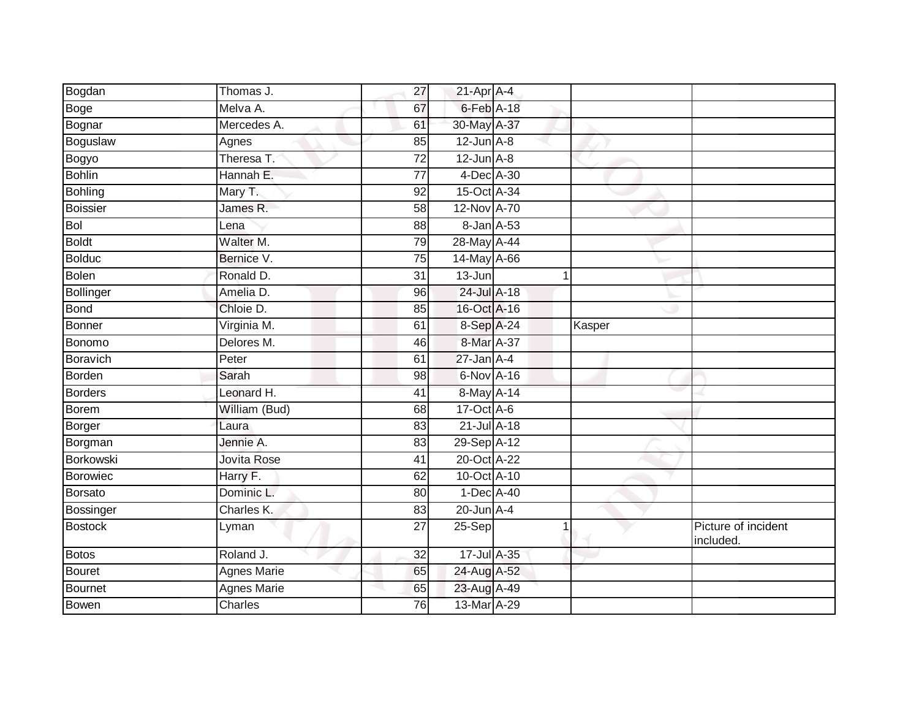| | | | | | | |
|---|---|---|---|---|---|---|
| Bogdan | Thomas J. | 27 | 21-Apr | A-4 | | |
| Boge | Melva A. | 67 | 6-Feb | A-18 | | |
| Bognar | Mercedes A. | 61 | 30-May | A-37 | | |
| Boguslaw | Agnes | 85 | 12-Jun | A-8 | | |
| Bogyo | Theresa T. | 72 | 12-Jun | A-8 | | |
| Bohlin | Hannah E. | 77 | 4-Dec | A-30 | | |
| Bohling | Mary T. | 92 | 15-Oct | A-34 | | |
| Boissier | James R. | 58 | 12-Nov | A-70 | | |
| Bol | Lena | 88 | 8-Jan | A-53 | | |
| Boldt | Walter M. | 79 | 28-May | A-44 | | |
| Bolduc | Bernice V. | 75 | 14-May | A-66 | | |
| Bolen | Ronald D. | 31 | 13-Jun | 1 | | |
| Bollinger | Amelia D. | 96 | 24-Jul | A-18 | | |
| Bond | Chloie D. | 85 | 16-Oct | A-16 | | |
| Bonner | Virginia M. | 61 | 8-Sep | A-24 | Kasper | |
| Bonomo | Delores M. | 46 | 8-Mar | A-37 | | |
| Boravich | Peter | 61 | 27-Jan | A-4 | | |
| Borden | Sarah | 98 | 6-Nov | A-16 | | |
| Borders | Leonard H. | 41 | 8-May | A-14 | | |
| Borem | William (Bud) | 68 | 17-Oct | A-6 | | |
| Borger | Laura | 83 | 21-Jul | A-18 | | |
| Borgman | Jennie A. | 83 | 29-Sep | A-12 | | |
| Borkowski | Jovita Rose | 41 | 20-Oct | A-22 | | |
| Borowiec | Harry F. | 62 | 10-Oct | A-10 | | |
| Borsato | Dominic L. | 80 | 1-Dec | A-40 | | |
| Bossinger | Charles K. | 83 | 20-Jun | A-4 | | |
| Bostock | Lyman | 27 | 25-Sep | 1 | | Picture of incident included. |
| Botos | Roland J. | 32 | 17-Jul | A-35 | | |
| Bouret | Agnes Marie | 65 | 24-Aug | A-52 | | |
| Bournet | Agnes Marie | 65 | 23-Aug | A-49 | | |
| Bowen | Charles | 76 | 13-Mar | A-29 | | |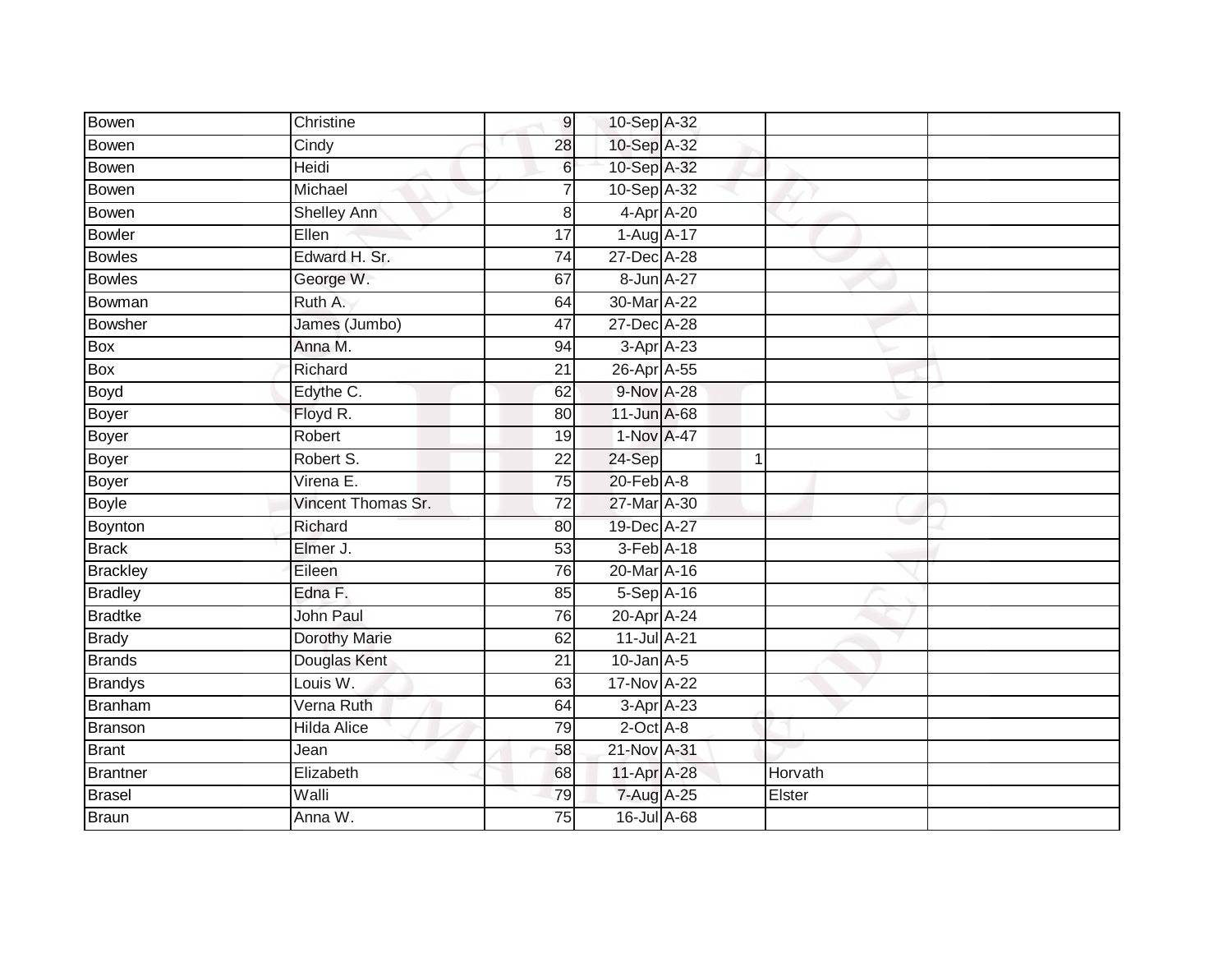| | | | | | | | |
|---|---|---|---|---|---|---|---|
| Bowen | Christine | 9 | 10-Sep | A-32 | | | |
| Bowen | Cindy | 28 | 10-Sep | A-32 | | | |
| Bowen | Heidi | 6 | 10-Sep | A-32 | | | |
| Bowen | Michael | 7 | 10-Sep | A-32 | | | |
| Bowen | Shelley Ann | 8 | 4-Apr | A-20 | | | |
| Bowler | Ellen | 17 | 1-Aug | A-17 | | | |
| Bowles | Edward H. Sr. | 74 | 27-Dec | A-28 | | | |
| Bowles | George W. | 67 | 8-Jun | A-27 | | | |
| Bowman | Ruth A. | 64 | 30-Mar | A-22 | | | |
| Bowsher | James (Jumbo) | 47 | 27-Dec | A-28 | | | |
| Box | Anna M. | 94 | 3-Apr | A-23 | | | |
| Box | Richard | 21 | 26-Apr | A-55 | | | |
| Boyd | Edythe C. | 62 | 9-Nov | A-28 | | | |
| Boyer | Floyd R. | 80 | 11-Jun | A-68 | | | |
| Boyer | Robert | 19 | 1-Nov | A-47 | | | |
| Boyer | Robert S. | 22 | 24-Sep | | 1 | | |
| Boyer | Virena E. | 75 | 20-Feb | A-8 | | | |
| Boyle | Vincent Thomas Sr. | 72 | 27-Mar | A-30 | | | |
| Boynton | Richard | 80 | 19-Dec | A-27 | | | |
| Brack | Elmer J. | 53 | 3-Feb | A-18 | | | |
| Brackley | Eileen | 76 | 20-Mar | A-16 | | | |
| Bradley | Edna F. | 85 | 5-Sep | A-16 | | | |
| Bradtke | John Paul | 76 | 20-Apr | A-24 | | | |
| Brady | Dorothy Marie | 62 | 11-Jul | A-21 | | | |
| Brands | Douglas Kent | 21 | 10-Jan | A-5 | | | |
| Brandys | Louis W. | 63 | 17-Nov | A-22 | | | |
| Branham | Verna Ruth | 64 | 3-Apr | A-23 | | | |
| Branson | Hilda Alice | 79 | 2-Oct | A-8 | | | |
| Brant | Jean | 58 | 21-Nov | A-31 | | | |
| Brantner | Elizabeth | 68 | 11-Apr | A-28 | | Horvath | |
| Brasel | Walli | 79 | 7-Aug | A-25 | | Elster | |
| Braun | Anna W. | 75 | 16-Jul | A-68 | | | |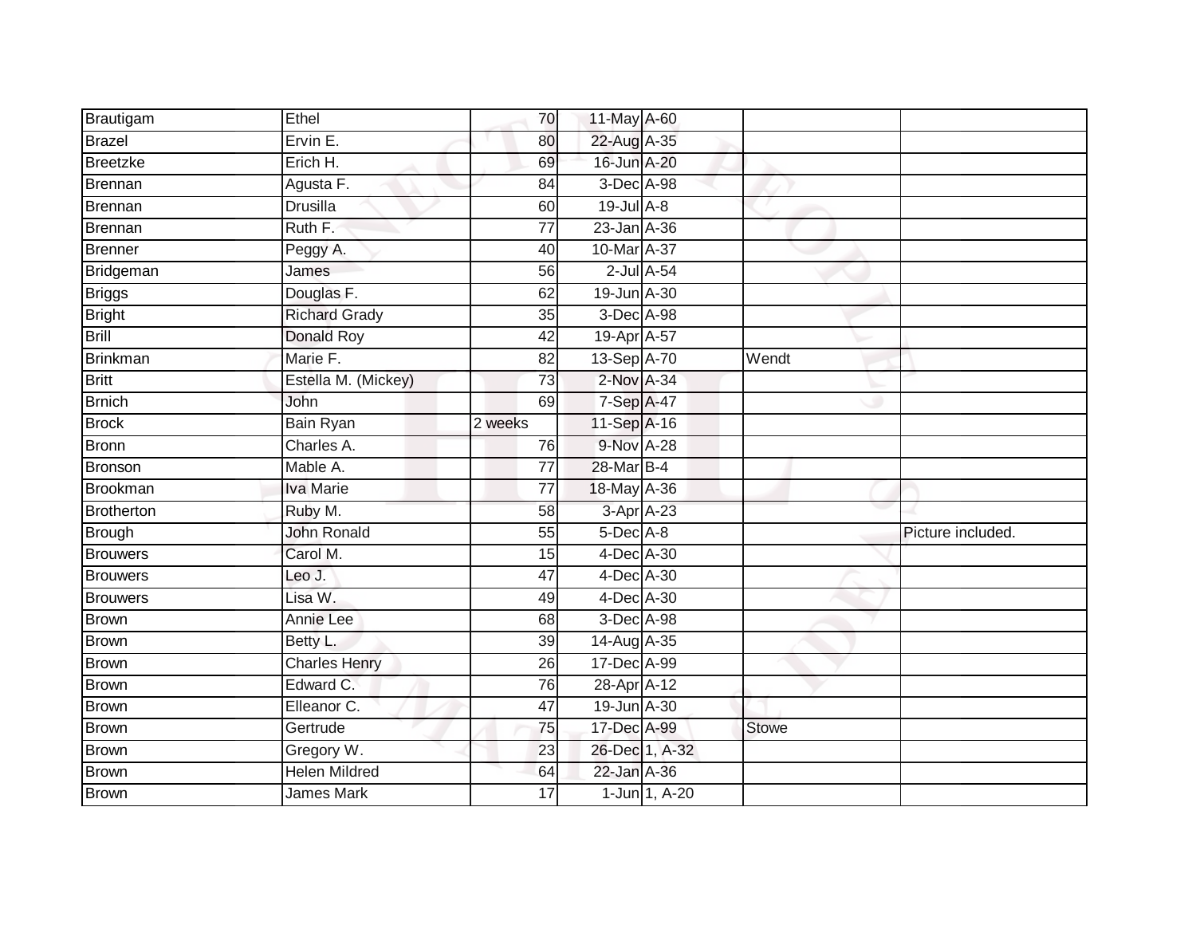| | | | | | | |
|---|---|---|---|---|---|---|
| Brautigam | Ethel | 70 | 11-May | A-60 | | |
| Brazel | Ervin E. | 80 | 22-Aug | A-35 | | |
| Breetzke | Erich H. | 69 | 16-Jun | A-20 | | |
| Brennan | Agusta F. | 84 | 3-Dec | A-98 | | |
| Brennan | Drusilla | 60 | 19-Jul | A-8 | | |
| Brennan | Ruth F. | 77 | 23-Jan | A-36 | | |
| Brenner | Peggy A. | 40 | 10-Mar | A-37 | | |
| Bridgeman | James | 56 | 2-Jul | A-54 | | |
| Briggs | Douglas F. | 62 | 19-Jun | A-30 | | |
| Bright | Richard Grady | 35 | 3-Dec | A-98 | | |
| Brill | Donald Roy | 42 | 19-Apr | A-57 | | |
| Brinkman | Marie F. | 82 | 13-Sep | A-70 | Wendt | |
| Britt | Estella M. (Mickey) | 73 | 2-Nov | A-34 | | |
| Brnich | John | 69 | 7-Sep | A-47 | | |
| Brock | Bain Ryan | 2 weeks | 11-Sep | A-16 | | |
| Bronn | Charles A. | 76 | 9-Nov | A-28 | | |
| Bronson | Mable A. | 77 | 28-Mar | B-4 | | |
| Brookman | Iva Marie | 77 | 18-May | A-36 | | |
| Brotherton | Ruby M. | 58 | 3-Apr | A-23 | | |
| Brough | John Ronald | 55 | 5-Dec | A-8 | | Picture included. |
| Brouwers | Carol M. | 15 | 4-Dec | A-30 | | |
| Brouwers | Leo J. | 47 | 4-Dec | A-30 | | |
| Brouwers | Lisa W. | 49 | 4-Dec | A-30 | | |
| Brown | Annie Lee | 68 | 3-Dec | A-98 | | |
| Brown | Betty L. | 39 | 14-Aug | A-35 | | |
| Brown | Charles Henry | 26 | 17-Dec | A-99 | | |
| Brown | Edward C. | 76 | 28-Apr | A-12 | | |
| Brown | Elleanor C. | 47 | 19-Jun | A-30 | | |
| Brown | Gertrude | 75 | 17-Dec | A-99 | Stowe | |
| Brown | Gregory W. | 23 | 26-Dec | 1, A-32 | | |
| Brown | Helen Mildred | 64 | 22-Jan | A-36 | | |
| Brown | James Mark | 17 | 1-Jun | 1, A-20 | | |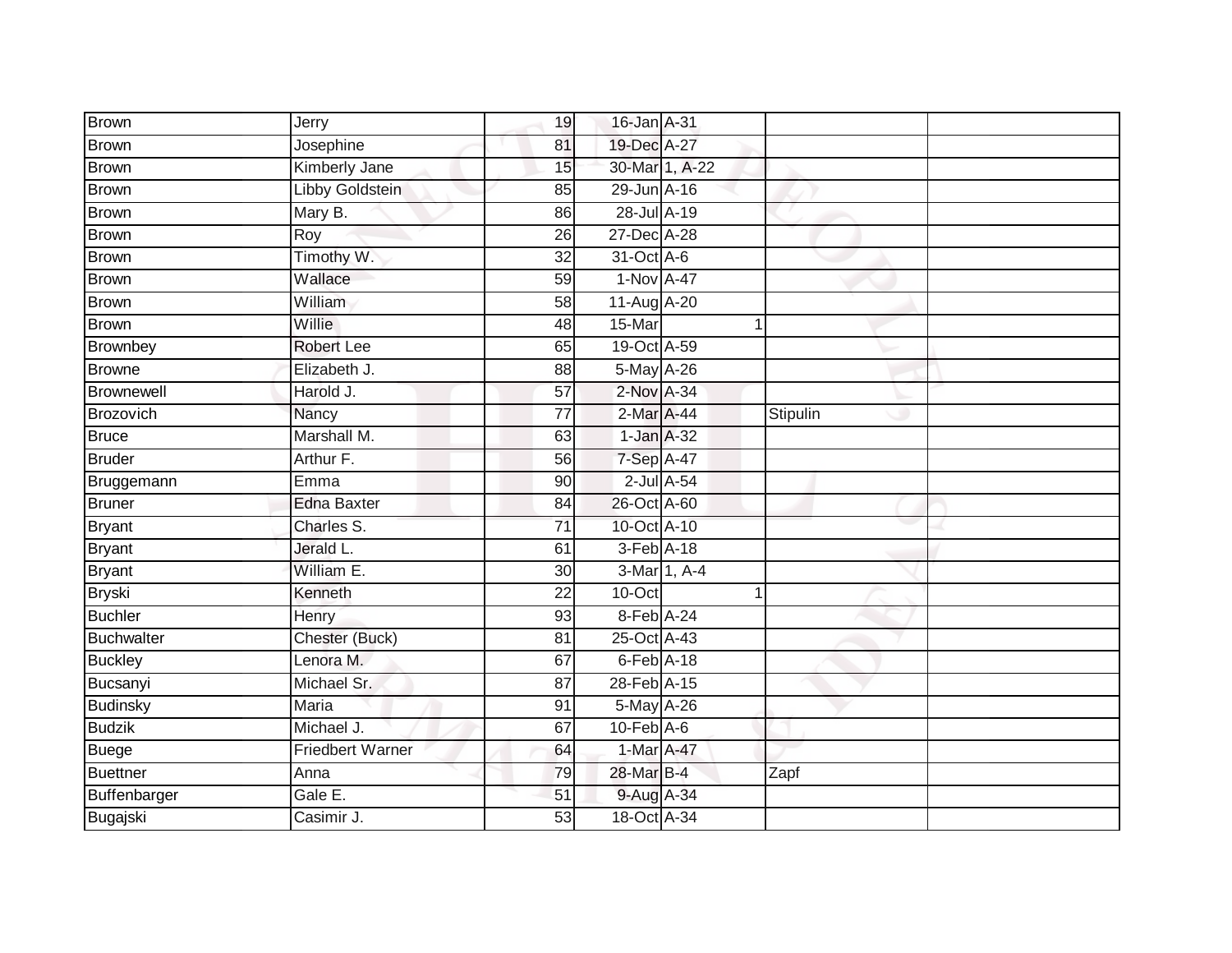| | | | | | | | |
|---|---|---|---|---|---|---|---|
| Brown | Jerry | 19 | 16-Jan | A-31 | | | |
| Brown | Josephine | 81 | 19-Dec | A-27 | | | |
| Brown | Kimberly Jane | 15 | 30-Mar | 1, A-22 | | | |
| Brown | Libby Goldstein | 85 | 29-Jun | A-16 | | | |
| Brown | Mary B. | 86 | 28-Jul | A-19 | | | |
| Brown | Roy | 26 | 27-Dec | A-28 | | | |
| Brown | Timothy W. | 32 | 31-Oct | A-6 | | | |
| Brown | Wallace | 59 | 1-Nov | A-47 | | | |
| Brown | William | 58 | 11-Aug | A-20 | | | |
| Brown | Willie | 48 | 15-Mar | 1 | | | |
| Brownbey | Robert Lee | 65 | 19-Oct | A-59 | | | |
| Browne | Elizabeth J. | 88 | 5-May | A-26 | | | |
| Brownewell | Harold J. | 57 | 2-Nov | A-34 | | | |
| Brozovich | Nancy | 77 | 2-Mar | A-44 | | Stipulin | |
| Bruce | Marshall M. | 63 | 1-Jan | A-32 | | | |
| Bruder | Arthur F. | 56 | 7-Sep | A-47 | | | |
| Bruggemann | Emma | 90 | 2-Jul | A-54 | | | |
| Bruner | Edna Baxter | 84 | 26-Oct | A-60 | | | |
| Bryant | Charles S. | 71 | 10-Oct | A-10 | | | |
| Bryant | Jerald L. | 61 | 3-Feb | A-18 | | | |
| Bryant | William E. | 30 | 3-Mar | 1, A-4 | | | |
| Bryski | Kenneth | 22 | 10-Oct | 1 | | | |
| Buchler | Henry | 93 | 8-Feb | A-24 | | | |
| Buchwalter | Chester (Buck) | 81 | 25-Oct | A-43 | | | |
| Buckley | Lenora M. | 67 | 6-Feb | A-18 | | | |
| Bucsanyi | Michael Sr. | 87 | 28-Feb | A-15 | | | |
| Budinsky | Maria | 91 | 5-May | A-26 | | | |
| Budzik | Michael J. | 67 | 10-Feb | A-6 | | | |
| Buege | Friedbert Warner | 64 | 1-Mar | A-47 | | | |
| Buettner | Anna | 79 | 28-Mar | B-4 | | Zapf | |
| Buffenbarger | Gale E. | 51 | 9-Aug | A-34 | | | |
| Bugajski | Casimir J. | 53 | 18-Oct | A-34 | | | |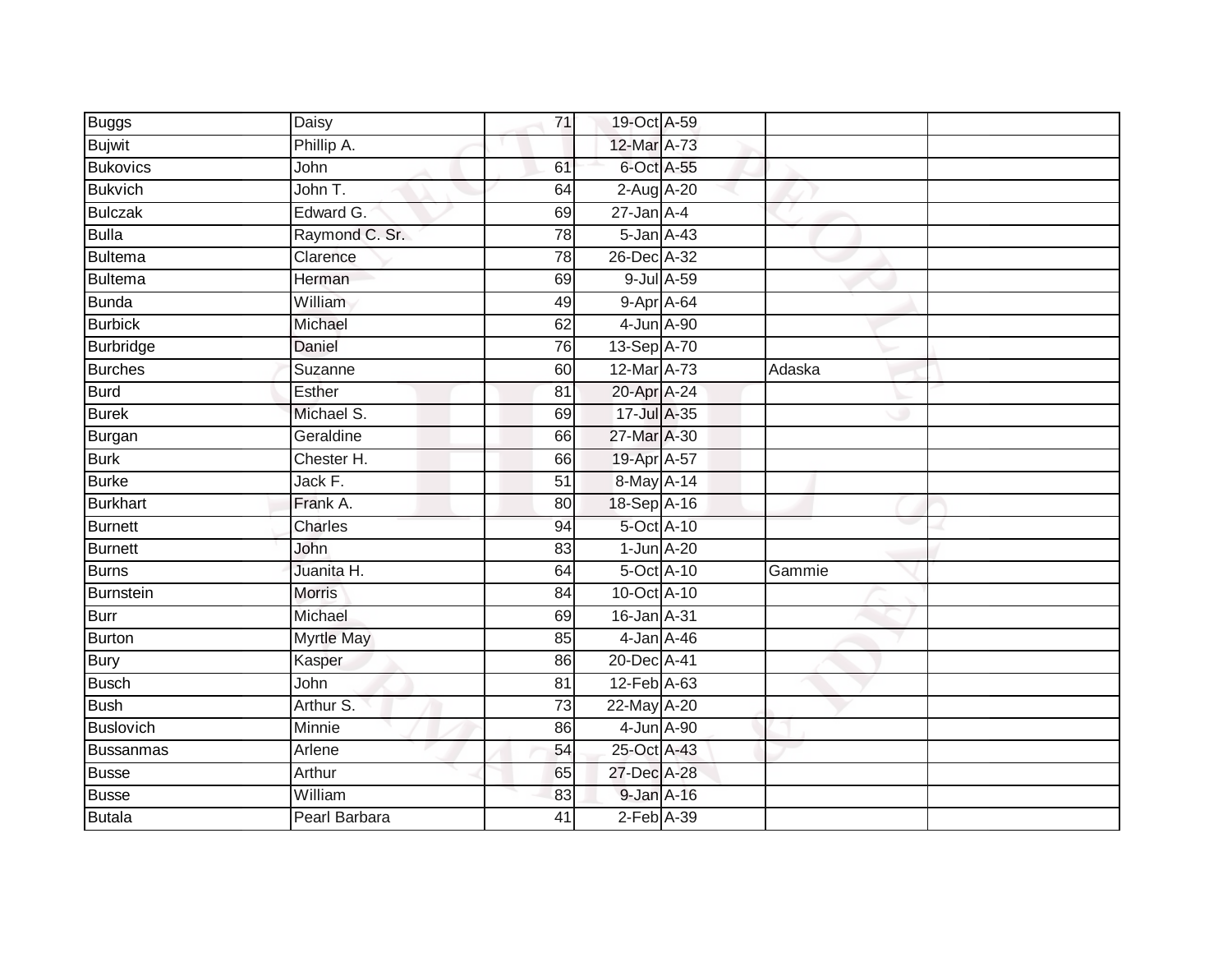| | | | | | | |
|---|---|---|---|---|---|---|
| Buggs | Daisy | 71 | 19-Oct | A-59 | | |
| Bujwit | Phillip A. | | 12-Mar | A-73 | | |
| Bukovics | John | 61 | 6-Oct | A-55 | | |
| Bukvich | John T. | 64 | 2-Aug | A-20 | | |
| Bulczak | Edward G. | 69 | 27-Jan | A-4 | | |
| Bulla | Raymond C. Sr. | 78 | 5-Jan | A-43 | | |
| Bultema | Clarence | 78 | 26-Dec | A-32 | | |
| Bultema | Herman | 69 | 9-Jul | A-59 | | |
| Bunda | William | 49 | 9-Apr | A-64 | | |
| Burbick | Michael | 62 | 4-Jun | A-90 | | |
| Burbridge | Daniel | 76 | 13-Sep | A-70 | | |
| Burches | Suzanne | 60 | 12-Mar | A-73 | Adaska | |
| Burd | Esther | 81 | 20-Apr | A-24 | | |
| Burek | Michael S. | 69 | 17-Jul | A-35 | | |
| Burgan | Geraldine | 66 | 27-Mar | A-30 | | |
| Burk | Chester H. | 66 | 19-Apr | A-57 | | |
| Burke | Jack F. | 51 | 8-May | A-14 | | |
| Burkhart | Frank A. | 80 | 18-Sep | A-16 | | |
| Burnett | Charles | 94 | 5-Oct | A-10 | | |
| Burnett | John | 83 | 1-Jun | A-20 | | |
| Burns | Juanita H. | 64 | 5-Oct | A-10 | Gammie | |
| Burnstein | Morris | 84 | 10-Oct | A-10 | | |
| Burr | Michael | 69 | 16-Jan | A-31 | | |
| Burton | Myrtle May | 85 | 4-Jan | A-46 | | |
| Bury | Kasper | 86 | 20-Dec | A-41 | | |
| Busch | John | 81 | 12-Feb | A-63 | | |
| Bush | Arthur S. | 73 | 22-May | A-20 | | |
| Buslovich | Minnie | 86 | 4-Jun | A-90 | | |
| Bussanmas | Arlene | 54 | 25-Oct | A-43 | | |
| Busse | Arthur | 65 | 27-Dec | A-28 | | |
| Busse | William | 83 | 9-Jan | A-16 | | |
| Butala | Pearl Barbara | 41 | 2-Feb | A-39 | | |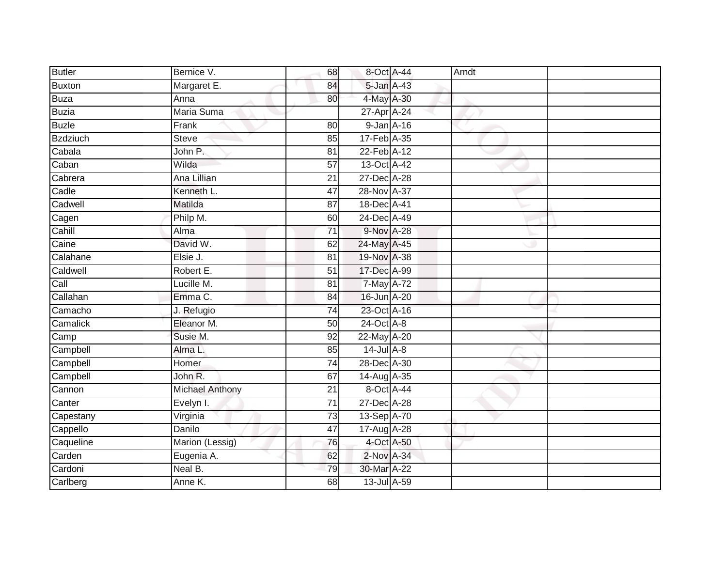| | | | | | | |
|---|---|---|---|---|---|---|
| Butler | Bernice V. | 68 | 8-Oct | A-44 | Arndt | |
| Buxton | Margaret E. | 84 | 5-Jan | A-43 | | |
| Buza | Anna | 80 | 4-May | A-30 | | |
| Buzia | Maria Suma | | 27-Apr | A-24 | | |
| Buzle | Frank | 80 | 9-Jan | A-16 | | |
| Bzdziuch | Steve | 85 | 17-Feb | A-35 | | |
| Cabala | John P. | 81 | 22-Feb | A-12 | | |
| Caban | Wilda | 57 | 13-Oct | A-42 | | |
| Cabrera | Ana Lillian | 21 | 27-Dec | A-28 | | |
| Cadle | Kenneth L. | 47 | 28-Nov | A-37 | | |
| Cadwell | Matilda | 87 | 18-Dec | A-41 | | |
| Cagen | Philp M. | 60 | 24-Dec | A-49 | | |
| Cahill | Alma | 71 | 9-Nov | A-28 | | |
| Caine | David W. | 62 | 24-May | A-45 | | |
| Calahane | Elsie J. | 81 | 19-Nov | A-38 | | |
| Caldwell | Robert E. | 51 | 17-Dec | A-99 | | |
| Call | Lucille M. | 81 | 7-May | A-72 | | |
| Callahan | Emma C. | 84 | 16-Jun | A-20 | | |
| Camacho | J. Refugio | 74 | 23-Oct | A-16 | | |
| Camalick | Eleanor M. | 50 | 24-Oct | A-8 | | |
| Camp | Susie M. | 92 | 22-May | A-20 | | |
| Campbell | Alma L. | 85 | 14-Jul | A-8 | | |
| Campbell | Homer | 74 | 28-Dec | A-30 | | |
| Campbell | John R. | 67 | 14-Aug | A-35 | | |
| Cannon | Michael Anthony | 21 | 8-Oct | A-44 | | |
| Canter | Evelyn I. | 71 | 27-Dec | A-28 | | |
| Capestany | Virginia | 73 | 13-Sep | A-70 | | |
| Cappello | Danilo | 47 | 17-Aug | A-28 | | |
| Caqueline | Marion (Lessig) | 76 | 4-Oct | A-50 | | |
| Carden | Eugenia A. | 62 | 2-Nov | A-34 | | |
| Cardoni | Neal B. | 79 | 30-Mar | A-22 | | |
| Carlberg | Anne K. | 68 | 13-Jul | A-59 | | |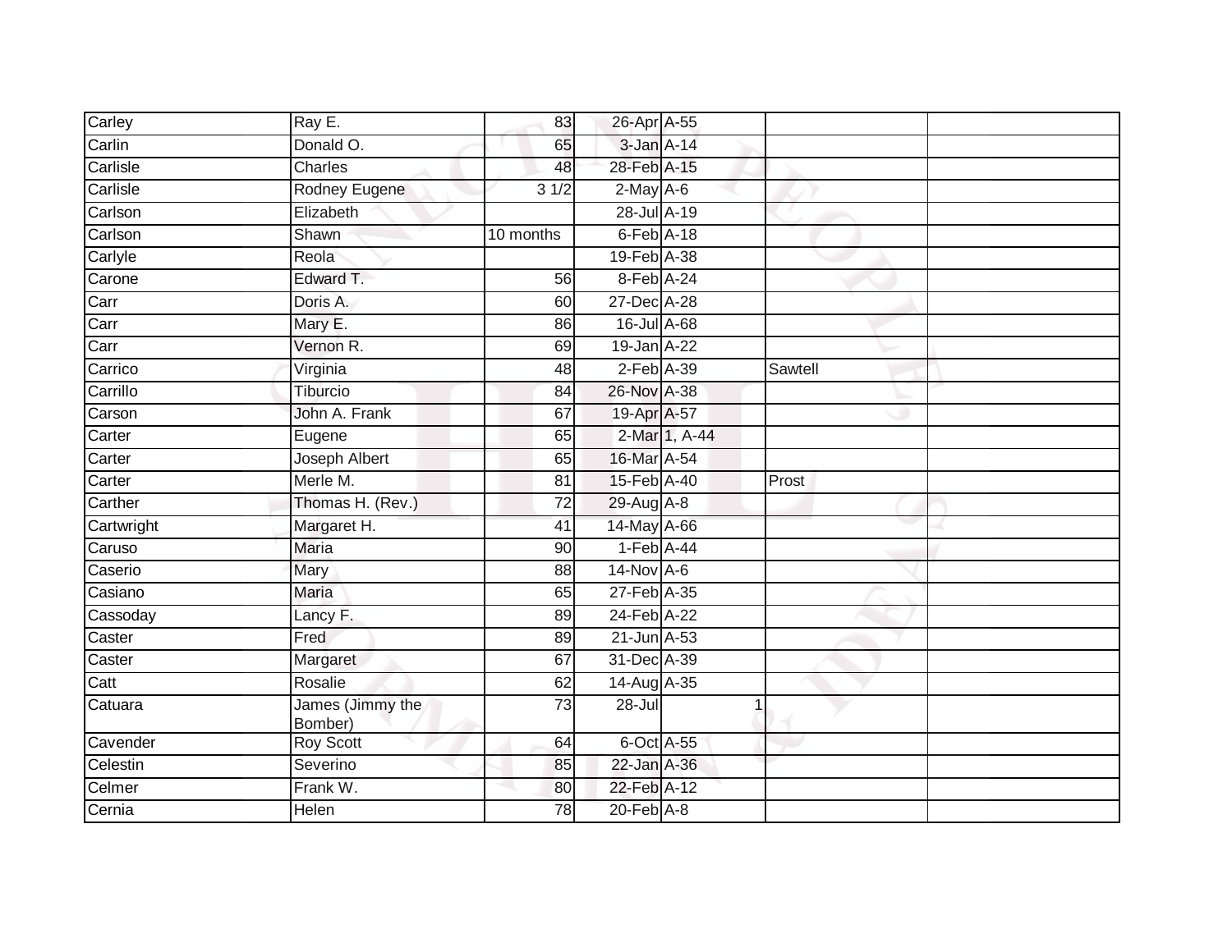| Carley | Ray E. | 83 | 26-Apr | A-55 | | |
|---|---|---|---|---|---|---|
| Carlin | Donald O. | 65 | 3-Jan | A-14 | | |
| Carlisle | Charles | 48 | 28-Feb | A-15 | | |
| Carlisle | Rodney Eugene | 3 1/2 | 2-May | A-6 | | |
| Carlson | Elizabeth | | 28-Jul | A-19 | | |
| Carlson | Shawn | 10 months | 6-Feb | A-18 | | |
| Carlyle | Reola | | 19-Feb | A-38 | | |
| Carone | Edward T. | 56 | 8-Feb | A-24 | | |
| Carr | Doris A. | 60 | 27-Dec | A-28 | | |
| Carr | Mary E. | 86 | 16-Jul | A-68 | | |
| Carr | Vernon R. | 69 | 19-Jan | A-22 | | |
| Carrico | Virginia | 48 | 2-Feb | A-39 | Sawtell | |
| Carrillo | Tiburcio | 84 | 26-Nov | A-38 | | |
| Carson | John A. Frank | 67 | 19-Apr | A-57 | | |
| Carter | Eugene | 65 | 2-Mar | 1, A-44 | | |
| Carter | Joseph Albert | 65 | 16-Mar | A-54 | | |
| Carter | Merle M. | 81 | 15-Feb | A-40 | Prost | |
| Carther | Thomas H. (Rev.) | 72 | 29-Aug | A-8 | | |
| Cartwright | Margaret H. | 41 | 14-May | A-66 | | |
| Caruso | Maria | 90 | 1-Feb | A-44 | | |
| Caserio | Mary | 88 | 14-Nov | A-6 | | |
| Casiano | Maria | 65 | 27-Feb | A-35 | | |
| Cassoday | Lancy F. | 89 | 24-Feb | A-22 | | |
| Caster | Fred | 89 | 21-Jun | A-53 | | |
| Caster | Margaret | 67 | 31-Dec | A-39 | | |
| Catt | Rosalie | 62 | 14-Aug | A-35 | | |
| Catuara | James (Jimmy the Bomber) | 73 | 28-Jul | 1 | | |
| Cavender | Roy Scott | 64 | 6-Oct | A-55 | | |
| Celestin | Severino | 85 | 22-Jan | A-36 | | |
| Celmer | Frank W. | 80 | 22-Feb | A-12 | | |
| Cernia | Helen | 78 | 20-Feb | A-8 | | |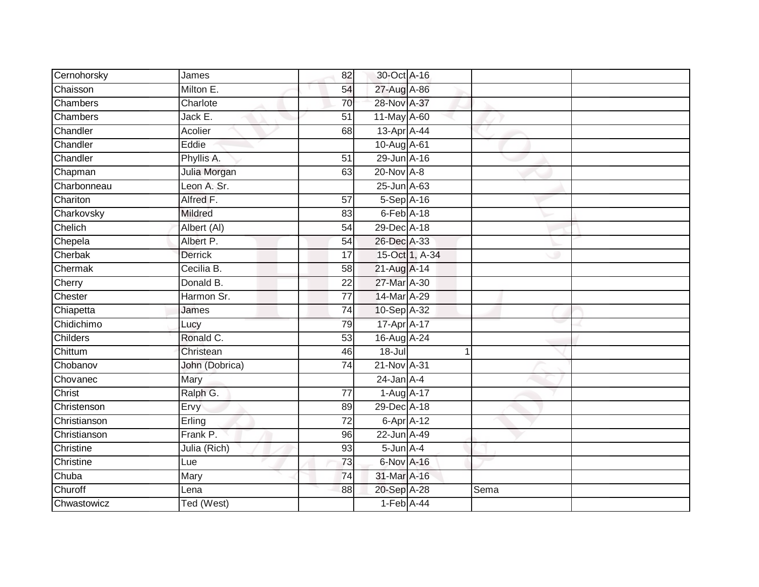| | | | | | | |
|---|---|---|---|---|---|---|
| Cernohorsky | James | 82 | 30-Oct | A-16 | | |
| Chaisson | Milton E. | 54 | 27-Aug | A-86 | | |
| Chambers | Charlote | 70 | 28-Nov | A-37 | | |
| Chambers | Jack E. | 51 | 11-May | A-60 | | |
| Chandler | Acolier | 68 | 13-Apr | A-44 | | |
| Chandler | Eddie | | 10-Aug | A-61 | | |
| Chandler | Phyllis A. | 51 | 29-Jun | A-16 | | |
| Chapman | Julia Morgan | 63 | 20-Nov | A-8 | | |
| Charbonneau | Leon A. Sr. | | 25-Jun | A-63 | | |
| Chariton | Alfred F. | 57 | 5-Sep | A-16 | | |
| Charkovsky | Mildred | 83 | 6-Feb | A-18 | | |
| Chelich | Albert (Al) | 54 | 29-Dec | A-18 | | |
| Chepela | Albert P. | 54 | 26-Dec | A-33 | | |
| Cherbak | Derrick | 17 | 15-Oct | 1, A-34 | | |
| Chermak | Cecilia B. | 58 | 21-Aug | A-14 | | |
| Cherry | Donald B. | 22 | 27-Mar | A-30 | | |
| Chester | Harmon Sr. | 77 | 14-Mar | A-29 | | |
| Chiapetta | James | 74 | 10-Sep | A-32 | | |
| Chidichimo | Lucy | 79 | 17-Apr | A-17 | | |
| Childers | Ronald C. | 53 | 16-Aug | A-24 | | |
| Chittum | Christean | 46 | 18-Jul | 1 | | |
| Chobanov | John (Dobrica) | 74 | 21-Nov | A-31 | | |
| Chovanec | Mary | | 24-Jan | A-4 | | |
| Christ | Ralph G. | 77 | 1-Aug | A-17 | | |
| Christenson | Ervy | 89 | 29-Dec | A-18 | | |
| Christianson | Erling | 72 | 6-Apr | A-12 | | |
| Christianson | Frank P. | 96 | 22-Jun | A-49 | | |
| Christine | Julia (Rich) | 93 | 5-Jun | A-4 | | |
| Christine | Lue | 73 | 6-Nov | A-16 | | |
| Chuba | Mary | 74 | 31-Mar | A-16 | | |
| Churoff | Lena | 88 | 20-Sep | A-28 | Sema | |
| Chwastowicz | Ted (West) | | 1-Feb | A-44 | | |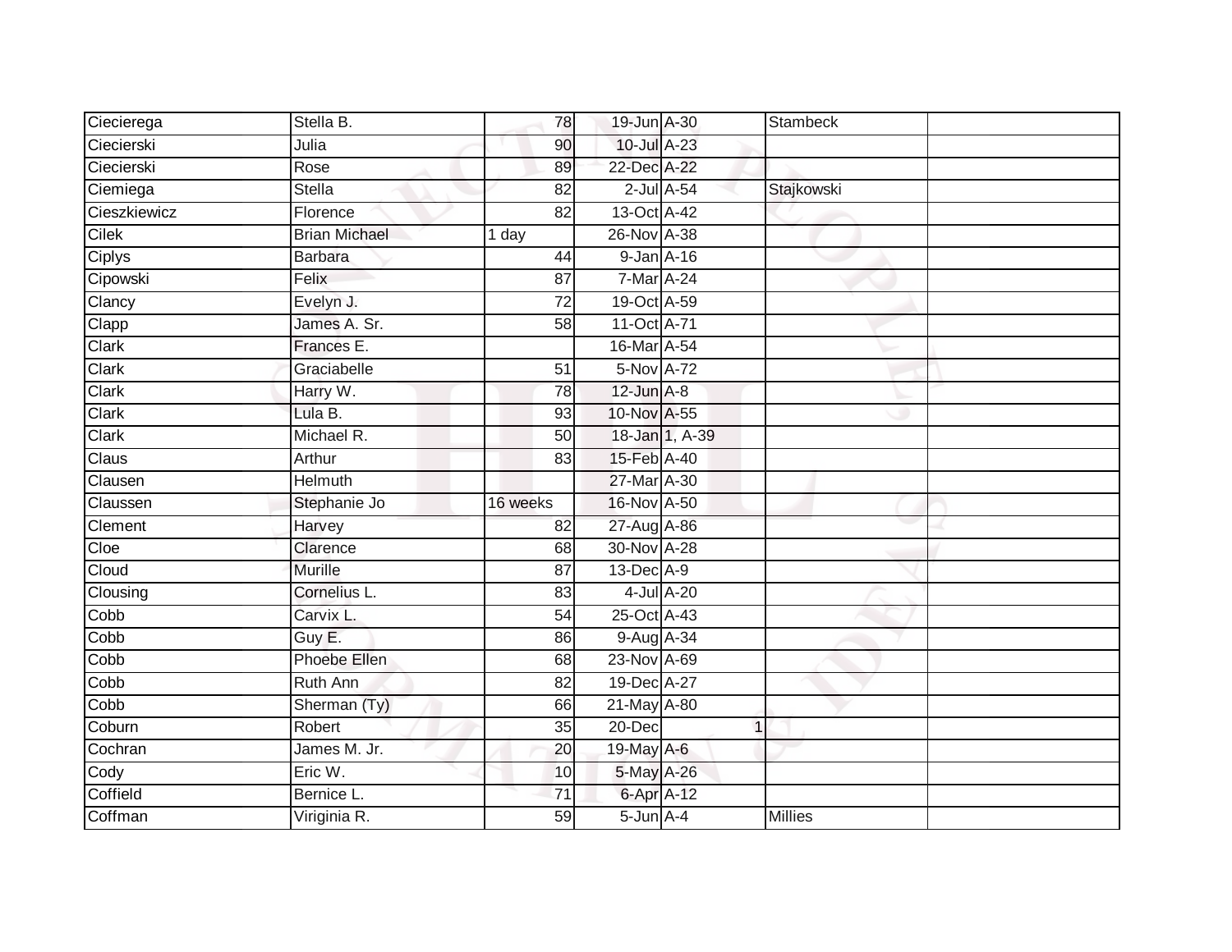| | | | | | | |
|---|---|---|---|---|---|---|
| Ciecierega | Stella B. | 78 | 19-Jun | A-30 | Stambeck | |
| Ciecierski | Julia | 90 | 10-Jul | A-23 | | |
| Ciecierski | Rose | 89 | 22-Dec | A-22 | | |
| Ciemiega | Stella | 82 | 2-Jul | A-54 | Stajkowski | |
| Cieszkiewicz | Florence | 82 | 13-Oct | A-42 | | |
| Cilek | Brian Michael | 1 day | 26-Nov | A-38 | | |
| Ciplys | Barbara | 44 | 9-Jan | A-16 | | |
| Cipowski | Felix | 87 | 7-Mar | A-24 | | |
| Clancy | Evelyn J. | 72 | 19-Oct | A-59 | | |
| Clapp | James A. Sr. | 58 | 11-Oct | A-71 | | |
| Clark | Frances E. | | 16-Mar | A-54 | | |
| Clark | Graciabelle | 51 | 5-Nov | A-72 | | |
| Clark | Harry W. | 78 | 12-Jun | A-8 | | |
| Clark | Lula B. | 93 | 10-Nov | A-55 | | |
| Clark | Michael R. | 50 | 18-Jan | 1, A-39 | | |
| Claus | Arthur | 83 | 15-Feb | A-40 | | |
| Clausen | Helmuth | | 27-Mar | A-30 | | |
| Claussen | Stephanie Jo | 16 weeks | 16-Nov | A-50 | | |
| Clement | Harvey | 82 | 27-Aug | A-86 | | |
| Cloe | Clarence | 68 | 30-Nov | A-28 | | |
| Cloud | Murille | 87 | 13-Dec | A-9 | | |
| Clousing | Cornelius L. | 83 | 4-Jul | A-20 | | |
| Cobb | Carvix L. | 54 | 25-Oct | A-43 | | |
| Cobb | Guy E. | 86 | 9-Aug | A-34 | | |
| Cobb | Phoebe Ellen | 68 | 23-Nov | A-69 | | |
| Cobb | Ruth Ann | 82 | 19-Dec | A-27 | | |
| Cobb | Sherman (Ty) | 66 | 21-May | A-80 | | |
| Coburn | Robert | 35 | 20-Dec | 1 | | |
| Cochran | James M. Jr. | 20 | 19-May | A-6 | | |
| Cody | Eric W. | 10 | 5-May | A-26 | | |
| Coffield | Bernice L. | 71 | 6-Apr | A-12 | | |
| Coffman | Viriginia R. | 59 | 5-Jun | A-4 | Millies | |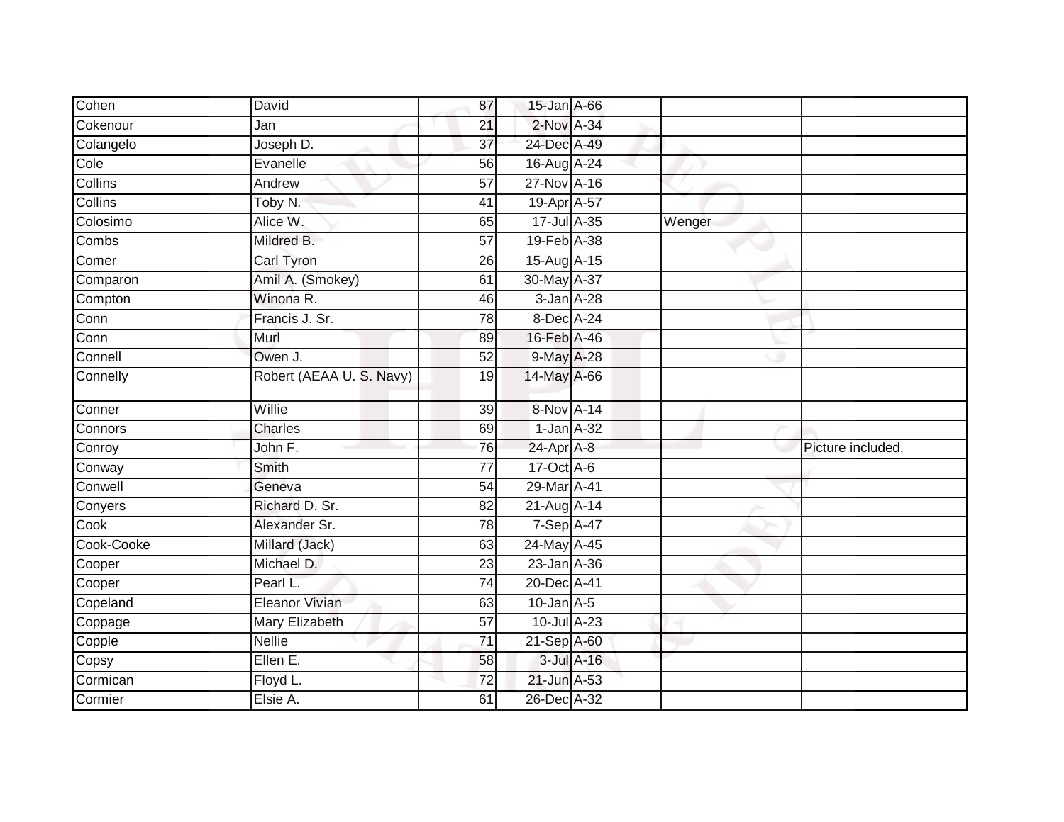| | | | | | | |
|---|---|---|---|---|---|---|
| Cohen | David | 87 | 15-Jan | A-66 | | |
| Cokenour | Jan | 21 | 2-Nov | A-34 | | |
| Colangelo | Joseph D. | 37 | 24-Dec | A-49 | | |
| Cole | Evanelle | 56 | 16-Aug | A-24 | | |
| Collins | Andrew | 57 | 27-Nov | A-16 | | |
| Collins | Toby N. | 41 | 19-Apr | A-57 | | |
| Colosimo | Alice W. | 65 | 17-Jul | A-35 | Wenger | |
| Combs | Mildred B. | 57 | 19-Feb | A-38 | | |
| Comer | Carl Tyron | 26 | 15-Aug | A-15 | | |
| Comparon | Amil A. (Smokey) | 61 | 30-May | A-37 | | |
| Compton | Winona R. | 46 | 3-Jan | A-28 | | |
| Conn | Francis J. Sr. | 78 | 8-Dec | A-24 | | |
| Conn | Murl | 89 | 16-Feb | A-46 | | |
| Connell | Owen J. | 52 | 9-May | A-28 | | |
| Connelly | Robert (AEAA U. S. Navy) | 19 | 14-May | A-66 | | |
| Conner | Willie | 39 | 8-Nov | A-14 | | |
| Connors | Charles | 69 | 1-Jan | A-32 | | |
| Conroy | John F. | 76 | 24-Apr | A-8 | | Picture included. |
| Conway | Smith | 77 | 17-Oct | A-6 | | |
| Conwell | Geneva | 54 | 29-Mar | A-41 | | |
| Conyers | Richard D. Sr. | 82 | 21-Aug | A-14 | | |
| Cook | Alexander Sr. | 78 | 7-Sep | A-47 | | |
| Cook-Cooke | Millard (Jack) | 63 | 24-May | A-45 | | |
| Cooper | Michael D. | 23 | 23-Jan | A-36 | | |
| Cooper | Pearl L. | 74 | 20-Dec | A-41 | | |
| Copeland | Eleanor Vivian | 63 | 10-Jan | A-5 | | |
| Coppage | Mary Elizabeth | 57 | 10-Jul | A-23 | | |
| Copple | Nellie | 71 | 21-Sep | A-60 | | |
| Copsy | Ellen E. | 58 | 3-Jul | A-16 | | |
| Cormican | Floyd L. | 72 | 21-Jun | A-53 | | |
| Cormier | Elsie A. | 61 | 26-Dec | A-32 | | |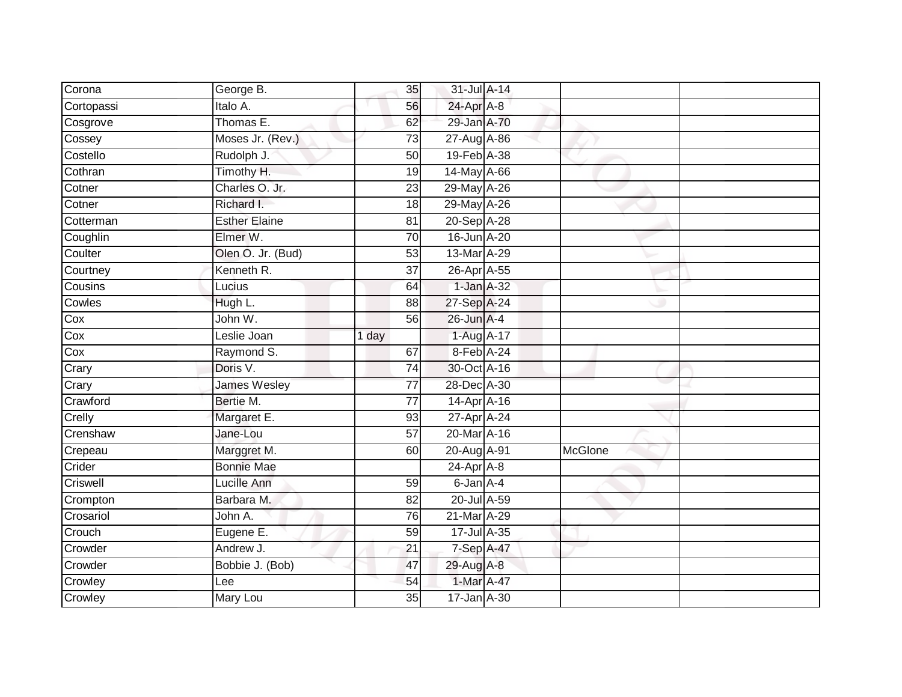| | | | | | | |
|---|---|---|---|---|---|---|
| Corona | George B. | 35 | 31-Jul | A-14 | | |
| Cortopassi | Italo A. | 56 | 24-Apr | A-8 | | |
| Cosgrove | Thomas E. | 62 | 29-Jan | A-70 | | |
| Cossey | Moses Jr. (Rev.) | 73 | 27-Aug | A-86 | | |
| Costello | Rudolph J. | 50 | 19-Feb | A-38 | | |
| Cothran | Timothy H. | 19 | 14-May | A-66 | | |
| Cotner | Charles O. Jr. | 23 | 29-May | A-26 | | |
| Cotner | Richard I. | 18 | 29-May | A-26 | | |
| Cotterman | Esther Elaine | 81 | 20-Sep | A-28 | | |
| Coughlin | Elmer W. | 70 | 16-Jun | A-20 | | |
| Coulter | Olen O. Jr. (Bud) | 53 | 13-Mar | A-29 | | |
| Courtney | Kenneth R. | 37 | 26-Apr | A-55 | | |
| Cousins | Lucius | 64 | 1-Jan | A-32 | | |
| Cowles | Hugh L. | 88 | 27-Sep | A-24 | | |
| Cox | John W. | 56 | 26-Jun | A-4 | | |
| Cox | Leslie Joan | 1 day | 1-Aug | A-17 | | |
| Cox | Raymond S. | 67 | 8-Feb | A-24 | | |
| Crary | Doris V. | 74 | 30-Oct | A-16 | | |
| Crary | James Wesley | 77 | 28-Dec | A-30 | | |
| Crawford | Bertie M. | 77 | 14-Apr | A-16 | | |
| Crelly | Margaret E. | 93 | 27-Apr | A-24 | | |
| Crenshaw | Jane-Lou | 57 | 20-Mar | A-16 | | |
| Crepeau | Marggret M. | 60 | 20-Aug | A-91 | McGlone | |
| Crider | Bonnie Mae | | 24-Apr | A-8 | | |
| Criswell | Lucille Ann | 59 | 6-Jan | A-4 | | |
| Crompton | Barbara M. | 82 | 20-Jul | A-59 | | |
| Crosariol | John A. | 76 | 21-Mar | A-29 | | |
| Crouch | Eugene E. | 59 | 17-Jul | A-35 | | |
| Crowder | Andrew J. | 21 | 7-Sep | A-47 | | |
| Crowder | Bobbie J. (Bob) | 47 | 29-Aug | A-8 | | |
| Crowley | Lee | 54 | 1-Mar | A-47 | | |
| Crowley | Mary Lou | 35 | 17-Jan | A-30 | | |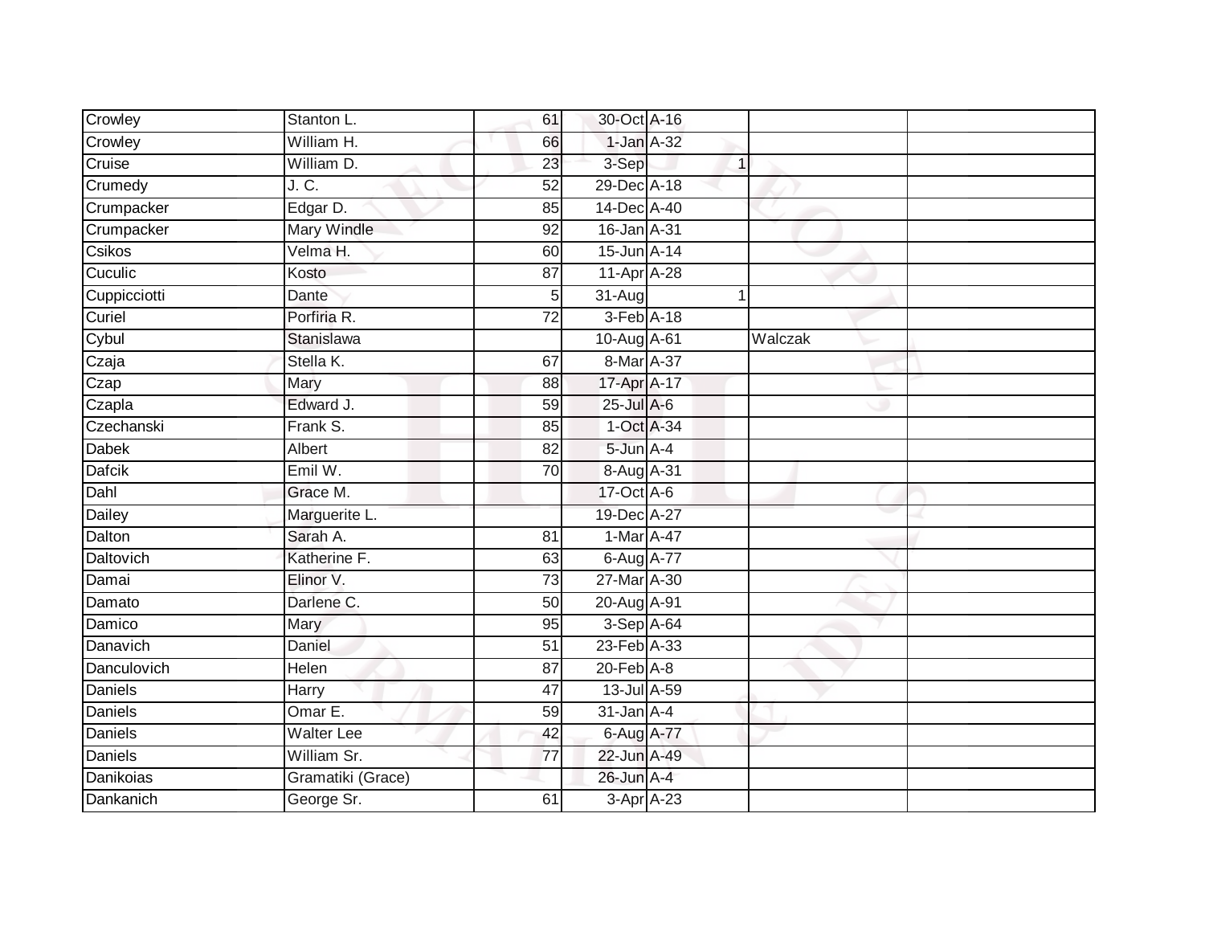| | | | | | | | |
|---|---|---|---|---|---|---|---|
| Crowley | Stanton L. | 61 | 30-Oct | A-16 | | | |
| Crowley | William H. | 66 | 1-Jan | A-32 | | | |
| Cruise | William D. | 23 | 3-Sep | | 1 | | |
| Crumedy | J. C. | 52 | 29-Dec | A-18 | | | |
| Crumpacker | Edgar D. | 85 | 14-Dec | A-40 | | | |
| Crumpacker | Mary Windle | 92 | 16-Jan | A-31 | | | |
| Csikos | Velma H. | 60 | 15-Jun | A-14 | | | |
| Cuculic | Kosto | 87 | 11-Apr | A-28 | | | |
| Cuppicciotti | Dante | 5 | 31-Aug | | 1 | | |
| Curiel | Porfiria R. | 72 | 3-Feb | A-18 | | | |
| Cybul | Stanislawa | | 10-Aug | A-61 | | Walczak | |
| Czaja | Stella K. | 67 | 8-Mar | A-37 | | | |
| Czap | Mary | 88 | 17-Apr | A-17 | | | |
| Czapla | Edward J. | 59 | 25-Jul | A-6 | | | |
| Czechanski | Frank S. | 85 | 1-Oct | A-34 | | | |
| Dabek | Albert | 82 | 5-Jun | A-4 | | | |
| Dafcik | Emil W. | 70 | 8-Aug | A-31 | | | |
| Dahl | Grace M. | | 17-Oct | A-6 | | | |
| Dailey | Marguerite L. | | 19-Dec | A-27 | | | |
| Dalton | Sarah A. | 81 | 1-Mar | A-47 | | | |
| Daltovich | Katherine F. | 63 | 6-Aug | A-77 | | | |
| Damai | Elinor V. | 73 | 27-Mar | A-30 | | | |
| Damato | Darlene C. | 50 | 20-Aug | A-91 | | | |
| Damico | Mary | 95 | 3-Sep | A-64 | | | |
| Danavich | Daniel | 51 | 23-Feb | A-33 | | | |
| Danculovich | Helen | 87 | 20-Feb | A-8 | | | |
| Daniels | Harry | 47 | 13-Jul | A-59 | | | |
| Daniels | Omar E. | 59 | 31-Jan | A-4 | | | |
| Daniels | Walter Lee | 42 | 6-Aug | A-77 | | | |
| Daniels | William Sr. | 77 | 22-Jun | A-49 | | | |
| Danikoias | Gramatiki (Grace) | | 26-Jun | A-4 | | | |
| Dankanich | George Sr. | 61 | 3-Apr | A-23 | | | |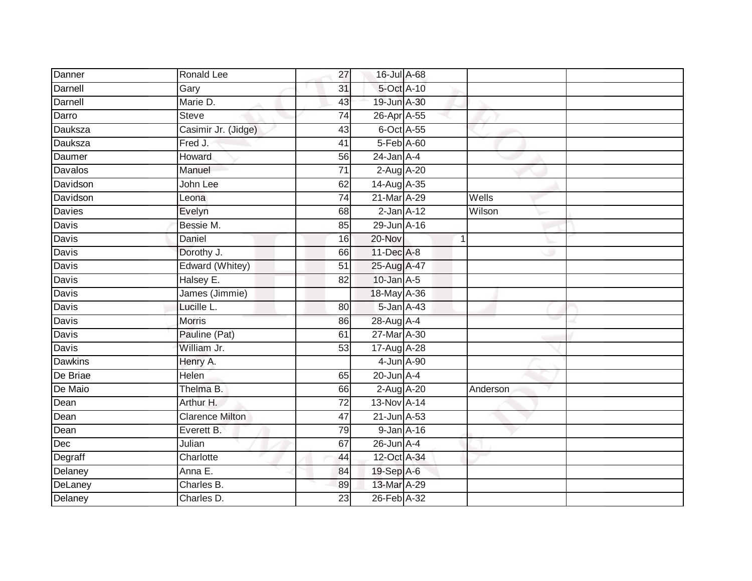| | | | | | | | |
|---|---|---|---|---|---|---|---|
| Danner | Ronald Lee | 27 | 16-Jul | A-68 | | | |
| Darnell | Gary | 31 | 5-Oct | A-10 | | | |
| Darnell | Marie D. | 43 | 19-Jun | A-30 | | | |
| Darro | Steve | 74 | 26-Apr | A-55 | | | |
| Dauksza | Casimir Jr. (Jidge) | 43 | 6-Oct | A-55 | | | |
| Dauksza | Fred J. | 41 | 5-Feb | A-60 | | | |
| Daumer | Howard | 56 | 24-Jan | A-4 | | | |
| Davalos | Manuel | 71 | 2-Aug | A-20 | | | |
| Davidson | John Lee | 62 | 14-Aug | A-35 | | | |
| Davidson | Leona | 74 | 21-Mar | A-29 | | Wells | |
| Davies | Evelyn | 68 | 2-Jan | A-12 | | Wilson | |
| Davis | Bessie M. | 85 | 29-Jun | A-16 | | | |
| Davis | Daniel | 16 | 20-Nov | | 1 | | |
| Davis | Dorothy J. | 66 | 11-Dec | A-8 | | | |
| Davis | Edward (Whitey) | 51 | 25-Aug | A-47 | | | |
| Davis | Halsey E. | 82 | 10-Jan | A-5 | | | |
| Davis | James (Jimmie) | | 18-May | A-36 | | | |
| Davis | Lucille L. | 80 | 5-Jan | A-43 | | | |
| Davis | Morris | 86 | 28-Aug | A-4 | | | |
| Davis | Pauline (Pat) | 61 | 27-Mar | A-30 | | | |
| Davis | William Jr. | 53 | 17-Aug | A-28 | | | |
| Dawkins | Henry A. | | 4-Jun | A-90 | | | |
| De Briae | Helen | 65 | 20-Jun | A-4 | | | |
| De Maio | Thelma B. | 66 | 2-Aug | A-20 | | Anderson | |
| Dean | Arthur H. | 72 | 13-Nov | A-14 | | | |
| Dean | Clarence Milton | 47 | 21-Jun | A-53 | | | |
| Dean | Everett B. | 79 | 9-Jan | A-16 | | | |
| Dec | Julian | 67 | 26-Jun | A-4 | | | |
| Degraff | Charlotte | 44 | 12-Oct | A-34 | | | |
| Delaney | Anna E. | 84 | 19-Sep | A-6 | | | |
| DeLaney | Charles B. | 89 | 13-Mar | A-29 | | | |
| Delaney | Charles D. | 23 | 26-Feb | A-32 | | | |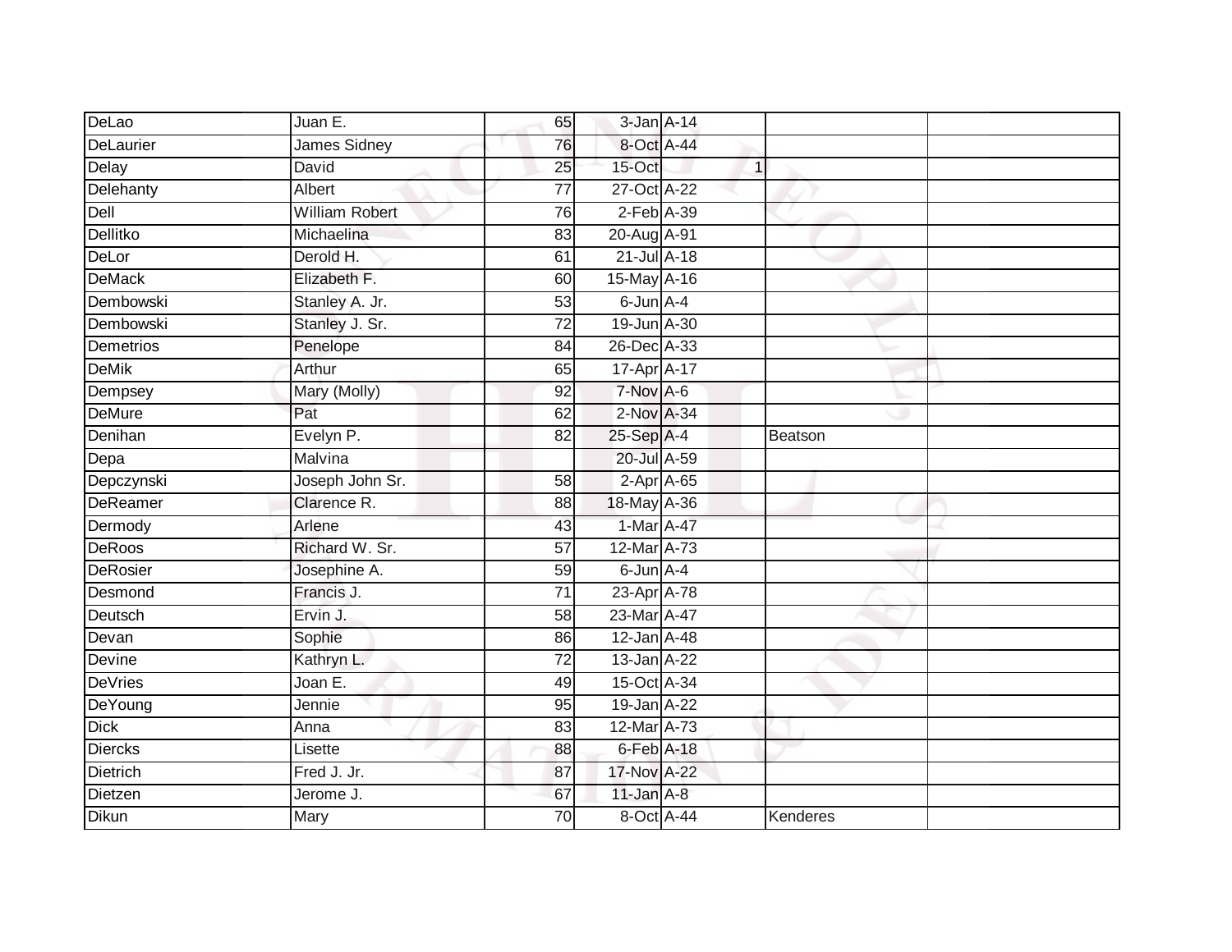| | | | | | | |
|---|---|---|---|---|---|---|
| DeLao | Juan E. | 65 | 3-Jan | A-14 | | |
| DeLaurier | James Sidney | 76 | 8-Oct | A-44 | | |
| Delay | David | 25 | 15-Oct | 1 | | |
| Delehanty | Albert | 77 | 27-Oct | A-22 | | |
| Dell | William Robert | 76 | 2-Feb | A-39 | | |
| Dellitko | Michaelina | 83 | 20-Aug | A-91 | | |
| DeLor | Derold H. | 61 | 21-Jul | A-18 | | |
| DeMack | Elizabeth F. | 60 | 15-May | A-16 | | |
| Dembowski | Stanley A. Jr. | 53 | 6-Jun | A-4 | | |
| Dembowski | Stanley J. Sr. | 72 | 19-Jun | A-30 | | |
| Demetrios | Penelope | 84 | 26-Dec | A-33 | | |
| DeMik | Arthur | 65 | 17-Apr | A-17 | | |
| Dempsey | Mary (Molly) | 92 | 7-Nov | A-6 | | |
| DeMure | Pat | 62 | 2-Nov | A-34 | | |
| Denihan | Evelyn P. | 82 | 25-Sep | A-4 | Beatson | |
| Depa | Malvina | | 20-Jul | A-59 | | |
| Depczynski | Joseph John Sr. | 58 | 2-Apr | A-65 | | |
| DeReamer | Clarence R. | 88 | 18-May | A-36 | | |
| Dermody | Arlene | 43 | 1-Mar | A-47 | | |
| DeRoos | Richard W. Sr. | 57 | 12-Mar | A-73 | | |
| DeRosier | Josephine A. | 59 | 6-Jun | A-4 | | |
| Desmond | Francis J. | 71 | 23-Apr | A-78 | | |
| Deutsch | Ervin J. | 58 | 23-Mar | A-47 | | |
| Devan | Sophie | 86 | 12-Jan | A-48 | | |
| Devine | Kathryn L. | 72 | 13-Jan | A-22 | | |
| DeVries | Joan E. | 49 | 15-Oct | A-34 | | |
| DeYoung | Jennie | 95 | 19-Jan | A-22 | | |
| Dick | Anna | 83 | 12-Mar | A-73 | | |
| Diercks | Lisette | 88 | 6-Feb | A-18 | | |
| Dietrich | Fred J. Jr. | 87 | 17-Nov | A-22 | | |
| Dietzen | Jerome J. | 67 | 11-Jan | A-8 | | |
| Dikun | Mary | 70 | 8-Oct | A-44 | Kenderes | |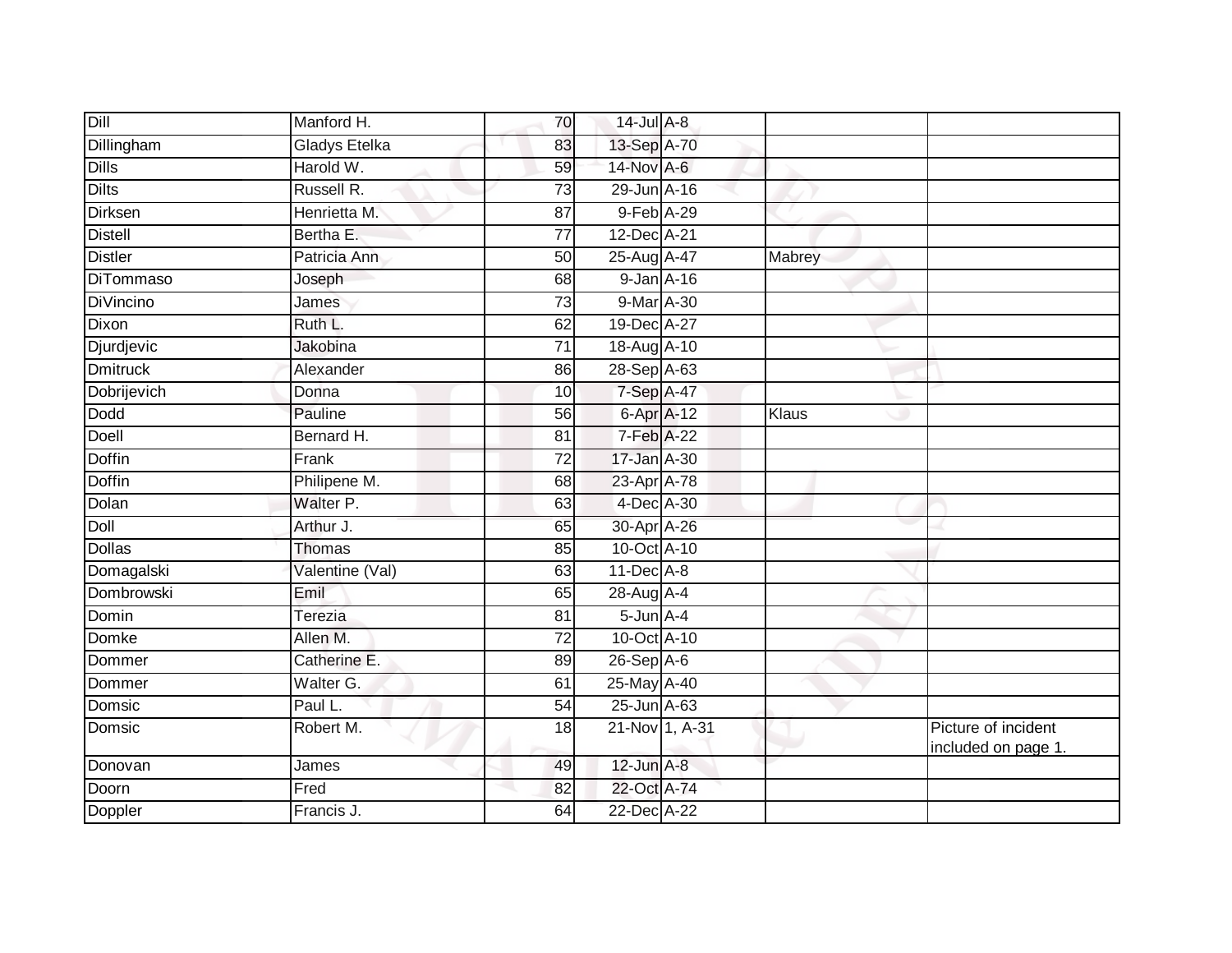| Dill | Manford H. | 70 | 14-Jul | A-8 | | |
|---|---|---|---|---|---|---|
| Dillingham | Gladys Etelka | 83 | 13-Sep | A-70 | | |
| Dills | Harold W. | 59 | 14-Nov | A-6 | | |
| Dilts | Russell R. | 73 | 29-Jun | A-16 | | |
| Dirksen | Henrietta M. | 87 | 9-Feb | A-29 | | |
| Distell | Bertha E. | 77 | 12-Dec | A-21 | | |
| Distler | Patricia Ann | 50 | 25-Aug | A-47 | Mabrey | |
| DiTommaso | Joseph | 68 | 9-Jan | A-16 | | |
| DiVincino | James | 73 | 9-Mar | A-30 | | |
| Dixon | Ruth L. | 62 | 19-Dec | A-27 | | |
| Djurdjevic | Jakobina | 71 | 18-Aug | A-10 | | |
| Dmitruck | Alexander | 86 | 28-Sep | A-63 | | |
| Dobrijevich | Donna | 10 | 7-Sep | A-47 | | |
| Dodd | Pauline | 56 | 6-Apr | A-12 | Klaus | |
| Doell | Bernard H. | 81 | 7-Feb | A-22 | | |
| Doffin | Frank | 72 | 17-Jan | A-30 | | |
| Doffin | Philipene M. | 68 | 23-Apr | A-78 | | |
| Dolan | Walter P. | 63 | 4-Dec | A-30 | | |
| Doll | Arthur J. | 65 | 30-Apr | A-26 | | |
| Dollas | Thomas | 85 | 10-Oct | A-10 | | |
| Domagalski | Valentine (Val) | 63 | 11-Dec | A-8 | | |
| Dombrowski | Emil | 65 | 28-Aug | A-4 | | |
| Domin | Terezia | 81 | 5-Jun | A-4 | | |
| Domke | Allen M. | 72 | 10-Oct | A-10 | | |
| Dommer | Catherine E. | 89 | 26-Sep | A-6 | | |
| Dommer | Walter G. | 61 | 25-May | A-40 | | |
| Domsic | Paul L. | 54 | 25-Jun | A-63 | | |
| Domsic | Robert M. | 18 | 21-Nov | 1, A-31 | | Picture of incident included on page 1. |
| Donovan | James | 49 | 12-Jun | A-8 | | |
| Doorn | Fred | 82 | 22-Oct | A-74 | | |
| Doppler | Francis J. | 64 | 22-Dec | A-22 | | |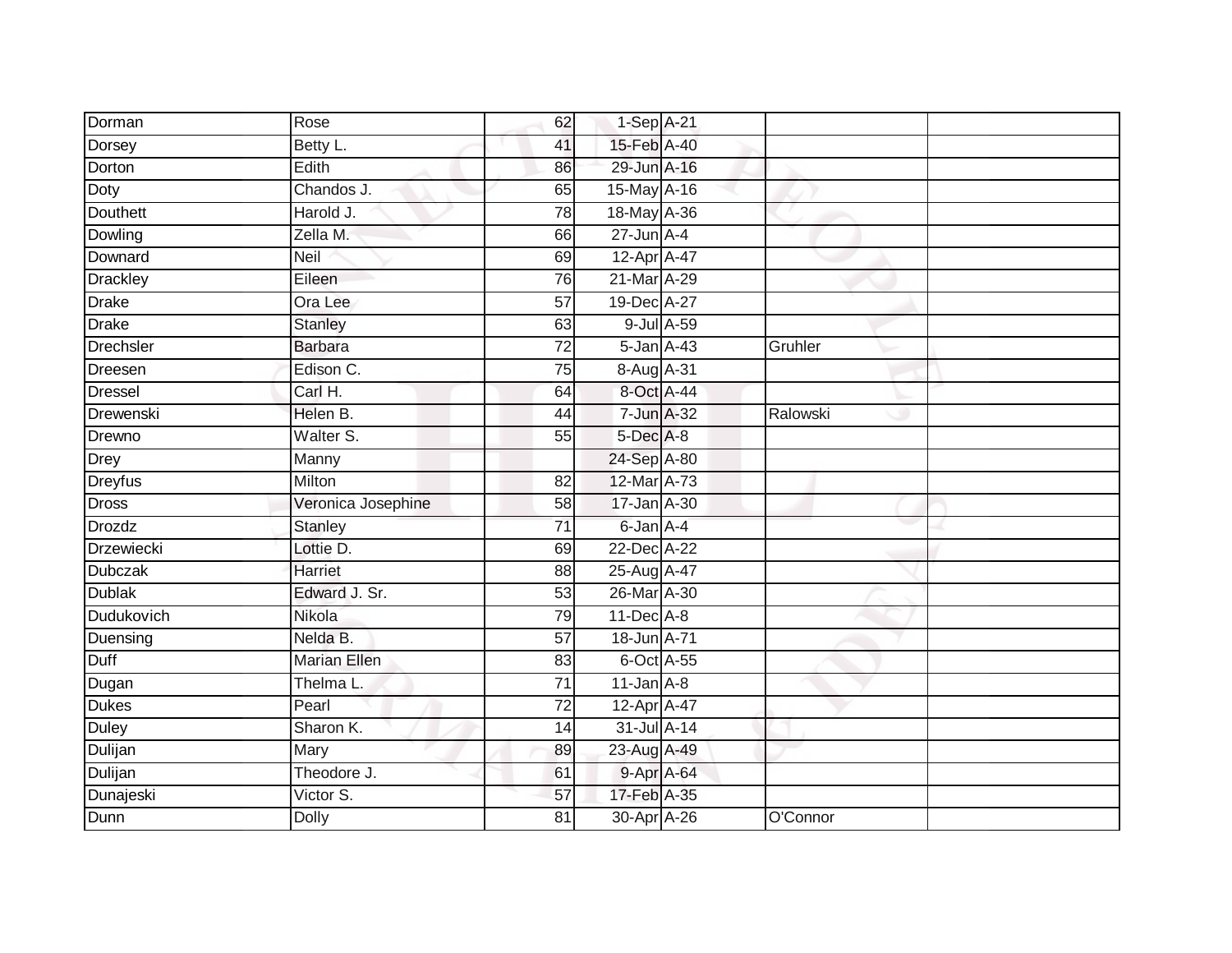| | | | | | | |
|---|---|---|---|---|---|---|
| Dorman | Rose | 62 | 1-Sep | A-21 | | |
| Dorsey | Betty L. | 41 | 15-Feb | A-40 | | |
| Dorton | Edith | 86 | 29-Jun | A-16 | | |
| Doty | Chandos J. | 65 | 15-May | A-16 | | |
| Douthett | Harold J. | 78 | 18-May | A-36 | | |
| Dowling | Zella M. | 66 | 27-Jun | A-4 | | |
| Downard | Neil | 69 | 12-Apr | A-47 | | |
| Drackley | Eileen | 76 | 21-Mar | A-29 | | |
| Drake | Ora Lee | 57 | 19-Dec | A-27 | | |
| Drake | Stanley | 63 | 9-Jul | A-59 | | |
| Drechsler | Barbara | 72 | 5-Jan | A-43 | Gruhler | |
| Dreesen | Edison C. | 75 | 8-Aug | A-31 | | |
| Dressel | Carl H. | 64 | 8-Oct | A-44 | | |
| Drewenski | Helen B. | 44 | 7-Jun | A-32 | Ralowski | |
| Drewno | Walter S. | 55 | 5-Dec | A-8 | | |
| Drey | Manny | | 24-Sep | A-80 | | |
| Dreyfus | Milton | 82 | 12-Mar | A-73 | | |
| Dross | Veronica Josephine | 58 | 17-Jan | A-30 | | |
| Drozdz | Stanley | 71 | 6-Jan | A-4 | | |
| Drzewiecki | Lottie D. | 69 | 22-Dec | A-22 | | |
| Dubczak | Harriet | 88 | 25-Aug | A-47 | | |
| Dublak | Edward J. Sr. | 53 | 26-Mar | A-30 | | |
| Dudukovich | Nikola | 79 | 11-Dec | A-8 | | |
| Duensing | Nelda B. | 57 | 18-Jun | A-71 | | |
| Duff | Marian Ellen | 83 | 6-Oct | A-55 | | |
| Dugan | Thelma L. | 71 | 11-Jan | A-8 | | |
| Dukes | Pearl | 72 | 12-Apr | A-47 | | |
| Duley | Sharon K. | 14 | 31-Jul | A-14 | | |
| Dulijan | Mary | 89 | 23-Aug | A-49 | | |
| Dulijan | Theodore J. | 61 | 9-Apr | A-64 | | |
| Dunajeski | Victor S. | 57 | 17-Feb | A-35 | | |
| Dunn | Dolly | 81 | 30-Apr | A-26 | O'Connor | |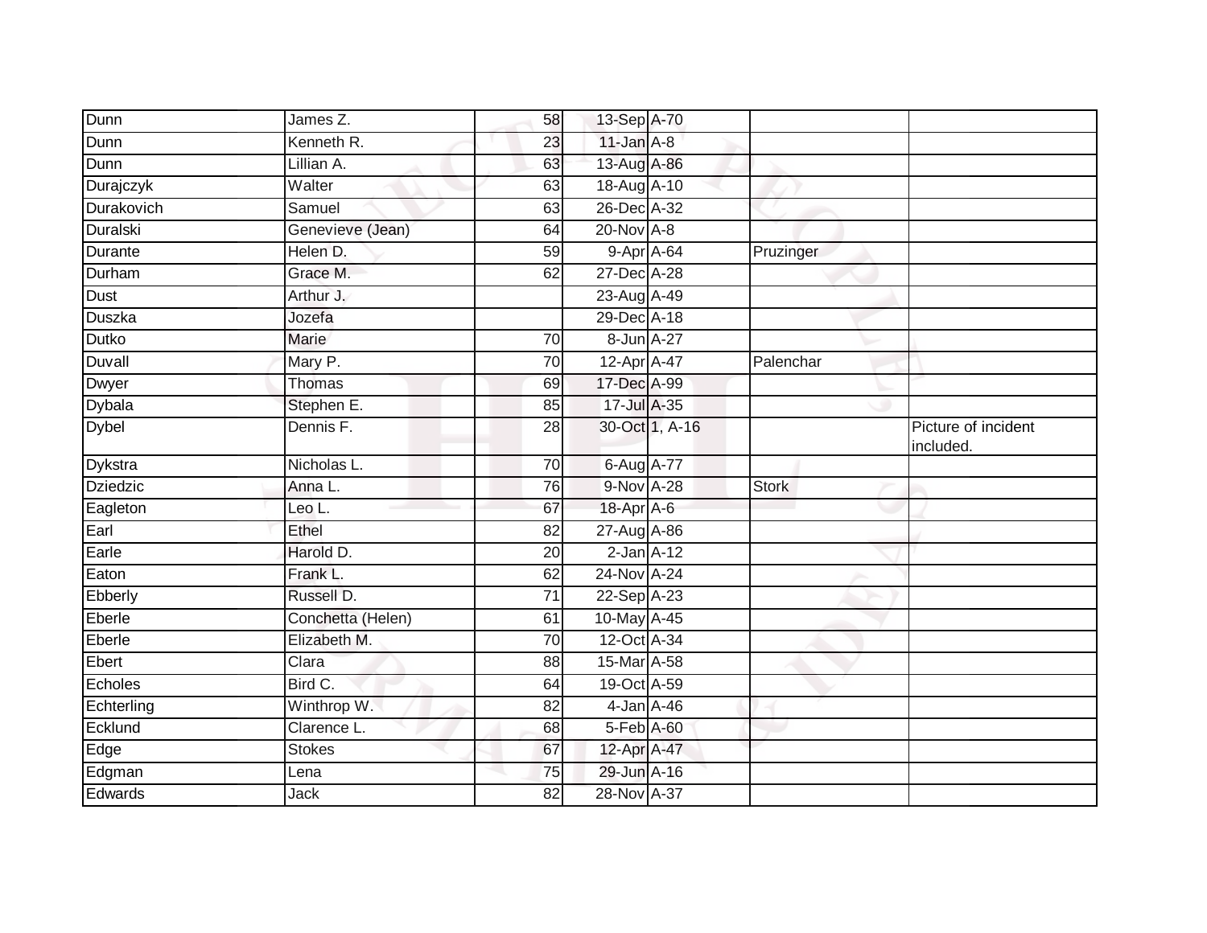| | | | | | | |
|---|---|---|---|---|---|---|
| Dunn | James Z. | 58 | 13-Sep | A-70 | | |
| Dunn | Kenneth R. | 23 | 11-Jan | A-8 | | |
| Dunn | Lillian A. | 63 | 13-Aug | A-86 | | |
| Durajczyk | Walter | 63 | 18-Aug | A-10 | | |
| Durakovich | Samuel | 63 | 26-Dec | A-32 | | |
| Duralski | Genevieve (Jean) | 64 | 20-Nov | A-8 | | |
| Durante | Helen D. | 59 | 9-Apr | A-64 | Pruzinger | |
| Durham | Grace M. | 62 | 27-Dec | A-28 | | |
| Dust | Arthur J. | | 23-Aug | A-49 | | |
| Duszka | Jozefa | | 29-Dec | A-18 | | |
| Dutko | Marie | 70 | 8-Jun | A-27 | | |
| Duvall | Mary P. | 70 | 12-Apr | A-47 | Palenchar | |
| Dwyer | Thomas | 69 | 17-Dec | A-99 | | |
| Dybala | Stephen E. | 85 | 17-Jul | A-35 | | |
| Dybel | Dennis F. | 28 | 30-Oct | 1, A-16 | | Picture of incident included. |
| Dykstra | Nicholas L. | 70 | 6-Aug | A-77 | | |
| Dziedzic | Anna L. | 76 | 9-Nov | A-28 | Stork | |
| Eagleton | Leo L. | 67 | 18-Apr | A-6 | | |
| Earl | Ethel | 82 | 27-Aug | A-86 | | |
| Earle | Harold D. | 20 | 2-Jan | A-12 | | |
| Eaton | Frank L. | 62 | 24-Nov | A-24 | | |
| Ebberly | Russell D. | 71 | 22-Sep | A-23 | | |
| Eberle | Conchetta (Helen) | 61 | 10-May | A-45 | | |
| Eberle | Elizabeth M. | 70 | 12-Oct | A-34 | | |
| Ebert | Clara | 88 | 15-Mar | A-58 | | |
| Echoles | Bird C. | 64 | 19-Oct | A-59 | | |
| Echterling | Winthrop W. | 82 | 4-Jan | A-46 | | |
| Ecklund | Clarence L. | 68 | 5-Feb | A-60 | | |
| Edge | Stokes | 67 | 12-Apr | A-47 | | |
| Edgman | Lena | 75 | 29-Jun | A-16 | | |
| Edwards | Jack | 82 | 28-Nov | A-37 | | |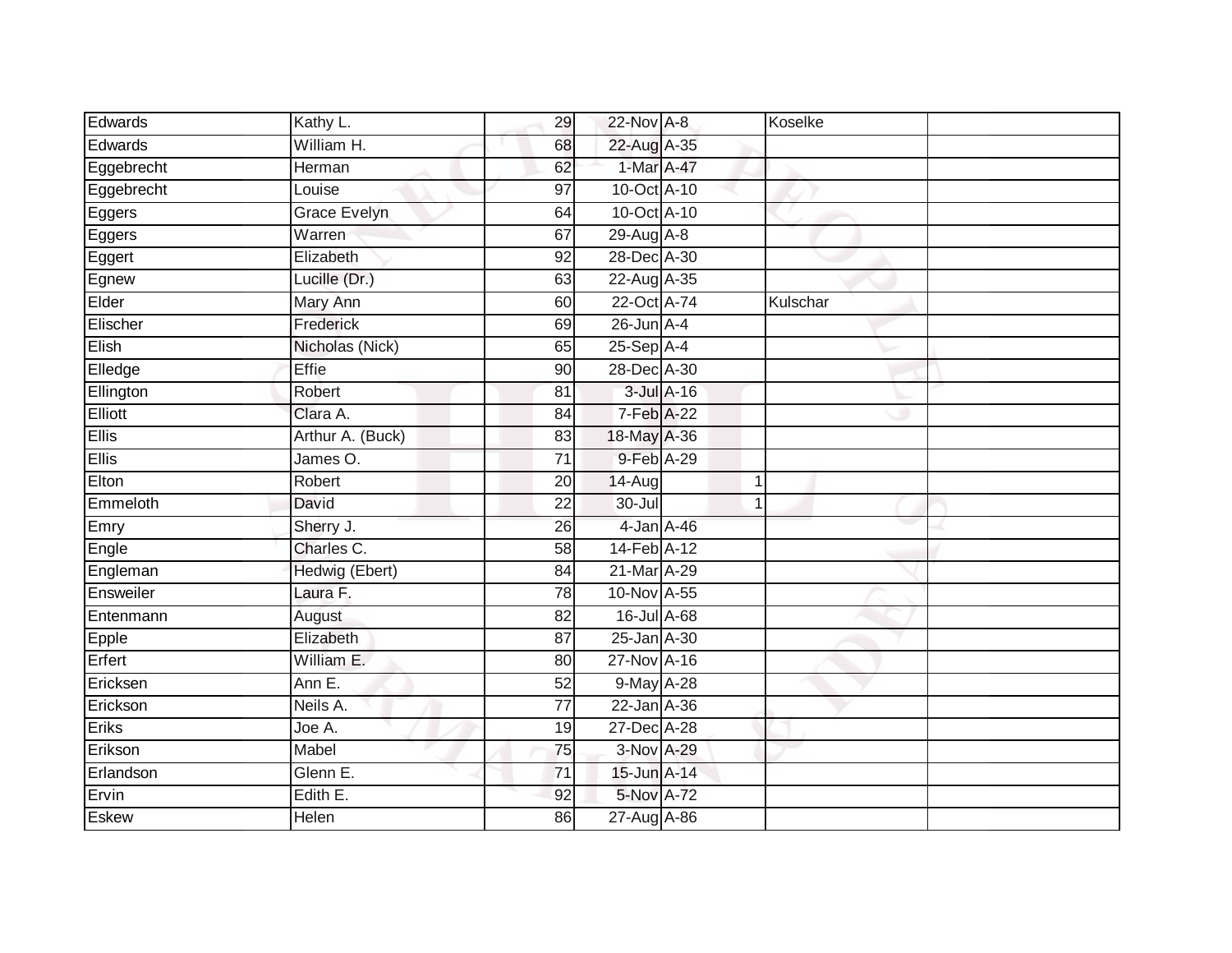| Edwards | Kathy L. | 29 | 22-Nov | A-8 | | Koselke | |
|---|---|---|---|---|---|---|---|
| Edwards | William H. | 68 | 22-Aug | A-35 | | | |
| Eggebrecht | Herman | 62 | 1-Mar | A-47 | | | |
| Eggebrecht | Louise | 97 | 10-Oct | A-10 | | | |
| Eggers | Grace Evelyn | 64 | 10-Oct | A-10 | | | |
| Eggers | Warren | 67 | 29-Aug | A-8 | | | |
| Eggert | Elizabeth | 92 | 28-Dec | A-30 | | | |
| Egnew | Lucille (Dr.) | 63 | 22-Aug | A-35 | | | |
| Elder | Mary Ann | 60 | 22-Oct | A-74 | | Kulschar | |
| Elischer | Frederick | 69 | 26-Jun | A-4 | | | |
| Elish | Nicholas (Nick) | 65 | 25-Sep | A-4 | | | |
| Elledge | Effie | 90 | 28-Dec | A-30 | | | |
| Ellington | Robert | 81 | 3-Jul | A-16 | | | |
| Elliott | Clara A. | 84 | 7-Feb | A-22 | | | |
| Ellis | Arthur A. (Buck) | 83 | 18-May | A-36 | | | |
| Ellis | James O. | 71 | 9-Feb | A-29 | | | |
| Elton | Robert | 20 | 14-Aug | | 1 | | |
| Emmeloth | David | 22 | 30-Jul | | 1 | | |
| Emry | Sherry J. | 26 | 4-Jan | A-46 | | | |
| Engle | Charles C. | 58 | 14-Feb | A-12 | | | |
| Engleman | Hedwig (Ebert) | 84 | 21-Mar | A-29 | | | |
| Ensweiler | Laura F. | 78 | 10-Nov | A-55 | | | |
| Entenmann | August | 82 | 16-Jul | A-68 | | | |
| Epple | Elizabeth | 87 | 25-Jan | A-30 | | | |
| Erfert | William E. | 80 | 27-Nov | A-16 | | | |
| Ericksen | Ann E. | 52 | 9-May | A-28 | | | |
| Erickson | Neils A. | 77 | 22-Jan | A-36 | | | |
| Eriks | Joe A. | 19 | 27-Dec | A-28 | | | |
| Erikson | Mabel | 75 | 3-Nov | A-29 | | | |
| Erlandson | Glenn E. | 71 | 15-Jun | A-14 | | | |
| Ervin | Edith E. | 92 | 5-Nov | A-72 | | | |
| Eskew | Helen | 86 | 27-Aug | A-86 | | | |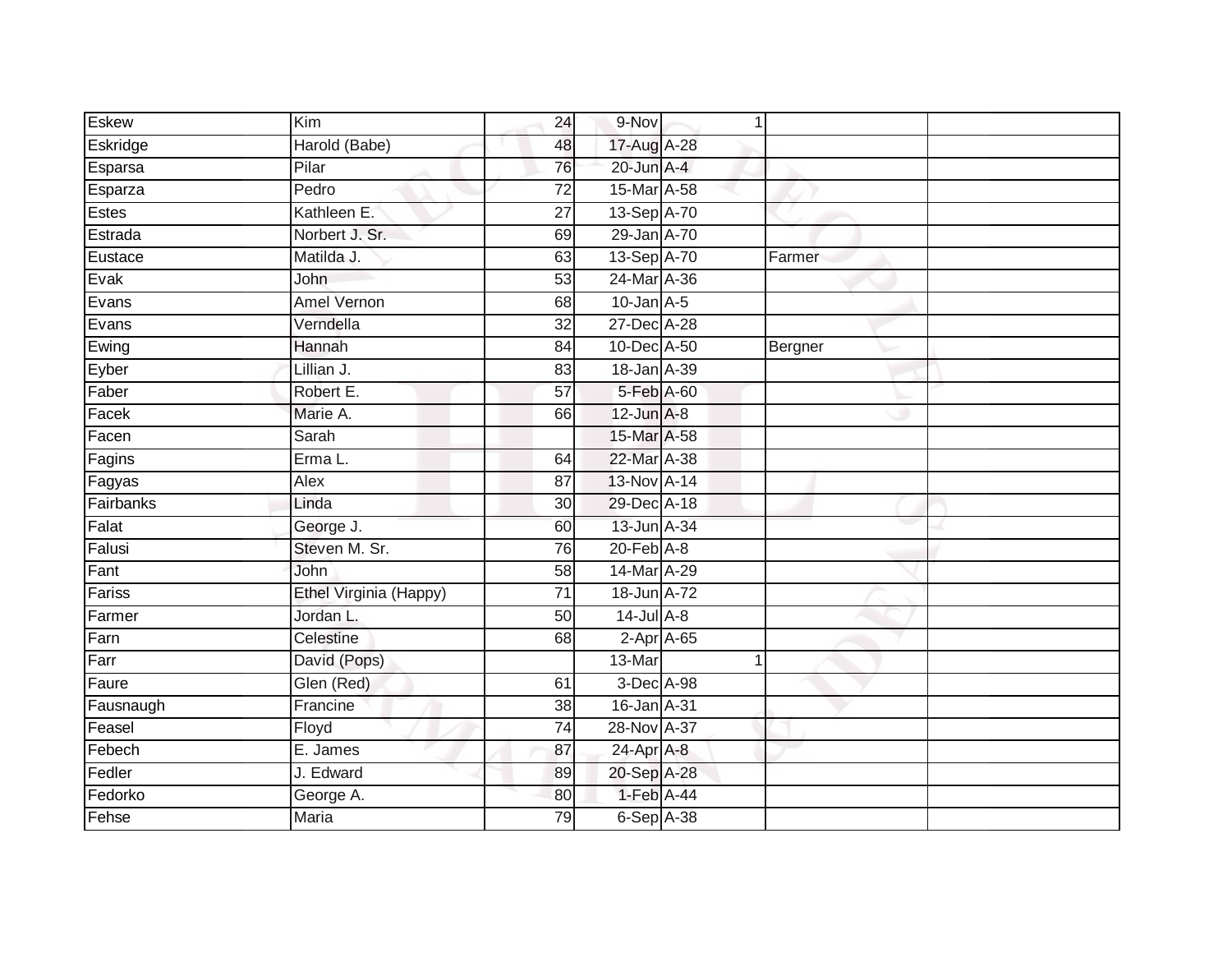| | | | | | | | |
|---|---|---|---|---|---|---|---|
| Eskew | Kim | 24 | 9-Nov | | 1 | | |
| Eskridge | Harold (Babe) | 48 | 17-Aug | A-28 | | | |
| Esparsa | Pilar | 76 | 20-Jun | A-4 | | | |
| Esparza | Pedro | 72 | 15-Mar | A-58 | | | |
| Estes | Kathleen E. | 27 | 13-Sep | A-70 | | | |
| Estrada | Norbert J. Sr. | 69 | 29-Jan | A-70 | | | |
| Eustace | Matilda J. | 63 | 13-Sep | A-70 | | Farmer | |
| Evak | John | 53 | 24-Mar | A-36 | | | |
| Evans | Amel Vernon | 68 | 10-Jan | A-5 | | | |
| Evans | Verndella | 32 | 27-Dec | A-28 | | | |
| Ewing | Hannah | 84 | 10-Dec | A-50 | | Bergner | |
| Eyber | Lillian J. | 83 | 18-Jan | A-39 | | | |
| Faber | Robert E. | 57 | 5-Feb | A-60 | | | |
| Facek | Marie A. | 66 | 12-Jun | A-8 | | | |
| Facen | Sarah | | 15-Mar | A-58 | | | |
| Fagins | Erma L. | 64 | 22-Mar | A-38 | | | |
| Fagyas | Alex | 87 | 13-Nov | A-14 | | | |
| Fairbanks | Linda | 30 | 29-Dec | A-18 | | | |
| Falat | George J. | 60 | 13-Jun | A-34 | | | |
| Falusi | Steven M. Sr. | 76 | 20-Feb | A-8 | | | |
| Fant | John | 58 | 14-Mar | A-29 | | | |
| Fariss | Ethel Virginia (Happy) | 71 | 18-Jun | A-72 | | | |
| Farmer | Jordan L. | 50 | 14-Jul | A-8 | | | |
| Farn | Celestine | 68 | 2-Apr | A-65 | | | |
| Farr | David (Pops) | | 13-Mar | | 1 | | |
| Faure | Glen (Red) | 61 | 3-Dec | A-98 | | | |
| Fausnaugh | Francine | 38 | 16-Jan | A-31 | | | |
| Feasel | Floyd | 74 | 28-Nov | A-37 | | | |
| Febech | E. James | 87 | 24-Apr | A-8 | | | |
| Fedler | J. Edward | 89 | 20-Sep | A-28 | | | |
| Fedorko | George A. | 80 | 1-Feb | A-44 | | | |
| Fehse | Maria | 79 | 6-Sep | A-38 | | | |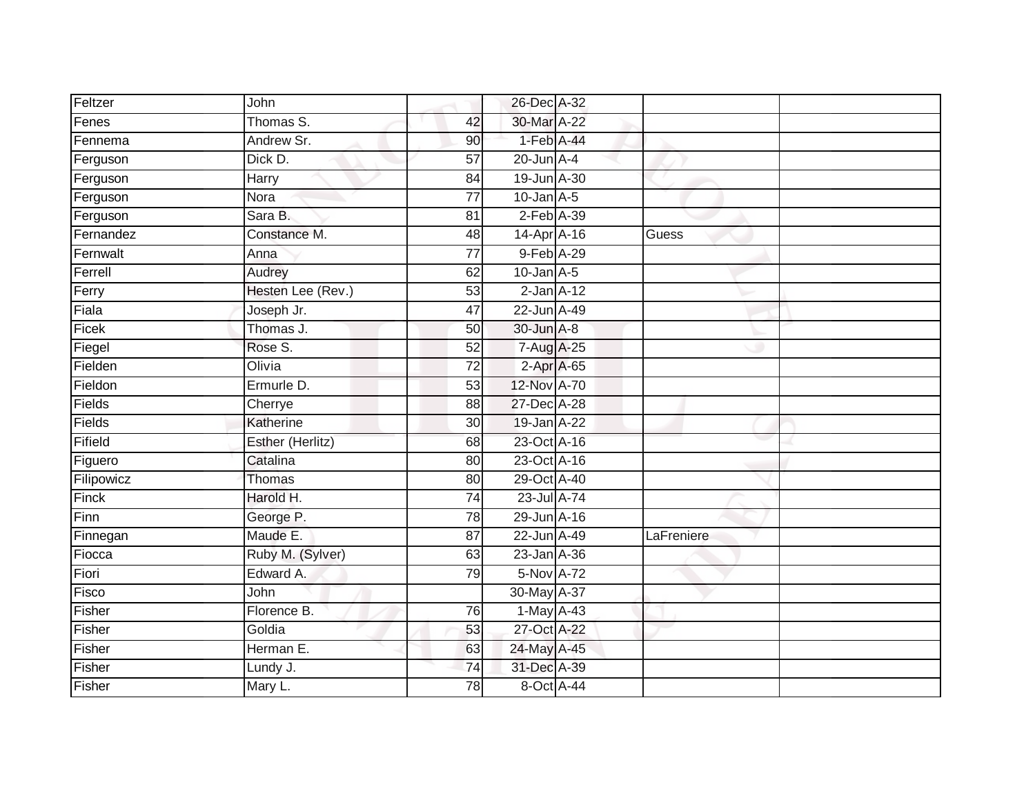| | | | | | | |
|---|---|---|---|---|---|---|
| Feltzer | John | | 26-Dec | A-32 | | |
| Fenes | Thomas S. | 42 | 30-Mar | A-22 | | |
| Fennema | Andrew Sr. | 90 | 1-Feb | A-44 | | |
| Ferguson | Dick D. | 57 | 20-Jun | A-4 | | |
| Ferguson | Harry | 84 | 19-Jun | A-30 | | |
| Ferguson | Nora | 77 | 10-Jan | A-5 | | |
| Ferguson | Sara B. | 81 | 2-Feb | A-39 | | |
| Fernandez | Constance M. | 48 | 14-Apr | A-16 | Guess | |
| Fernwalt | Anna | 77 | 9-Feb | A-29 | | |
| Ferrell | Audrey | 62 | 10-Jan | A-5 | | |
| Ferry | Hesten Lee (Rev.) | 53 | 2-Jan | A-12 | | |
| Fiala | Joseph Jr. | 47 | 22-Jun | A-49 | | |
| Ficek | Thomas J. | 50 | 30-Jun | A-8 | | |
| Fiegel | Rose S. | 52 | 7-Aug | A-25 | | |
| Fielden | Olivia | 72 | 2-Apr | A-65 | | |
| Fieldon | Ermurle D. | 53 | 12-Nov | A-70 | | |
| Fields | Cherrye | 88 | 27-Dec | A-28 | | |
| Fields | Katherine | 30 | 19-Jan | A-22 | | |
| Fifield | Esther (Herlitz) | 68 | 23-Oct | A-16 | | |
| Figuero | Catalina | 80 | 23-Oct | A-16 | | |
| Filipowicz | Thomas | 80 | 29-Oct | A-40 | | |
| Finck | Harold H. | 74 | 23-Jul | A-74 | | |
| Finn | George P. | 78 | 29-Jun | A-16 | | |
| Finnegan | Maude E. | 87 | 22-Jun | A-49 | LaFreniere | |
| Fiocca | Ruby M. (Sylver) | 63 | 23-Jan | A-36 | | |
| Fiori | Edward A. | 79 | 5-Nov | A-72 | | |
| Fisco | John | | 30-May | A-37 | | |
| Fisher | Florence B. | 76 | 1-May | A-43 | | |
| Fisher | Goldia | 53 | 27-Oct | A-22 | | |
| Fisher | Herman E. | 63 | 24-May | A-45 | | |
| Fisher | Lundy J. | 74 | 31-Dec | A-39 | | |
| Fisher | Mary L. | 78 | 8-Oct | A-44 | | |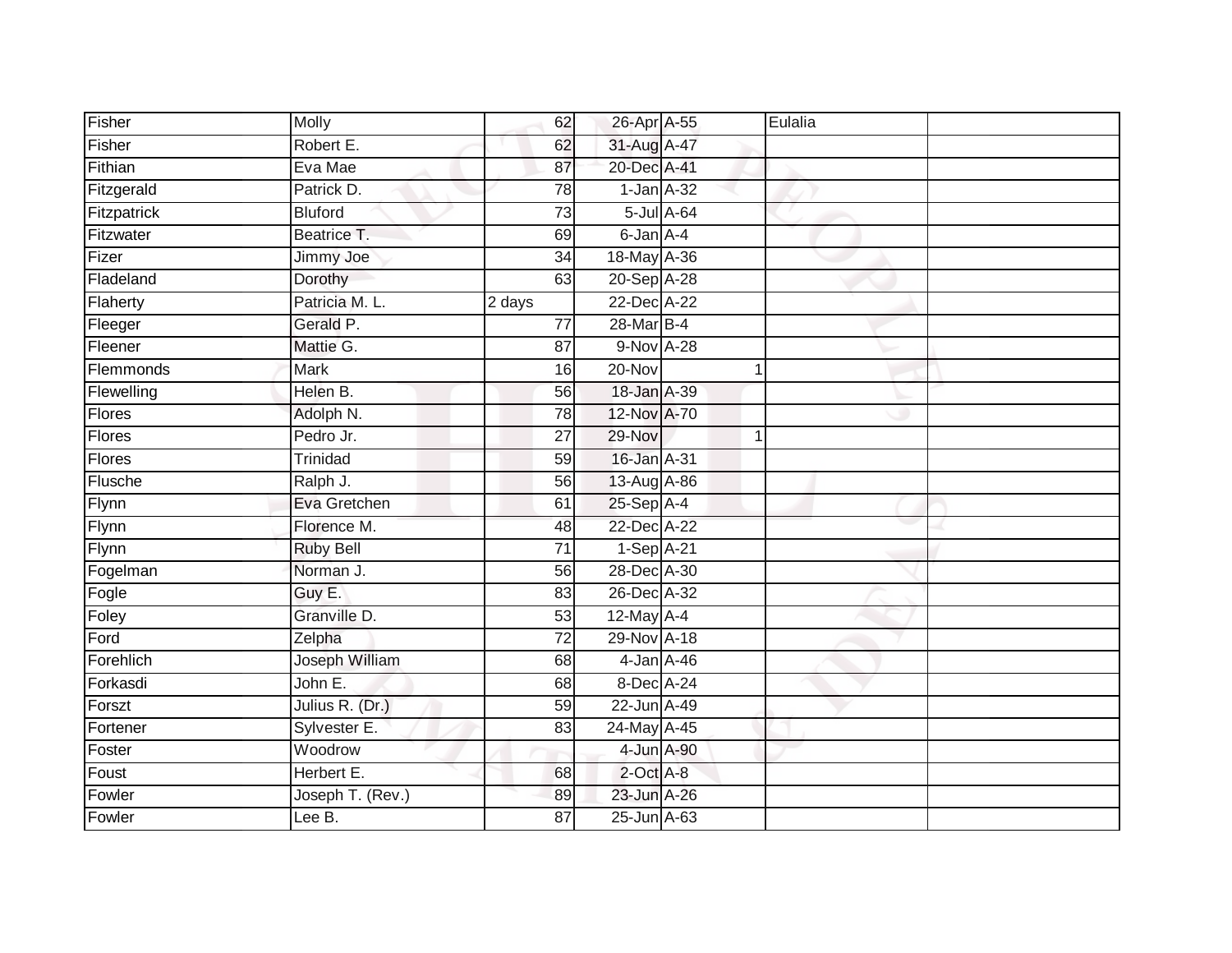| | | | | | | | |
|---|---|---|---|---|---|---|---|
| Fisher | Molly | 62 | 26-Apr | A-55 | | Eulalia | |
| Fisher | Robert E. | 62 | 31-Aug | A-47 | | | |
| Fithian | Eva Mae | 87 | 20-Dec | A-41 | | | |
| Fitzgerald | Patrick D. | 78 | 1-Jan | A-32 | | | |
| Fitzpatrick | Bluford | 73 | 5-Jul | A-64 | | | |
| Fitzwater | Beatrice T. | 69 | 6-Jan | A-4 | | | |
| Fizer | Jimmy Joe | 34 | 18-May | A-36 | | | |
| Fladeland | Dorothy | 63 | 20-Sep | A-28 | | | |
| Flaherty | Patricia M. L. | 2 days | 22-Dec | A-22 | | | |
| Fleeger | Gerald P. | 77 | 28-Mar | B-4 | | | |
| Fleener | Mattie G. | 87 | 9-Nov | A-28 | | | |
| Flemmonds | Mark | 16 | 20-Nov | | 1 | | |
| Flewelling | Helen B. | 56 | 18-Jan | A-39 | | | |
| Flores | Adolph N. | 78 | 12-Nov | A-70 | | | |
| Flores | Pedro Jr. | 27 | 29-Nov | | 1 | | |
| Flores | Trinidad | 59 | 16-Jan | A-31 | | | |
| Flusche | Ralph J. | 56 | 13-Aug | A-86 | | | |
| Flynn | Eva Gretchen | 61 | 25-Sep | A-4 | | | |
| Flynn | Florence M. | 48 | 22-Dec | A-22 | | | |
| Flynn | Ruby Bell | 71 | 1-Sep | A-21 | | | |
| Fogelman | Norman J. | 56 | 28-Dec | A-30 | | | |
| Fogle | Guy E. | 83 | 26-Dec | A-32 | | | |
| Foley | Granville D. | 53 | 12-May | A-4 | | | |
| Ford | Zelpha | 72 | 29-Nov | A-18 | | | |
| Forehlich | Joseph William | 68 | 4-Jan | A-46 | | | |
| Forkasdi | John E. | 68 | 8-Dec | A-24 | | | |
| Forszt | Julius R. (Dr.) | 59 | 22-Jun | A-49 | | | |
| Fortener | Sylvester E. | 83 | 24-May | A-45 | | | |
| Foster | Woodrow | | 4-Jun | A-90 | | | |
| Foust | Herbert E. | 68 | 2-Oct | A-8 | | | |
| Fowler | Joseph T. (Rev.) | 89 | 23-Jun | A-26 | | | |
| Fowler | Lee B. | 87 | 25-Jun | A-63 | | | |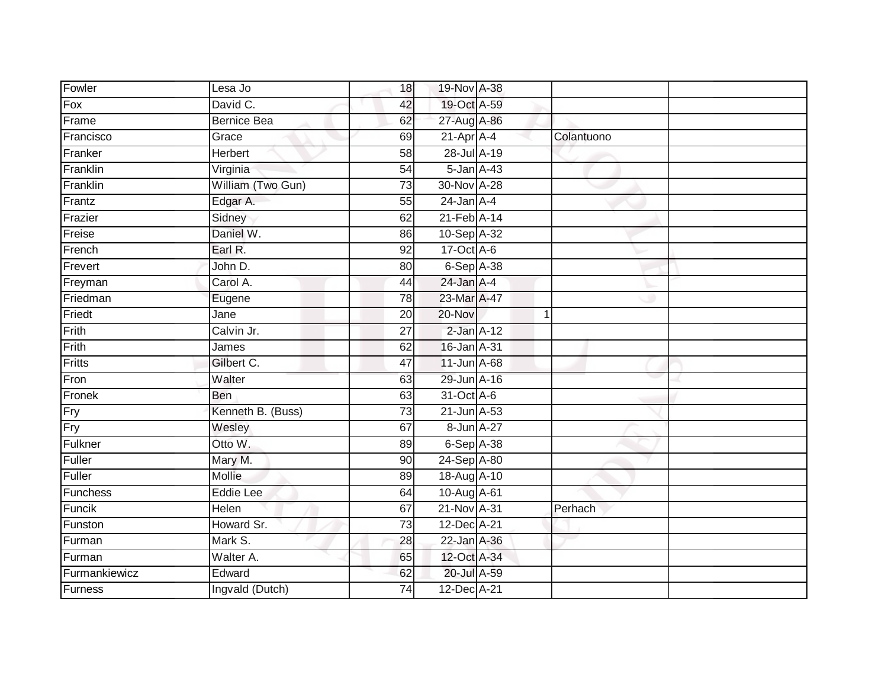| | | | | | | | |
|---|---|---|---|---|---|---|---|
| Fowler | Lesa Jo | 18 | 19-Nov | A-38 | | | |
| Fox | David C. | 42 | 19-Oct | A-59 | | | |
| Frame | Bernice Bea | 62 | 27-Aug | A-86 | | | |
| Francisco | Grace | 69 | 21-Apr | A-4 | | Colantuono | |
| Franker | Herbert | 58 | 28-Jul | A-19 | | | |
| Franklin | Virginia | 54 | 5-Jan | A-43 | | | |
| Franklin | William (Two Gun) | 73 | 30-Nov | A-28 | | | |
| Frantz | Edgar A. | 55 | 24-Jan | A-4 | | | |
| Frazier | Sidney | 62 | 21-Feb | A-14 | | | |
| Freise | Daniel W. | 86 | 10-Sep | A-32 | | | |
| French | Earl R. | 92 | 17-Oct | A-6 | | | |
| Frevert | John D. | 80 | 6-Sep | A-38 | | | |
| Freyman | Carol A. | 44 | 24-Jan | A-4 | | | |
| Friedman | Eugene | 78 | 23-Mar | A-47 | | | |
| Friedt | Jane | 20 | 20-Nov | | 1 | | |
| Frith | Calvin Jr. | 27 | 2-Jan | A-12 | | | |
| Frith | James | 62 | 16-Jan | A-31 | | | |
| Fritts | Gilbert C. | 47 | 11-Jun | A-68 | | | |
| Fron | Walter | 63 | 29-Jun | A-16 | | | |
| Fronek | Ben | 63 | 31-Oct | A-6 | | | |
| Fry | Kenneth B. (Buss) | 73 | 21-Jun | A-53 | | | |
| Fry | Wesley | 67 | 8-Jun | A-27 | | | |
| Fulkner | Otto W. | 89 | 6-Sep | A-38 | | | |
| Fuller | Mary M. | 90 | 24-Sep | A-80 | | | |
| Fuller | Mollie | 89 | 18-Aug | A-10 | | | |
| Funchess | Eddie Lee | 64 | 10-Aug | A-61 | | | |
| Funcik | Helen | 67 | 21-Nov | A-31 | | Perhach | |
| Funston | Howard Sr. | 73 | 12-Dec | A-21 | | | |
| Furman | Mark S. | 28 | 22-Jan | A-36 | | | |
| Furman | Walter A. | 65 | 12-Oct | A-34 | | | |
| Furmankiewicz | Edward | 62 | 20-Jul | A-59 | | | |
| Furness | Ingvald (Dutch) | 74 | 12-Dec | A-21 | | | |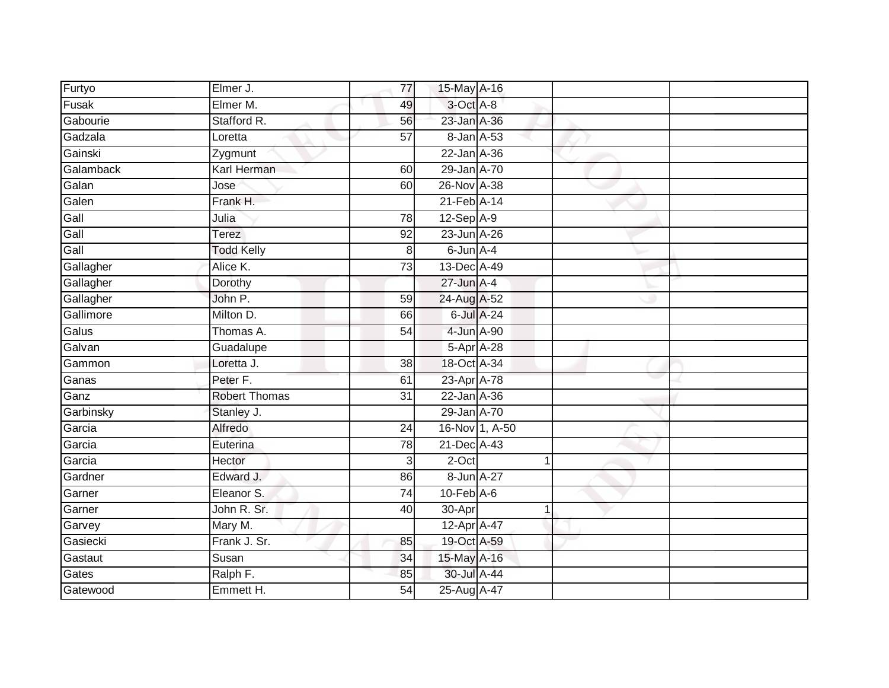| Furtyo | Elmer J. | 77 | 15-May | A-16 | | |
|---|---|---|---|---|---|---|
| Fusak | Elmer M. | 49 | 3-Oct | A-8 | | |
| Gabourie | Stafford R. | 56 | 23-Jan | A-36 | | |
| Gadzala | Loretta | 57 | 8-Jan | A-53 | | |
| Gainski | Zygmunt | | 22-Jan | A-36 | | |
| Galamback | Karl Herman | 60 | 29-Jan | A-70 | | |
| Galan | Jose | 60 | 26-Nov | A-38 | | |
| Galen | Frank H. | | 21-Feb | A-14 | | |
| Gall | Julia | 78 | 12-Sep | A-9 | | |
| Gall | Terez | 92 | 23-Jun | A-26 | | |
| Gall | Todd Kelly | 8 | 6-Jun | A-4 | | |
| Gallagher | Alice K. | 73 | 13-Dec | A-49 | | |
| Gallagher | Dorothy | | 27-Jun | A-4 | | |
| Gallagher | John P. | 59 | 24-Aug | A-52 | | |
| Gallimore | Milton D. | 66 | 6-Jul | A-24 | | |
| Galus | Thomas A. | 54 | 4-Jun | A-90 | | |
| Galvan | Guadalupe | | 5-Apr | A-28 | | |
| Gammon | Loretta J. | 38 | 18-Oct | A-34 | | |
| Ganas | Peter F. | 61 | 23-Apr | A-78 | | |
| Ganz | Robert Thomas | 31 | 22-Jan | A-36 | | |
| Garbinsky | Stanley J. | | 29-Jan | A-70 | | |
| Garcia | Alfredo | 24 | 16-Nov | 1, A-50 | | |
| Garcia | Euterina | 78 | 21-Dec | A-43 | | |
| Garcia | Hector | 3 | 2-Oct | 1 | | |
| Gardner | Edward J. | 86 | 8-Jun | A-27 | | |
| Garner | Eleanor S. | 74 | 10-Feb | A-6 | | |
| Garner | John R. Sr. | 40 | 30-Apr | 1 | | |
| Garvey | Mary M. | | 12-Apr | A-47 | | |
| Gasiecki | Frank J. Sr. | 85 | 19-Oct | A-59 | | |
| Gastaut | Susan | 34 | 15-May | A-16 | | |
| Gates | Ralph F. | 85 | 30-Jul | A-44 | | |
| Gatewood | Emmett H. | 54 | 25-Aug | A-47 | | |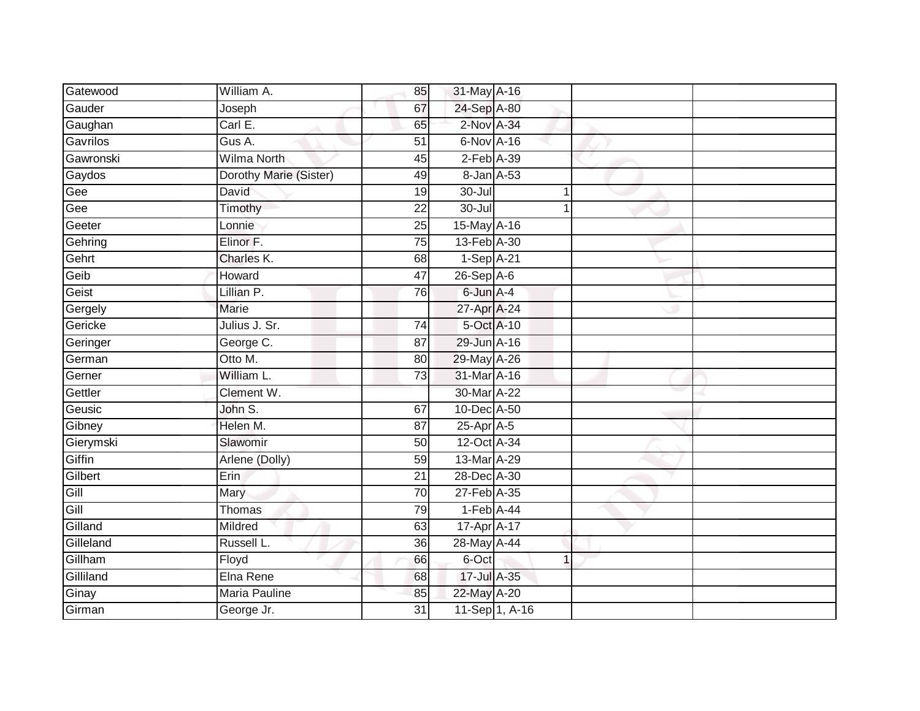| | | | | | | |
|---|---|---|---|---|---|---|
| Gatewood | William A. | 85 | 31-May | A-16 | | |
| Gauder | Joseph | 67 | 24-Sep | A-80 | | |
| Gaughan | Carl E. | 65 | 2-Nov | A-34 | | |
| Gavrilos | Gus A. | 51 | 6-Nov | A-16 | | |
| Gawronski | Wilma North | 45 | 2-Feb | A-39 | | |
| Gaydos | Dorothy Marie (Sister) | 49 | 8-Jan | A-53 | | |
| Gee | David | 19 | 30-Jul | 1 | | |
| Gee | Timothy | 22 | 30-Jul | 1 | | |
| Geeter | Lonnie | 25 | 15-May | A-16 | | |
| Gehring | Elinor F. | 75 | 13-Feb | A-30 | | |
| Gehrt | Charles K. | 68 | 1-Sep | A-21 | | |
| Geib | Howard | 47 | 26-Sep | A-6 | | |
| Geist | Lillian P. | 76 | 6-Jun | A-4 | | |
| Gergely | Marie | | 27-Apr | A-24 | | |
| Gericke | Julius J. Sr. | 74 | 5-Oct | A-10 | | |
| Geringer | George C. | 87 | 29-Jun | A-16 | | |
| German | Otto M. | 80 | 29-May | A-26 | | |
| Gerner | William L. | 73 | 31-Mar | A-16 | | |
| Gettler | Clement W. | | 30-Mar | A-22 | | |
| Geusic | John S. | 67 | 10-Dec | A-50 | | |
| Gibney | Helen M. | 87 | 25-Apr | A-5 | | |
| Gierymski | Slawomir | 50 | 12-Oct | A-34 | | |
| Giffin | Arlene (Dolly) | 59 | 13-Mar | A-29 | | |
| Gilbert | Erin | 21 | 28-Dec | A-30 | | |
| Gill | Mary | 70 | 27-Feb | A-35 | | |
| Gill | Thomas | 79 | 1-Feb | A-44 | | |
| Gilland | Mildred | 63 | 17-Apr | A-17 | | |
| Gilleland | Russell L. | 36 | 28-May | A-44 | | |
| Gillham | Floyd | 66 | 6-Oct | 1 | | |
| Gilliland | Elna Rene | 68 | 17-Jul | A-35 | | |
| Ginay | Maria Pauline | 85 | 22-May | A-20 | | |
| Girman | George Jr. | 31 | 11-Sep | 1, A-16 | | |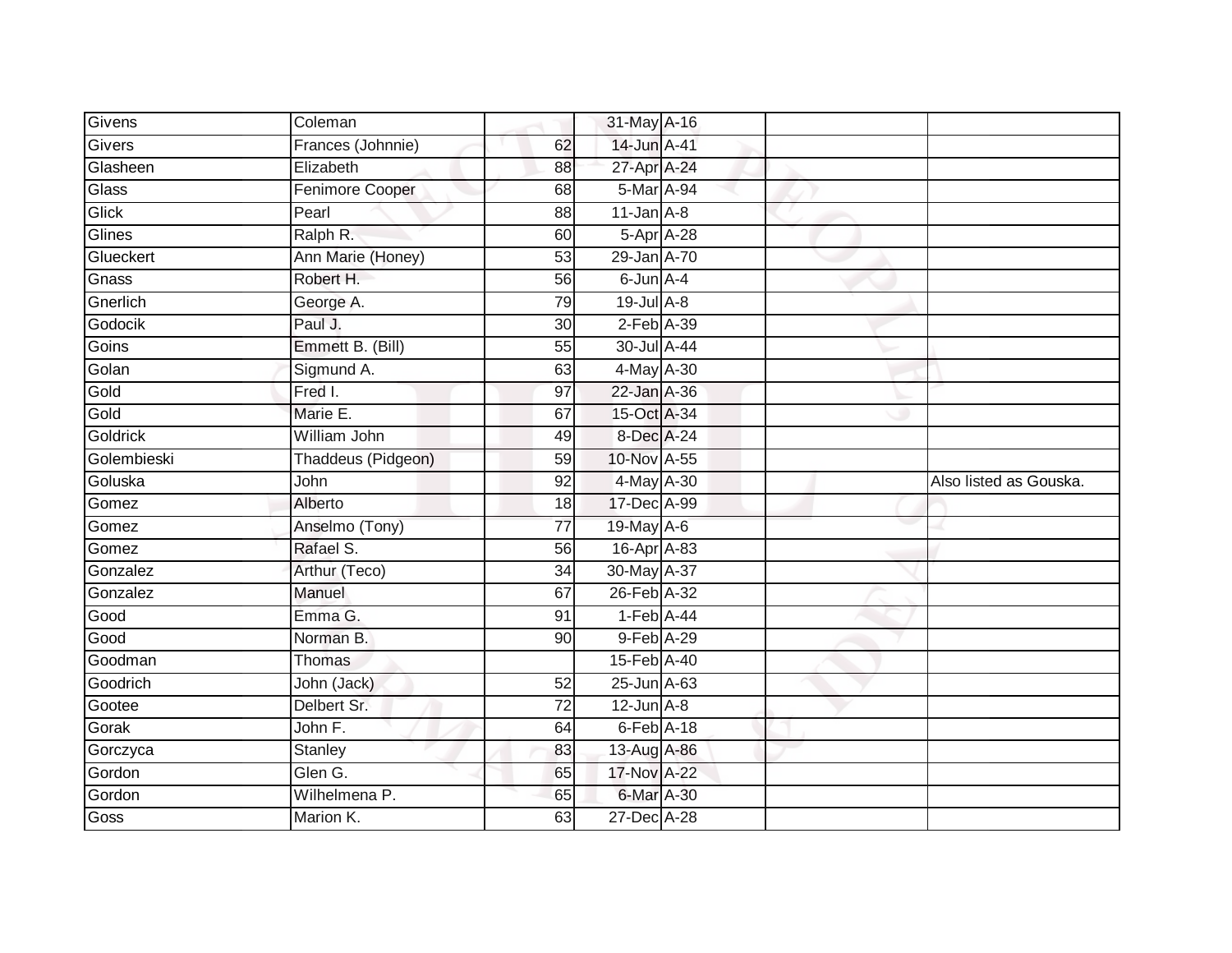| | | | | | | |
|---|---|---|---|---|---|---|
| Givens | Coleman | | 31-May | A-16 | | |
| Givers | Frances (Johnnie) | 62 | 14-Jun | A-41 | | |
| Glasheen | Elizabeth | 88 | 27-Apr | A-24 | | |
| Glass | Fenimore Cooper | 68 | 5-Mar | A-94 | | |
| Glick | Pearl | 88 | 11-Jan | A-8 | | |
| Glines | Ralph R. | 60 | 5-Apr | A-28 | | |
| Glueckert | Ann Marie (Honey) | 53 | 29-Jan | A-70 | | |
| Gnass | Robert H. | 56 | 6-Jun | A-4 | | |
| Gnerlich | George A. | 79 | 19-Jul | A-8 | | |
| Godocik | Paul J. | 30 | 2-Feb | A-39 | | |
| Goins | Emmett B. (Bill) | 55 | 30-Jul | A-44 | | |
| Golan | Sigmund A. | 63 | 4-May | A-30 | | |
| Gold | Fred I. | 97 | 22-Jan | A-36 | | |
| Gold | Marie E. | 67 | 15-Oct | A-34 | | |
| Goldrick | William John | 49 | 8-Dec | A-24 | | |
| Golembieski | Thaddeus (Pidgeon) | 59 | 10-Nov | A-55 | | |
| Goluska | John | 92 | 4-May | A-30 | | Also listed as Gouska. |
| Gomez | Alberto | 18 | 17-Dec | A-99 | | |
| Gomez | Anselmo (Tony) | 77 | 19-May | A-6 | | |
| Gomez | Rafael S. | 56 | 16-Apr | A-83 | | |
| Gonzalez | Arthur (Teco) | 34 | 30-May | A-37 | | |
| Gonzalez | Manuel | 67 | 26-Feb | A-32 | | |
| Good | Emma G. | 91 | 1-Feb | A-44 | | |
| Good | Norman B. | 90 | 9-Feb | A-29 | | |
| Goodman | Thomas | | 15-Feb | A-40 | | |
| Goodrich | John (Jack) | 52 | 25-Jun | A-63 | | |
| Gootee | Delbert Sr. | 72 | 12-Jun | A-8 | | |
| Gorak | John F. | 64 | 6-Feb | A-18 | | |
| Gorczyca | Stanley | 83 | 13-Aug | A-86 | | |
| Gordon | Glen G. | 65 | 17-Nov | A-22 | | |
| Gordon | Wilhelmena P. | 65 | 6-Mar | A-30 | | |
| Goss | Marion K. | 63 | 27-Dec | A-28 | | |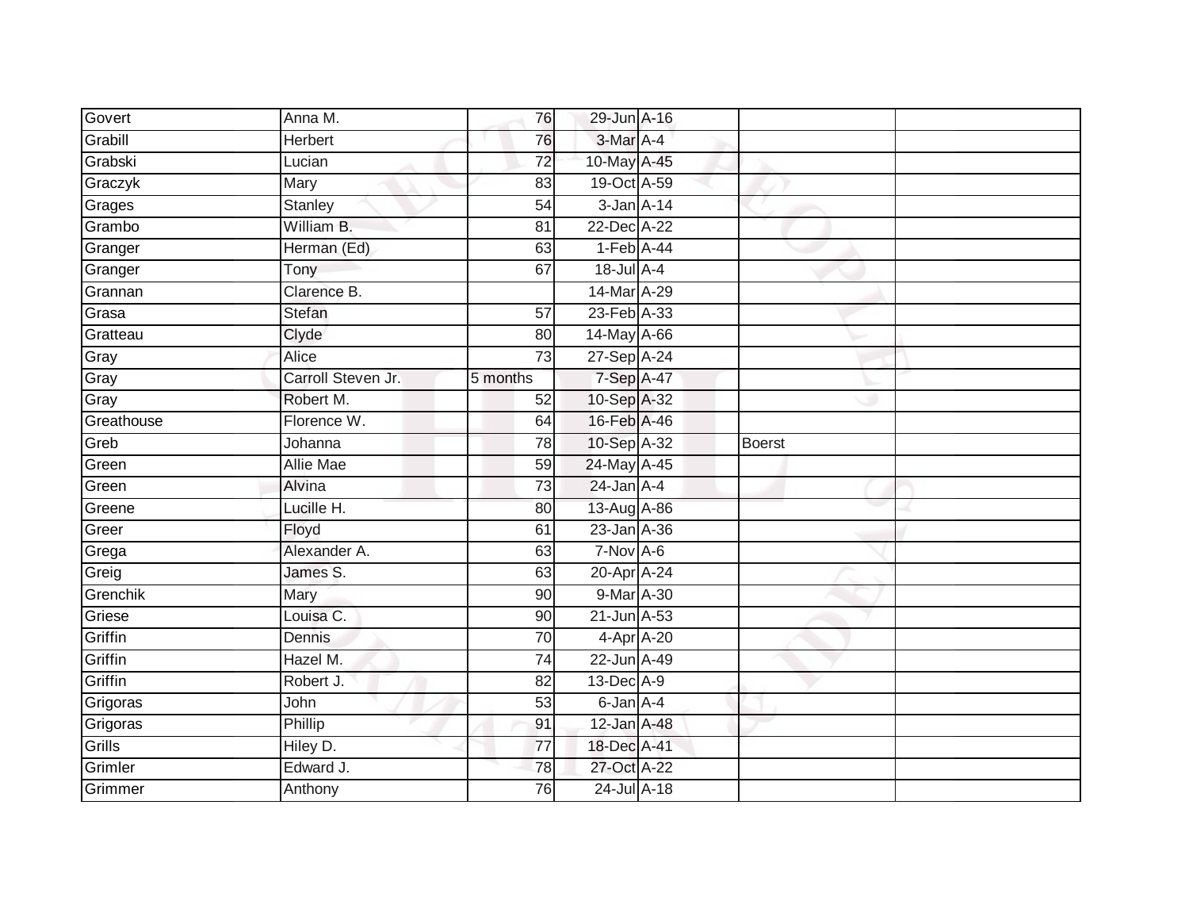| | | | | | | |
|---|---|---|---|---|---|---|
| Govert | Anna M. | 76 | 29-Jun | A-16 | | |
| Grabill | Herbert | 76 | 3-Mar | A-4 | | |
| Grabski | Lucian | 72 | 10-May | A-45 | | |
| Graczyk | Mary | 83 | 19-Oct | A-59 | | |
| Grages | Stanley | 54 | 3-Jan | A-14 | | |
| Grambo | William B. | 81 | 22-Dec | A-22 | | |
| Granger | Herman (Ed) | 63 | 1-Feb | A-44 | | |
| Granger | Tony | 67 | 18-Jul | A-4 | | |
| Grannan | Clarence B. | | 14-Mar | A-29 | | |
| Grasa | Stefan | 57 | 23-Feb | A-33 | | |
| Gratteau | Clyde | 80 | 14-May | A-66 | | |
| Gray | Alice | 73 | 27-Sep | A-24 | | |
| Gray | Carroll Steven Jr. | 5 months | 7-Sep | A-47 | | |
| Gray | Robert M. | 52 | 10-Sep | A-32 | | |
| Greathouse | Florence W. | 64 | 16-Feb | A-46 | | |
| Greb | Johanna | 78 | 10-Sep | A-32 | Boerst | |
| Green | Allie Mae | 59 | 24-May | A-45 | | |
| Green | Alvina | 73 | 24-Jan | A-4 | | |
| Greene | Lucille H. | 80 | 13-Aug | A-86 | | |
| Greer | Floyd | 61 | 23-Jan | A-36 | | |
| Grega | Alexander A. | 63 | 7-Nov | A-6 | | |
| Greig | James S. | 63 | 20-Apr | A-24 | | |
| Grenchik | Mary | 90 | 9-Mar | A-30 | | |
| Griese | Louisa C. | 90 | 21-Jun | A-53 | | |
| Griffin | Dennis | 70 | 4-Apr | A-20 | | |
| Griffin | Hazel M. | 74 | 22-Jun | A-49 | | |
| Griffin | Robert J. | 82 | 13-Dec | A-9 | | |
| Grigoras | John | 53 | 6-Jan | A-4 | | |
| Grigoras | Phillip | 91 | 12-Jan | A-48 | | |
| Grills | Hiley D. | 77 | 18-Dec | A-41 | | |
| Grimler | Edward J. | 78 | 27-Oct | A-22 | | |
| Grimmer | Anthony | 76 | 24-Jul | A-18 | | |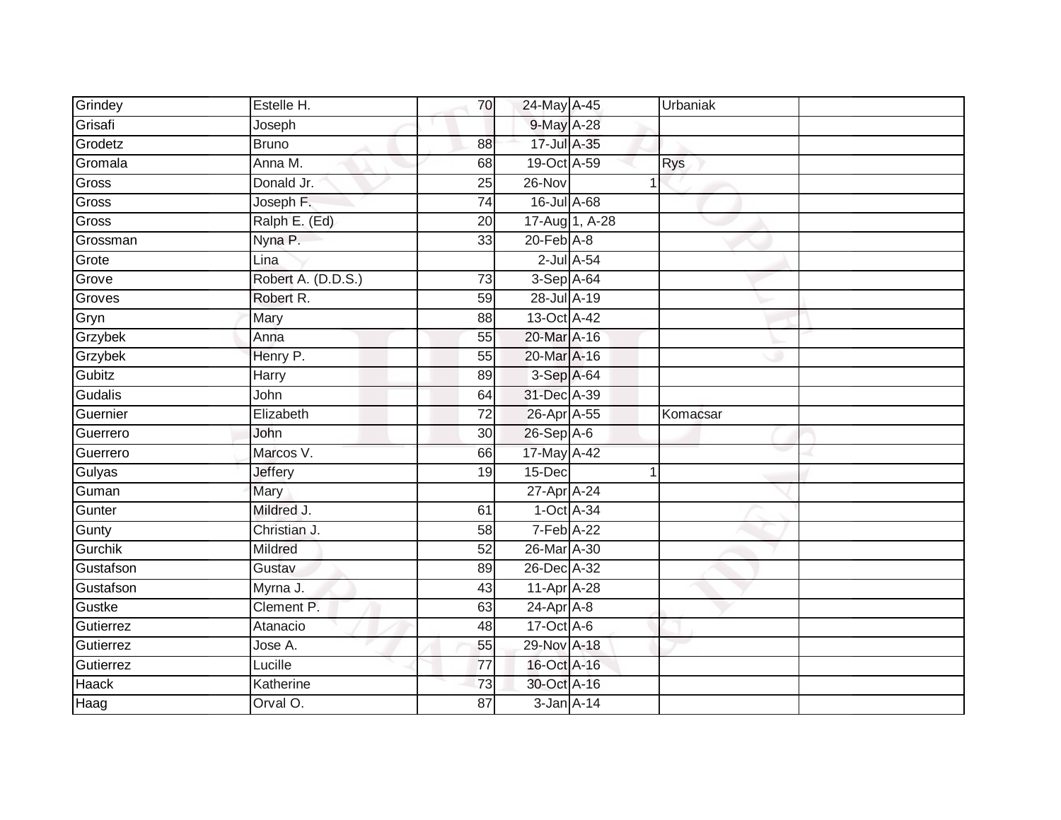| | | | | | | |
|---|---|---|---|---|---|---|
| Grindey | Estelle H. | 70 | 24-May | A-45 | Urbaniak | |
| Grisafi | Joseph | | 9-May | A-28 | | |
| Grodetz | Bruno | 88 | 17-Jul | A-35 | | |
| Gromala | Anna M. | 68 | 19-Oct | A-59 | Rys | |
| Gross | Donald Jr. | 25 | 26-Nov | 1 | | |
| Gross | Joseph F. | 74 | 16-Jul | A-68 | | |
| Gross | Ralph E. (Ed) | 20 | 17-Aug | 1, A-28 | | |
| Grossman | Nyna P. | 33 | 20-Feb | A-8 | | |
| Grote | Lina | | 2-Jul | A-54 | | |
| Grove | Robert A. (D.D.S.) | 73 | 3-Sep | A-64 | | |
| Groves | Robert R. | 59 | 28-Jul | A-19 | | |
| Gryn | Mary | 88 | 13-Oct | A-42 | | |
| Grzybek | Anna | 55 | 20-Mar | A-16 | | |
| Grzybek | Henry P. | 55 | 20-Mar | A-16 | | |
| Gubitz | Harry | 89 | 3-Sep | A-64 | | |
| Gudalis | John | 64 | 31-Dec | A-39 | | |
| Guernier | Elizabeth | 72 | 26-Apr | A-55 | Komacsar | |
| Guerrero | John | 30 | 26-Sep | A-6 | | |
| Guerrero | Marcos V. | 66 | 17-May | A-42 | | |
| Gulyas | Jeffery | 19 | 15-Dec | 1 | | |
| Guman | Mary | | 27-Apr | A-24 | | |
| Gunter | Mildred J. | 61 | 1-Oct | A-34 | | |
| Gunty | Christian J. | 58 | 7-Feb | A-22 | | |
| Gurchik | Mildred | 52 | 26-Mar | A-30 | | |
| Gustafson | Gustav | 89 | 26-Dec | A-32 | | |
| Gustafson | Myrna J. | 43 | 11-Apr | A-28 | | |
| Gustke | Clement P. | 63 | 24-Apr | A-8 | | |
| Gutierrez | Atanacio | 48 | 17-Oct | A-6 | | |
| Gutierrez | Jose A. | 55 | 29-Nov | A-18 | | |
| Gutierrez | Lucille | 77 | 16-Oct | A-16 | | |
| Haack | Katherine | 73 | 30-Oct | A-16 | | |
| Haag | Orval O. | 87 | 3-Jan | A-14 | | |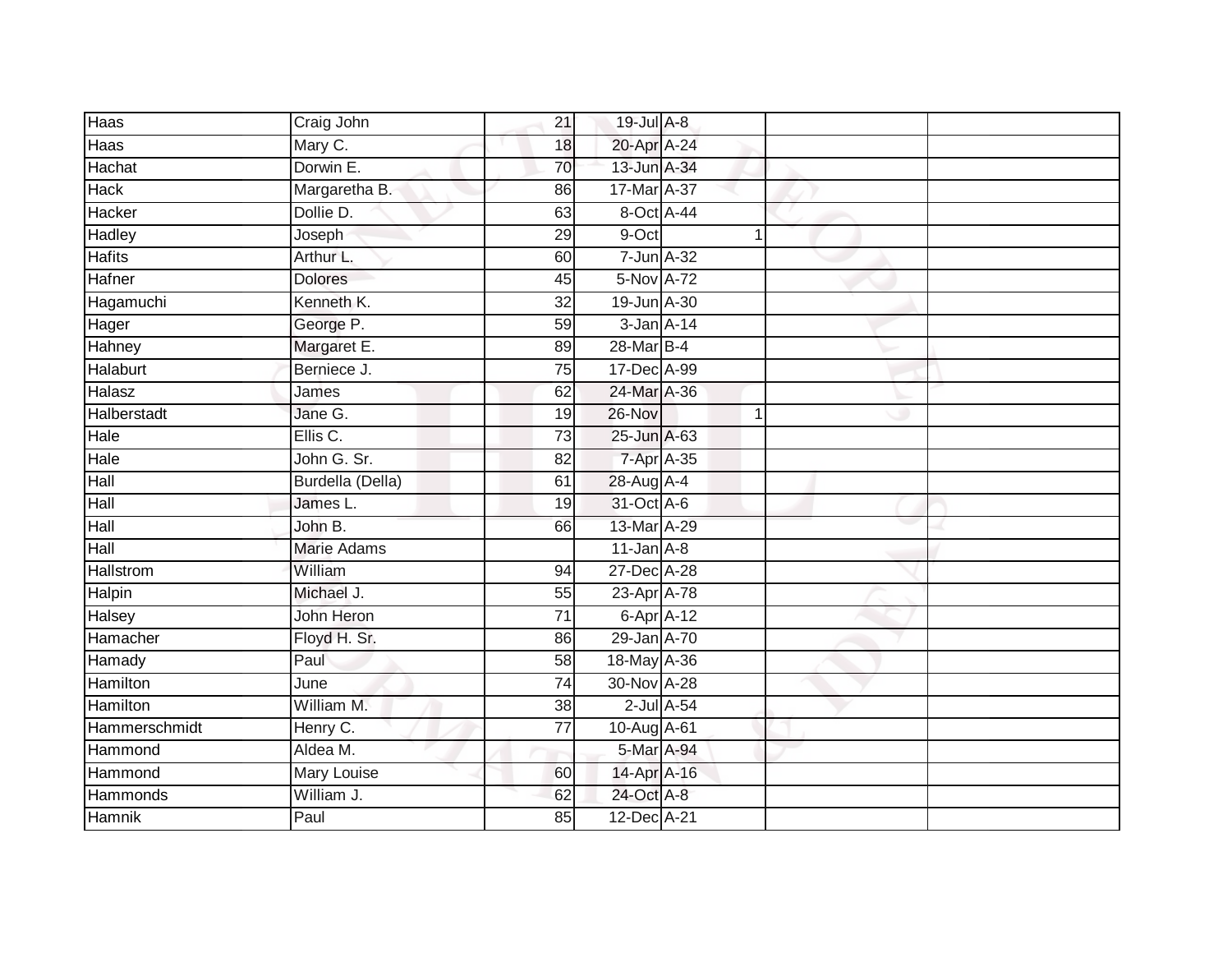| | | | | | | | |
|---|---|---|---|---|---|---|---|
| Haas | Craig John | 21 | 19-Jul | A-8 | | | |
| Haas | Mary C. | 18 | 20-Apr | A-24 | | | |
| Hachat | Dorwin E. | 70 | 13-Jun | A-34 | | | |
| Hack | Margaretha B. | 86 | 17-Mar | A-37 | | | |
| Hacker | Dollie D. | 63 | 8-Oct | A-44 | | | |
| Hadley | Joseph | 29 | 9-Oct | | 1 | | |
| Hafits | Arthur L. | 60 | 7-Jun | A-32 | | | |
| Hafner | Dolores | 45 | 5-Nov | A-72 | | | |
| Hagamuchi | Kenneth K. | 32 | 19-Jun | A-30 | | | |
| Hager | George P. | 59 | 3-Jan | A-14 | | | |
| Hahney | Margaret E. | 89 | 28-Mar | B-4 | | | |
| Halaburt | Berniece J. | 75 | 17-Dec | A-99 | | | |
| Halasz | James | 62 | 24-Mar | A-36 | | | |
| Halberstadt | Jane G. | 19 | 26-Nov | | 1 | | |
| Hale | Ellis C. | 73 | 25-Jun | A-63 | | | |
| Hale | John G. Sr. | 82 | 7-Apr | A-35 | | | |
| Hall | Burdella (Della) | 61 | 28-Aug | A-4 | | | |
| Hall | James L. | 19 | 31-Oct | A-6 | | | |
| Hall | John B. | 66 | 13-Mar | A-29 | | | |
| Hall | Marie Adams | | 11-Jan | A-8 | | | |
| Hallstrom | William | 94 | 27-Dec | A-28 | | | |
| Halpin | Michael J. | 55 | 23-Apr | A-78 | | | |
| Halsey | John Heron | 71 | 6-Apr | A-12 | | | |
| Hamacher | Floyd H. Sr. | 86 | 29-Jan | A-70 | | | |
| Hamady | Paul | 58 | 18-May | A-36 | | | |
| Hamilton | June | 74 | 30-Nov | A-28 | | | |
| Hamilton | William M. | 38 | 2-Jul | A-54 | | | |
| Hammerschmidt | Henry C. | 77 | 10-Aug | A-61 | | | |
| Hammond | Aldea M. | | 5-Mar | A-94 | | | |
| Hammond | Mary Louise | 60 | 14-Apr | A-16 | | | |
| Hammonds | William J. | 62 | 24-Oct | A-8 | | | |
| Hamnik | Paul | 85 | 12-Dec | A-21 | | | |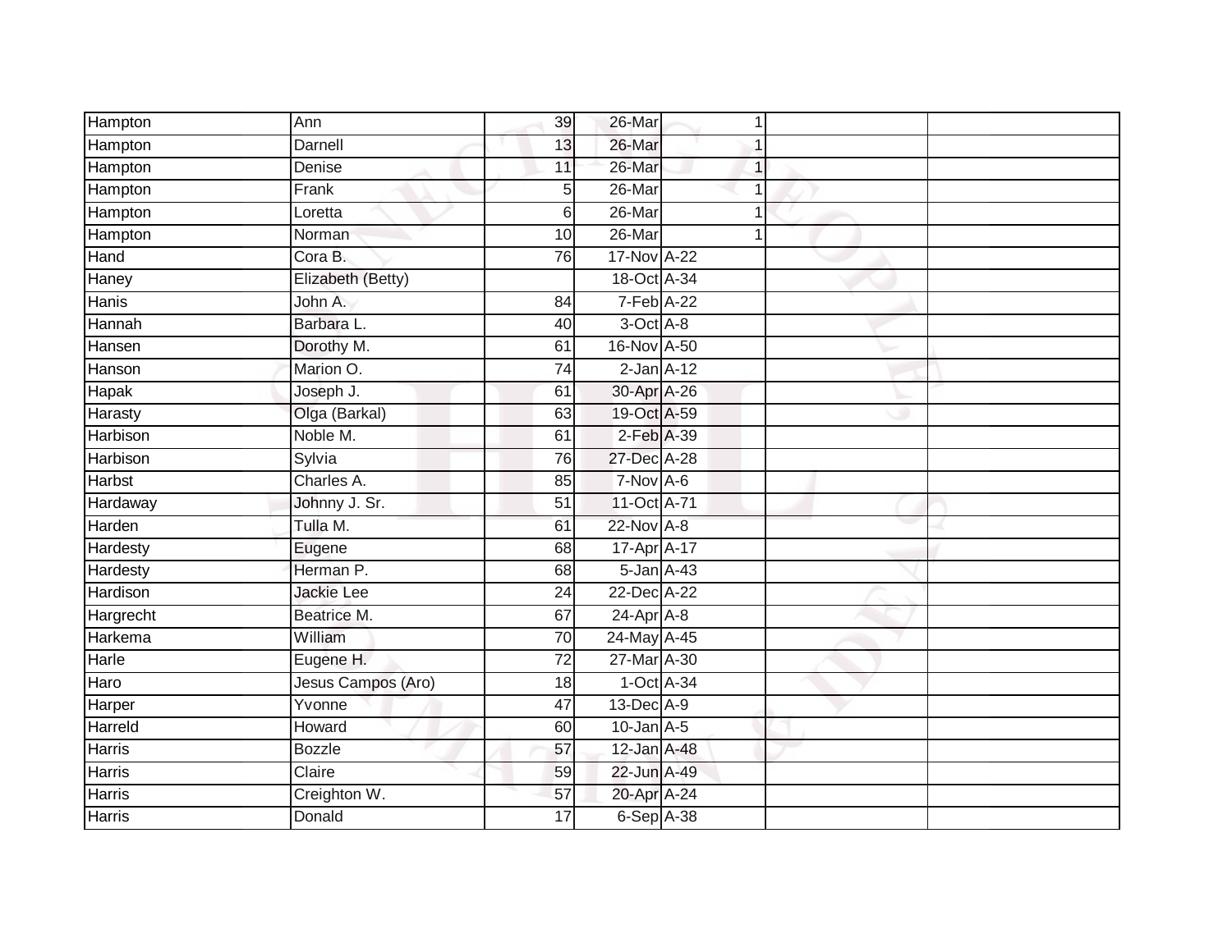| | | | | | | |
|---|---|---|---|---|---|---|
| Hampton | Ann | 39 | 26-Mar | 1 | | |
| Hampton | Darnell | 13 | 26-Mar | 1 | | |
| Hampton | Denise | 11 | 26-Mar | 1 | | |
| Hampton | Frank | 5 | 26-Mar | 1 | | |
| Hampton | Loretta | 6 | 26-Mar | 1 | | |
| Hampton | Norman | 10 | 26-Mar | 1 | | |
| Hand | Cora B. | 76 | 17-Nov | A-22 | | |
| Haney | Elizabeth (Betty) | | 18-Oct | A-34 | | |
| Hanis | John A. | 84 | 7-Feb | A-22 | | |
| Hannah | Barbara L. | 40 | 3-Oct | A-8 | | |
| Hansen | Dorothy M. | 61 | 16-Nov | A-50 | | |
| Hanson | Marion O. | 74 | 2-Jan | A-12 | | |
| Hapak | Joseph J. | 61 | 30-Apr | A-26 | | |
| Harasty | Olga (Barkal) | 63 | 19-Oct | A-59 | | |
| Harbison | Noble M. | 61 | 2-Feb | A-39 | | |
| Harbison | Sylvia | 76 | 27-Dec | A-28 | | |
| Harbst | Charles A. | 85 | 7-Nov | A-6 | | |
| Hardaway | Johnny J. Sr. | 51 | 11-Oct | A-71 | | |
| Harden | Tulla M. | 61 | 22-Nov | A-8 | | |
| Hardesty | Eugene | 68 | 17-Apr | A-17 | | |
| Hardesty | Herman P. | 68 | 5-Jan | A-43 | | |
| Hardison | Jackie Lee | 24 | 22-Dec | A-22 | | |
| Hargrecht | Beatrice M. | 67 | 24-Apr | A-8 | | |
| Harkema | William | 70 | 24-May | A-45 | | |
| Harle | Eugene H. | 72 | 27-Mar | A-30 | | |
| Haro | Jesus Campos (Aro) | 18 | 1-Oct | A-34 | | |
| Harper | Yvonne | 47 | 13-Dec | A-9 | | |
| Harreld | Howard | 60 | 10-Jan | A-5 | | |
| Harris | Bozzle | 57 | 12-Jan | A-48 | | |
| Harris | Claire | 59 | 22-Jun | A-49 | | |
| Harris | Creighton W. | 57 | 20-Apr | A-24 | | |
| Harris | Donald | 17 | 6-Sep | A-38 | | |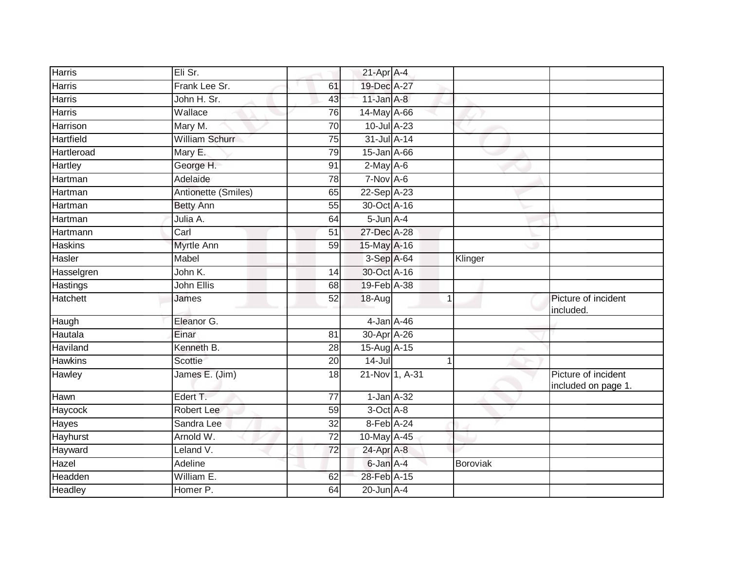| | | | | | | |
|---|---|---|---|---|---|---|
| Harris | Eli Sr. | | 21-Apr | A-4 | | |
| Harris | Frank Lee Sr. | 61 | 19-Dec | A-27 | | |
| Harris | John H. Sr. | 43 | 11-Jan | A-8 | | |
| Harris | Wallace | 76 | 14-May | A-66 | | |
| Harrison | Mary M. | 70 | 10-Jul | A-23 | | |
| Hartfield | William Schurr | 75 | 31-Jul | A-14 | | |
| Hartleroad | Mary E. | 79 | 15-Jan | A-66 | | |
| Hartley | George H. | 91 | 2-May | A-6 | | |
| Hartman | Adelaide | 78 | 7-Nov | A-6 | | |
| Hartman | Antionette (Smiles) | 65 | 22-Sep | A-23 | | |
| Hartman | Betty Ann | 55 | 30-Oct | A-16 | | |
| Hartman | Julia A. | 64 | 5-Jun | A-4 | | |
| Hartmann | Carl | 51 | 27-Dec | A-28 | | |
| Haskins | Myrtle Ann | 59 | 15-May | A-16 | | |
| Hasler | Mabel | | 3-Sep | A-64 | Klinger | |
| Hasselgren | John K. | 14 | 30-Oct | A-16 | | |
| Hastings | John Ellis | 68 | 19-Feb | A-38 | | |
| Hatchett | James | 52 | 18-Aug | 1 | | Picture of incident included. |
| Haugh | Eleanor G. | | 4-Jan | A-46 | | |
| Hautala | Einar | 81 | 30-Apr | A-26 | | |
| Haviland | Kenneth B. | 28 | 15-Aug | A-15 | | |
| Hawkins | Scottie | 20 | 14-Jul | 1 | | |
| Hawley | James E. (Jim) | 18 | 21-Nov | 1, A-31 | | Picture of incident included on page 1. |
| Hawn | Edert T. | 77 | 1-Jan | A-32 | | |
| Haycock | Robert Lee | 59 | 3-Oct | A-8 | | |
| Hayes | Sandra Lee | 32 | 8-Feb | A-24 | | |
| Hayhurst | Arnold W. | 72 | 10-May | A-45 | | |
| Hayward | Leland V. | 72 | 24-Apr | A-8 | | |
| Hazel | Adeline | | 6-Jan | A-4 | Boroviak | |
| Headden | William E. | 62 | 28-Feb | A-15 | | |
| Headley | Homer P. | 64 | 20-Jun | A-4 | | |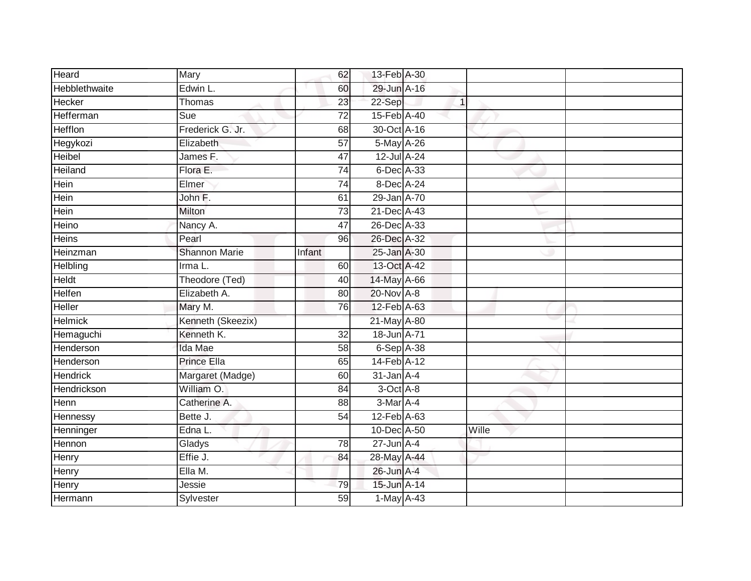| | | | | | | | |
|---|---|---|---|---|---|---|---|
| Heard | Mary | 62 | 13-Feb | A-30 | | | |
| Hebblethwaite | Edwin L. | 60 | 29-Jun | A-16 | | | |
| Hecker | Thomas | 23 | 22-Sep | | 1 | | |
| Hefferman | Sue | 72 | 15-Feb | A-40 | | | |
| Hefflon | Frederick G. Jr. | 68 | 30-Oct | A-16 | | | |
| Hegykozi | Elizabeth | 57 | 5-May | A-26 | | | |
| Heibel | James F. | 47 | 12-Jul | A-24 | | | |
| Heiland | Flora E. | 74 | 6-Dec | A-33 | | | |
| Hein | Elmer | 74 | 8-Dec | A-24 | | | |
| Hein | John F. | 61 | 29-Jan | A-70 | | | |
| Hein | Milton | 73 | 21-Dec | A-43 | | | |
| Heino | Nancy A. | 47 | 26-Dec | A-33 | | | |
| Heins | Pearl | 96 | 26-Dec | A-32 | | | |
| Heinzman | Shannon Marie | Infant | 25-Jan | A-30 | | | |
| Helbling | Irma L. | 60 | 13-Oct | A-42 | | | |
| Heldt | Theodore (Ted) | 40 | 14-May | A-66 | | | |
| Helfen | Elizabeth A. | 80 | 20-Nov | A-8 | | | |
| Heller | Mary M. | 76 | 12-Feb | A-63 | | | |
| Helmick | Kenneth (Skeezix) | | 21-May | A-80 | | | |
| Hemaguchi | Kenneth K. | 32 | 18-Jun | A-71 | | | |
| Henderson | Ida Mae | 58 | 6-Sep | A-38 | | | |
| Henderson | Prince Ella | 65 | 14-Feb | A-12 | | | |
| Hendrick | Margaret (Madge) | 60 | 31-Jan | A-4 | | | |
| Hendrickson | William O. | 84 | 3-Oct | A-8 | | | |
| Henn | Catherine A. | 88 | 3-Mar | A-4 | | | |
| Hennessy | Bette J. | 54 | 12-Feb | A-63 | | | |
| Henninger | Edna L. | | 10-Dec | A-50 | | Wille | |
| Hennon | Gladys | 78 | 27-Jun | A-4 | | | |
| Henry | Effie J. | 84 | 28-May | A-44 | | | |
| Henry | Ella M. | | 26-Jun | A-4 | | | |
| Henry | Jessie | 79 | 15-Jun | A-14 | | | |
| Hermann | Sylvester | 59 | 1-May | A-43 | | | |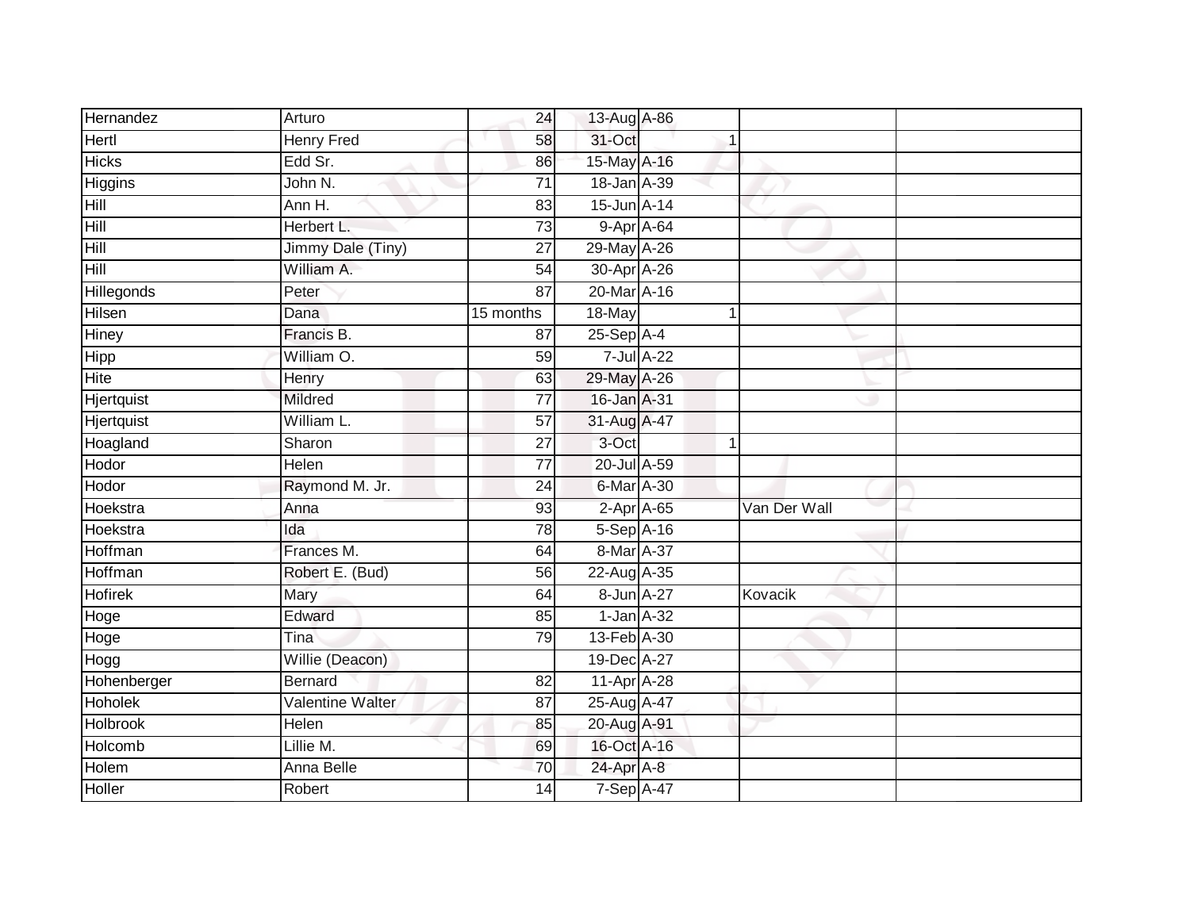| | | | | | | | |
|---|---|---|---|---|---|---|---|
| Hernandez | Arturo | 24 | 13-Aug | A-86 | | | |
| Hertl | Henry Fred | 58 | 31-Oct | | 1 | | |
| Hicks | Edd Sr. | 86 | 15-May | A-16 | | | |
| Higgins | John N. | 71 | 18-Jan | A-39 | | | |
| Hill | Ann H. | 83 | 15-Jun | A-14 | | | |
| Hill | Herbert L. | 73 | 9-Apr | A-64 | | | |
| Hill | Jimmy Dale (Tiny) | 27 | 29-May | A-26 | | | |
| Hill | William A. | 54 | 30-Apr | A-26 | | | |
| Hillegonds | Peter | 87 | 20-Mar | A-16 | | | |
| Hilsen | Dana | 15 months | 18-May | | 1 | | |
| Hiney | Francis B. | 87 | 25-Sep | A-4 | | | |
| Hipp | William O. | 59 | 7-Jul | A-22 | | | |
| Hite | Henry | 63 | 29-May | A-26 | | | |
| Hjertquist | Mildred | 77 | 16-Jan | A-31 | | | |
| Hjertquist | William L. | 57 | 31-Aug | A-47 | | | |
| Hoagland | Sharon | 27 | 3-Oct | | 1 | | |
| Hodor | Helen | 77 | 20-Jul | A-59 | | | |
| Hodor | Raymond M. Jr. | 24 | 6-Mar | A-30 | | | |
| Hoekstra | Anna | 93 | 2-Apr | A-65 | | Van Der Wall | |
| Hoekstra | Ida | 78 | 5-Sep | A-16 | | | |
| Hoffman | Frances M. | 64 | 8-Mar | A-37 | | | |
| Hoffman | Robert E. (Bud) | 56 | 22-Aug | A-35 | | | |
| Hofirek | Mary | 64 | 8-Jun | A-27 | | Kovacik | |
| Hoge | Edward | 85 | 1-Jan | A-32 | | | |
| Hoge | Tina | 79 | 13-Feb | A-30 | | | |
| Hogg | Willie (Deacon) | | 19-Dec | A-27 | | | |
| Hohenberger | Bernard | 82 | 11-Apr | A-28 | | | |
| Hoholek | Valentine Walter | 87 | 25-Aug | A-47 | | | |
| Holbrook | Helen | 85 | 20-Aug | A-91 | | | |
| Holcomb | Lillie M. | 69 | 16-Oct | A-16 | | | |
| Holem | Anna Belle | 70 | 24-Apr | A-8 | | | |
| Holler | Robert | 14 | 7-Sep | A-47 | | | |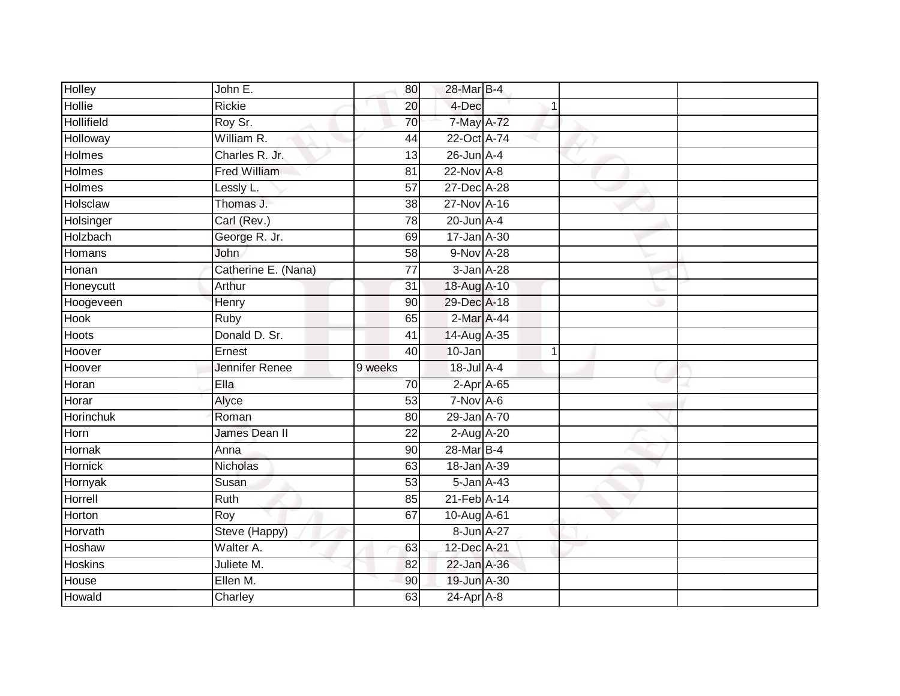| | | | | | | | |
|---|---|---|---|---|---|---|---|
| Holley | John E. | 80 | 28-Mar | B-4 | | | |
| Hollie | Rickie | 20 | 4-Dec | | 1 | | |
| Hollifield | Roy Sr. | 70 | 7-May | A-72 | | | |
| Holloway | William R. | 44 | 22-Oct | A-74 | | | |
| Holmes | Charles R. Jr. | 13 | 26-Jun | A-4 | | | |
| Holmes | Fred William | 81 | 22-Nov | A-8 | | | |
| Holmes | Lessly L. | 57 | 27-Dec | A-28 | | | |
| Holsclaw | Thomas J. | 38 | 27-Nov | A-16 | | | |
| Holsinger | Carl (Rev.) | 78 | 20-Jun | A-4 | | | |
| Holzbach | George R. Jr. | 69 | 17-Jan | A-30 | | | |
| Homans | John | 58 | 9-Nov | A-28 | | | |
| Honan | Catherine E. (Nana) | 77 | 3-Jan | A-28 | | | |
| Honeycutt | Arthur | 31 | 18-Aug | A-10 | | | |
| Hoogeveen | Henry | 90 | 29-Dec | A-18 | | | |
| Hook | Ruby | 65 | 2-Mar | A-44 | | | |
| Hoots | Donald D. Sr. | 41 | 14-Aug | A-35 | | | |
| Hoover | Ernest | 40 | 10-Jan | | 1 | | |
| Hoover | Jennifer Renee | 9 weeks | 18-Jul | A-4 | | | |
| Horan | Ella | 70 | 2-Apr | A-65 | | | |
| Horar | Alyce | 53 | 7-Nov | A-6 | | | |
| Horinchuk | Roman | 80 | 29-Jan | A-70 | | | |
| Horn | James Dean II | 22 | 2-Aug | A-20 | | | |
| Hornak | Anna | 90 | 28-Mar | B-4 | | | |
| Hornick | Nicholas | 63 | 18-Jan | A-39 | | | |
| Hornyak | Susan | 53 | 5-Jan | A-43 | | | |
| Horrell | Ruth | 85 | 21-Feb | A-14 | | | |
| Horton | Roy | 67 | 10-Aug | A-61 | | | |
| Horvath | Steve (Happy) | | 8-Jun | A-27 | | | |
| Hoshaw | Walter A. | 63 | 12-Dec | A-21 | | | |
| Hoskins | Juliete M. | 82 | 22-Jan | A-36 | | | |
| House | Ellen M. | 90 | 19-Jun | A-30 | | | |
| Howald | Charley | 63 | 24-Apr | A-8 | | | |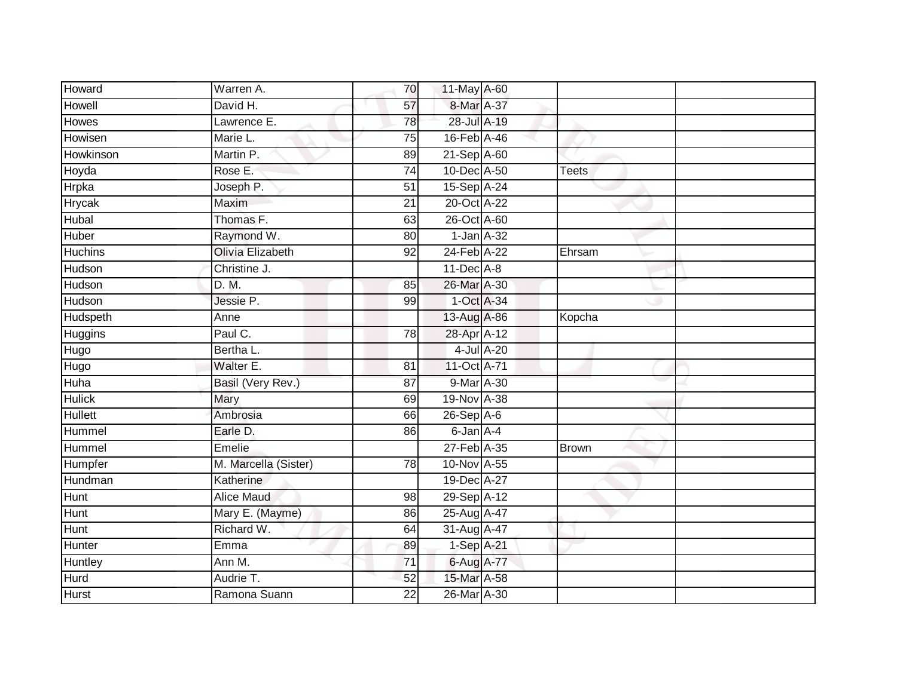| | | | | | | |
|---|---|---|---|---|---|---|
| Howard | Warren A. | 70 | 11-May | A-60 | | |
| Howell | David H. | 57 | 8-Mar | A-37 | | |
| Howes | Lawrence E. | 78 | 28-Jul | A-19 | | |
| Howisen | Marie L. | 75 | 16-Feb | A-46 | | |
| Howkinson | Martin P. | 89 | 21-Sep | A-60 | | |
| Hoyda | Rose E. | 74 | 10-Dec | A-50 | Teets | |
| Hrpka | Joseph P. | 51 | 15-Sep | A-24 | | |
| Hrycak | Maxim | 21 | 20-Oct | A-22 | | |
| Hubal | Thomas F. | 63 | 26-Oct | A-60 | | |
| Huber | Raymond W. | 80 | 1-Jan | A-32 | | |
| Huchins | Olivia Elizabeth | 92 | 24-Feb | A-22 | Ehrsam | |
| Hudson | Christine J. | | 11-Dec | A-8 | | |
| Hudson | D. M. | 85 | 26-Mar | A-30 | | |
| Hudson | Jessie P. | 99 | 1-Oct | A-34 | | |
| Hudspeth | Anne | | 13-Aug | A-86 | Kopcha | |
| Huggins | Paul C. | 78 | 28-Apr | A-12 | | |
| Hugo | Bertha L. | | 4-Jul | A-20 | | |
| Hugo | Walter E. | 81 | 11-Oct | A-71 | | |
| Huha | Basil (Very Rev.) | 87 | 9-Mar | A-30 | | |
| Hulick | Mary | 69 | 19-Nov | A-38 | | |
| Hullett | Ambrosia | 66 | 26-Sep | A-6 | | |
| Hummel | Earle D. | 86 | 6-Jan | A-4 | | |
| Hummel | Emelie | | 27-Feb | A-35 | Brown | |
| Humpfer | M. Marcella (Sister) | 78 | 10-Nov | A-55 | | |
| Hundman | Katherine | | 19-Dec | A-27 | | |
| Hunt | Alice Maud | 98 | 29-Sep | A-12 | | |
| Hunt | Mary E. (Mayme) | 86 | 25-Aug | A-47 | | |
| Hunt | Richard W. | 64 | 31-Aug | A-47 | | |
| Hunter | Emma | 89 | 1-Sep | A-21 | | |
| Huntley | Ann M. | 71 | 6-Aug | A-77 | | |
| Hurd | Audrie T. | 52 | 15-Mar | A-58 | | |
| Hurst | Ramona Suann | 22 | 26-Mar | A-30 | | |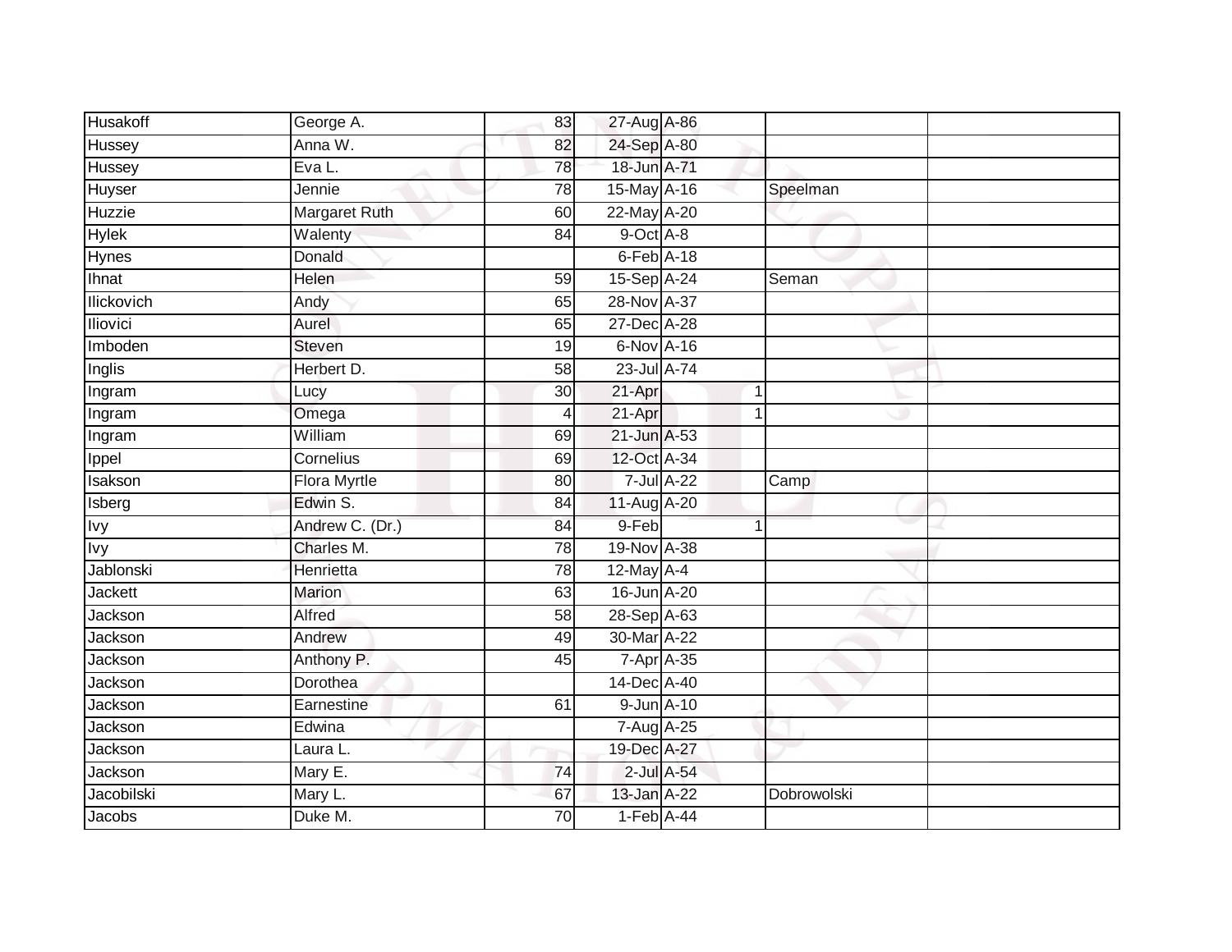| | | | | | | | |
|---|---|---|---|---|---|---|---|
| Husakoff | George A. | 83 | 27-Aug | A-86 | | | |
| Hussey | Anna W. | 82 | 24-Sep | A-80 | | | |
| Hussey | Eva L. | 78 | 18-Jun | A-71 | | | |
| Huyser | Jennie | 78 | 15-May | A-16 | | Speelman | |
| Huzzie | Margaret Ruth | 60 | 22-May | A-20 | | | |
| Hylek | Walenty | 84 | 9-Oct | A-8 | | | |
| Hynes | Donald | | 6-Feb | A-18 | | | |
| Ihnat | Helen | 59 | 15-Sep | A-24 | | Seman | |
| Ilickovich | Andy | 65 | 28-Nov | A-37 | | | |
| Iliovici | Aurel | 65 | 27-Dec | A-28 | | | |
| Imboden | Steven | 19 | 6-Nov | A-16 | | | |
| Inglis | Herbert D. | 58 | 23-Jul | A-74 | | | |
| Ingram | Lucy | 30 | 21-Apr | | 1 | | |
| Ingram | Omega | 4 | 21-Apr | | 1 | | |
| Ingram | William | 69 | 21-Jun | A-53 | | | |
| Ippel | Cornelius | 69 | 12-Oct | A-34 | | | |
| Isakson | Flora Myrtle | 80 | 7-Jul | A-22 | | Camp | |
| Isberg | Edwin S. | 84 | 11-Aug | A-20 | | | |
| Ivy | Andrew C. (Dr.) | 84 | 9-Feb | | 1 | | |
| Ivy | Charles M. | 78 | 19-Nov | A-38 | | | |
| Jablonski | Henrietta | 78 | 12-May | A-4 | | | |
| Jackett | Marion | 63 | 16-Jun | A-20 | | | |
| Jackson | Alfred | 58 | 28-Sep | A-63 | | | |
| Jackson | Andrew | 49 | 30-Mar | A-22 | | | |
| Jackson | Anthony P. | 45 | 7-Apr | A-35 | | | |
| Jackson | Dorothea | | 14-Dec | A-40 | | | |
| Jackson | Earnestine | 61 | 9-Jun | A-10 | | | |
| Jackson | Edwina | | 7-Aug | A-25 | | | |
| Jackson | Laura L. | | 19-Dec | A-27 | | | |
| Jackson | Mary E. | 74 | 2-Jul | A-54 | | | |
| Jacobilski | Mary L. | 67 | 13-Jan | A-22 | | Dobrowolski | |
| Jacobs | Duke M. | 70 | 1-Feb | A-44 | | | |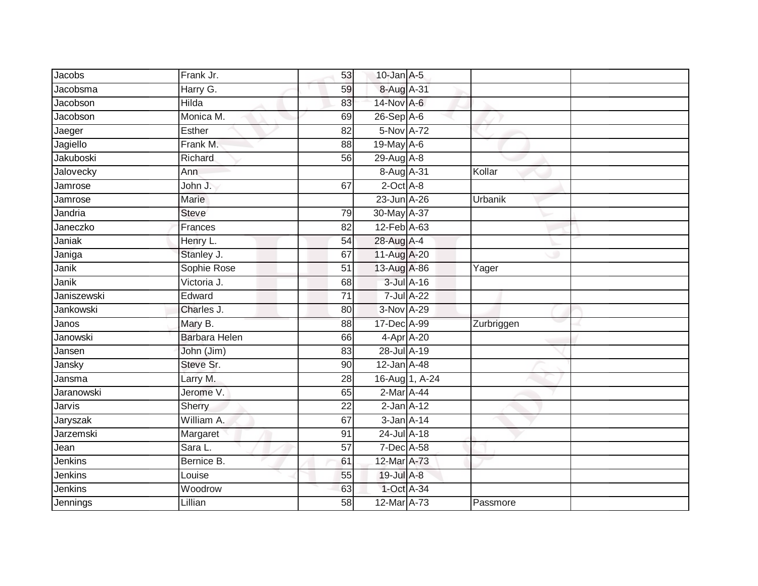| | | | | | | |
|---|---|---|---|---|---|---|
| Jacobs | Frank Jr. | 53 | 10-Jan | A-5 | | |
| Jacobsma | Harry G. | 59 | 8-Aug | A-31 | | |
| Jacobson | Hilda | 83 | 14-Nov | A-6 | | |
| Jacobson | Monica M. | 69 | 26-Sep | A-6 | | |
| Jaeger | Esther | 82 | 5-Nov | A-72 | | |
| Jagiello | Frank M. | 88 | 19-May | A-6 | | |
| Jakuboski | Richard | 56 | 29-Aug | A-8 | | |
| Jalovecky | Ann | | 8-Aug | A-31 | Kollar | |
| Jamrose | John J. | 67 | 2-Oct | A-8 | | |
| Jamrose | Marie | | 23-Jun | A-26 | Urbanik | |
| Jandria | Steve | 79 | 30-May | A-37 | | |
| Janeczko | Frances | 82 | 12-Feb | A-63 | | |
| Janiak | Henry L. | 54 | 28-Aug | A-4 | | |
| Janiga | Stanley J. | 67 | 11-Aug | A-20 | | |
| Janik | Sophie Rose | 51 | 13-Aug | A-86 | Yager | |
| Janik | Victoria J. | 68 | 3-Jul | A-16 | | |
| Janiszewski | Edward | 71 | 7-Jul | A-22 | | |
| Jankowski | Charles J. | 80 | 3-Nov | A-29 | | |
| Janos | Mary B. | 88 | 17-Dec | A-99 | Zurbriggen | |
| Janowski | Barbara Helen | 66 | 4-Apr | A-20 | | |
| Jansen | John (Jim) | 83 | 28-Jul | A-19 | | |
| Jansky | Steve Sr. | 90 | 12-Jan | A-48 | | |
| Jansma | Larry M. | 28 | 16-Aug | 1, A-24 | | |
| Jaranowski | Jerome V. | 65 | 2-Mar | A-44 | | |
| Jarvis | Sherry | 22 | 2-Jan | A-12 | | |
| Jaryszak | William A. | 67 | 3-Jan | A-14 | | |
| Jarzemski | Margaret | 91 | 24-Jul | A-18 | | |
| Jean | Sara L. | 57 | 7-Dec | A-58 | | |
| Jenkins | Bernice B. | 61 | 12-Mar | A-73 | | |
| Jenkins | Louise | 55 | 19-Jul | A-8 | | |
| Jenkins | Woodrow | 63 | 1-Oct | A-34 | | |
| Jennings | Lillian | 58 | 12-Mar | A-73 | Passmore | |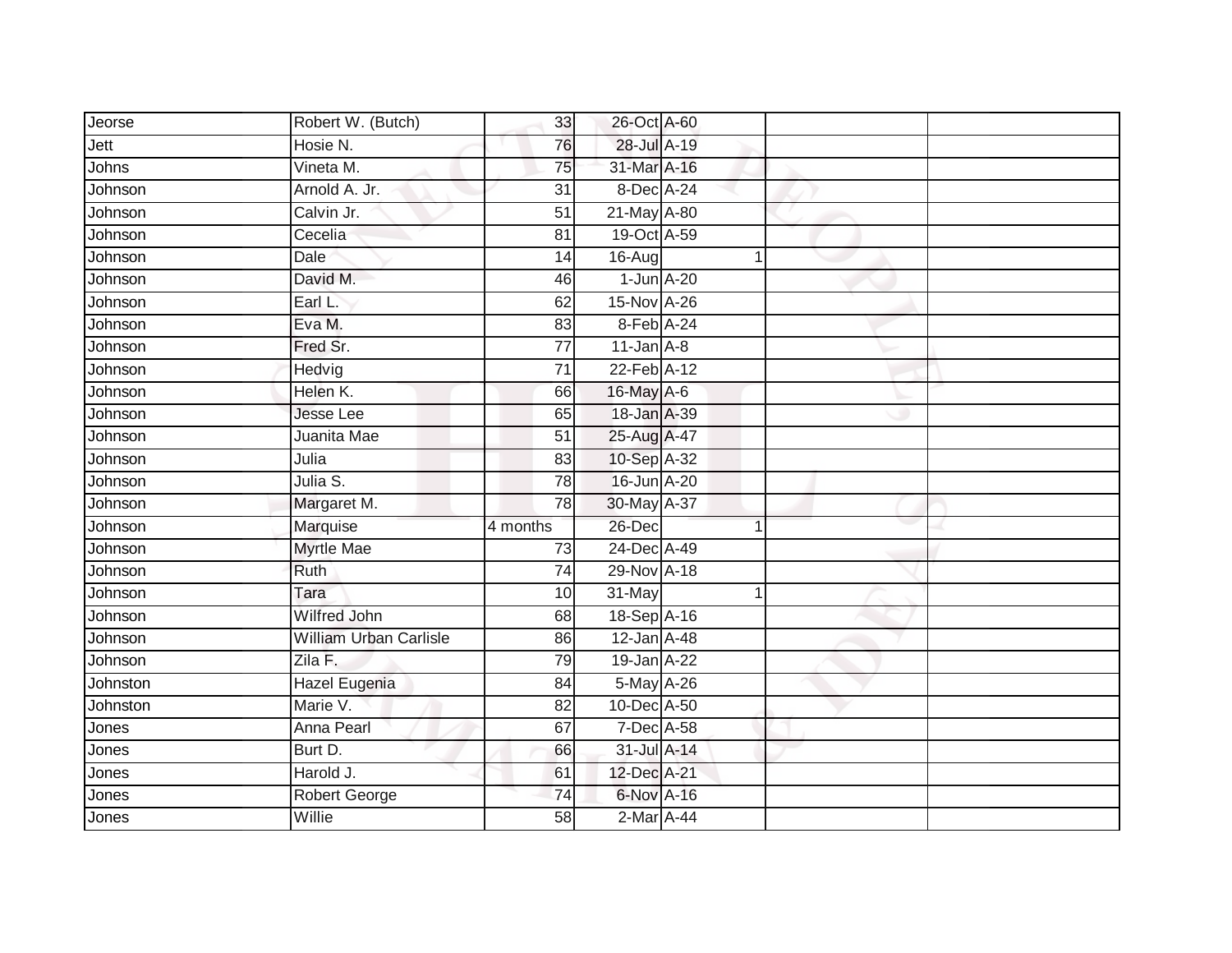| | | | | | | |
|---|---|---|---|---|---|---|
| Jeorse | Robert W. (Butch) | 33 | 26-Oct | A-60 | | |
| Jett | Hosie N. | 76 | 28-Jul | A-19 | | |
| Johns | Vineta M. | 75 | 31-Mar | A-16 | | |
| Johnson | Arnold A. Jr. | 31 | 8-Dec | A-24 | | |
| Johnson | Calvin Jr. | 51 | 21-May | A-80 | | |
| Johnson | Cecelia | 81 | 19-Oct | A-59 | | |
| Johnson | Dale | 14 | 16-Aug | 1 | | |
| Johnson | David M. | 46 | 1-Jun | A-20 | | |
| Johnson | Earl L. | 62 | 15-Nov | A-26 | | |
| Johnson | Eva M. | 83 | 8-Feb | A-24 | | |
| Johnson | Fred Sr. | 77 | 11-Jan | A-8 | | |
| Johnson | Hedvig | 71 | 22-Feb | A-12 | | |
| Johnson | Helen K. | 66 | 16-May | A-6 | | |
| Johnson | Jesse Lee | 65 | 18-Jan | A-39 | | |
| Johnson | Juanita Mae | 51 | 25-Aug | A-47 | | |
| Johnson | Julia | 83 | 10-Sep | A-32 | | |
| Johnson | Julia S. | 78 | 16-Jun | A-20 | | |
| Johnson | Margaret M. | 78 | 30-May | A-37 | | |
| Johnson | Marquise | 4 months | 26-Dec | 1 | | |
| Johnson | Myrtle Mae | 73 | 24-Dec | A-49 | | |
| Johnson | Ruth | 74 | 29-Nov | A-18 | | |
| Johnson | Tara | 10 | 31-May | 1 | | |
| Johnson | Wilfred John | 68 | 18-Sep | A-16 | | |
| Johnson | William Urban Carlisle | 86 | 12-Jan | A-48 | | |
| Johnson | Zila F. | 79 | 19-Jan | A-22 | | |
| Johnston | Hazel Eugenia | 84 | 5-May | A-26 | | |
| Johnston | Marie V. | 82 | 10-Dec | A-50 | | |
| Jones | Anna Pearl | 67 | 7-Dec | A-58 | | |
| Jones | Burt D. | 66 | 31-Jul | A-14 | | |
| Jones | Harold J. | 61 | 12-Dec | A-21 | | |
| Jones | Robert George | 74 | 6-Nov | A-16 | | |
| Jones | Willie | 58 | 2-Mar | A-44 | | |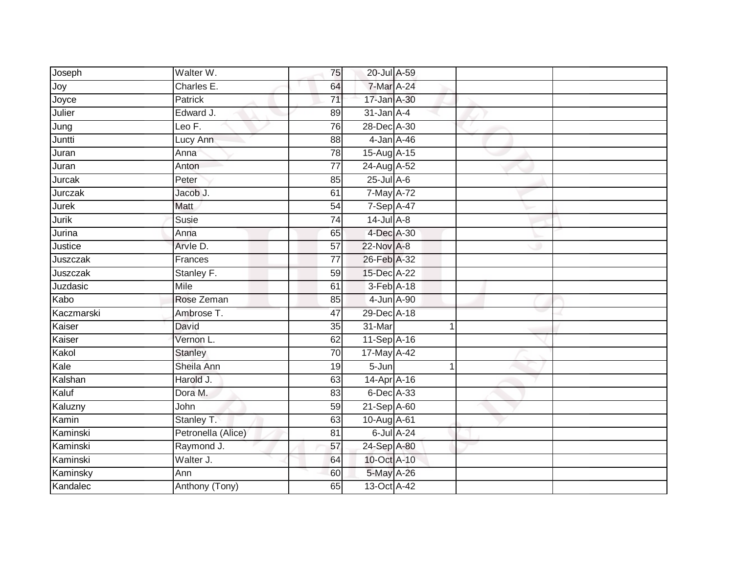| | | | | | | |
|---|---|---|---|---|---|---|
| Joseph | Walter W. | 75 | 20-Jul | A-59 | | |
| Joy | Charles E. | 64 | 7-Mar | A-24 | | |
| Joyce | Patrick | 71 | 17-Jan | A-30 | | |
| Julier | Edward J. | 89 | 31-Jan | A-4 | | |
| Jung | Leo F. | 76 | 28-Dec | A-30 | | |
| Juntti | Lucy Ann | 88 | 4-Jan | A-46 | | |
| Juran | Anna | 78 | 15-Aug | A-15 | | |
| Juran | Anton | 77 | 24-Aug | A-52 | | |
| Jurcak | Peter | 85 | 25-Jul | A-6 | | |
| Jurczak | Jacob J. | 61 | 7-May | A-72 | | |
| Jurek | Matt | 54 | 7-Sep | A-47 | | |
| Jurik | Susie | 74 | 14-Jul | A-8 | | |
| Jurina | Anna | 65 | 4-Dec | A-30 | | |
| Justice | Arvle D. | 57 | 22-Nov | A-8 | | |
| Juszczak | Frances | 77 | 26-Feb | A-32 | | |
| Juszczak | Stanley F. | 59 | 15-Dec | A-22 | | |
| Juzdasic | Mile | 61 | 3-Feb | A-18 | | |
| Kabo | Rose Zeman | 85 | 4-Jun | A-90 | | |
| Kaczmarski | Ambrose T. | 47 | 29-Dec | A-18 | | |
| Kaiser | David | 35 | 31-Mar | 1 | | |
| Kaiser | Vernon L. | 62 | 11-Sep | A-16 | | |
| Kakol | Stanley | 70 | 17-May | A-42 | | |
| Kale | Sheila Ann | 19 | 5-Jun | 1 | | |
| Kalshan | Harold J. | 63 | 14-Apr | A-16 | | |
| Kaluf | Dora M. | 83 | 6-Dec | A-33 | | |
| Kaluzny | John | 59 | 21-Sep | A-60 | | |
| Kamin | Stanley T. | 63 | 10-Aug | A-61 | | |
| Kaminski | Petronella (Alice) | 81 | 6-Jul | A-24 | | |
| Kaminski | Raymond J. | 57 | 24-Sep | A-80 | | |
| Kaminski | Walter J. | 64 | 10-Oct | A-10 | | |
| Kaminsky | Ann | 60 | 5-May | A-26 | | |
| Kandalec | Anthony (Tony) | 65 | 13-Oct | A-42 | | |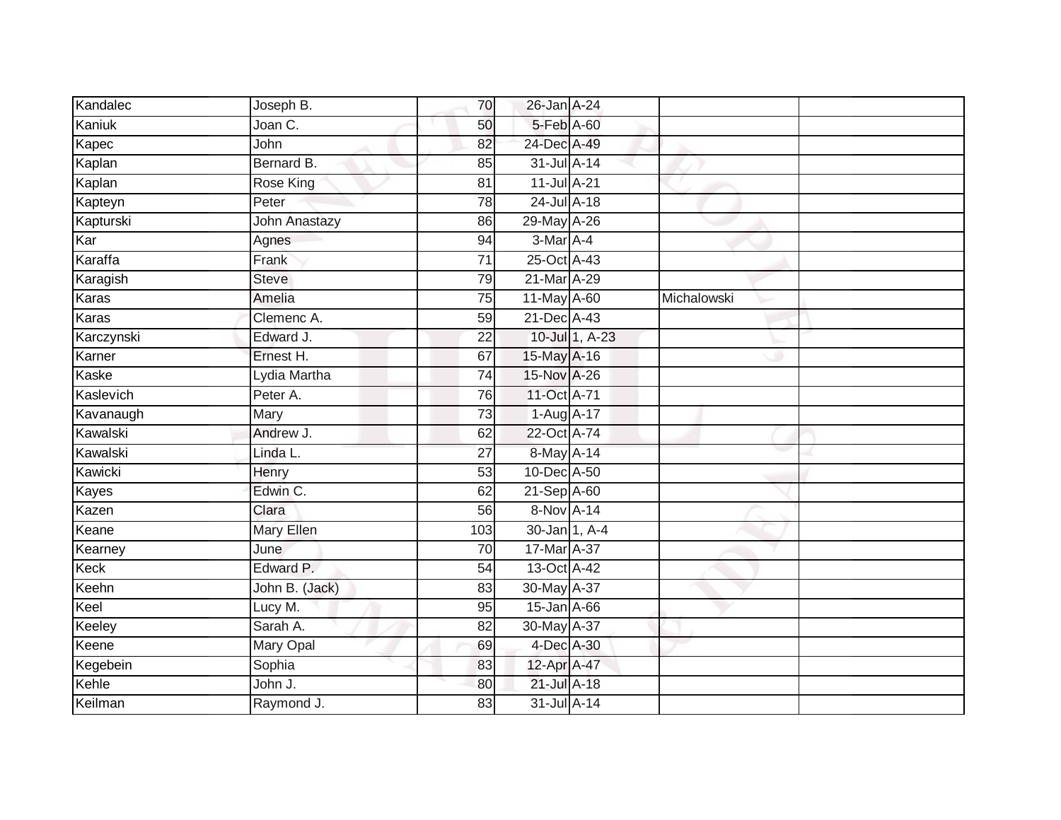| | | | | | | |
|---|---|---|---|---|---|---|
| Kandalec | Joseph B. | 70 | 26-Jan | A-24 | | |
| Kaniuk | Joan C. | 50 | 5-Feb | A-60 | | |
| Kapec | John | 82 | 24-Dec | A-49 | | |
| Kaplan | Bernard B. | 85 | 31-Jul | A-14 | | |
| Kaplan | Rose King | 81 | 11-Jul | A-21 | | |
| Kapteyn | Peter | 78 | 24-Jul | A-18 | | |
| Kapturski | John Anastazy | 86 | 29-May | A-26 | | |
| Kar | Agnes | 94 | 3-Mar | A-4 | | |
| Karaffa | Frank | 71 | 25-Oct | A-43 | | |
| Karagish | Steve | 79 | 21-Mar | A-29 | | |
| Karas | Amelia | 75 | 11-May | A-60 | Michalowski | |
| Karas | Clemenc A. | 59 | 21-Dec | A-43 | | |
| Karczynski | Edward J. | 22 | 10-Jul | 1, A-23 | | |
| Karner | Ernest H. | 67 | 15-May | A-16 | | |
| Kaske | Lydia Martha | 74 | 15-Nov | A-26 | | |
| Kaslevich | Peter A. | 76 | 11-Oct | A-71 | | |
| Kavanaugh | Mary | 73 | 1-Aug | A-17 | | |
| Kawalski | Andrew J. | 62 | 22-Oct | A-74 | | |
| Kawalski | Linda L. | 27 | 8-May | A-14 | | |
| Kawicki | Henry | 53 | 10-Dec | A-50 | | |
| Kayes | Edwin C. | 62 | 21-Sep | A-60 | | |
| Kazen | Clara | 56 | 8-Nov | A-14 | | |
| Keane | Mary Ellen | 103 | 30-Jan | 1, A-4 | | |
| Kearney | June | 70 | 17-Mar | A-37 | | |
| Keck | Edward P. | 54 | 13-Oct | A-42 | | |
| Keehn | John B. (Jack) | 83 | 30-May | A-37 | | |
| Keel | Lucy M. | 95 | 15-Jan | A-66 | | |
| Keeley | Sarah A. | 82 | 30-May | A-37 | | |
| Keene | Mary Opal | 69 | 4-Dec | A-30 | | |
| Kegebein | Sophia | 83 | 12-Apr | A-47 | | |
| Kehle | John J. | 80 | 21-Jul | A-18 | | |
| Keilman | Raymond J. | 83 | 31-Jul | A-14 | | |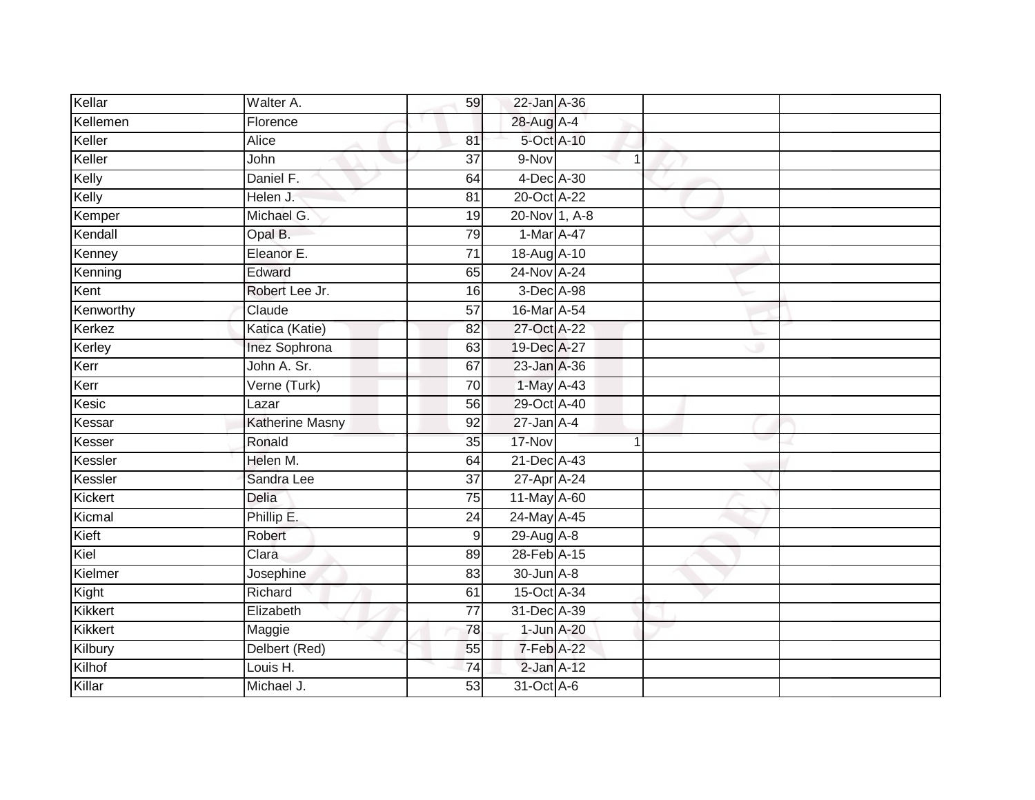| | | | | | | |
|---|---|---|---|---|---|---|
| Kellar | Walter A. | 59 | 22-Jan | A-36 | | |
| Kellemen | Florence | | 28-Aug | A-4 | | |
| Keller | Alice | 81 | 5-Oct | A-10 | | |
| Keller | John | 37 | 9-Nov | 1 | | |
| Kelly | Daniel F. | 64 | 4-Dec | A-30 | | |
| Kelly | Helen J. | 81 | 20-Oct | A-22 | | |
| Kemper | Michael G. | 19 | 20-Nov | 1, A-8 | | |
| Kendall | Opal B. | 79 | 1-Mar | A-47 | | |
| Kenney | Eleanor E. | 71 | 18-Aug | A-10 | | |
| Kenning | Edward | 65 | 24-Nov | A-24 | | |
| Kent | Robert Lee Jr. | 16 | 3-Dec | A-98 | | |
| Kenworthy | Claude | 57 | 16-Mar | A-54 | | |
| Kerkez | Katica (Katie) | 82 | 27-Oct | A-22 | | |
| Kerley | Inez Sophrona | 63 | 19-Dec | A-27 | | |
| Kerr | John A. Sr. | 67 | 23-Jan | A-36 | | |
| Kerr | Verne (Turk) | 70 | 1-May | A-43 | | |
| Kesic | Lazar | 56 | 29-Oct | A-40 | | |
| Kessar | Katherine Masny | 92 | 27-Jan | A-4 | | |
| Kesser | Ronald | 35 | 17-Nov | 1 | | |
| Kessler | Helen M. | 64 | 21-Dec | A-43 | | |
| Kessler | Sandra Lee | 37 | 27-Apr | A-24 | | |
| Kickert | Delia | 75 | 11-May | A-60 | | |
| Kicmal | Phillip E. | 24 | 24-May | A-45 | | |
| Kieft | Robert | 9 | 29-Aug | A-8 | | |
| Kiel | Clara | 89 | 28-Feb | A-15 | | |
| Kielmer | Josephine | 83 | 30-Jun | A-8 | | |
| Kight | Richard | 61 | 15-Oct | A-34 | | |
| Kikkert | Elizabeth | 77 | 31-Dec | A-39 | | |
| Kikkert | Maggie | 78 | 1-Jun | A-20 | | |
| Kilbury | Delbert (Red) | 55 | 7-Feb | A-22 | | |
| Kilhof | Louis H. | 74 | 2-Jan | A-12 | | |
| Killar | Michael J. | 53 | 31-Oct | A-6 | | |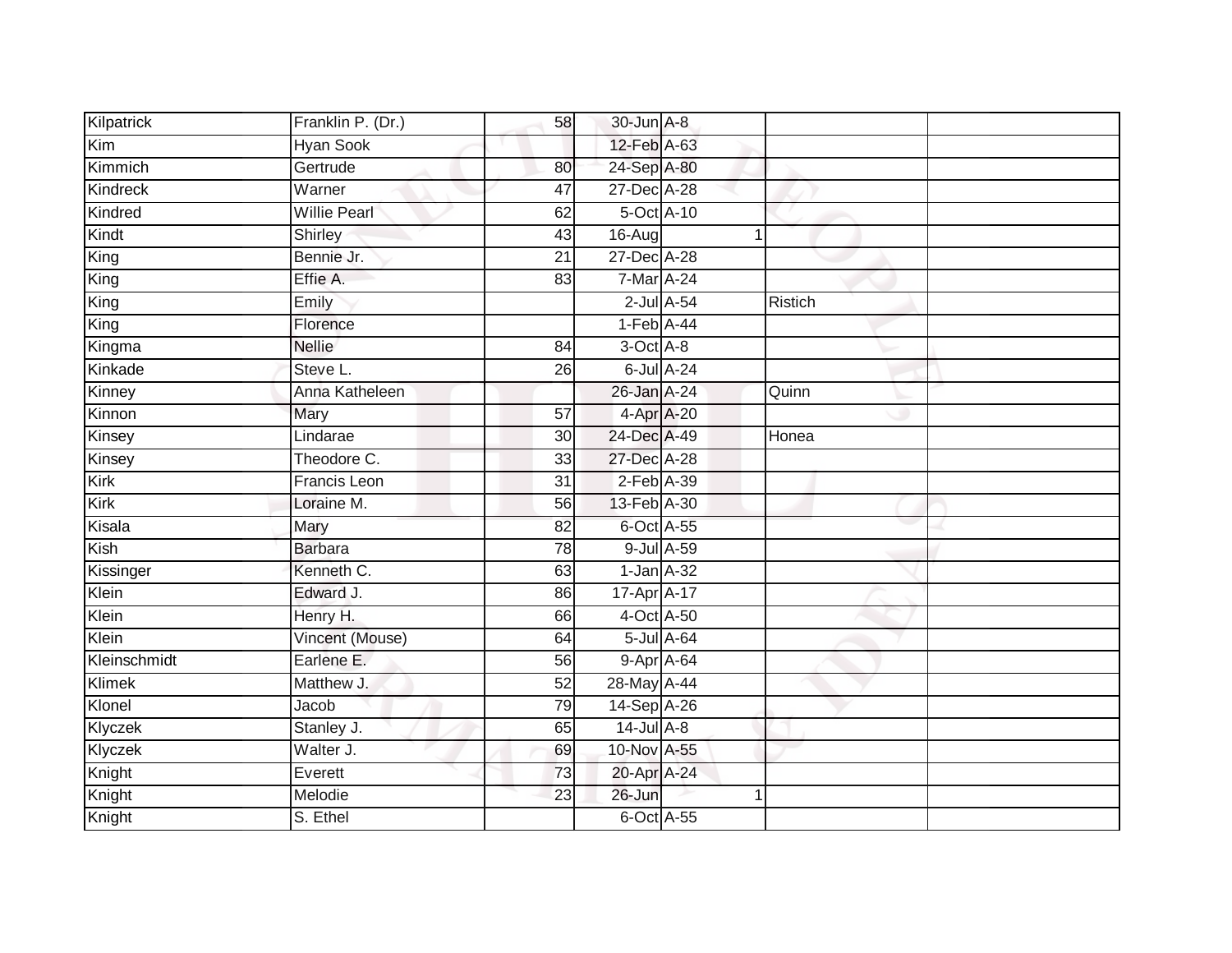| | | | | | | |
|---|---|---|---|---|---|---|
| Kilpatrick | Franklin P. (Dr.) | 58 | 30-Jun | A-8 | | |
| Kim | Hyan Sook | | 12-Feb | A-63 | | |
| Kimmich | Gertrude | 80 | 24-Sep | A-80 | | |
| Kindreck | Warner | 47 | 27-Dec | A-28 | | |
| Kindred | Willie Pearl | 62 | 5-Oct | A-10 | | |
| Kindt | Shirley | 43 | 16-Aug | 1 | | |
| King | Bennie Jr. | 21 | 27-Dec | A-28 | | |
| King | Effie A. | 83 | 7-Mar | A-24 | | |
| King | Emily | | 2-Jul | A-54 | Ristich | |
| King | Florence | | 1-Feb | A-44 | | |
| Kingma | Nellie | 84 | 3-Oct | A-8 | | |
| Kinkade | Steve L. | 26 | 6-Jul | A-24 | | |
| Kinney | Anna Katheleen | | 26-Jan | A-24 | Quinn | |
| Kinnon | Mary | 57 | 4-Apr | A-20 | | |
| Kinsey | Lindarae | 30 | 24-Dec | A-49 | Honea | |
| Kinsey | Theodore C. | 33 | 27-Dec | A-28 | | |
| Kirk | Francis Leon | 31 | 2-Feb | A-39 | | |
| Kirk | Loraine M. | 56 | 13-Feb | A-30 | | |
| Kisala | Mary | 82 | 6-Oct | A-55 | | |
| Kish | Barbara | 78 | 9-Jul | A-59 | | |
| Kissinger | Kenneth C. | 63 | 1-Jan | A-32 | | |
| Klein | Edward J. | 86 | 17-Apr | A-17 | | |
| Klein | Henry H. | 66 | 4-Oct | A-50 | | |
| Klein | Vincent (Mouse) | 64 | 5-Jul | A-64 | | |
| Kleinschmidt | Earlene E. | 56 | 9-Apr | A-64 | | |
| Klimek | Matthew J. | 52 | 28-May | A-44 | | |
| Klonel | Jacob | 79 | 14-Sep | A-26 | | |
| Klyczek | Stanley J. | 65 | 14-Jul | A-8 | | |
| Klyczek | Walter J. | 69 | 10-Nov | A-55 | | |
| Knight | Everett | 73 | 20-Apr | A-24 | | |
| Knight | Melodie | 23 | 26-Jun | 1 | | |
| Knight | S. Ethel | | 6-Oct | A-55 | | |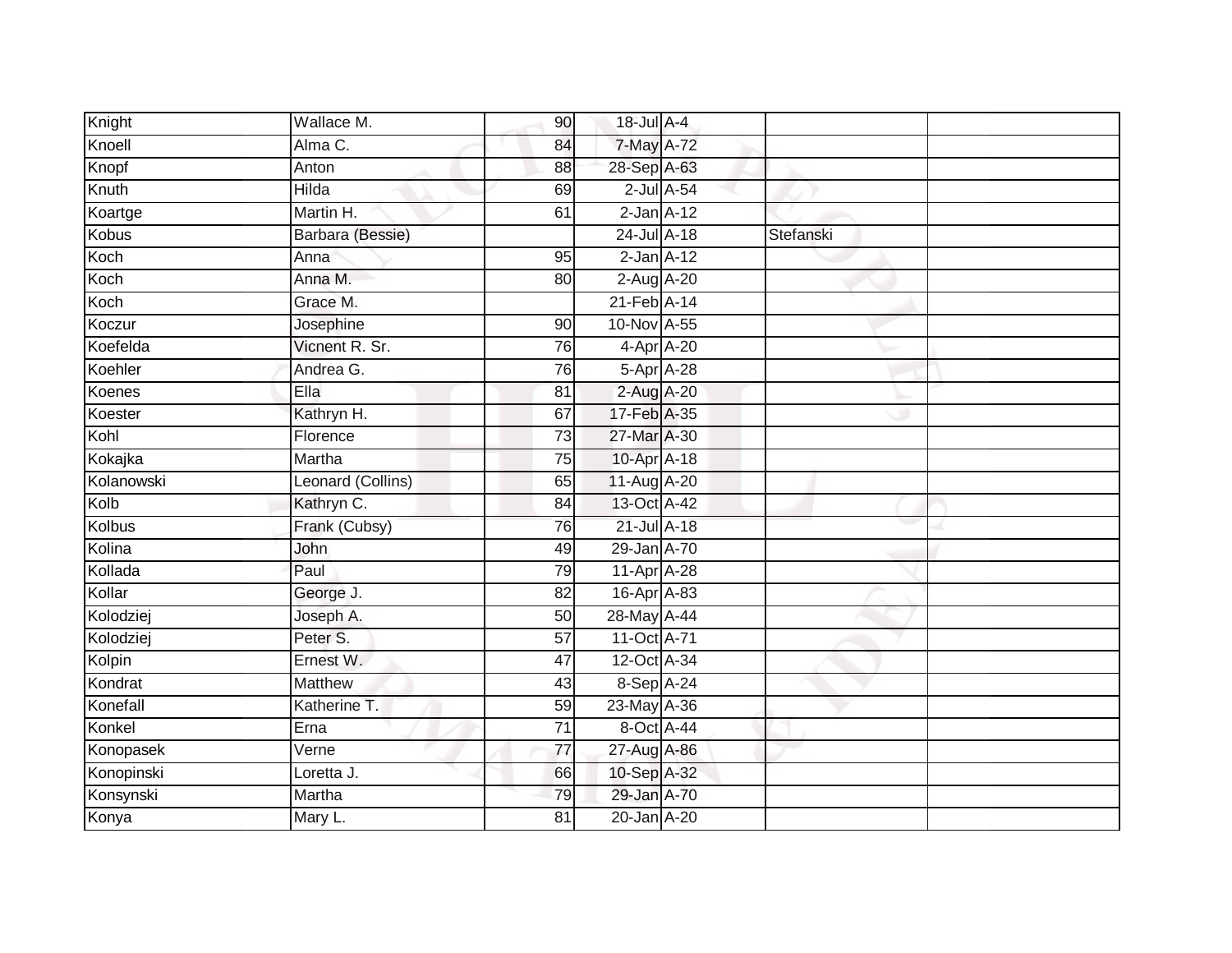| | | | | | | |
|---|---|---|---|---|---|---|
| Knight | Wallace M. | 90 | 18-Jul | A-4 | | |
| Knoell | Alma C. | 84 | 7-May | A-72 | | |
| Knopf | Anton | 88 | 28-Sep | A-63 | | |
| Knuth | Hilda | 69 | 2-Jul | A-54 | | |
| Koartge | Martin H. | 61 | 2-Jan | A-12 | | |
| Kobus | Barbara (Bessie) | | 24-Jul | A-18 | Stefanski | |
| Koch | Anna | 95 | 2-Jan | A-12 | | |
| Koch | Anna M. | 80 | 2-Aug | A-20 | | |
| Koch | Grace M. | | 21-Feb | A-14 | | |
| Koczur | Josephine | 90 | 10-Nov | A-55 | | |
| Koefelda | Vicnent R. Sr. | 76 | 4-Apr | A-20 | | |
| Koehler | Andrea G. | 76 | 5-Apr | A-28 | | |
| Koenes | Ella | 81 | 2-Aug | A-20 | | |
| Koester | Kathryn H. | 67 | 17-Feb | A-35 | | |
| Kohl | Florence | 73 | 27-Mar | A-30 | | |
| Kokajka | Martha | 75 | 10-Apr | A-18 | | |
| Kolanowski | Leonard (Collins) | 65 | 11-Aug | A-20 | | |
| Kolb | Kathryn C. | 84 | 13-Oct | A-42 | | |
| Kolbus | Frank (Cubsy) | 76 | 21-Jul | A-18 | | |
| Kolina | John | 49 | 29-Jan | A-70 | | |
| Kollada | Paul | 79 | 11-Apr | A-28 | | |
| Kollar | George J. | 82 | 16-Apr | A-83 | | |
| Kolodziej | Joseph A. | 50 | 28-May | A-44 | | |
| Kolodziej | Peter S. | 57 | 11-Oct | A-71 | | |
| Kolpin | Ernest W. | 47 | 12-Oct | A-34 | | |
| Kondrat | Matthew | 43 | 8-Sep | A-24 | | |
| Konefall | Katherine T. | 59 | 23-May | A-36 | | |
| Konkel | Erna | 71 | 8-Oct | A-44 | | |
| Konopasek | Verne | 77 | 27-Aug | A-86 | | |
| Konopinski | Loretta J. | 66 | 10-Sep | A-32 | | |
| Konsynski | Martha | 79 | 29-Jan | A-70 | | |
| Konya | Mary L. | 81 | 20-Jan | A-20 | | |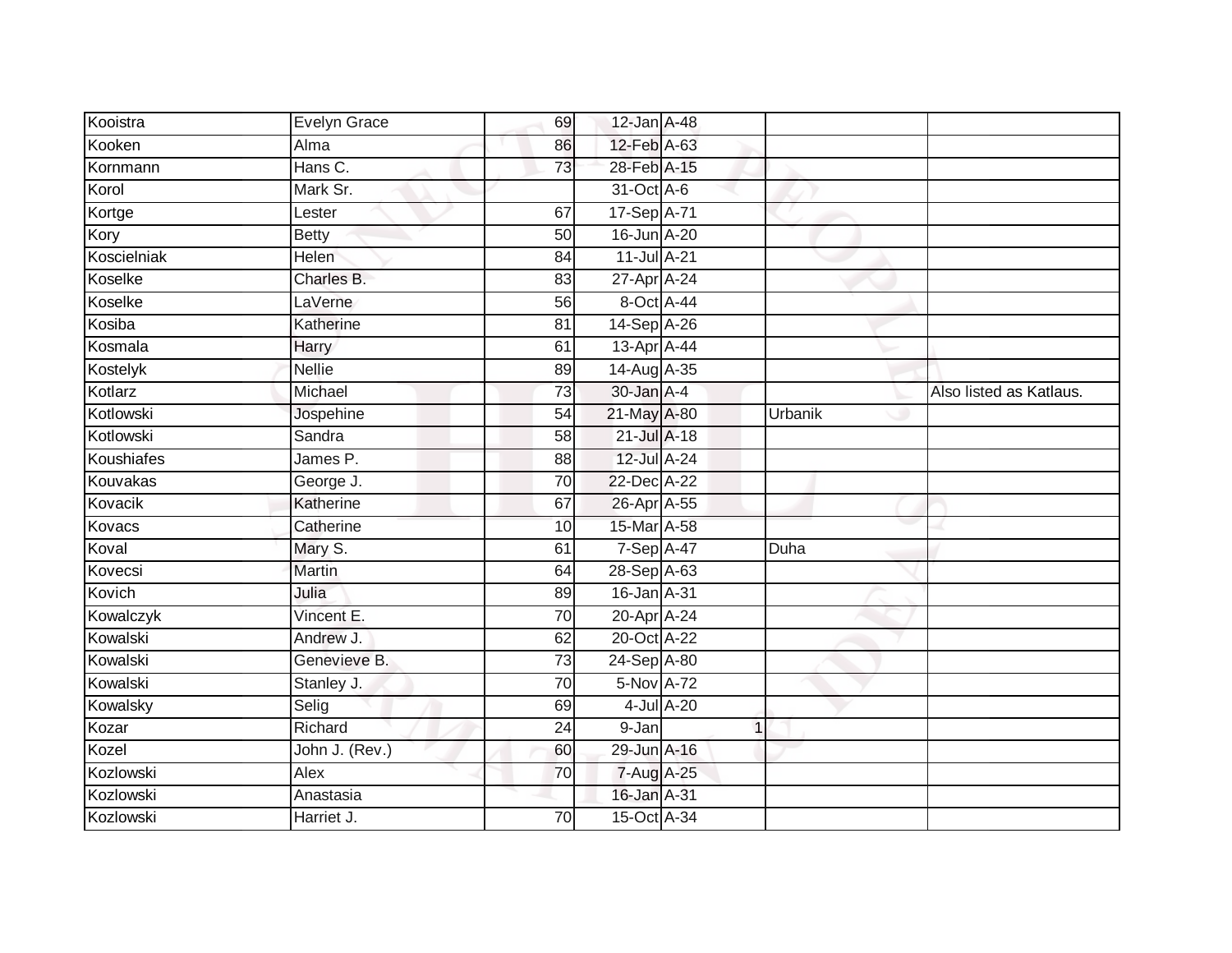| | | | | | | |
|---|---|---|---|---|---|---|
| Kooistra | Evelyn Grace | 69 | 12-Jan | A-48 | | |
| Kooken | Alma | 86 | 12-Feb | A-63 | | |
| Kornmann | Hans C. | 73 | 28-Feb | A-15 | | |
| Korol | Mark Sr. | | 31-Oct | A-6 | | |
| Kortge | Lester | 67 | 17-Sep | A-71 | | |
| Kory | Betty | 50 | 16-Jun | A-20 | | |
| Koscielniak | Helen | 84 | 11-Jul | A-21 | | |
| Koselke | Charles B. | 83 | 27-Apr | A-24 | | |
| Koselke | LaVerne | 56 | 8-Oct | A-44 | | |
| Kosiba | Katherine | 81 | 14-Sep | A-26 | | |
| Kosmala | Harry | 61 | 13-Apr | A-44 | | |
| Kostelyk | Nellie | 89 | 14-Aug | A-35 | | |
| Kotlarz | Michael | 73 | 30-Jan | A-4 | | Also listed as Katlaus. |
| Kotlowski | Jospephine | 54 | 21-May | A-80 | Urbanik | |
| Kotlowski | Sandra | 58 | 21-Jul | A-18 | | |
| Koushiafes | James P. | 88 | 12-Jul | A-24 | | |
| Kouvakas | George J. | 70 | 22-Dec | A-22 | | |
| Kovacik | Katherine | 67 | 26-Apr | A-55 | | |
| Kovacs | Catherine | 10 | 15-Mar | A-58 | | |
| Koval | Mary S. | 61 | 7-Sep | A-47 | Duha | |
| Kovecsi | Martin | 64 | 28-Sep | A-63 | | |
| Kovich | Julia | 89 | 16-Jan | A-31 | | |
| Kowalczyk | Vincent E. | 70 | 20-Apr | A-24 | | |
| Kowalski | Andrew J. | 62 | 20-Oct | A-22 | | |
| Kowalski | Genevieve B. | 73 | 24-Sep | A-80 | | |
| Kowalski | Stanley J. | 70 | 5-Nov | A-72 | | |
| Kowalsky | Selig | 69 | 4-Jul | A-20 | | |
| Kozar | Richard | 24 | 9-Jan | 1 | | |
| Kozel | John J. (Rev.) | 60 | 29-Jun | A-16 | | |
| Kozlowski | Alex | 70 | 7-Aug | A-25 | | |
| Kozlowski | Anastasia | | 16-Jan | A-31 | | |
| Kozlowski | Harriet J. | 70 | 15-Oct | A-34 | | |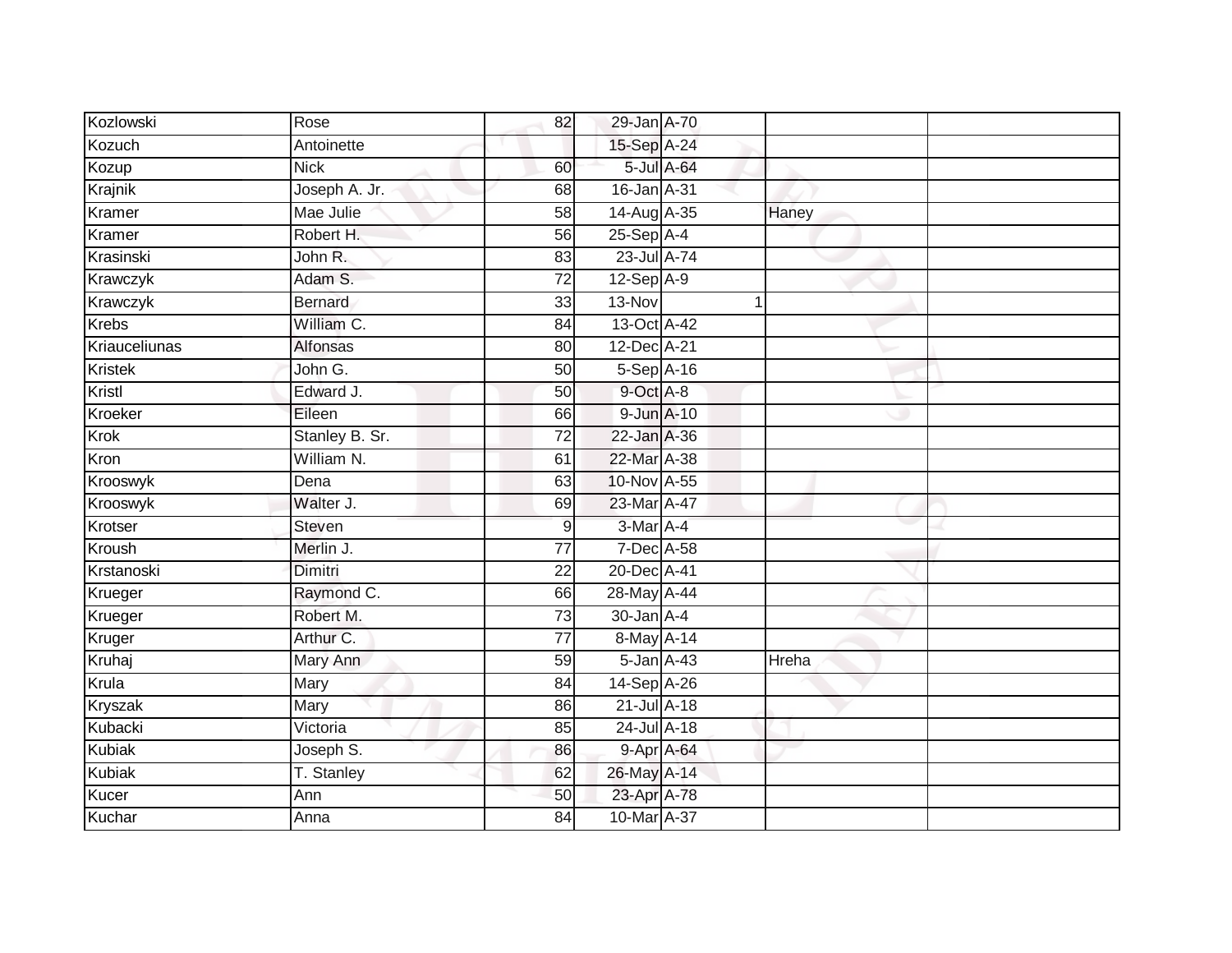| Kozlowski | Rose | 82 | 29-Jan | A-70 | | |
|---|---|---|---|---|---|---|
| Kozuch | Antoinette | | 15-Sep | A-24 | | |
| Kozup | Nick | 60 | 5-Jul | A-64 | | |
| Krajnik | Joseph A. Jr. | 68 | 16-Jan | A-31 | | |
| Kramer | Mae Julie | 58 | 14-Aug | A-35 | Haney | |
| Kramer | Robert H. | 56 | 25-Sep | A-4 | | |
| Krasinski | John R. | 83 | 23-Jul | A-74 | | |
| Krawczyk | Adam S. | 72 | 12-Sep | A-9 | | |
| Krawczyk | Bernard | 33 | 13-Nov | 1 | | |
| Krebs | William C. | 84 | 13-Oct | A-42 | | |
| Kriauceliunas | Alfonsas | 80 | 12-Dec | A-21 | | |
| Kristek | John G. | 50 | 5-Sep | A-16 | | |
| Kristl | Edward J. | 50 | 9-Oct | A-8 | | |
| Kroeker | Eileen | 66 | 9-Jun | A-10 | | |
| Krok | Stanley B. Sr. | 72 | 22-Jan | A-36 | | |
| Kron | William N. | 61 | 22-Mar | A-38 | | |
| Krooswyk | Dena | 63 | 10-Nov | A-55 | | |
| Krooswyk | Walter J. | 69 | 23-Mar | A-47 | | |
| Krotser | Steven | 9 | 3-Mar | A-4 | | |
| Kroush | Merlin J. | 77 | 7-Dec | A-58 | | |
| Krstanoski | Dimitri | 22 | 20-Dec | A-41 | | |
| Krueger | Raymond C. | 66 | 28-May | A-44 | | |
| Krueger | Robert M. | 73 | 30-Jan | A-4 | | |
| Kruger | Arthur C. | 77 | 8-May | A-14 | | |
| Kruhaj | Mary Ann | 59 | 5-Jan | A-43 | Hreha | |
| Krula | Mary | 84 | 14-Sep | A-26 | | |
| Kryszak | Mary | 86 | 21-Jul | A-18 | | |
| Kubacki | Victoria | 85 | 24-Jul | A-18 | | |
| Kubiak | Joseph S. | 86 | 9-Apr | A-64 | | |
| Kubiak | T. Stanley | 62 | 26-May | A-14 | | |
| Kucer | Ann | 50 | 23-Apr | A-78 | | |
| Kuchar | Anna | 84 | 10-Mar | A-37 | | |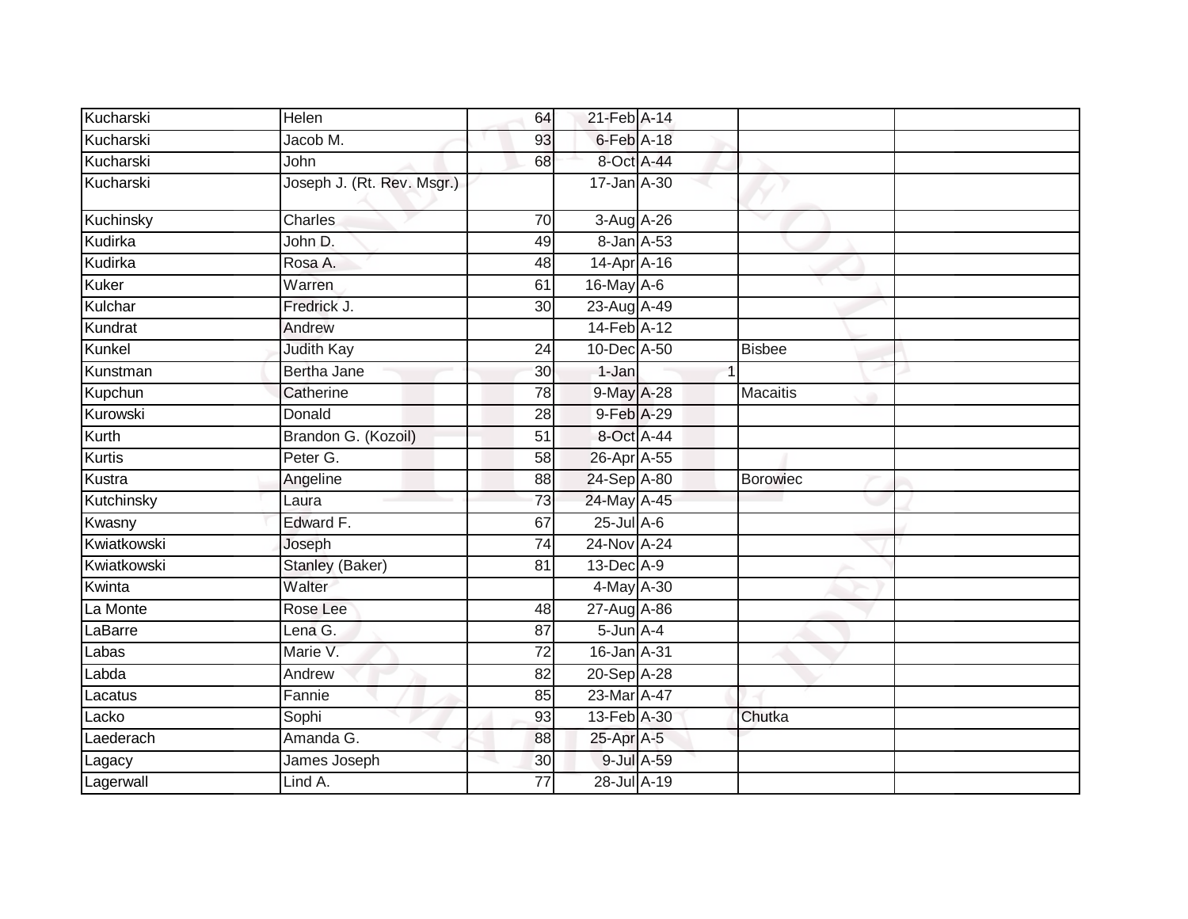| | | | | | | |
|---|---|---|---|---|---|---|
| Kucharski | Helen | 64 | 21-Feb | A-14 | | |
| Kucharski | Jacob M. | 93 | 6-Feb | A-18 | | |
| Kucharski | John | 68 | 8-Oct | A-44 | | |
| Kucharski | Joseph J. (Rt. Rev. Msgr.) | | 17-Jan | A-30 | | |
| Kuchinsky | Charles | 70 | 3-Aug | A-26 | | |
| Kudirka | John D. | 49 | 8-Jan | A-53 | | |
| Kudirka | Rosa A. | 48 | 14-Apr | A-16 | | |
| Kuker | Warren | 61 | 16-May | A-6 | | |
| Kulchar | Fredrick J. | 30 | 23-Aug | A-49 | | |
| Kundrat | Andrew | | 14-Feb | A-12 | | |
| Kunkel | Judith Kay | 24 | 10-Dec | A-50 | Bisbee | |
| Kunstman | Bertha Jane | 30 | 1-Jan | 1 | | |
| Kupchun | Catherine | 78 | 9-May | A-28 | Macaitis | |
| Kurowski | Donald | 28 | 9-Feb | A-29 | | |
| Kurth | Brandon G. (Kozoil) | 51 | 8-Oct | A-44 | | |
| Kurtis | Peter G. | 58 | 26-Apr | A-55 | | |
| Kustra | Angeline | 88 | 24-Sep | A-80 | Borowiec | |
| Kutchinsky | Laura | 73 | 24-May | A-45 | | |
| Kwasny | Edward F. | 67 | 25-Jul | A-6 | | |
| Kwiatkowski | Joseph | 74 | 24-Nov | A-24 | | |
| Kwiatkowski | Stanley (Baker) | 81 | 13-Dec | A-9 | | |
| Kwinta | Walter | | 4-May | A-30 | | |
| La Monte | Rose Lee | 48 | 27-Aug | A-86 | | |
| LaBarre | Lena G. | 87 | 5-Jun | A-4 | | |
| Labas | Marie V. | 72 | 16-Jan | A-31 | | |
| Labda | Andrew | 82 | 20-Sep | A-28 | | |
| Lacatus | Fannie | 85 | 23-Mar | A-47 | | |
| Lacko | Sophi | 93 | 13-Feb | A-30 | Chutka | |
| Laederach | Amanda G. | 88 | 25-Apr | A-5 | | |
| Lagacy | James Joseph | 30 | 9-Jul | A-59 | | |
| Lagerwall | Lind A. | 77 | 28-Jul | A-19 | | |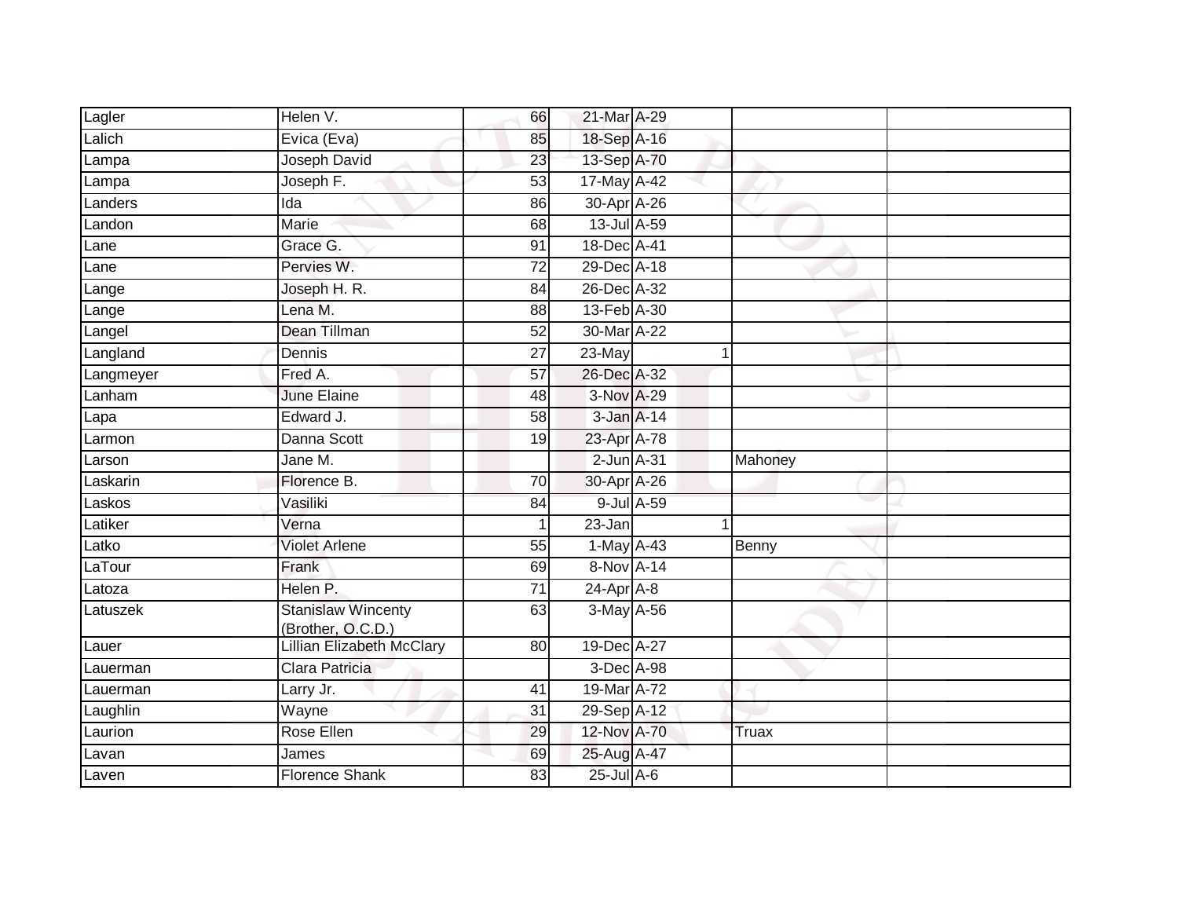| | | | | | | |
|---|---|---|---|---|---|---|
| Lagler | Helen V. | 66 | 21-Mar | A-29 | | |
| Lalich | Evica (Eva) | 85 | 18-Sep | A-16 | | |
| Lampa | Joseph David | 23 | 13-Sep | A-70 | | |
| Lampa | Joseph F. | 53 | 17-May | A-42 | | |
| Landers | Ida | 86 | 30-Apr | A-26 | | |
| Landon | Marie | 68 | 13-Jul | A-59 | | |
| Lane | Grace G. | 91 | 18-Dec | A-41 | | |
| Lane | Pervies W. | 72 | 29-Dec | A-18 | | |
| Lange | Joseph H. R. | 84 | 26-Dec | A-32 | | |
| Lange | Lena M. | 88 | 13-Feb | A-30 | | |
| Langel | Dean Tillman | 52 | 30-Mar | A-22 | | |
| Langland | Dennis | 27 | 23-May | 1 | | |
| Langmeyer | Fred A. | 57 | 26-Dec | A-32 | | |
| Lanham | June Elaine | 48 | 3-Nov | A-29 | | |
| Lapa | Edward J. | 58 | 3-Jan | A-14 | | |
| Larmon | Danna Scott | 19 | 23-Apr | A-78 | | |
| Larson | Jane M. | | 2-Jun | A-31 | Mahoney | |
| Laskarin | Florence B. | 70 | 30-Apr | A-26 | | |
| Laskos | Vasiliki | 84 | 9-Jul | A-59 | | |
| Latiker | Verna | 1 | 23-Jan | 1 | | |
| Latko | Violet Arlene | 55 | 1-May | A-43 | Benny | |
| LaTour | Frank | 69 | 8-Nov | A-14 | | |
| Latoza | Helen P. | 71 | 24-Apr | A-8 | | |
| Latuszek | Stanislaw Wincenty (Brother, O.C.D.) | 63 | 3-May | A-56 | | |
| Lauer | Lillian Elizabeth McClary | 80 | 19-Dec | A-27 | | |
| Lauerman | Clara Patricia | | 3-Dec | A-98 | | |
| Lauerman | Larry Jr. | 41 | 19-Mar | A-72 | | |
| Laughlin | Wayne | 31 | 29-Sep | A-12 | | |
| Laurion | Rose Ellen | 29 | 12-Nov | A-70 | Truax | |
| Lavan | James | 69 | 25-Aug | A-47 | | |
| Laven | Florence Shank | 83 | 25-Jul | A-6 | | |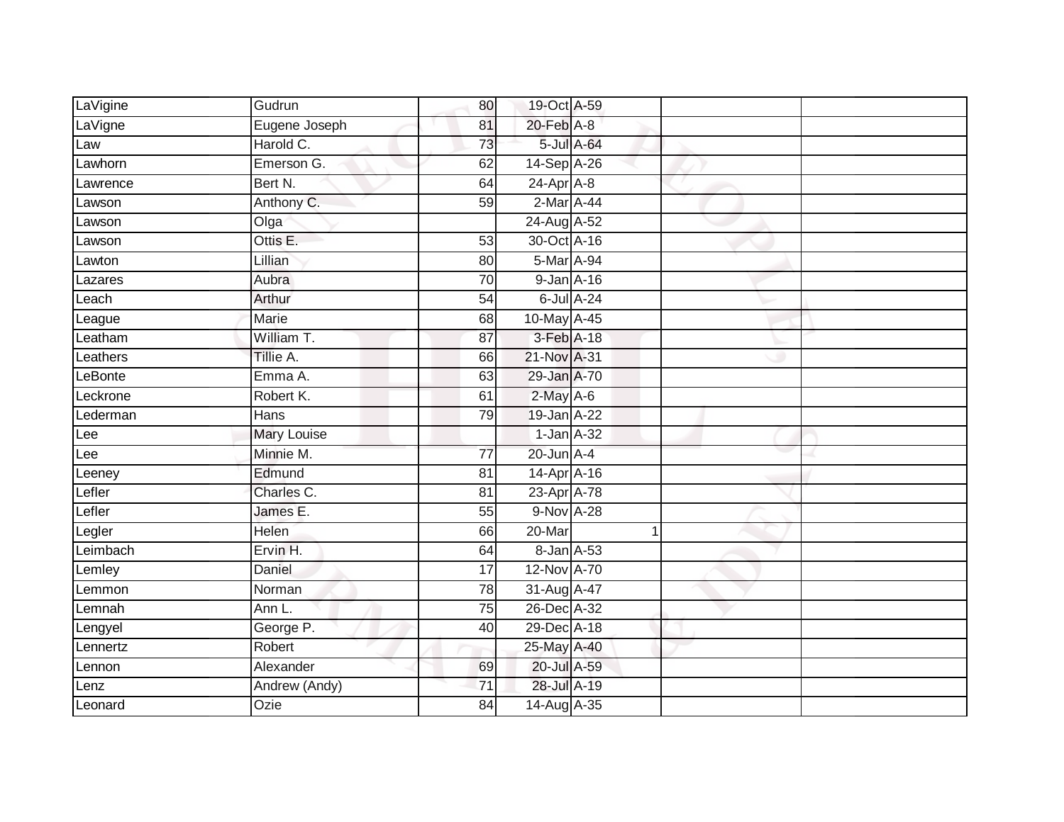| | | | | | | |
|---|---|---|---|---|---|---|
| LaVigine | Gudrun | 80 | 19-Oct | A-59 | | |
| LaVigne | Eugene Joseph | 81 | 20-Feb | A-8 | | |
| Law | Harold C. | 73 | 5-Jul | A-64 | | |
| Lawhorn | Emerson G. | 62 | 14-Sep | A-26 | | |
| Lawrence | Bert N. | 64 | 24-Apr | A-8 | | |
| Lawson | Anthony C. | 59 | 2-Mar | A-44 | | |
| Lawson | Olga | | 24-Aug | A-52 | | |
| Lawson | Ottis E. | 53 | 30-Oct | A-16 | | |
| Lawton | Lillian | 80 | 5-Mar | A-94 | | |
| Lazares | Aubra | 70 | 9-Jan | A-16 | | |
| Leach | Arthur | 54 | 6-Jul | A-24 | | |
| League | Marie | 68 | 10-May | A-45 | | |
| Leatham | William T. | 87 | 3-Feb | A-18 | | |
| Leathers | Tillie A. | 66 | 21-Nov | A-31 | | |
| LeBonte | Emma A. | 63 | 29-Jan | A-70 | | |
| Leckrone | Robert K. | 61 | 2-May | A-6 | | |
| Lederman | Hans | 79 | 19-Jan | A-22 | | |
| Lee | Mary Louise | | 1-Jan | A-32 | | |
| Lee | Minnie M. | 77 | 20-Jun | A-4 | | |
| Leeney | Edmund | 81 | 14-Apr | A-16 | | |
| Lefler | Charles C. | 81 | 23-Apr | A-78 | | |
| Lefler | James E. | 55 | 9-Nov | A-28 | | |
| Legler | Helen | 66 | 20-Mar | 1 | | |
| Leimbach | Ervin H. | 64 | 8-Jan | A-53 | | |
| Lemley | Daniel | 17 | 12-Nov | A-70 | | |
| Lemmon | Norman | 78 | 31-Aug | A-47 | | |
| Lemnah | Ann L. | 75 | 26-Dec | A-32 | | |
| Lengyel | George P. | 40 | 29-Dec | A-18 | | |
| Lennertz | Robert | | 25-May | A-40 | | |
| Lennon | Alexander | 69 | 20-Jul | A-59 | | |
| Lenz | Andrew (Andy) | 71 | 28-Jul | A-19 | | |
| Leonard | Ozie | 84 | 14-Aug | A-35 | | |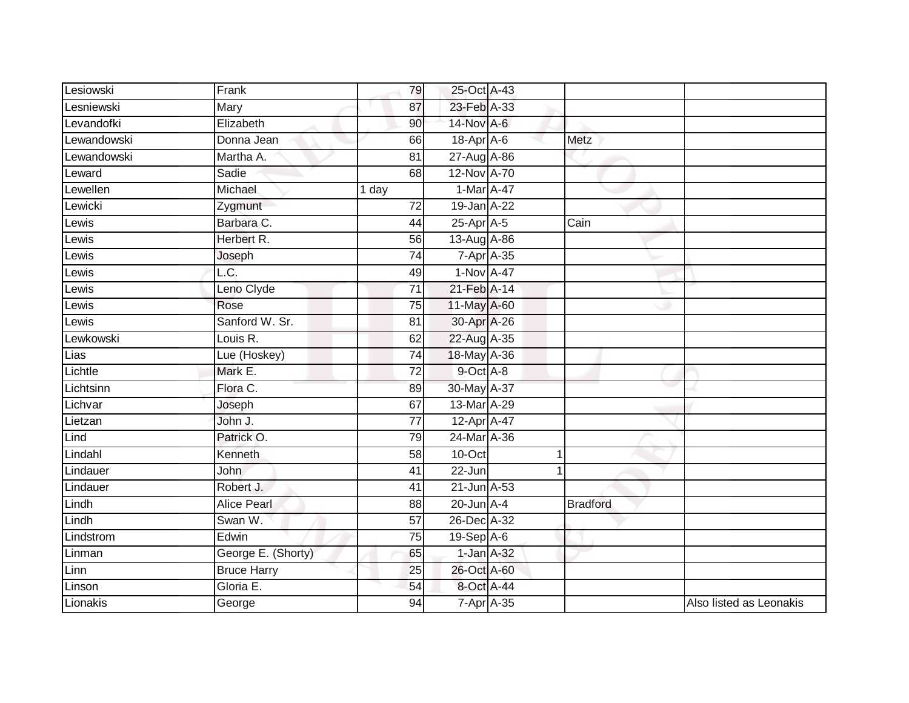| | | | | | | |
|---|---|---|---|---|---|---|
| Lesiowski | Frank | 79 | 25-Oct | A-43 | | |
| Lesniewski | Mary | 87 | 23-Feb | A-33 | | |
| Levandofki | Elizabeth | 90 | 14-Nov | A-6 | | |
| Lewandowski | Donna Jean | 66 | 18-Apr | A-6 | Metz | |
| Lewandowski | Martha A. | 81 | 27-Aug | A-86 | | |
| Leward | Sadie | 68 | 12-Nov | A-70 | | |
| Lewellen | Michael | 1 day | 1-Mar | A-47 | | |
| Lewicki | Zygmunt | 72 | 19-Jan | A-22 | | |
| Lewis | Barbara C. | 44 | 25-Apr | A-5 | Cain | |
| Lewis | Herbert R. | 56 | 13-Aug | A-86 | | |
| Lewis | Joseph | 74 | 7-Apr | A-35 | | |
| Lewis | L.C. | 49 | 1-Nov | A-47 | | |
| Lewis | Leno Clyde | 71 | 21-Feb | A-14 | | |
| Lewis | Rose | 75 | 11-May | A-60 | | |
| Lewis | Sanford W. Sr. | 81 | 30-Apr | A-26 | | |
| Lewkowski | Louis R. | 62 | 22-Aug | A-35 | | |
| Lias | Lue (Hoskey) | 74 | 18-May | A-36 | | |
| Lichtle | Mark E. | 72 | 9-Oct | A-8 | | |
| Lichtsinn | Flora C. | 89 | 30-May | A-37 | | |
| Lichvar | Joseph | 67 | 13-Mar | A-29 | | |
| Lietzan | John J. | 77 | 12-Apr | A-47 | | |
| Lind | Patrick O. | 79 | 24-Mar | A-36 | | |
| Lindahl | Kenneth | 58 | 10-Oct | 1 | | |
| Lindauer | John | 41 | 22-Jun | 1 | | |
| Lindauer | Robert J. | 41 | 21-Jun | A-53 | | |
| Lindh | Alice Pearl | 88 | 20-Jun | A-4 | Bradford | |
| Lindh | Swan W. | 57 | 26-Dec | A-32 | | |
| Lindstrom | Edwin | 75 | 19-Sep | A-6 | | |
| Linman | George E. (Shorty) | 65 | 1-Jan | A-32 | | |
| Linn | Bruce Harry | 25 | 26-Oct | A-60 | | |
| Linson | Gloria E. | 54 | 8-Oct | A-44 | | |
| Lionakis | George | 94 | 7-Apr | A-35 | | Also listed as Leonakis |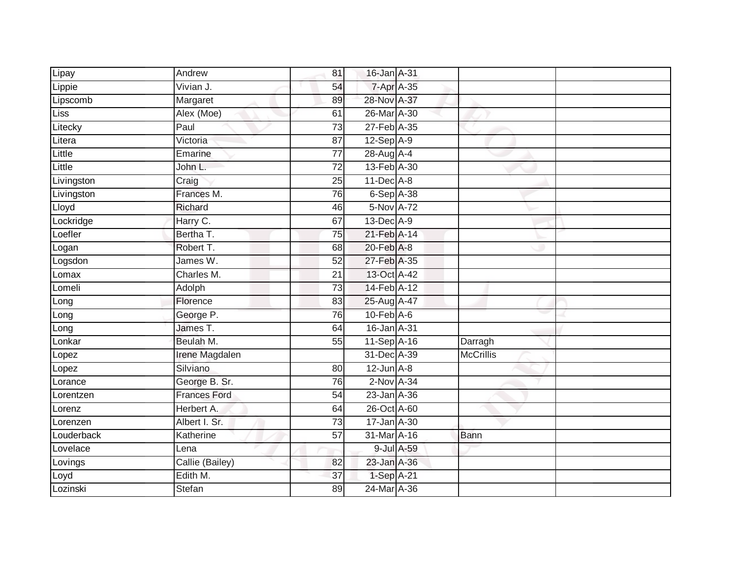| | | | | | | |
|---|---|---|---|---|---|---|
| Lipay | Andrew | 81 | 16-Jan | A-31 | | |
| Lippie | Vivian J. | 54 | 7-Apr | A-35 | | |
| Lipscomb | Margaret | 89 | 28-Nov | A-37 | | |
| Liss | Alex (Moe) | 61 | 26-Mar | A-30 | | |
| Litecky | Paul | 73 | 27-Feb | A-35 | | |
| Litera | Victoria | 87 | 12-Sep | A-9 | | |
| Little | Emarine | 77 | 28-Aug | A-4 | | |
| Little | John L. | 72 | 13-Feb | A-30 | | |
| Livingston | Craig | 25 | 11-Dec | A-8 | | |
| Livingston | Frances M. | 76 | 6-Sep | A-38 | | |
| Lloyd | Richard | 46 | 5-Nov | A-72 | | |
| Lockridge | Harry C. | 67 | 13-Dec | A-9 | | |
| Loefler | Bertha T. | 75 | 21-Feb | A-14 | | |
| Logan | Robert T. | 68 | 20-Feb | A-8 | | |
| Logsdon | James W. | 52 | 27-Feb | A-35 | | |
| Lomax | Charles M. | 21 | 13-Oct | A-42 | | |
| Lomeli | Adolph | 73 | 14-Feb | A-12 | | |
| Long | Florence | 83 | 25-Aug | A-47 | | |
| Long | George P. | 76 | 10-Feb | A-6 | | |
| Long | James T. | 64 | 16-Jan | A-31 | | |
| Lonkar | Beulah M. | 55 | 11-Sep | A-16 | Darragh | |
| Lopez | Irene Magdalen | | 31-Dec | A-39 | McCrillis | |
| Lopez | Silviano | 80 | 12-Jun | A-8 | | |
| Lorance | George B. Sr. | 76 | 2-Nov | A-34 | | |
| Lorentzen | Frances Ford | 54 | 23-Jan | A-36 | | |
| Lorenz | Herbert A. | 64 | 26-Oct | A-60 | | |
| Lorenzen | Albert I. Sr. | 73 | 17-Jan | A-30 | | |
| Louderback | Katherine | 57 | 31-Mar | A-16 | Bann | |
| Lovelace | Lena | | 9-Jul | A-59 | | |
| Lovings | Callie (Bailey) | 82 | 23-Jan | A-36 | | |
| Loyd | Edith M. | 37 | 1-Sep | A-21 | | |
| Lozinski | Stefan | 89 | 24-Mar | A-36 | | |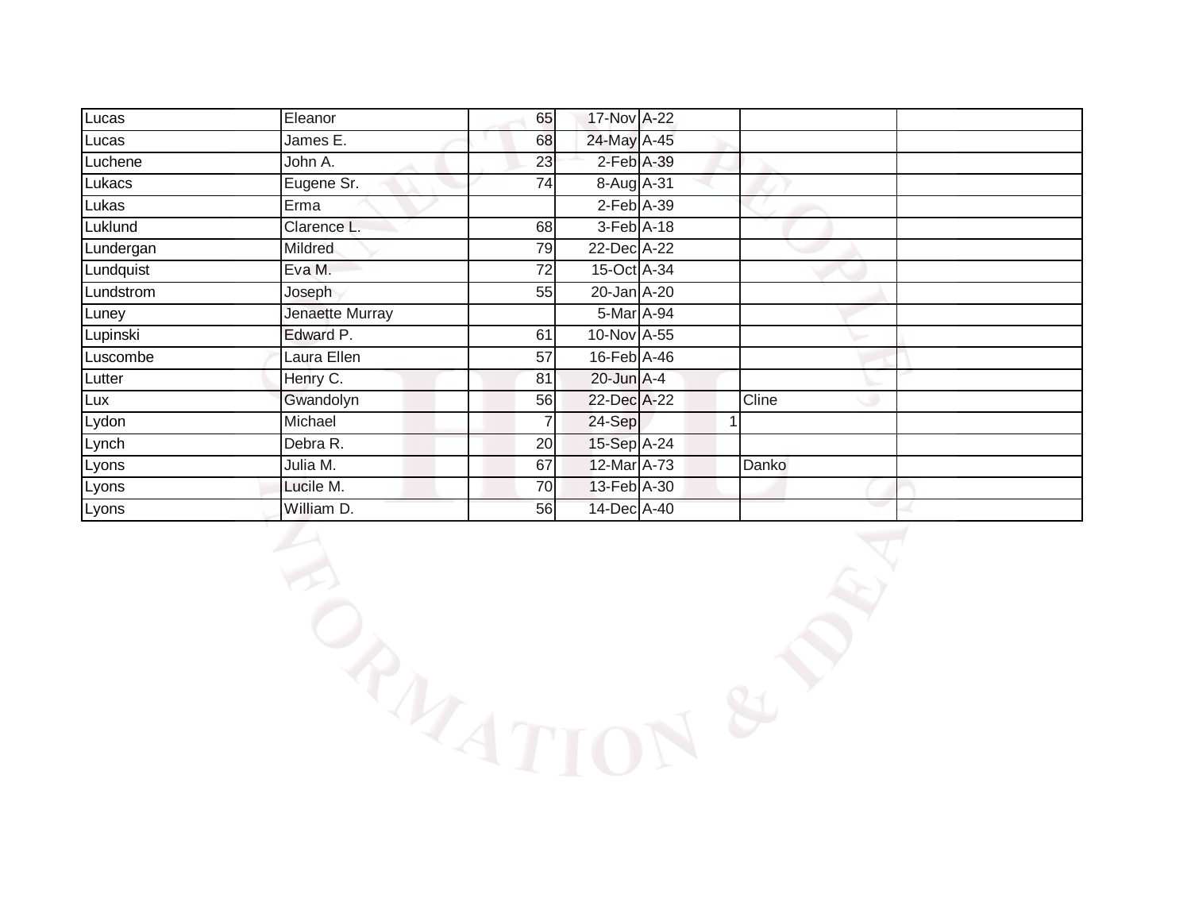| | | | | | | | |
|---|---|---|---|---|---|---|---|
| Lucas | Eleanor | 65 | 17-Nov | A-22 | | | |
| Lucas | James E. | 68 | 24-May | A-45 | | | |
| Luchene | John A. | 23 | 2-Feb | A-39 | | | |
| Lukacs | Eugene Sr. | 74 | 8-Aug | A-31 | | | |
| Lukas | Erma | | 2-Feb | A-39 | | | |
| Luklund | Clarence L. | 68 | 3-Feb | A-18 | | | |
| Lundergan | Mildred | 79 | 22-Dec | A-22 | | | |
| Lundquist | Eva M. | 72 | 15-Oct | A-34 | | | |
| Lundstrom | Joseph | 55 | 20-Jan | A-20 | | | |
| Luney | Jenaette Murray | | 5-Mar | A-94 | | | |
| Lupinski | Edward P. | 61 | 10-Nov | A-55 | | | |
| Luscombe | Laura Ellen | 57 | 16-Feb | A-46 | | | |
| Lutter | Henry C. | 81 | 20-Jun | A-4 | | | |
| Lux | Gwandolyn | 56 | 22-Dec | A-22 | | Cline | |
| Lydon | Michael | 7 | 24-Sep | | 1 | | |
| Lynch | Debra R. | 20 | 15-Sep | A-24 | | | |
| Lyons | Julia M. | 67 | 12-Mar | A-73 | | Danko | |
| Lyons | Lucile M. | 70 | 13-Feb | A-30 | | | |
| Lyons | William D. | 56 | 14-Dec | A-40 | | | |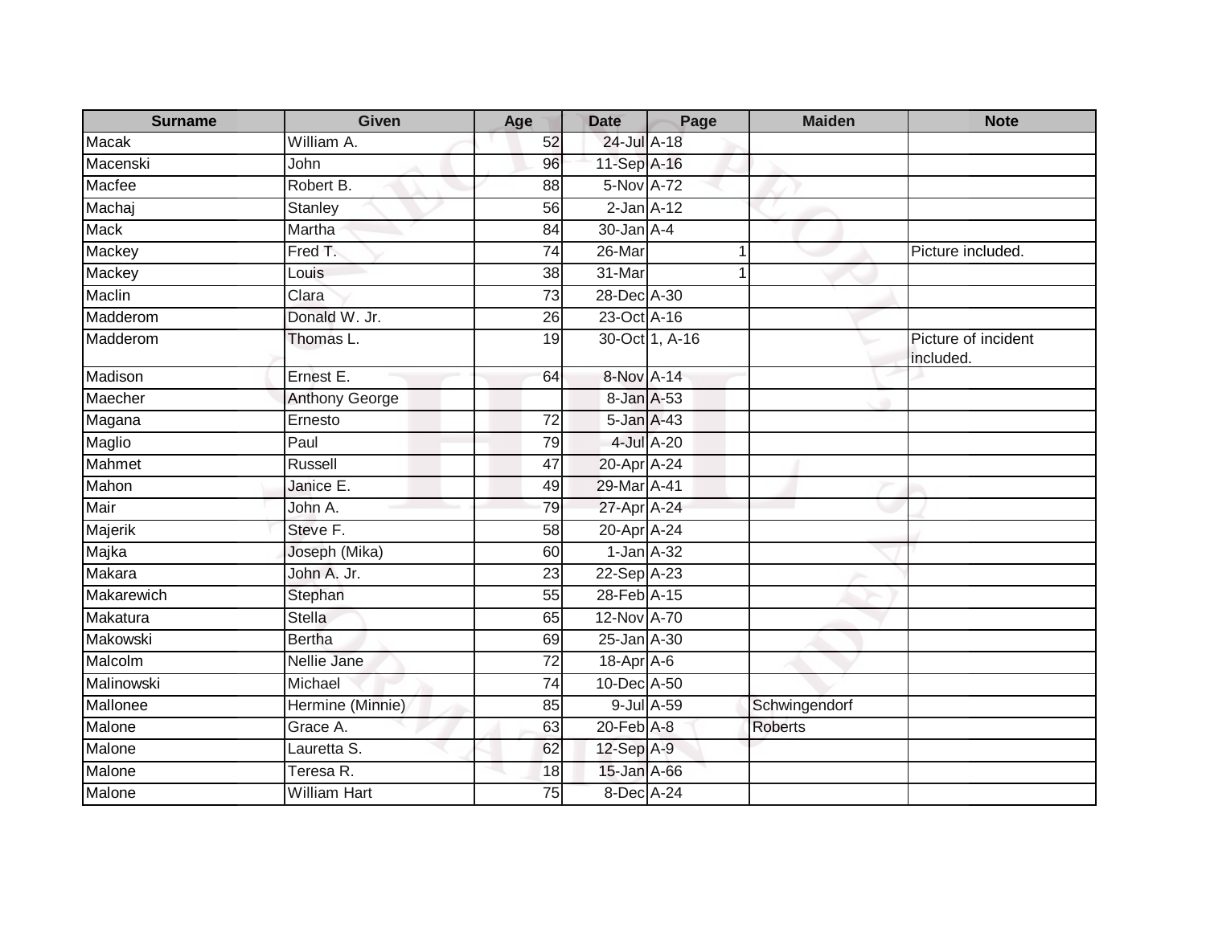| Surname | Given | Age | Date | Page | Maiden | Note |
|---|---|---|---|---|---|---|
| Macak | William A. | 52 | 24-Jul | A-18 | | |
| Macenski | John | 96 | 11-Sep | A-16 | | |
| Macfee | Robert B. | 88 | 5-Nov | A-72 | | |
| Machaj | Stanley | 56 | 2-Jan | A-12 | | |
| Mack | Martha | 84 | 30-Jan | A-4 | | |
| Mackey | Fred T. | 74 | 26-Mar | 1 | | Picture included. |
| Mackey | Louis | 38 | 31-Mar | 1 | | |
| Maclin | Clara | 73 | 28-Dec | A-30 | | |
| Madderom | Donald W. Jr. | 26 | 23-Oct | A-16 | | |
| Madderom | Thomas L. | 19 | 30-Oct | 1, A-16 | | Picture of incident included. |
| Madison | Ernest E. | 64 | 8-Nov | A-14 | | |
| Maecher | Anthony George | | 8-Jan | A-53 | | |
| Magana | Ernesto | 72 | 5-Jan | A-43 | | |
| Maglio | Paul | 79 | 4-Jul | A-20 | | |
| Mahmet | Russell | 47 | 20-Apr | A-24 | | |
| Mahon | Janice E. | 49 | 29-Mar | A-41 | | |
| Mair | John A. | 79 | 27-Apr | A-24 | | |
| Majerik | Steve F. | 58 | 20-Apr | A-24 | | |
| Majka | Joseph (Mika) | 60 | 1-Jan | A-32 | | |
| Makara | John A. Jr. | 23 | 22-Sep | A-23 | | |
| Makarewich | Stephan | 55 | 28-Feb | A-15 | | |
| Makatura | Stella | 65 | 12-Nov | A-70 | | |
| Makowski | Bertha | 69 | 25-Jan | A-30 | | |
| Malcolm | Nellie Jane | 72 | 18-Apr | A-6 | | |
| Malinowski | Michael | 74 | 10-Dec | A-50 | | |
| Mallonee | Hermine (Minnie) | 85 | 9-Jul | A-59 | Schwingendorf | |
| Malone | Grace A. | 63 | 20-Feb | A-8 | Roberts | |
| Malone | Lauretta S. | 62 | 12-Sep | A-9 | | |
| Malone | Teresa R. | 18 | 15-Jan | A-66 | | |
| Malone | William Hart | 75 | 8-Dec | A-24 | | |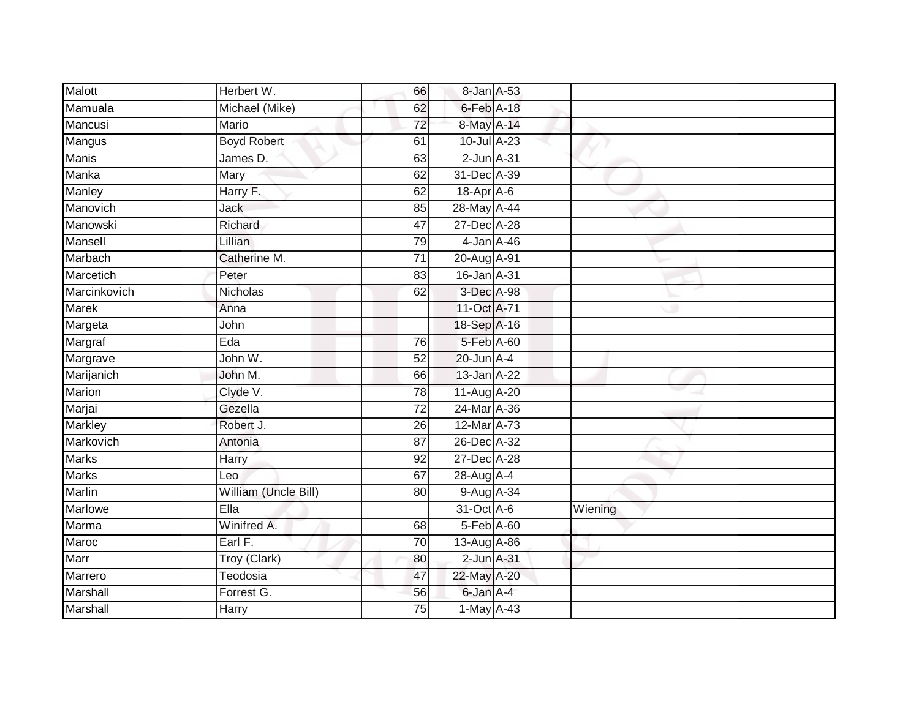| | | | | | | |
|---|---|---|---|---|---|---|
| Malott | Herbert W. | 66 | 8-Jan | A-53 | | |
| Mamuala | Michael (Mike) | 62 | 6-Feb | A-18 | | |
| Mancusi | Mario | 72 | 8-May | A-14 | | |
| Mangus | Boyd Robert | 61 | 10-Jul | A-23 | | |
| Manis | James D. | 63 | 2-Jun | A-31 | | |
| Manka | Mary | 62 | 31-Dec | A-39 | | |
| Manley | Harry F. | 62 | 18-Apr | A-6 | | |
| Manovich | Jack | 85 | 28-May | A-44 | | |
| Manowski | Richard | 47 | 27-Dec | A-28 | | |
| Mansell | Lillian | 79 | 4-Jan | A-46 | | |
| Marbach | Catherine M. | 71 | 20-Aug | A-91 | | |
| Marcetich | Peter | 83 | 16-Jan | A-31 | | |
| Marcinkovich | Nicholas | 62 | 3-Dec | A-98 | | |
| Marek | Anna | | 11-Oct | A-71 | | |
| Margeta | John | | 18-Sep | A-16 | | |
| Margraf | Eda | 76 | 5-Feb | A-60 | | |
| Margrave | John W. | 52 | 20-Jun | A-4 | | |
| Marijanich | John M. | 66 | 13-Jan | A-22 | | |
| Marion | Clyde V. | 78 | 11-Aug | A-20 | | |
| Marjai | Gezella | 72 | 24-Mar | A-36 | | |
| Markley | Robert J. | 26 | 12-Mar | A-73 | | |
| Markovich | Antonia | 87 | 26-Dec | A-32 | | |
| Marks | Harry | 92 | 27-Dec | A-28 | | |
| Marks | Leo | 67 | 28-Aug | A-4 | | |
| Marlin | William (Uncle Bill) | 80 | 9-Aug | A-34 | | |
| Marlowe | Ella | | 31-Oct | A-6 | Wiening | |
| Marma | Winifred A. | 68 | 5-Feb | A-60 | | |
| Maroc | Earl F. | 70 | 13-Aug | A-86 | | |
| Marr | Troy (Clark) | 80 | 2-Jun | A-31 | | |
| Marrero | Teodosia | 47 | 22-May | A-20 | | |
| Marshall | Forrest G. | 56 | 6-Jan | A-4 | | |
| Marshall | Harry | 75 | 1-May | A-43 | | |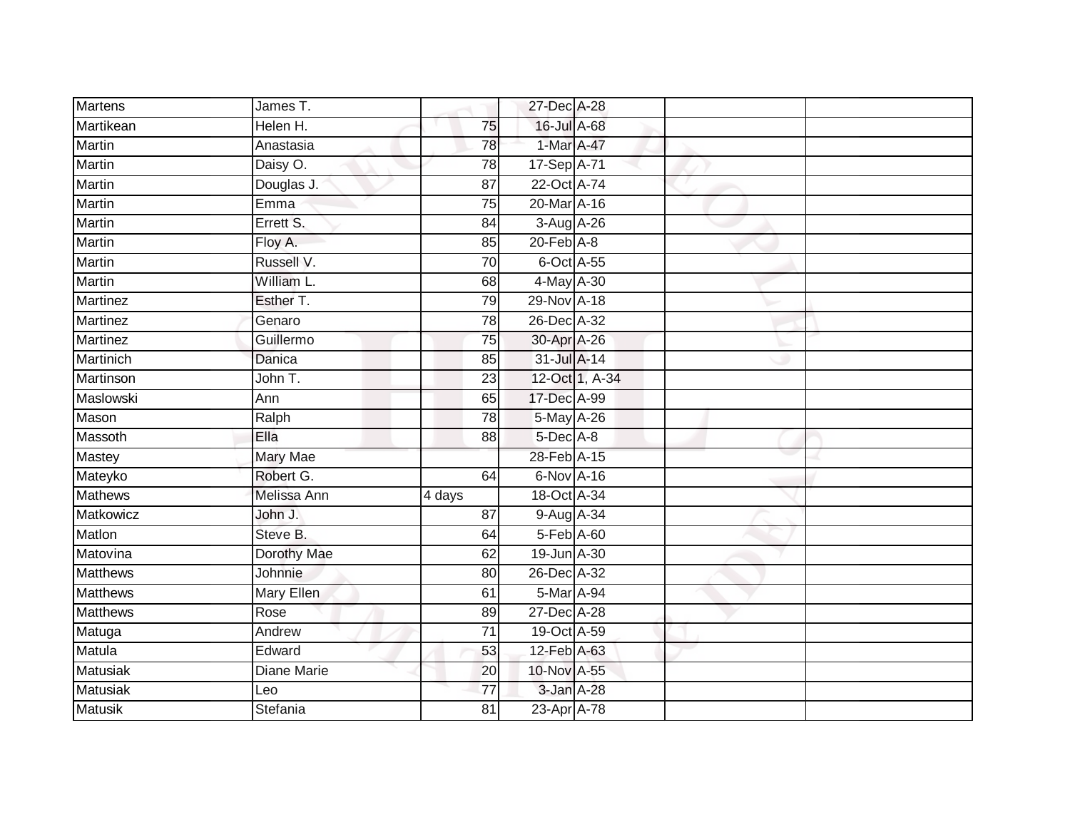| | | | | | | |
|---|---|---|---|---|---|---|
| Martens | James T. | | 27-Dec | A-28 | | |
| Martikean | Helen H. | 75 | 16-Jul | A-68 | | |
| Martin | Anastasia | 78 | 1-Mar | A-47 | | |
| Martin | Daisy O. | 78 | 17-Sep | A-71 | | |
| Martin | Douglas J. | 87 | 22-Oct | A-74 | | |
| Martin | Emma | 75 | 20-Mar | A-16 | | |
| Martin | Errett S. | 84 | 3-Aug | A-26 | | |
| Martin | Floy A. | 85 | 20-Feb | A-8 | | |
| Martin | Russell V. | 70 | 6-Oct | A-55 | | |
| Martin | William L. | 68 | 4-May | A-30 | | |
| Martinez | Esther T. | 79 | 29-Nov | A-18 | | |
| Martinez | Genaro | 78 | 26-Dec | A-32 | | |
| Martinez | Guillermo | 75 | 30-Apr | A-26 | | |
| Martinich | Danica | 85 | 31-Jul | A-14 | | |
| Martinson | John T. | 23 | 12-Oct | 1, A-34 | | |
| Maslowski | Ann | 65 | 17-Dec | A-99 | | |
| Mason | Ralph | 78 | 5-May | A-26 | | |
| Massoth | Ella | 88 | 5-Dec | A-8 | | |
| Mastey | Mary Mae | | 28-Feb | A-15 | | |
| Mateyko | Robert G. | 64 | 6-Nov | A-16 | | |
| Mathews | Melissa Ann | 4 days | 18-Oct | A-34 | | |
| Matkowicz | John J. | 87 | 9-Aug | A-34 | | |
| Matlon | Steve B. | 64 | 5-Feb | A-60 | | |
| Matovina | Dorothy Mae | 62 | 19-Jun | A-30 | | |
| Matthews | Johnnie | 80 | 26-Dec | A-32 | | |
| Matthews | Mary Ellen | 61 | 5-Mar | A-94 | | |
| Matthews | Rose | 89 | 27-Dec | A-28 | | |
| Matuga | Andrew | 71 | 19-Oct | A-59 | | |
| Matula | Edward | 53 | 12-Feb | A-63 | | |
| Matusiak | Diane Marie | 20 | 10-Nov | A-55 | | |
| Matusiak | Leo | 77 | 3-Jan | A-28 | | |
| Matusik | Stefania | 81 | 23-Apr | A-78 | | |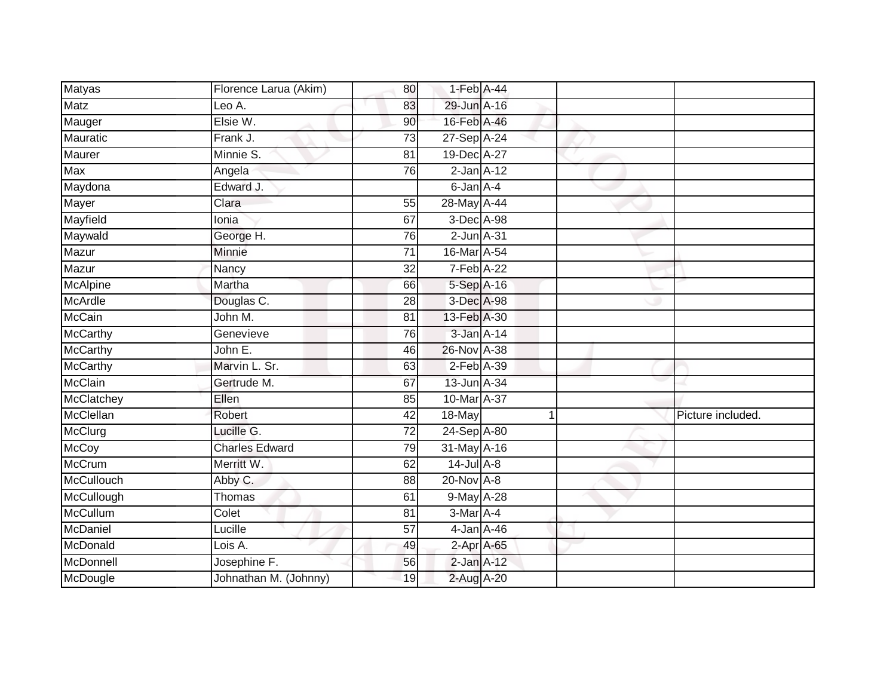| | | | | | | |
|---|---|---|---|---|---|---|
| Matyas | Florence Larua (Akim) | 80 | 1-Feb | A-44 | | |
| Matz | Leo A. | 83 | 29-Jun | A-16 | | |
| Mauger | Elsie W. | 90 | 16-Feb | A-46 | | |
| Mauratic | Frank J. | 73 | 27-Sep | A-24 | | |
| Maurer | Minnie S. | 81 | 19-Dec | A-27 | | |
| Max | Angela | 76 | 2-Jan | A-12 | | |
| Maydona | Edward J. | | 6-Jan | A-4 | | |
| Mayer | Clara | 55 | 28-May | A-44 | | |
| Mayfield | Ionia | 67 | 3-Dec | A-98 | | |
| Maywald | George H. | 76 | 2-Jun | A-31 | | |
| Mazur | Minnie | 71 | 16-Mar | A-54 | | |
| Mazur | Nancy | 32 | 7-Feb | A-22 | | |
| McAlpine | Martha | 66 | 5-Sep | A-16 | | |
| McArdle | Douglas C. | 28 | 3-Dec | A-98 | | |
| McCain | John M. | 81 | 13-Feb | A-30 | | |
| McCarthy | Genevieve | 76 | 3-Jan | A-14 | | |
| McCarthy | John E. | 46 | 26-Nov | A-38 | | |
| McCarthy | Marvin L. Sr. | 63 | 2-Feb | A-39 | | |
| McClain | Gertrude M. | 67 | 13-Jun | A-34 | | |
| McClatchey | Ellen | 85 | 10-Mar | A-37 | | |
| McClellan | Robert | 42 | 18-May | 1 | | Picture included. |
| McClurg | Lucille G. | 72 | 24-Sep | A-80 | | |
| McCoy | Charles Edward | 79 | 31-May | A-16 | | |
| McCrum | Merritt W. | 62 | 14-Jul | A-8 | | |
| McCullouch | Abby C. | 88 | 20-Nov | A-8 | | |
| McCullough | Thomas | 61 | 9-May | A-28 | | |
| McCullum | Colet | 81 | 3-Mar | A-4 | | |
| McDaniel | Lucille | 57 | 4-Jan | A-46 | | |
| McDonald | Lois A. | 49 | 2-Apr | A-65 | | |
| McDonnell | Josephine F. | 56 | 2-Jan | A-12 | | |
| McDougle | Johnathan M. (Johnny) | 19 | 2-Aug | A-20 | | |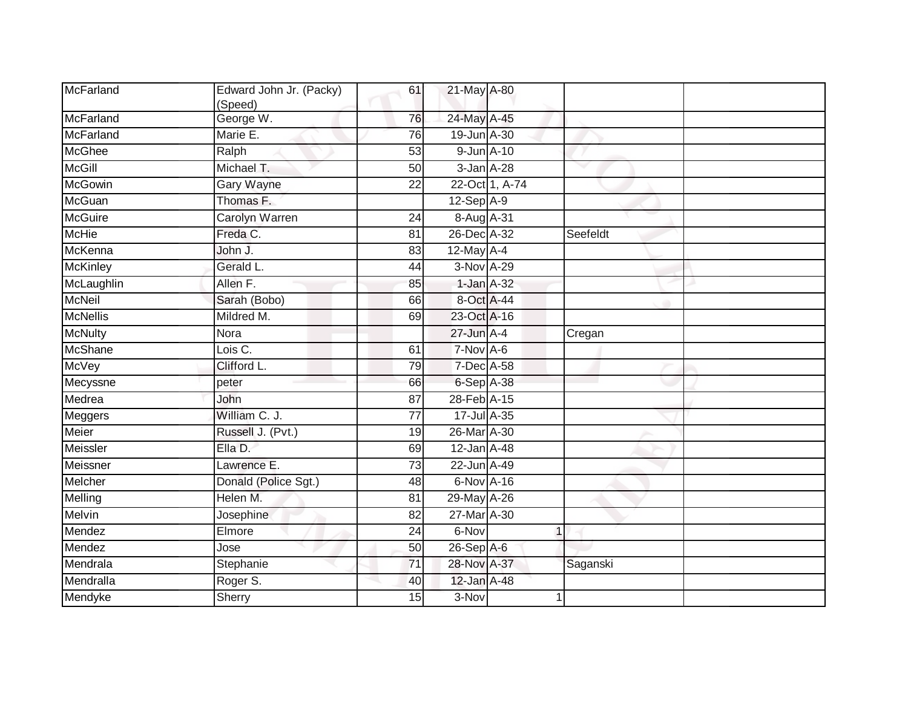| | | | | | | |
|---|---|---|---|---|---|---|
| McFarland | Edward John Jr. (Packy) (Speed) | 61 | 21-May | A-80 | | |
| McFarland | George W. | 76 | 24-May | A-45 | | |
| McFarland | Marie E. | 76 | 19-Jun | A-30 | | |
| McGhee | Ralph | 53 | 9-Jun | A-10 | | |
| McGill | Michael T. | 50 | 3-Jan | A-28 | | |
| McGowin | Gary Wayne | 22 | 22-Oct | 1, A-74 | | |
| McGuan | Thomas F. | | 12-Sep | A-9 | | |
| McGuire | Carolyn Warren | 24 | 8-Aug | A-31 | | |
| McHie | Freda C. | 81 | 26-Dec | A-32 | Seefeldt | |
| McKenna | John J. | 83 | 12-May | A-4 | | |
| McKinley | Gerald L. | 44 | 3-Nov | A-29 | | |
| McLaughlin | Allen F. | 85 | 1-Jan | A-32 | | |
| McNeil | Sarah (Bobo) | 66 | 8-Oct | A-44 | | |
| McNellis | Mildred M. | 69 | 23-Oct | A-16 | | |
| McNulty | Nora | | 27-Jun | A-4 | Cregan | |
| McShane | Lois C. | 61 | 7-Nov | A-6 | | |
| McVey | Clifford L. | 79 | 7-Dec | A-58 | | |
| Mecyssne | peter | 66 | 6-Sep | A-38 | | |
| Medrea | John | 87 | 28-Feb | A-15 | | |
| Meggers | William C. J. | 77 | 17-Jul | A-35 | | |
| Meier | Russell J. (Pvt.) | 19 | 26-Mar | A-30 | | |
| Meissler | Ella D. | 69 | 12-Jan | A-48 | | |
| Meissner | Lawrence E. | 73 | 22-Jun | A-49 | | |
| Melcher | Donald (Police Sgt.) | 48 | 6-Nov | A-16 | | |
| Melling | Helen M. | 81 | 29-May | A-26 | | |
| Melvin | Josephine | 82 | 27-Mar | A-30 | | |
| Mendez | Elmore | 24 | 6-Nov | 1 | | |
| Mendez | Jose | 50 | 26-Sep | A-6 | | |
| Mendrala | Stephanie | 71 | 28-Nov | A-37 | Saganski | |
| Mendralla | Roger S. | 40 | 12-Jan | A-48 | | |
| Mendyke | Sherry | 15 | 3-Nov | 1 | | |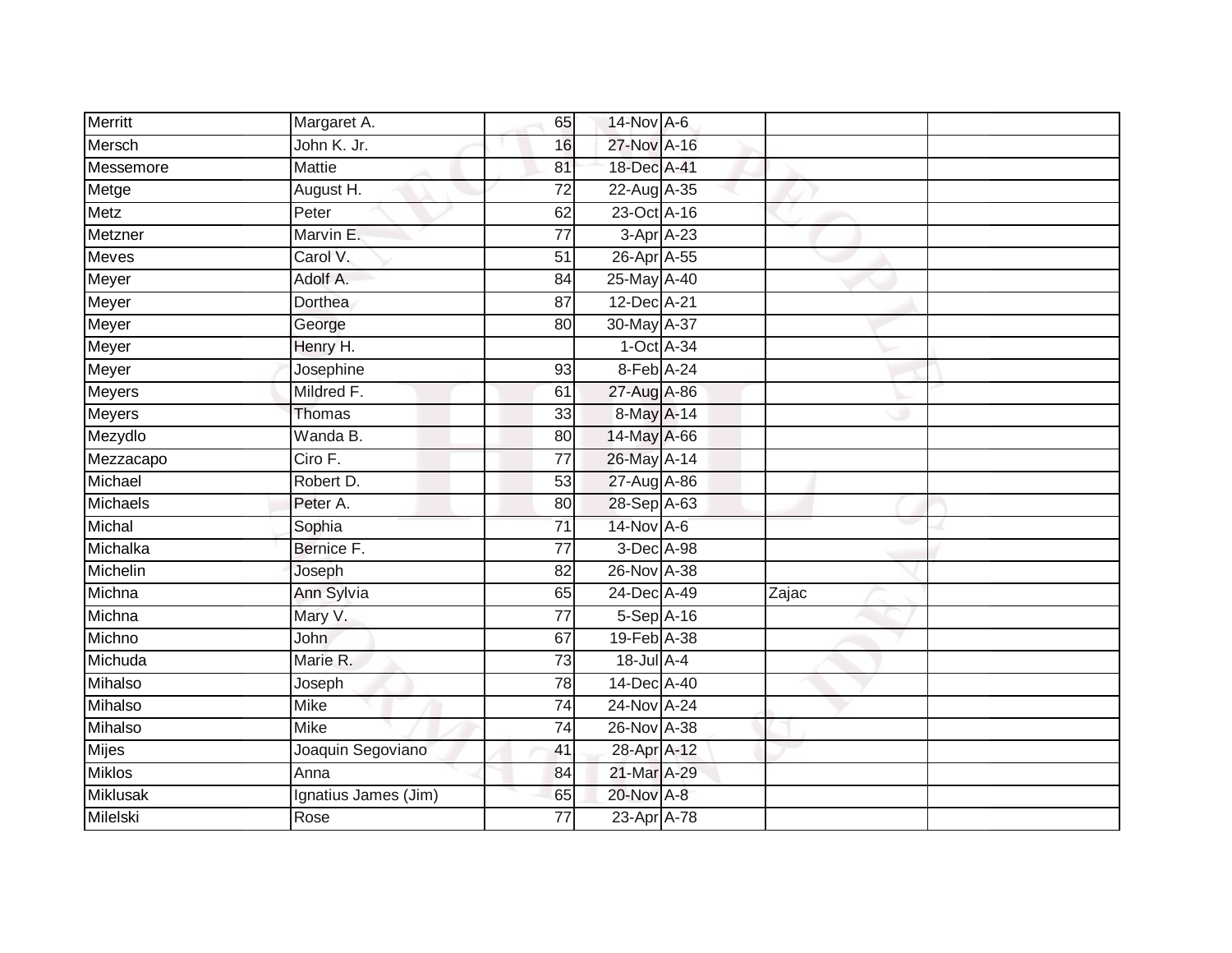| | | | | | | |
|---|---|---|---|---|---|---|
| Merritt | Margaret A. | 65 | 14-Nov | A-6 | | |
| Mersch | John K. Jr. | 16 | 27-Nov | A-16 | | |
| Messemore | Mattie | 81 | 18-Dec | A-41 | | |
| Metge | August H. | 72 | 22-Aug | A-35 | | |
| Metz | Peter | 62 | 23-Oct | A-16 | | |
| Metzner | Marvin E. | 77 | 3-Apr | A-23 | | |
| Meves | Carol V. | 51 | 26-Apr | A-55 | | |
| Meyer | Adolf A. | 84 | 25-May | A-40 | | |
| Meyer | Dorthea | 87 | 12-Dec | A-21 | | |
| Meyer | George | 80 | 30-May | A-37 | | |
| Meyer | Henry H. | | 1-Oct | A-34 | | |
| Meyer | Josephine | 93 | 8-Feb | A-24 | | |
| Meyers | Mildred F. | 61 | 27-Aug | A-86 | | |
| Meyers | Thomas | 33 | 8-May | A-14 | | |
| Mezydlo | Wanda B. | 80 | 14-May | A-66 | | |
| Mezzacapo | Ciro F. | 77 | 26-May | A-14 | | |
| Michael | Robert D. | 53 | 27-Aug | A-86 | | |
| Michaels | Peter A. | 80 | 28-Sep | A-63 | | |
| Michal | Sophia | 71 | 14-Nov | A-6 | | |
| Michalka | Bernice F. | 77 | 3-Dec | A-98 | | |
| Michelin | Joseph | 82 | 26-Nov | A-38 | | |
| Michna | Ann Sylvia | 65 | 24-Dec | A-49 | Zajac | |
| Michna | Mary V. | 77 | 5-Sep | A-16 | | |
| Michno | John | 67 | 19-Feb | A-38 | | |
| Michuda | Marie R. | 73 | 18-Jul | A-4 | | |
| Mihalso | Joseph | 78 | 14-Dec | A-40 | | |
| Mihalso | Mike | 74 | 24-Nov | A-24 | | |
| Mihalso | Mike | 74 | 26-Nov | A-38 | | |
| Mijes | Joaquin Segoviano | 41 | 28-Apr | A-12 | | |
| Miklos | Anna | 84 | 21-Mar | A-29 | | |
| Miklusak | Ignatius James (Jim) | 65 | 20-Nov | A-8 | | |
| Milelski | Rose | 77 | 23-Apr | A-78 | | |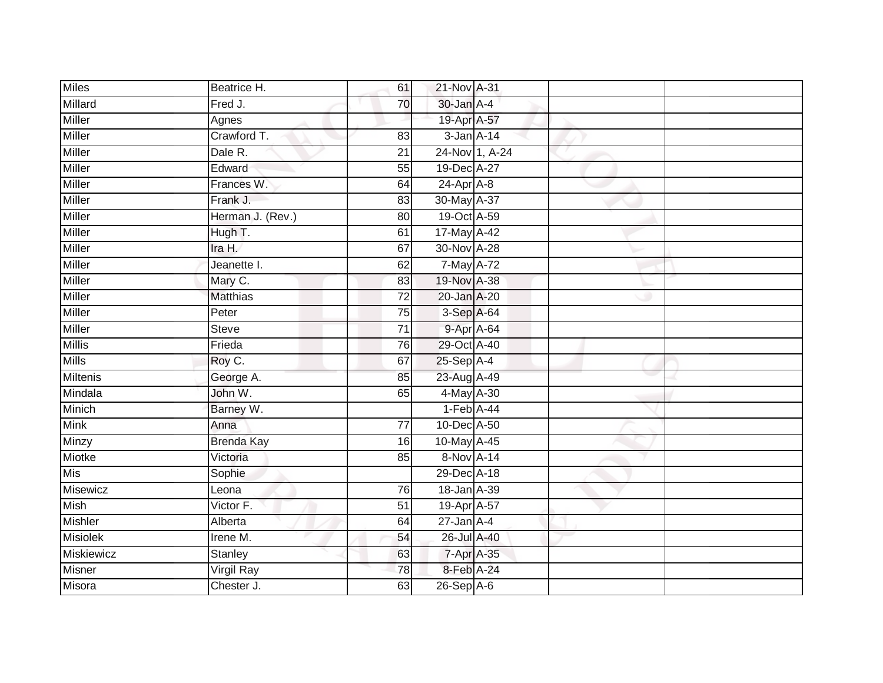| Miles | Beatrice H. | 61 | 21-Nov | A-31 | | |
|---|---|---|---|---|---|---|
| Millard | Fred J. | 70 | 30-Jan | A-4 | | |
| Miller | Agnes | | 19-Apr | A-57 | | |
| Miller | Crawford T. | 83 | 3-Jan | A-14 | | |
| Miller | Dale R. | 21 | 24-Nov | 1, A-24 | | |
| Miller | Edward | 55 | 19-Dec | A-27 | | |
| Miller | Frances W. | 64 | 24-Apr | A-8 | | |
| Miller | Frank J. | 83 | 30-May | A-37 | | |
| Miller | Herman J. (Rev.) | 80 | 19-Oct | A-59 | | |
| Miller | Hugh T. | 61 | 17-May | A-42 | | |
| Miller | Ira H. | 67 | 30-Nov | A-28 | | |
| Miller | Jeanette I. | 62 | 7-May | A-72 | | |
| Miller | Mary C. | 83 | 19-Nov | A-38 | | |
| Miller | Matthias | 72 | 20-Jan | A-20 | | |
| Miller | Peter | 75 | 3-Sep | A-64 | | |
| Miller | Steve | 71 | 9-Apr | A-64 | | |
| Millis | Frieda | 76 | 29-Oct | A-40 | | |
| Mills | Roy C. | 67 | 25-Sep | A-4 | | |
| Miltenis | George A. | 85 | 23-Aug | A-49 | | |
| Mindala | John W. | 65 | 4-May | A-30 | | |
| Minich | Barney W. | | 1-Feb | A-44 | | |
| Mink | Anna | 77 | 10-Dec | A-50 | | |
| Minzy | Brenda Kay | 16 | 10-May | A-45 | | |
| Miotke | Victoria | 85 | 8-Nov | A-14 | | |
| Mis | Sophie | | 29-Dec | A-18 | | |
| Misewicz | Leona | 76 | 18-Jan | A-39 | | |
| Mish | Victor F. | 51 | 19-Apr | A-57 | | |
| Mishler | Alberta | 64 | 27-Jan | A-4 | | |
| Misiolek | Irene M. | 54 | 26-Jul | A-40 | | |
| Miskiewicz | Stanley | 63 | 7-Apr | A-35 | | |
| Misner | Virgil Ray | 78 | 8-Feb | A-24 | | |
| Misora | Chester J. | 63 | 26-Sep | A-6 | | |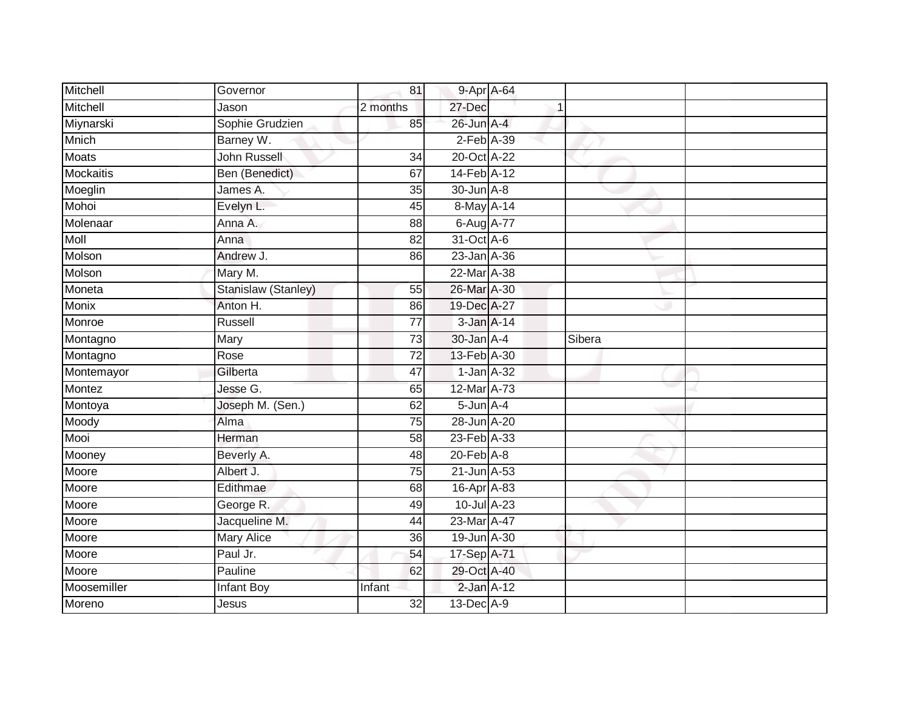| | | | | | | |
|---|---|---|---|---|---|---|
| Mitchell | Governor | 81 | 9-Apr | A-64 | | |
| Mitchell | Jason | 2 months | 27-Dec | 1 | | |
| Miynarski | Sophie Grudzien | 85 | 26-Jun | A-4 | | |
| Mnich | Barney W. | | 2-Feb | A-39 | | |
| Moats | John Russell | 34 | 20-Oct | A-22 | | |
| Mockaitis | Ben (Benedict) | 67 | 14-Feb | A-12 | | |
| Moeglin | James A. | 35 | 30-Jun | A-8 | | |
| Mohoi | Evelyn L. | 45 | 8-May | A-14 | | |
| Molenaar | Anna A. | 88 | 6-Aug | A-77 | | |
| Moll | Anna | 82 | 31-Oct | A-6 | | |
| Molson | Andrew J. | 86 | 23-Jan | A-36 | | |
| Molson | Mary M. | | 22-Mar | A-38 | | |
| Moneta | Stanislaw (Stanley) | 55 | 26-Mar | A-30 | | |
| Monix | Anton H. | 86 | 19-Dec | A-27 | | |
| Monroe | Russell | 77 | 3-Jan | A-14 | | |
| Montagno | Mary | 73 | 30-Jan | A-4 | Sibera | |
| Montagno | Rose | 72 | 13-Feb | A-30 | | |
| Montemayor | Gilberta | 47 | 1-Jan | A-32 | | |
| Montez | Jesse G. | 65 | 12-Mar | A-73 | | |
| Montoya | Joseph M. (Sen.) | 62 | 5-Jun | A-4 | | |
| Moody | Alma | 75 | 28-Jun | A-20 | | |
| Mooi | Herman | 58 | 23-Feb | A-33 | | |
| Mooney | Beverly A. | 48 | 20-Feb | A-8 | | |
| Moore | Albert J. | 75 | 21-Jun | A-53 | | |
| Moore | Edithmae | 68 | 16-Apr | A-83 | | |
| Moore | George R. | 49 | 10-Jul | A-23 | | |
| Moore | Jacqueline M. | 44 | 23-Mar | A-47 | | |
| Moore | Mary Alice | 36 | 19-Jun | A-30 | | |
| Moore | Paul Jr. | 54 | 17-Sep | A-71 | | |
| Moore | Pauline | 62 | 29-Oct | A-40 | | |
| Moosemiller | Infant Boy | Infant | 2-Jan | A-12 | | |
| Moreno | Jesus | 32 | 13-Dec | A-9 | | |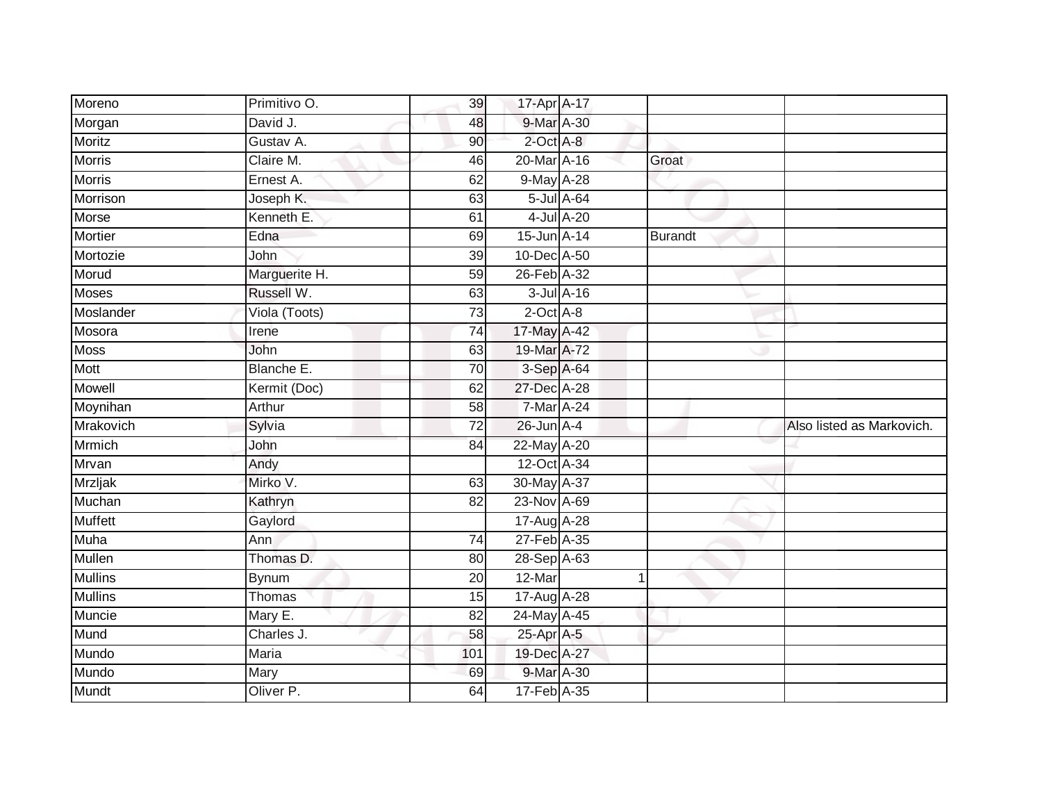| | | | | | | |
|---|---|---|---|---|---|---|
| Moreno | Primitivo O. | 39 | 17-Apr | A-17 | | |
| Morgan | David J. | 48 | 9-Mar | A-30 | | |
| Moritz | Gustav A. | 90 | 2-Oct | A-8 | | |
| Morris | Claire M. | 46 | 20-Mar | A-16 | Groat | |
| Morris | Ernest A. | 62 | 9-May | A-28 | | |
| Morrison | Joseph K. | 63 | 5-Jul | A-64 | | |
| Morse | Kenneth E. | 61 | 4-Jul | A-20 | | |
| Mortier | Edna | 69 | 15-Jun | A-14 | Burandt | |
| Mortozie | John | 39 | 10-Dec | A-50 | | |
| Morud | Marguerite H. | 59 | 26-Feb | A-32 | | |
| Moses | Russell W. | 63 | 3-Jul | A-16 | | |
| Moslander | Viola (Toots) | 73 | 2-Oct | A-8 | | |
| Mosora | Irene | 74 | 17-May | A-42 | | |
| Moss | John | 63 | 19-Mar | A-72 | | |
| Mott | Blanche E. | 70 | 3-Sep | A-64 | | |
| Mowell | Kermit (Doc) | 62 | 27-Dec | A-28 | | |
| Moynihan | Arthur | 58 | 7-Mar | A-24 | | |
| Mrakovich | Sylvia | 72 | 26-Jun | A-4 | | Also listed as Markovich. |
| Mrmich | John | 84 | 22-May | A-20 | | |
| Mrvan | Andy | | 12-Oct | A-34 | | |
| Mrzljak | Mirko V. | 63 | 30-May | A-37 | | |
| Muchan | Kathryn | 82 | 23-Nov | A-69 | | |
| Muffett | Gaylord | | 17-Aug | A-28 | | |
| Muha | Ann | 74 | 27-Feb | A-35 | | |
| Mullen | Thomas D. | 80 | 28-Sep | A-63 | | |
| Mullins | Bynum | 20 | 12-Mar | 1 | | |
| Mullins | Thomas | 15 | 17-Aug | A-28 | | |
| Muncie | Mary E. | 82 | 24-May | A-45 | | |
| Mund | Charles J. | 58 | 25-Apr | A-5 | | |
| Mundo | Maria | 101 | 19-Dec | A-27 | | |
| Mundo | Mary | 69 | 9-Mar | A-30 | | |
| Mundt | Oliver P. | 64 | 17-Feb | A-35 | | |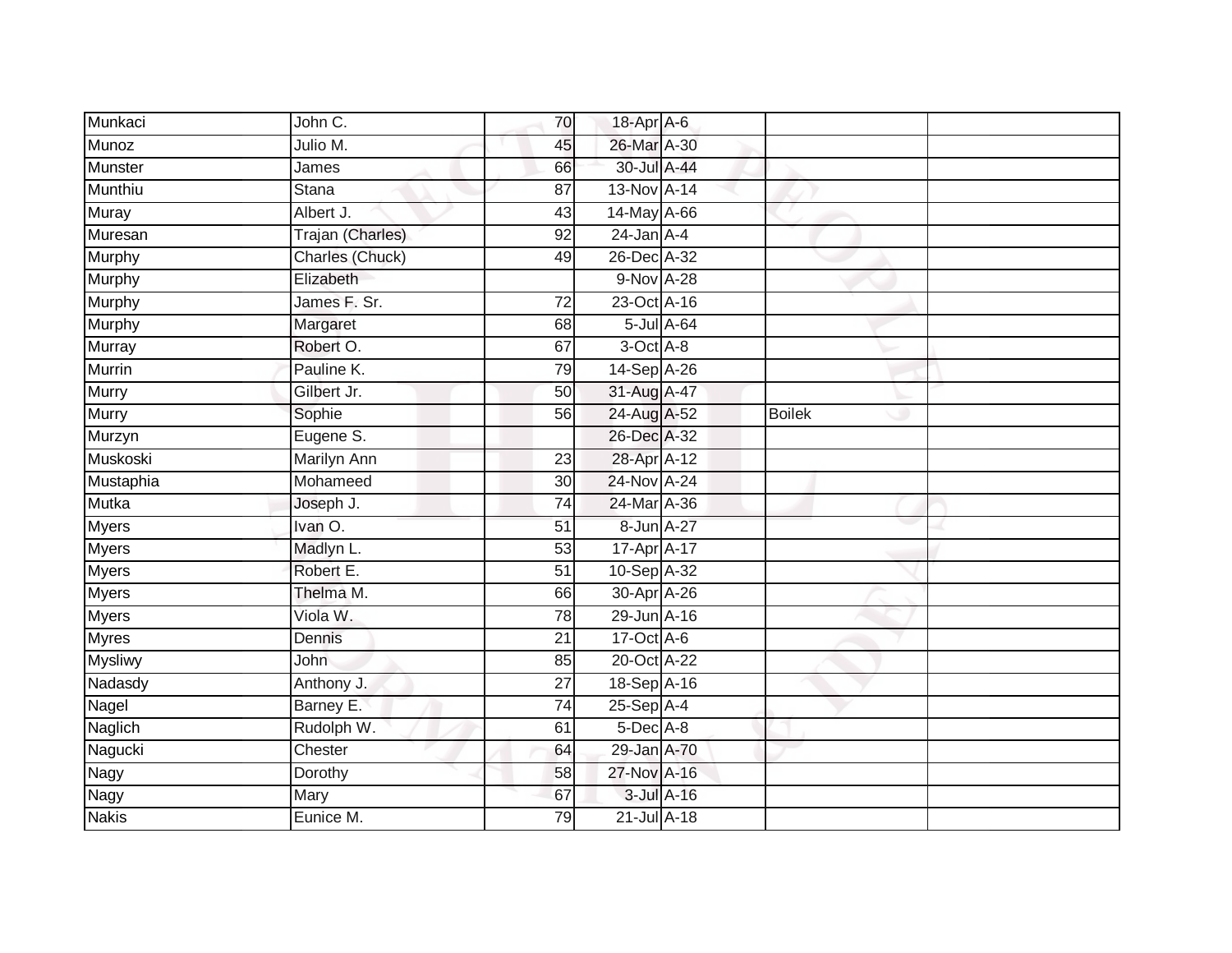| | | | | | | |
|---|---|---|---|---|---|---|
| Munkaci | John C. | 70 | 18-Apr | A-6 | | |
| Munoz | Julio M. | 45 | 26-Mar | A-30 | | |
| Munster | James | 66 | 30-Jul | A-44 | | |
| Munthiu | Stana | 87 | 13-Nov | A-14 | | |
| Muray | Albert J. | 43 | 14-May | A-66 | | |
| Muresan | Trajan (Charles) | 92 | 24-Jan | A-4 | | |
| Murphy | Charles (Chuck) | 49 | 26-Dec | A-32 | | |
| Murphy | Elizabeth | | 9-Nov | A-28 | | |
| Murphy | James F. Sr. | 72 | 23-Oct | A-16 | | |
| Murphy | Margaret | 68 | 5-Jul | A-64 | | |
| Murray | Robert O. | 67 | 3-Oct | A-8 | | |
| Murrin | Pauline K. | 79 | 14-Sep | A-26 | | |
| Murry | Gilbert Jr. | 50 | 31-Aug | A-47 | | |
| Murry | Sophie | 56 | 24-Aug | A-52 | Boilek | |
| Murzyn | Eugene S. | | 26-Dec | A-32 | | |
| Muskoski | Marilyn Ann | 23 | 28-Apr | A-12 | | |
| Mustaphia | Mohameed | 30 | 24-Nov | A-24 | | |
| Mutka | Joseph J. | 74 | 24-Mar | A-36 | | |
| Myers | Ivan O. | 51 | 8-Jun | A-27 | | |
| Myers | Madlyn L. | 53 | 17-Apr | A-17 | | |
| Myers | Robert E. | 51 | 10-Sep | A-32 | | |
| Myers | Thelma M. | 66 | 30-Apr | A-26 | | |
| Myers | Viola W. | 78 | 29-Jun | A-16 | | |
| Myres | Dennis | 21 | 17-Oct | A-6 | | |
| Mysliwy | John | 85 | 20-Oct | A-22 | | |
| Nadasdy | Anthony J. | 27 | 18-Sep | A-16 | | |
| Nagel | Barney E. | 74 | 25-Sep | A-4 | | |
| Naglich | Rudolph W. | 61 | 5-Dec | A-8 | | |
| Nagucki | Chester | 64 | 29-Jan | A-70 | | |
| Nagy | Dorothy | 58 | 27-Nov | A-16 | | |
| Nagy | Mary | 67 | 3-Jul | A-16 | | |
| Nakis | Eunice M. | 79 | 21-Jul | A-18 | | |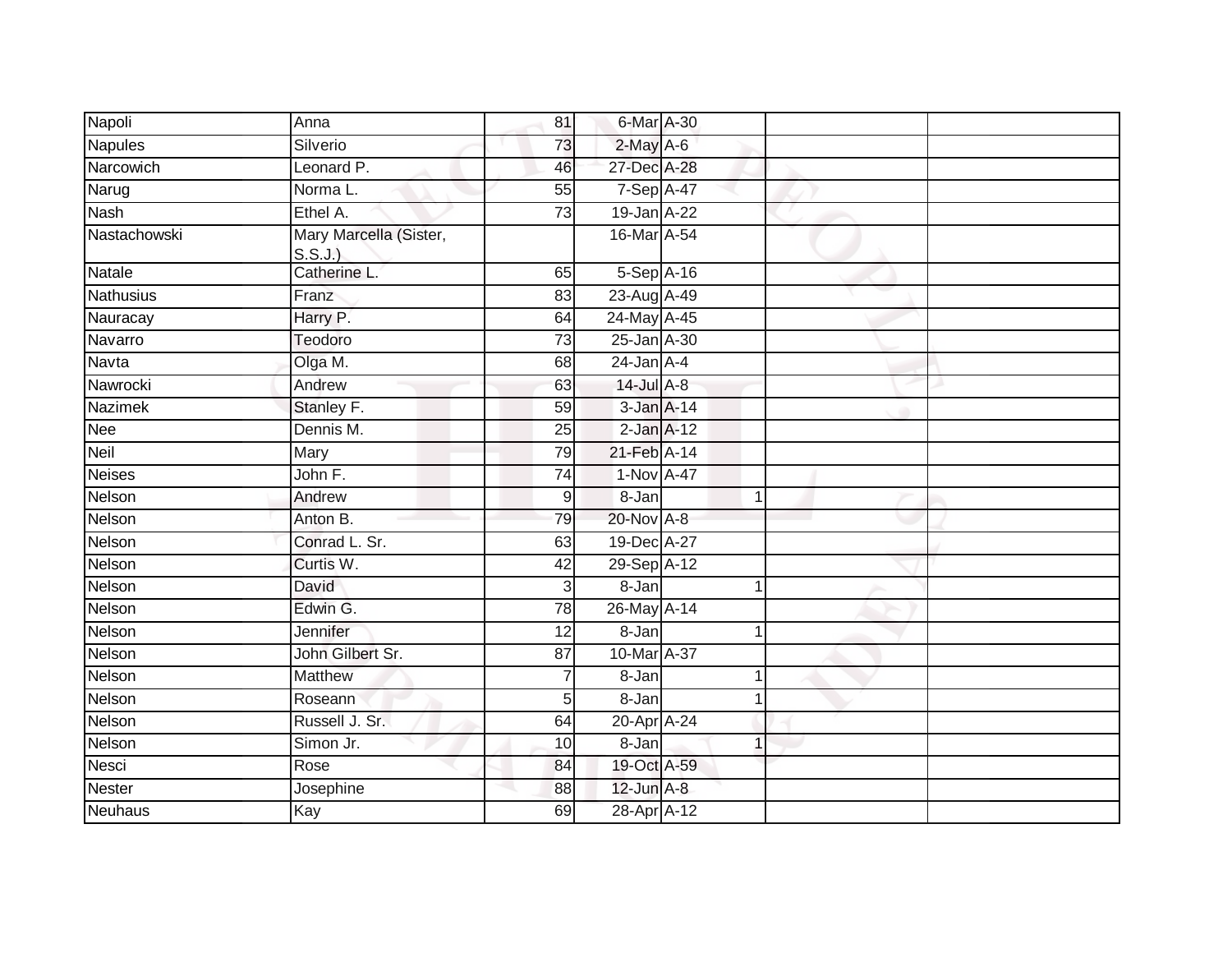| | | | | | | | |
|---|---|---|---|---|---|---|---|
| Napoli | Anna | 81 | 6-Mar | A-30 | | | |
| Napules | Silverio | 73 | 2-May | A-6 | | | |
| Narcowich | Leonard P. | 46 | 27-Dec | A-28 | | | |
| Narug | Norma L. | 55 | 7-Sep | A-47 | | | |
| Nash | Ethel A. | 73 | 19-Jan | A-22 | | | |
| Nastachowski | Mary Marcella (Sister, S.S.J.) | | 16-Mar | A-54 | | | |
| Natale | Catherine L. | 65 | 5-Sep | A-16 | | | |
| Nathusius | Franz | 83 | 23-Aug | A-49 | | | |
| Nauracay | Harry P. | 64 | 24-May | A-45 | | | |
| Navarro | Teodoro | 73 | 25-Jan | A-30 | | | |
| Navta | Olga M. | 68 | 24-Jan | A-4 | | | |
| Nawrocki | Andrew | 63 | 14-Jul | A-8 | | | |
| Nazimek | Stanley F. | 59 | 3-Jan | A-14 | | | |
| Nee | Dennis M. | 25 | 2-Jan | A-12 | | | |
| Neil | Mary | 79 | 21-Feb | A-14 | | | |
| Neises | John F. | 74 | 1-Nov | A-47 | | | |
| Nelson | Andrew | 9 | 8-Jan | | 1 | | |
| Nelson | Anton B. | 79 | 20-Nov | A-8 | | | |
| Nelson | Conrad L. Sr. | 63 | 19-Dec | A-27 | | | |
| Nelson | Curtis W. | 42 | 29-Sep | A-12 | | | |
| Nelson | David | 3 | 8-Jan | | 1 | | |
| Nelson | Edwin G. | 78 | 26-May | A-14 | | | |
| Nelson | Jennifer | 12 | 8-Jan | | 1 | | |
| Nelson | John Gilbert Sr. | 87 | 10-Mar | A-37 | | | |
| Nelson | Matthew | 7 | 8-Jan | | 1 | | |
| Nelson | Roseann | 5 | 8-Jan | | 1 | | |
| Nelson | Russell J. Sr. | 64 | 20-Apr | A-24 | | | |
| Nelson | Simon Jr. | 10 | 8-Jan | | 1 | | |
| Nesci | Rose | 84 | 19-Oct | A-59 | | | |
| Nester | Josephine | 88 | 12-Jun | A-8 | | | |
| Neuhaus | Kay | 69 | 28-Apr | A-12 | | | |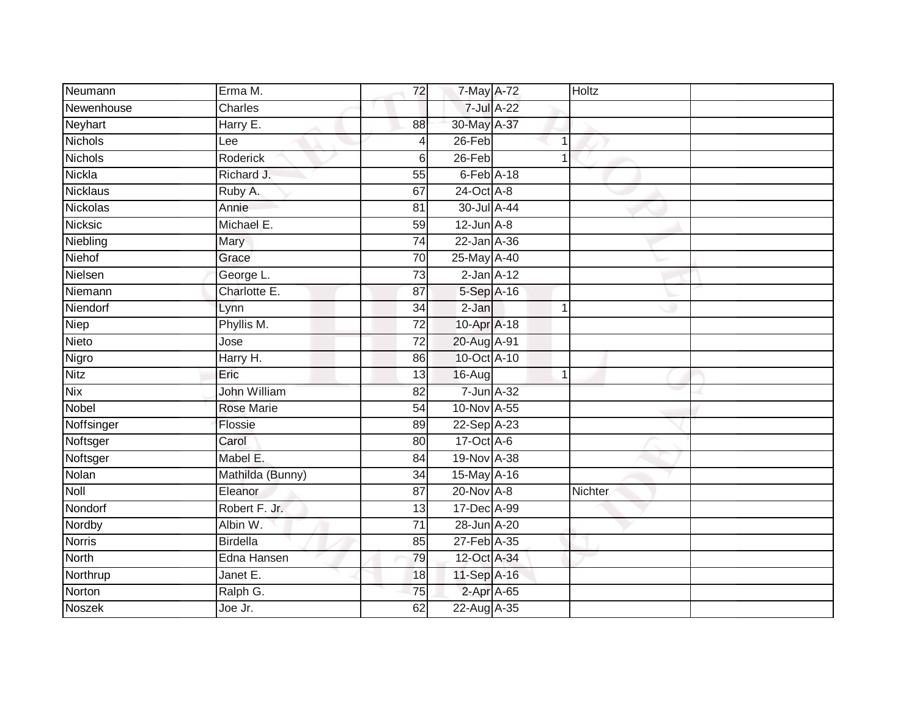| | | | | | | | |
|---|---|---|---|---|---|---|---|
| Neumann | Erma M. | 72 | 7-May | A-72 | | Holtz | |
| Newenhouse | Charles | | 7-Jul | A-22 | | | |
| Neyhart | Harry E. | 88 | 30-May | A-37 | | | |
| Nichols | Lee | 4 | 26-Feb | | 1 | | |
| Nichols | Roderick | 6 | 26-Feb | | 1 | | |
| Nickla | Richard J. | 55 | 6-Feb | A-18 | | | |
| Nicklaus | Ruby A. | 67 | 24-Oct | A-8 | | | |
| Nickolas | Annie | 81 | 30-Jul | A-44 | | | |
| Nicksic | Michael E. | 59 | 12-Jun | A-8 | | | |
| Niebling | Mary | 74 | 22-Jan | A-36 | | | |
| Niehof | Grace | 70 | 25-May | A-40 | | | |
| Nielsen | George L. | 73 | 2-Jan | A-12 | | | |
| Niemann | Charlotte E. | 87 | 5-Sep | A-16 | | | |
| Niendorf | Lynn | 34 | 2-Jan | | 1 | | |
| Niep | Phyllis M. | 72 | 10-Apr | A-18 | | | |
| Nieto | Jose | 72 | 20-Aug | A-91 | | | |
| Nigro | Harry H. | 86 | 10-Oct | A-10 | | | |
| Nitz | Eric | 13 | 16-Aug | | 1 | | |
| Nix | John William | 82 | 7-Jun | A-32 | | | |
| Nobel | Rose Marie | 54 | 10-Nov | A-55 | | | |
| Noffsinger | Flossie | 89 | 22-Sep | A-23 | | | |
| Noftsger | Carol | 80 | 17-Oct | A-6 | | | |
| Noftsger | Mabel E. | 84 | 19-Nov | A-38 | | | |
| Nolan | Mathilda (Bunny) | 34 | 15-May | A-16 | | | |
| Noll | Eleanor | 87 | 20-Nov | A-8 | | Nichter | |
| Nondorf | Robert F. Jr. | 13 | 17-Dec | A-99 | | | |
| Nordby | Albin W. | 71 | 28-Jun | A-20 | | | |
| Norris | Birdella | 85 | 27-Feb | A-35 | | | |
| North | Edna Hansen | 79 | 12-Oct | A-34 | | | |
| Northrup | Janet E. | 18 | 11-Sep | A-16 | | | |
| Norton | Ralph G. | 75 | 2-Apr | A-65 | | | |
| Noszek | Joe Jr. | 62 | 22-Aug | A-35 | | | |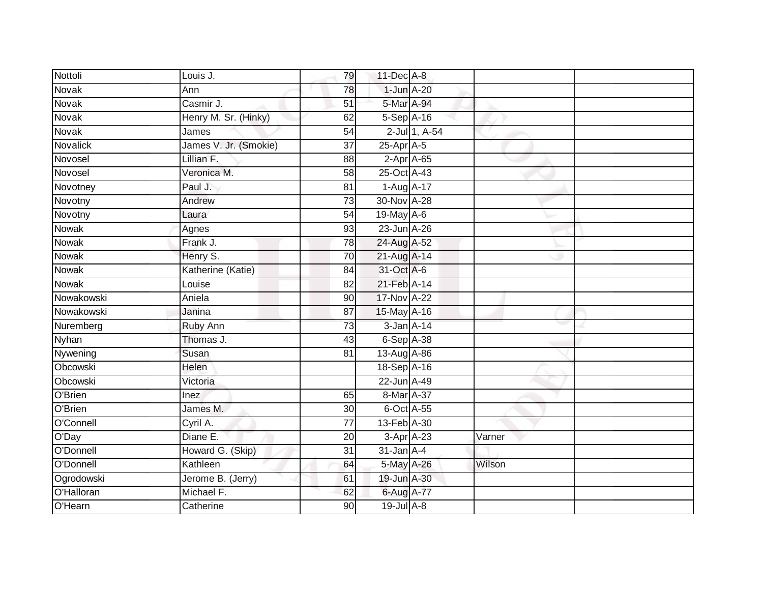| | | | | | | |
|---|---|---|---|---|---|---|
| Nottoli | Louis J. | 79 | 11-Dec | A-8 | | |
| Novak | Ann | 78 | 1-Jun | A-20 | | |
| Novak | Casmir J. | 51 | 5-Mar | A-94 | | |
| Novak | Henry M. Sr. (Hinky) | 62 | 5-Sep | A-16 | | |
| Novak | James | 54 | 2-Jul | 1, A-54 | | |
| Novalick | James V. Jr. (Smokie) | 37 | 25-Apr | A-5 | | |
| Novosel | Lillian F. | 88 | 2-Apr | A-65 | | |
| Novosel | Veronica M. | 58 | 25-Oct | A-43 | | |
| Novotney | Paul J. | 81 | 1-Aug | A-17 | | |
| Novotny | Andrew | 73 | 30-Nov | A-28 | | |
| Novotny | Laura | 54 | 19-May | A-6 | | |
| Nowak | Agnes | 93 | 23-Jun | A-26 | | |
| Nowak | Frank J. | 78 | 24-Aug | A-52 | | |
| Nowak | Henry S. | 70 | 21-Aug | A-14 | | |
| Nowak | Katherine (Katie) | 84 | 31-Oct | A-6 | | |
| Nowak | Louise | 82 | 21-Feb | A-14 | | |
| Nowakowski | Aniela | 90 | 17-Nov | A-22 | | |
| Nowakowski | Janina | 87 | 15-May | A-16 | | |
| Nuremberg | Ruby Ann | 73 | 3-Jan | A-14 | | |
| Nyhan | Thomas J. | 43 | 6-Sep | A-38 | | |
| Nywening | Susan | 81 | 13-Aug | A-86 | | |
| Obcowski | Helen | | 18-Sep | A-16 | | |
| Obcowski | Victoria | | 22-Jun | A-49 | | |
| O'Brien | Inez | 65 | 8-Mar | A-37 | | |
| O'Brien | James M. | 30 | 6-Oct | A-55 | | |
| O'Connell | Cyril A. | 77 | 13-Feb | A-30 | | |
| O'Day | Diane E. | 20 | 3-Apr | A-23 | Varner | |
| O'Donnell | Howard G. (Skip) | 31 | 31-Jan | A-4 | | |
| O'Donnell | Kathleen | 64 | 5-May | A-26 | Wilson | |
| Ogrodowski | Jerome B. (Jerry) | 61 | 19-Jun | A-30 | | |
| O'Halloran | Michael F. | 62 | 6-Aug | A-77 | | |
| O'Hearn | Catherine | 90 | 19-Jul | A-8 | | |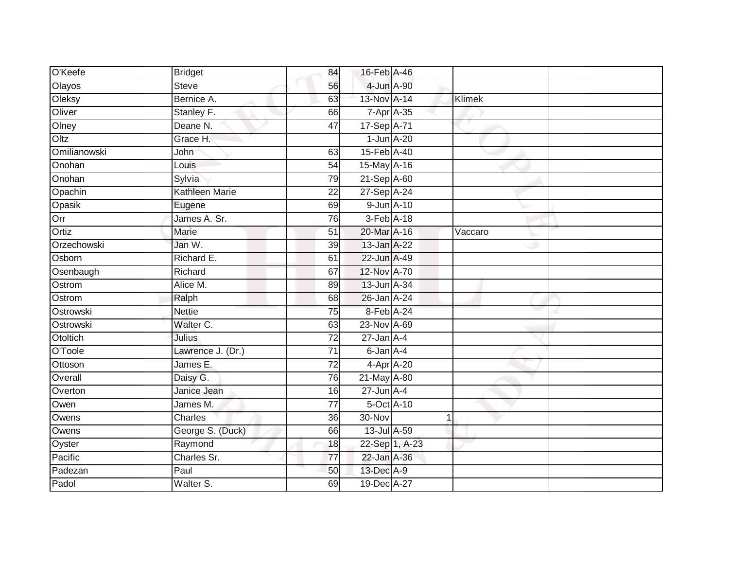| | | | | | | |
|---|---|---|---|---|---|---|
| O'Keefe | Bridget | 84 | 16-Feb | A-46 | | |
| Olayos | Steve | 56 | 4-Jun | A-90 | | |
| Oleksy | Bernice A. | 63 | 13-Nov | A-14 | Klimek | |
| Oliver | Stanley F. | 66 | 7-Apr | A-35 | | |
| Olney | Deane N. | 47 | 17-Sep | A-71 | | |
| Oltz | Grace H. | | 1-Jun | A-20 | | |
| Omilianowski | John | 63 | 15-Feb | A-40 | | |
| Onohan | Louis | 54 | 15-May | A-16 | | |
| Onohan | Sylvia | 79 | 21-Sep | A-60 | | |
| Opachin | Kathleen Marie | 22 | 27-Sep | A-24 | | |
| Opasik | Eugene | 69 | 9-Jun | A-10 | | |
| Orr | James A. Sr. | 76 | 3-Feb | A-18 | | |
| Ortiz | Marie | 51 | 20-Mar | A-16 | Vaccaro | |
| Orzechowski | Jan W. | 39 | 13-Jan | A-22 | | |
| Osborn | Richard E. | 61 | 22-Jun | A-49 | | |
| Osenbaugh | Richard | 67 | 12-Nov | A-70 | | |
| Ostrom | Alice M. | 89 | 13-Jun | A-34 | | |
| Ostrom | Ralph | 68 | 26-Jan | A-24 | | |
| Ostrowski | Nettie | 75 | 8-Feb | A-24 | | |
| Ostrowski | Walter C. | 63 | 23-Nov | A-69 | | |
| Otoltich | Julius | 72 | 27-Jan | A-4 | | |
| O'Toole | Lawrence J. (Dr.) | 71 | 6-Jan | A-4 | | |
| Ottoson | James E. | 72 | 4-Apr | A-20 | | |
| Overall | Daisy G. | 76 | 21-May | A-80 | | |
| Overton | Janice Jean | 16 | 27-Jun | A-4 | | |
| Owen | James M. | 77 | 5-Oct | A-10 | | |
| Owens | Charles | 36 | 30-Nov | 1 | | |
| Owens | George S. (Duck) | 66 | 13-Jul | A-59 | | |
| Oyster | Raymond | 18 | 22-Sep | 1, A-23 | | |
| Pacific | Charles Sr. | 77 | 22-Jan | A-36 | | |
| Padezan | Paul | 50 | 13-Dec | A-9 | | |
| Padol | Walter S. | 69 | 19-Dec | A-27 | | |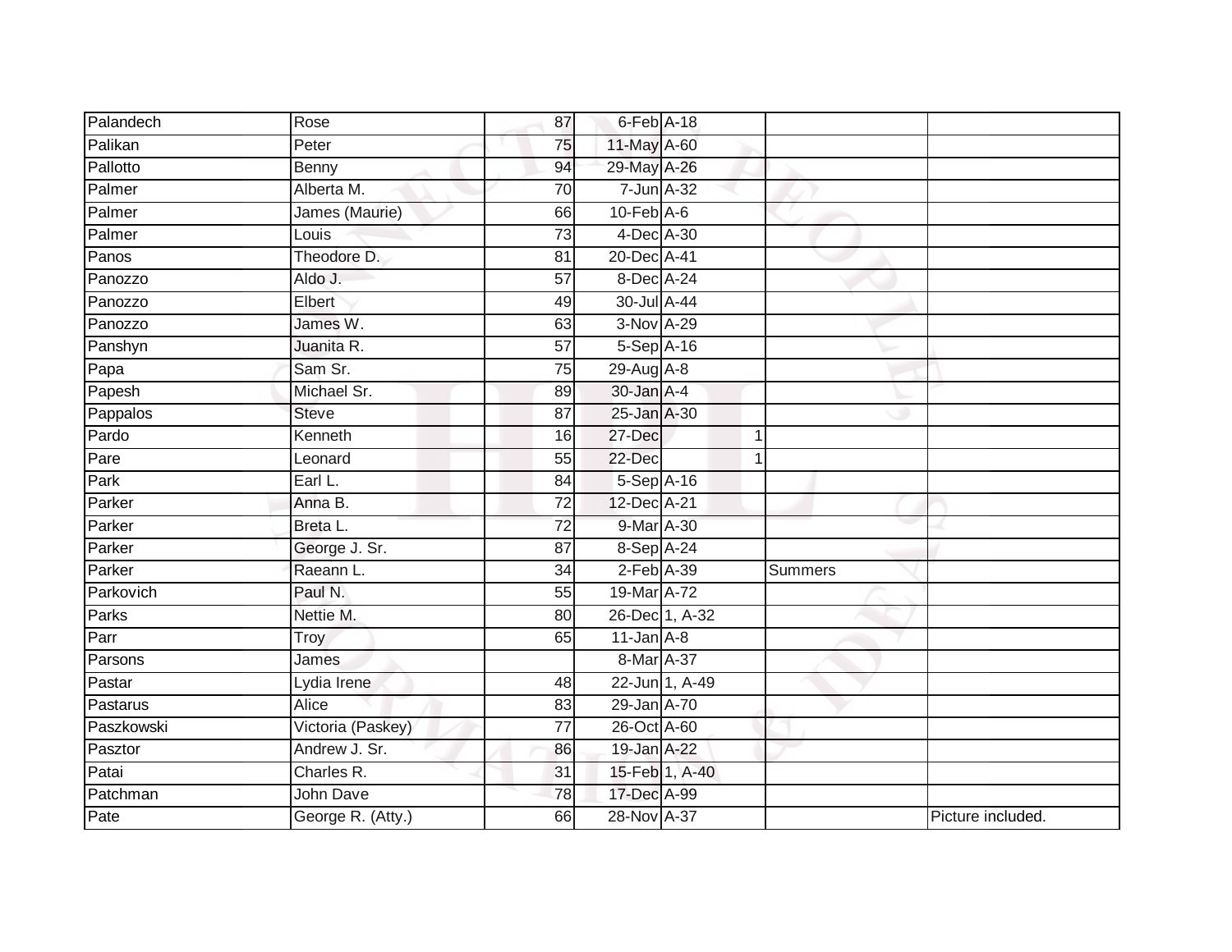| | | | | | | |
|---|---|---|---|---|---|---|
| Palandech | Rose | 87 | 6-Feb | A-18 | | |
| Palikan | Peter | 75 | 11-May | A-60 | | |
| Pallotto | Benny | 94 | 29-May | A-26 | | |
| Palmer | Alberta M. | 70 | 7-Jun | A-32 | | |
| Palmer | James (Maurie) | 66 | 10-Feb | A-6 | | |
| Palmer | Louis | 73 | 4-Dec | A-30 | | |
| Panos | Theodore D. | 81 | 20-Dec | A-41 | | |
| Panozzo | Aldo J. | 57 | 8-Dec | A-24 | | |
| Panozzo | Elbert | 49 | 30-Jul | A-44 | | |
| Panozzo | James W. | 63 | 3-Nov | A-29 | | |
| Panshyn | Juanita R. | 57 | 5-Sep | A-16 | | |
| Papa | Sam Sr. | 75 | 29-Aug | A-8 | | |
| Papesh | Michael Sr. | 89 | 30-Jan | A-4 | | |
| Pappalos | Steve | 87 | 25-Jan | A-30 | | |
| Pardo | Kenneth | 16 | 27-Dec | 1 | | |
| Pare | Leonard | 55 | 22-Dec | 1 | | |
| Park | Earl L. | 84 | 5-Sep | A-16 | | |
| Parker | Anna B. | 72 | 12-Dec | A-21 | | |
| Parker | Breta L. | 72 | 9-Mar | A-30 | | |
| Parker | George J. Sr. | 87 | 8-Sep | A-24 | | |
| Parker | Raeann L. | 34 | 2-Feb | A-39 | Summers | |
| Parkovich | Paul N. | 55 | 19-Mar | A-72 | | |
| Parks | Nettie M. | 80 | 26-Dec | 1, A-32 | | |
| Parr | Troy | 65 | 11-Jan | A-8 | | |
| Parsons | James | | 8-Mar | A-37 | | |
| Pastar | Lydia Irene | 48 | 22-Jun | 1, A-49 | | |
| Pastarus | Alice | 83 | 29-Jan | A-70 | | |
| Paszkowski | Victoria (Paskey) | 77 | 26-Oct | A-60 | | |
| Pasztor | Andrew J. Sr. | 86 | 19-Jan | A-22 | | |
| Patai | Charles R. | 31 | 15-Feb | 1, A-40 | | |
| Patchman | John Dave | 78 | 17-Dec | A-99 | | |
| Pate | George R. (Atty.) | 66 | 28-Nov | A-37 | | Picture included. |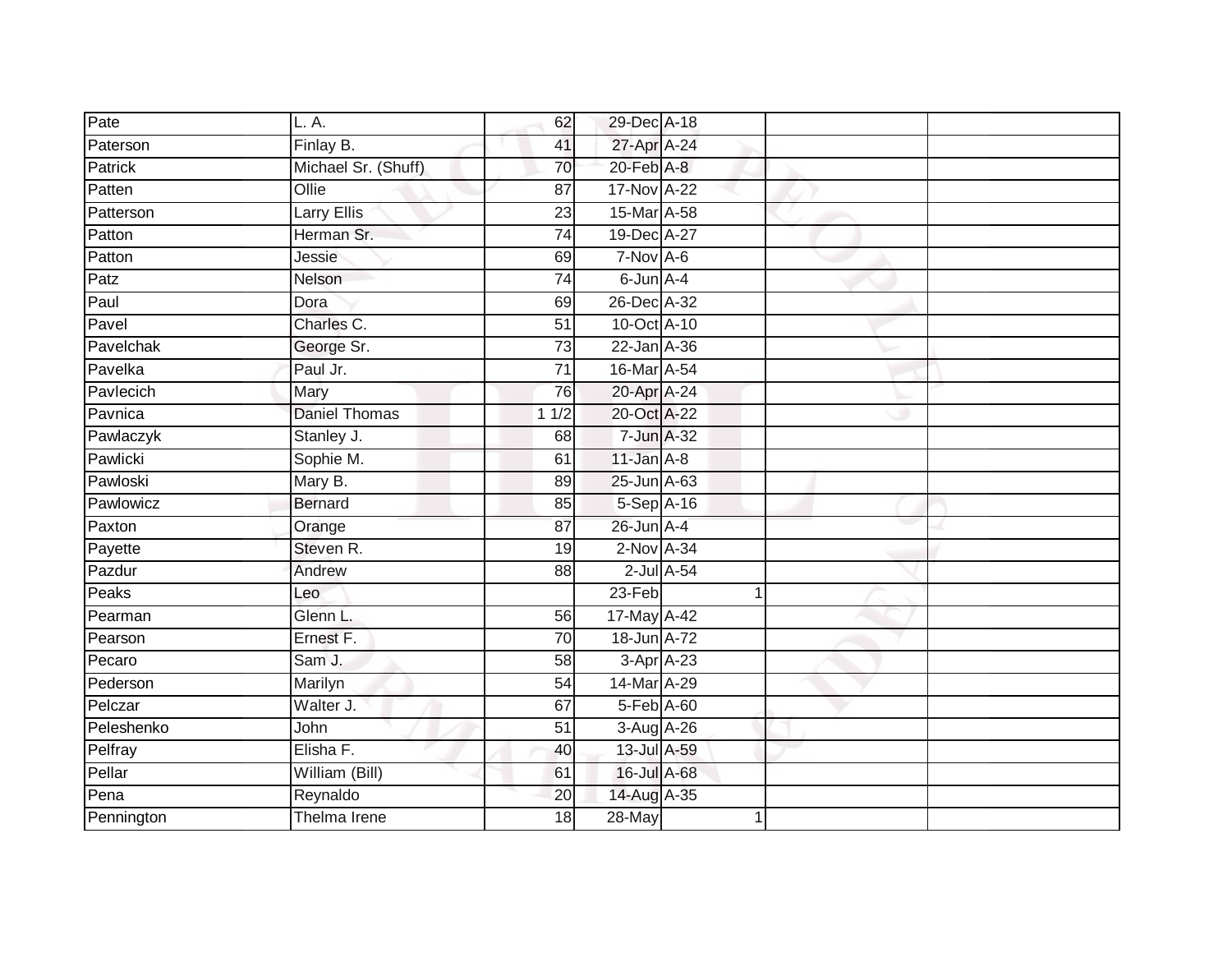| | | | | | | |
|---|---|---|---|---|---|---|
| Pate | L. A. | 62 | 29-Dec | A-18 | | |
| Paterson | Finlay B. | 41 | 27-Apr | A-24 | | |
| Patrick | Michael Sr. (Shuff) | 70 | 20-Feb | A-8 | | |
| Patten | Ollie | 87 | 17-Nov | A-22 | | |
| Patterson | Larry Ellis | 23 | 15-Mar | A-58 | | |
| Patton | Herman Sr. | 74 | 19-Dec | A-27 | | |
| Patton | Jessie | 69 | 7-Nov | A-6 | | |
| Patz | Nelson | 74 | 6-Jun | A-4 | | |
| Paul | Dora | 69 | 26-Dec | A-32 | | |
| Pavel | Charles C. | 51 | 10-Oct | A-10 | | |
| Pavelchak | George Sr. | 73 | 22-Jan | A-36 | | |
| Pavelka | Paul Jr. | 71 | 16-Mar | A-54 | | |
| Pavlecich | Mary | 76 | 20-Apr | A-24 | | |
| Pavnica | Daniel Thomas | 1 1/2 | 20-Oct | A-22 | | |
| Pawlaczyk | Stanley J. | 68 | 7-Jun | A-32 | | |
| Pawlicki | Sophie M. | 61 | 11-Jan | A-8 | | |
| Pawloski | Mary B. | 89 | 25-Jun | A-63 | | |
| Pawlowicz | Bernard | 85 | 5-Sep | A-16 | | |
| Paxton | Orange | 87 | 26-Jun | A-4 | | |
| Payette | Steven R. | 19 | 2-Nov | A-34 | | |
| Pazdur | Andrew | 88 | 2-Jul | A-54 | | |
| Peaks | Leo | | 23-Feb | 1 | | |
| Pearman | Glenn L. | 56 | 17-May | A-42 | | |
| Pearson | Ernest F. | 70 | 18-Jun | A-72 | | |
| Pecaro | Sam J. | 58 | 3-Apr | A-23 | | |
| Pederson | Marilyn | 54 | 14-Mar | A-29 | | |
| Pelczar | Walter J. | 67 | 5-Feb | A-60 | | |
| Peleshenko | John | 51 | 3-Aug | A-26 | | |
| Pelfray | Elisha F. | 40 | 13-Jul | A-59 | | |
| Pellar | William (Bill) | 61 | 16-Jul | A-68 | | |
| Pena | Reynaldo | 20 | 14-Aug | A-35 | | |
| Pennington | Thelma Irene | 18 | 28-May | 1 | | |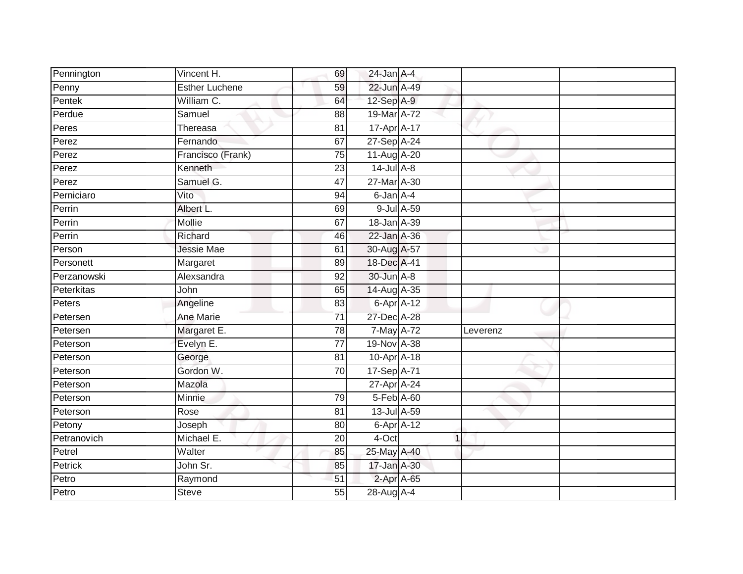| | | | | | | | |
|---|---|---|---|---|---|---|---|
| Pennington | Vincent H. | 69 | 24-Jan | A-4 | | | |
| Penny | Esther Luchene | 59 | 22-Jun | A-49 | | | |
| Pentek | William C. | 64 | 12-Sep | A-9 | | | |
| Perdue | Samuel | 88 | 19-Mar | A-72 | | | |
| Peres | Thereasa | 81 | 17-Apr | A-17 | | | |
| Perez | Fernando | 67 | 27-Sep | A-24 | | | |
| Perez | Francisco (Frank) | 75 | 11-Aug | A-20 | | | |
| Perez | Kenneth | 23 | 14-Jul | A-8 | | | |
| Perez | Samuel G. | 47 | 27-Mar | A-30 | | | |
| Perniciaro | Vito | 94 | 6-Jan | A-4 | | | |
| Perrin | Albert L. | 69 | 9-Jul | A-59 | | | |
| Perrin | Mollie | 67 | 18-Jan | A-39 | | | |
| Perrin | Richard | 46 | 22-Jan | A-36 | | | |
| Person | Jessie Mae | 61 | 30-Aug | A-57 | | | |
| Personett | Margaret | 89 | 18-Dec | A-41 | | | |
| Perzanowski | Alexsandra | 92 | 30-Jun | A-8 | | | |
| Peterkitas | John | 65 | 14-Aug | A-35 | | | |
| Peters | Angeline | 83 | 6-Apr | A-12 | | | |
| Petersen | Ane Marie | 71 | 27-Dec | A-28 | | | |
| Petersen | Margaret E. | 78 | 7-May | A-72 | | Leverenz | |
| Peterson | Evelyn E. | 77 | 19-Nov | A-38 | | | |
| Peterson | George | 81 | 10-Apr | A-18 | | | |
| Peterson | Gordon W. | 70 | 17-Sep | A-71 | | | |
| Peterson | Mazola | | 27-Apr | A-24 | | | |
| Peterson | Minnie | 79 | 5-Feb | A-60 | | | |
| Peterson | Rose | 81 | 13-Jul | A-59 | | | |
| Petony | Joseph | 80 | 6-Apr | A-12 | | | |
| Petranovich | Michael E. | 20 | 4-Oct | | 1 | | |
| Petrel | Walter | 85 | 25-May | A-40 | | | |
| Petrick | John Sr. | 85 | 17-Jan | A-30 | | | |
| Petro | Raymond | 51 | 2-Apr | A-65 | | | |
| Petro | Steve | 55 | 28-Aug | A-4 | | | |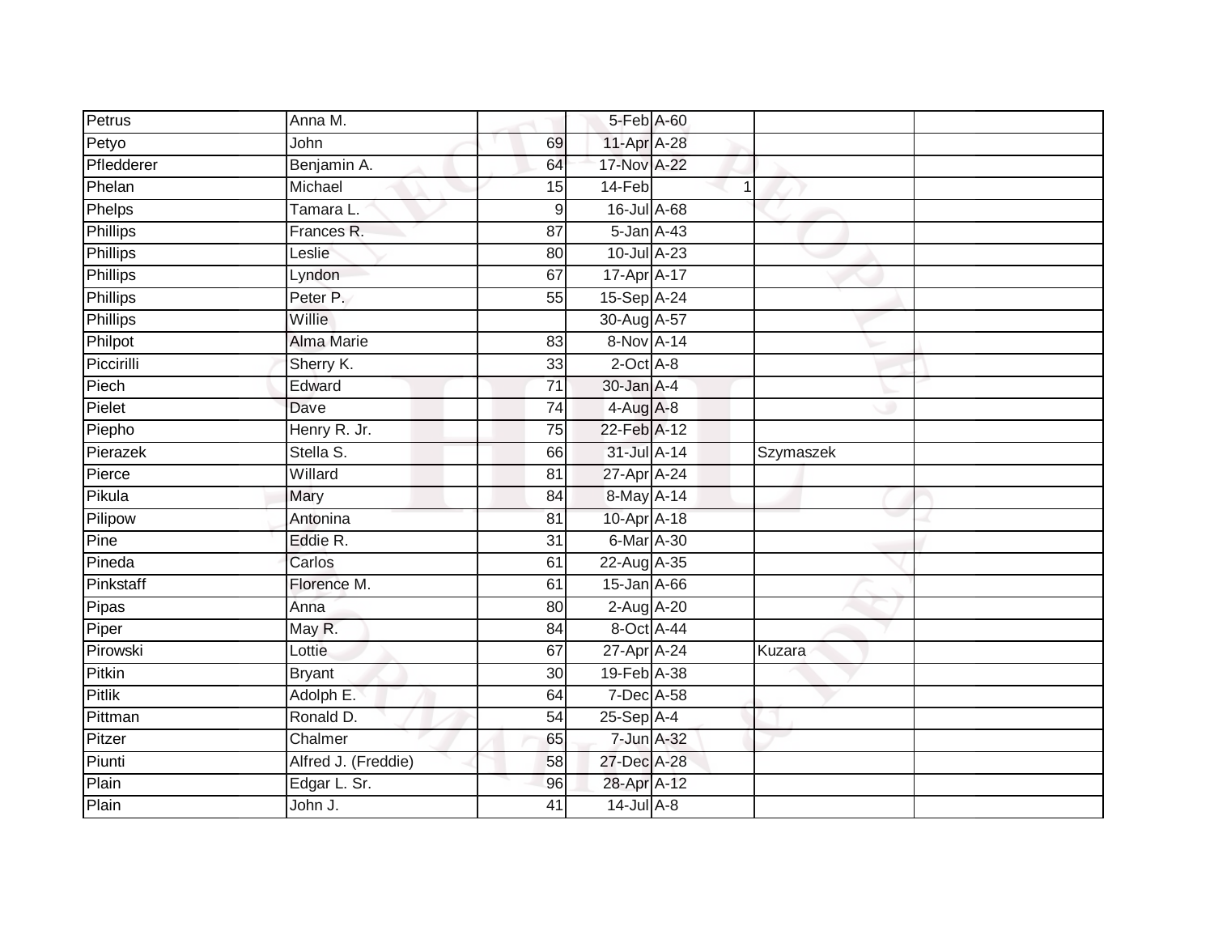| Petrus | Anna M. | | 5-Feb | A-60 | | |
|---|---|---|---|---|---|---|
| Petyo | John | 69 | 11-Apr | A-28 | | |
| Pfledderer | Benjamin A. | 64 | 17-Nov | A-22 | | |
| Phelan | Michael | 15 | 14-Feb | 1 | | |
| Phelps | Tamara L. | 9 | 16-Jul | A-68 | | |
| Phillips | Frances R. | 87 | 5-Jan | A-43 | | |
| Phillips | Leslie | 80 | 10-Jul | A-23 | | |
| Phillips | Lyndon | 67 | 17-Apr | A-17 | | |
| Phillips | Peter P. | 55 | 15-Sep | A-24 | | |
| Phillips | Willie | | 30-Aug | A-57 | | |
| Philpot | Alma Marie | 83 | 8-Nov | A-14 | | |
| Piccirilli | Sherry K. | 33 | 2-Oct | A-8 | | |
| Piech | Edward | 71 | 30-Jan | A-4 | | |
| Pielet | Dave | 74 | 4-Aug | A-8 | | |
| Piepho | Henry R. Jr. | 75 | 22-Feb | A-12 | | |
| Pierazek | Stella S. | 66 | 31-Jul | A-14 | Szymaszek | |
| Pierce | Willard | 81 | 27-Apr | A-24 | | |
| Pikula | Mary | 84 | 8-May | A-14 | | |
| Pilipow | Antonina | 81 | 10-Apr | A-18 | | |
| Pine | Eddie R. | 31 | 6-Mar | A-30 | | |
| Pineda | Carlos | 61 | 22-Aug | A-35 | | |
| Pinkstaff | Florence M. | 61 | 15-Jan | A-66 | | |
| Pipas | Anna | 80 | 2-Aug | A-20 | | |
| Piper | May R. | 84 | 8-Oct | A-44 | | |
| Pirowski | Lottie | 67 | 27-Apr | A-24 | Kuzara | |
| Pitkin | Bryant | 30 | 19-Feb | A-38 | | |
| Pitlik | Adolph E. | 64 | 7-Dec | A-58 | | |
| Pittman | Ronald D. | 54 | 25-Sep | A-4 | | |
| Pitzer | Chalmer | 65 | 7-Jun | A-32 | | |
| Piunti | Alfred J. (Freddie) | 58 | 27-Dec | A-28 | | |
| Plain | Edgar L. Sr. | 96 | 28-Apr | A-12 | | |
| Plain | John J. | 41 | 14-Jul | A-8 | | |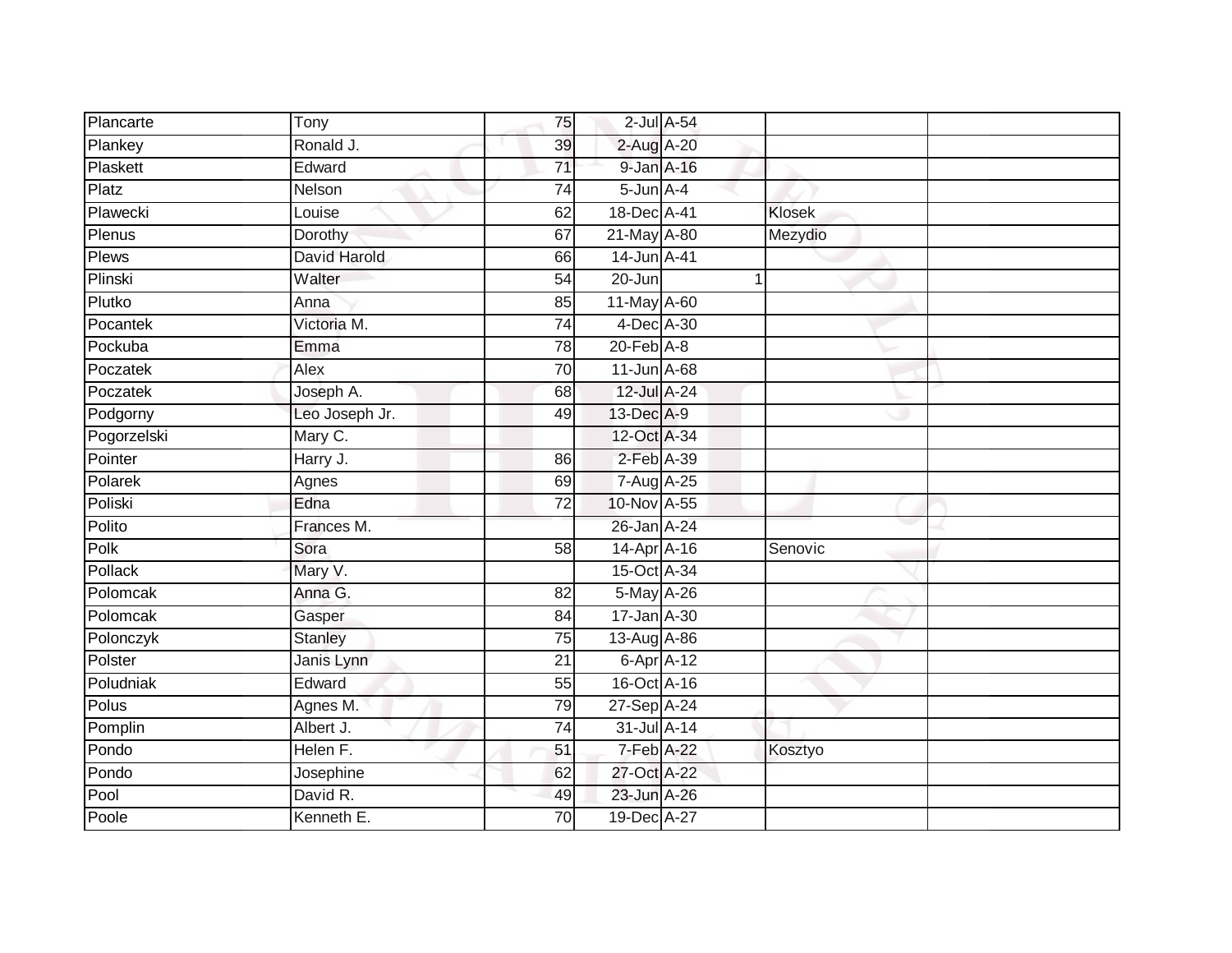| | | | | | | |
|---|---|---|---|---|---|---|
| Plancarte | Tony | 75 | 2-Jul | A-54 | | |
| Plankey | Ronald J. | 39 | 2-Aug | A-20 | | |
| Plaskett | Edward | 71 | 9-Jan | A-16 | | |
| Platz | Nelson | 74 | 5-Jun | A-4 | | |
| Plawecki | Louise | 62 | 18-Dec | A-41 | Klosek | |
| Plenus | Dorothy | 67 | 21-May | A-80 | Mezydio | |
| Plews | David Harold | 66 | 14-Jun | A-41 | | |
| Plinski | Walter | 54 | 20-Jun | 1 | | |
| Plutko | Anna | 85 | 11-May | A-60 | | |
| Pocantek | Victoria M. | 74 | 4-Dec | A-30 | | |
| Pockuba | Emma | 78 | 20-Feb | A-8 | | |
| Poczatek | Alex | 70 | 11-Jun | A-68 | | |
| Poczatek | Joseph A. | 68 | 12-Jul | A-24 | | |
| Podgorny | Leo Joseph Jr. | 49 | 13-Dec | A-9 | | |
| Pogorzelski | Mary C. | | 12-Oct | A-34 | | |
| Pointer | Harry J. | 86 | 2-Feb | A-39 | | |
| Polarek | Agnes | 69 | 7-Aug | A-25 | | |
| Poliski | Edna | 72 | 10-Nov | A-55 | | |
| Polito | Frances M. | | 26-Jan | A-24 | | |
| Polk | Sora | 58 | 14-Apr | A-16 | Senovic | |
| Pollack | Mary V. | | 15-Oct | A-34 | | |
| Polomcak | Anna G. | 82 | 5-May | A-26 | | |
| Polomcak | Gasper | 84 | 17-Jan | A-30 | | |
| Polonczyk | Stanley | 75 | 13-Aug | A-86 | | |
| Polster | Janis Lynn | 21 | 6-Apr | A-12 | | |
| Poludniak | Edward | 55 | 16-Oct | A-16 | | |
| Polus | Agnes M. | 79 | 27-Sep | A-24 | | |
| Pomplin | Albert J. | 74 | 31-Jul | A-14 | | |
| Pondo | Helen F. | 51 | 7-Feb | A-22 | Kosztyo | |
| Pondo | Josephine | 62 | 27-Oct | A-22 | | |
| Pool | David R. | 49 | 23-Jun | A-26 | | |
| Poole | Kenneth E. | 70 | 19-Dec | A-27 | | |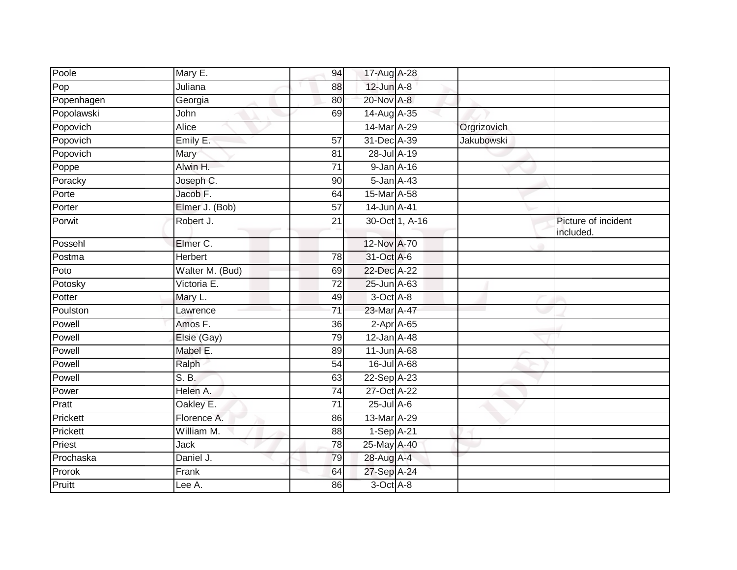| | | | | | | |
|---|---|---|---|---|---|---|
| Poole | Mary E. | 94 | 17-Aug | A-28 | | |
| Pop | Juliana | 88 | 12-Jun | A-8 | | |
| Popenhagen | Georgia | 80 | 20-Nov | A-8 | | |
| Popolawski | John | 69 | 14-Aug | A-35 | | |
| Popovich | Alice | | 14-Mar | A-29 | Orgrizovich | |
| Popovich | Emily E. | 57 | 31-Dec | A-39 | Jakubowski | |
| Popovich | Mary | 81 | 28-Jul | A-19 | | |
| Poppe | Alwin H. | 71 | 9-Jan | A-16 | | |
| Poracky | Joseph C. | 90 | 5-Jan | A-43 | | |
| Porte | Jacob F. | 64 | 15-Mar | A-58 | | |
| Porter | Elmer J. (Bob) | 57 | 14-Jun | A-41 | | |
| Porwit | Robert J. | 21 | 30-Oct | 1, A-16 | | Picture of incident included. |
| Possehl | Elmer C. | | 12-Nov | A-70 | | |
| Postma | Herbert | 78 | 31-Oct | A-6 | | |
| Poto | Walter M. (Bud) | 69 | 22-Dec | A-22 | | |
| Potosky | Victoria E. | 72 | 25-Jun | A-63 | | |
| Potter | Mary L. | 49 | 3-Oct | A-8 | | |
| Poulston | Lawrence | 71 | 23-Mar | A-47 | | |
| Powell | Amos F. | 36 | 2-Apr | A-65 | | |
| Powell | Elsie (Gay) | 79 | 12-Jan | A-48 | | |
| Powell | Mabel E. | 89 | 11-Jun | A-68 | | |
| Powell | Ralph | 54 | 16-Jul | A-68 | | |
| Powell | S. B. | 63 | 22-Sep | A-23 | | |
| Power | Helen A. | 74 | 27-Oct | A-22 | | |
| Pratt | Oakley E. | 71 | 25-Jul | A-6 | | |
| Prickett | Florence A. | 86 | 13-Mar | A-29 | | |
| Prickett | William M. | 88 | 1-Sep | A-21 | | |
| Priest | Jack | 78 | 25-May | A-40 | | |
| Prochaska | Daniel J. | 79 | 28-Aug | A-4 | | |
| Prorok | Frank | 64 | 27-Sep | A-24 | | |
| Pruitt | Lee A. | 86 | 3-Oct | A-8 | | |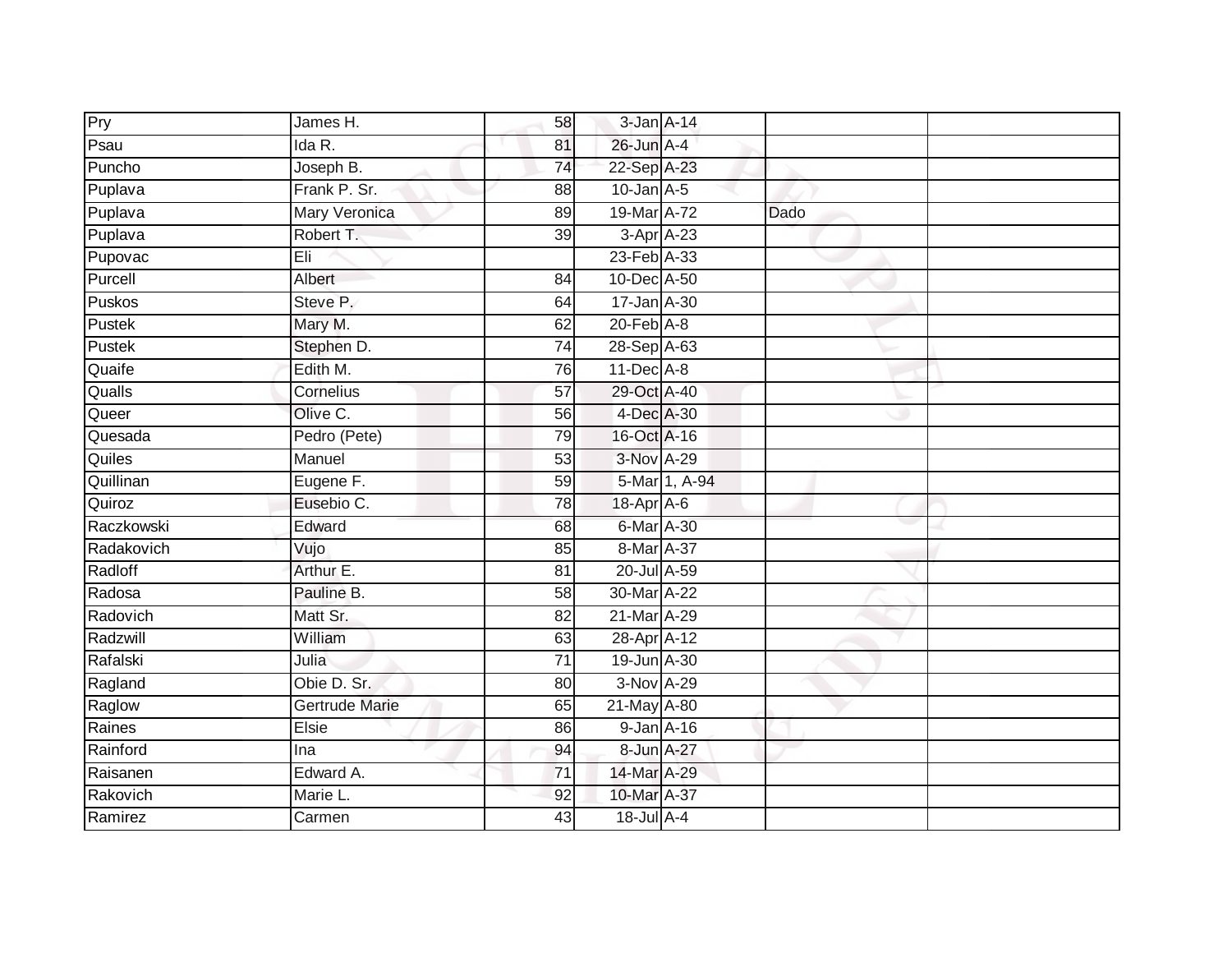| | | | | | | |
|---|---|---|---|---|---|---|
| Pry | James H. | 58 | 3-Jan | A-14 | | |
| Psau | Ida R. | 81 | 26-Jun | A-4 | | |
| Puncho | Joseph B. | 74 | 22-Sep | A-23 | | |
| Puplava | Frank P. Sr. | 88 | 10-Jan | A-5 | | |
| Puplava | Mary Veronica | 89 | 19-Mar | A-72 | Dado | |
| Puplava | Robert T. | 39 | 3-Apr | A-23 | | |
| Pupovac | Eli | | 23-Feb | A-33 | | |
| Purcell | Albert | 84 | 10-Dec | A-50 | | |
| Puskos | Steve P. | 64 | 17-Jan | A-30 | | |
| Pustek | Mary M. | 62 | 20-Feb | A-8 | | |
| Pustek | Stephen D. | 74 | 28-Sep | A-63 | | |
| Quaife | Edith M. | 76 | 11-Dec | A-8 | | |
| Qualls | Cornelius | 57 | 29-Oct | A-40 | | |
| Queer | Olive C. | 56 | 4-Dec | A-30 | | |
| Quesada | Pedro (Pete) | 79 | 16-Oct | A-16 | | |
| Quiles | Manuel | 53 | 3-Nov | A-29 | | |
| Quillinan | Eugene F. | 59 | 5-Mar | 1, A-94 | | |
| Quiroz | Eusebio C. | 78 | 18-Apr | A-6 | | |
| Raczkowski | Edward | 68 | 6-Mar | A-30 | | |
| Radakovich | Vujo | 85 | 8-Mar | A-37 | | |
| Radloff | Arthur E. | 81 | 20-Jul | A-59 | | |
| Radosa | Pauline B. | 58 | 30-Mar | A-22 | | |
| Radovich | Matt Sr. | 82 | 21-Mar | A-29 | | |
| Radzwill | William | 63 | 28-Apr | A-12 | | |
| Rafalski | Julia | 71 | 19-Jun | A-30 | | |
| Ragland | Obie D. Sr. | 80 | 3-Nov | A-29 | | |
| Raglow | Gertrude Marie | 65 | 21-May | A-80 | | |
| Raines | Elsie | 86 | 9-Jan | A-16 | | |
| Rainford | Ina | 94 | 8-Jun | A-27 | | |
| Raisanen | Edward A. | 71 | 14-Mar | A-29 | | |
| Rakovich | Marie L. | 92 | 10-Mar | A-37 | | |
| Ramirez | Carmen | 43 | 18-Jul | A-4 | | |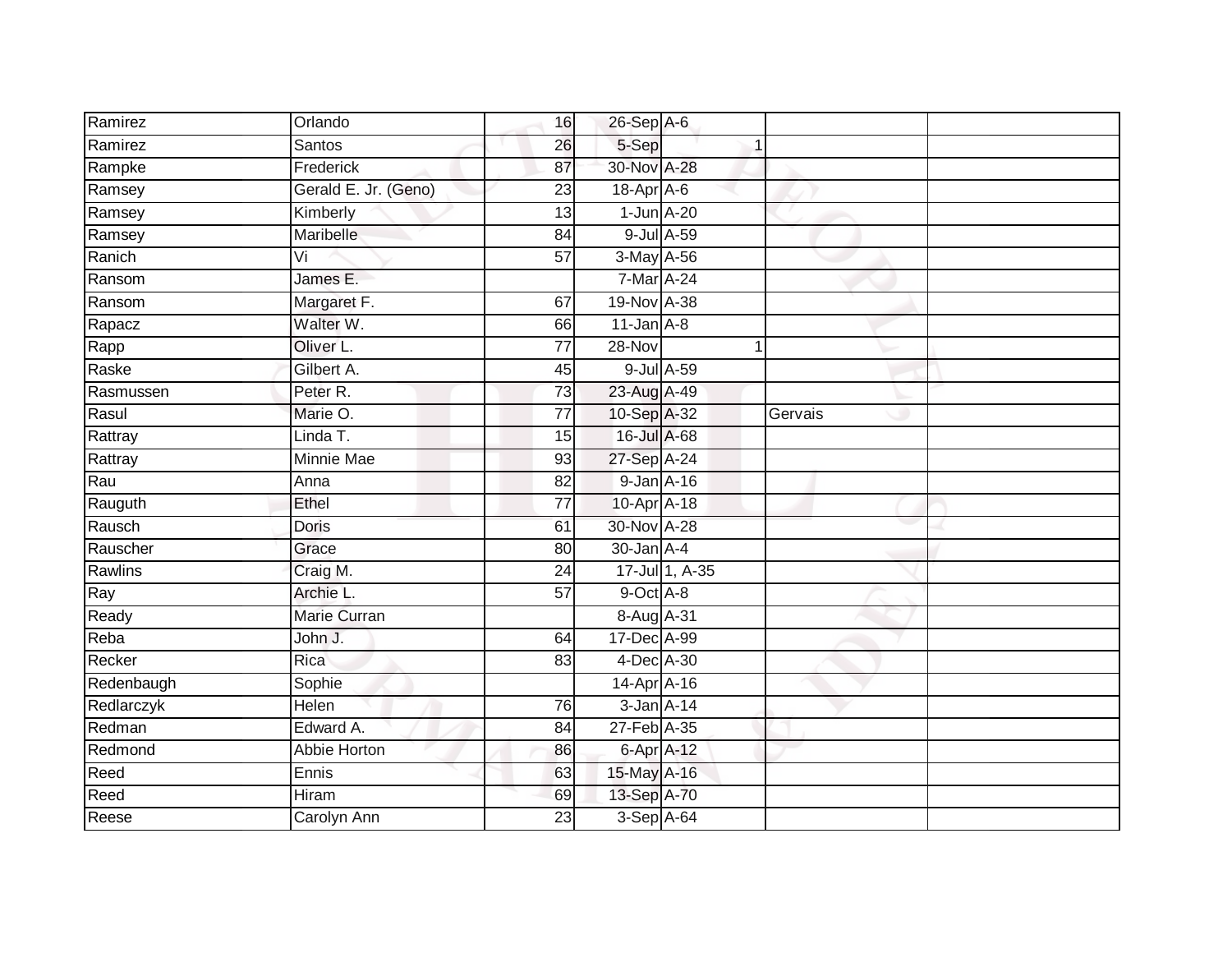| | | | | | | |
|---|---|---|---|---|---|---|
| Ramirez | Orlando | 16 | 26-Sep | A-6 | | |
| Ramirez | Santos | 26 | 5-Sep | 1 | | |
| Rampke | Frederick | 87 | 30-Nov | A-28 | | |
| Ramsey | Gerald E. Jr. (Geno) | 23 | 18-Apr | A-6 | | |
| Ramsey | Kimberly | 13 | 1-Jun | A-20 | | |
| Ramsey | Maribelle | 84 | 9-Jul | A-59 | | |
| Ranich | Vi | 57 | 3-May | A-56 | | |
| Ransom | James E. | | 7-Mar | A-24 | | |
| Ransom | Margaret F. | 67 | 19-Nov | A-38 | | |
| Rapacz | Walter W. | 66 | 11-Jan | A-8 | | |
| Rapp | Oliver L. | 77 | 28-Nov | 1 | | |
| Raske | Gilbert A. | 45 | 9-Jul | A-59 | | |
| Rasmussen | Peter R. | 73 | 23-Aug | A-49 | | |
| Rasul | Marie O. | 77 | 10-Sep | A-32 | Gervais | |
| Rattray | Linda T. | 15 | 16-Jul | A-68 | | |
| Rattray | Minnie Mae | 93 | 27-Sep | A-24 | | |
| Rau | Anna | 82 | 9-Jan | A-16 | | |
| Rauguth | Ethel | 77 | 10-Apr | A-18 | | |
| Rausch | Doris | 61 | 30-Nov | A-28 | | |
| Rauscher | Grace | 80 | 30-Jan | A-4 | | |
| Rawlins | Craig M. | 24 | 17-Jul | 1, A-35 | | |
| Ray | Archie L. | 57 | 9-Oct | A-8 | | |
| Ready | Marie Curran | | 8-Aug | A-31 | | |
| Reba | John J. | 64 | 17-Dec | A-99 | | |
| Recker | Rica | 83 | 4-Dec | A-30 | | |
| Redenbaugh | Sophie | | 14-Apr | A-16 | | |
| Redlarczyk | Helen | 76 | 3-Jan | A-14 | | |
| Redman | Edward A. | 84 | 27-Feb | A-35 | | |
| Redmond | Abbie Horton | 86 | 6-Apr | A-12 | | |
| Reed | Ennis | 63 | 15-May | A-16 | | |
| Reed | Hiram | 69 | 13-Sep | A-70 | | |
| Reese | Carolyn Ann | 23 | 3-Sep | A-64 | | |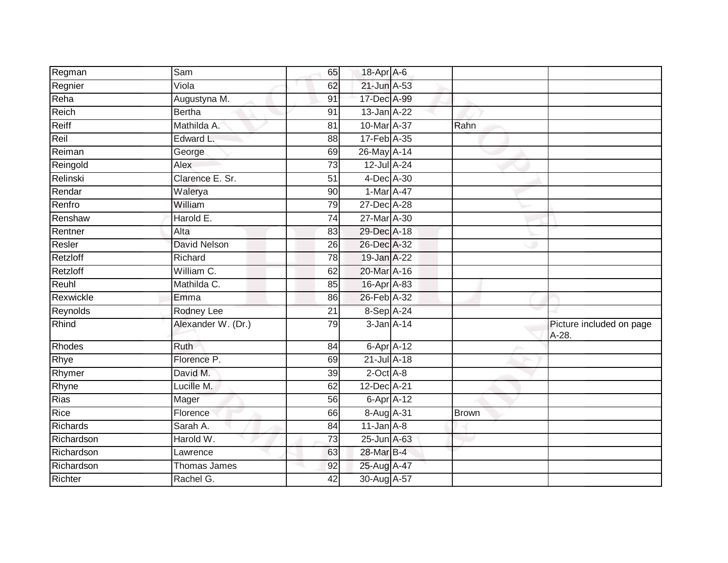| | | | | | | |
|---|---|---|---|---|---|---|
| Regman | Sam | 65 | 18-Apr | A-6 | | |
| Regnier | Viola | 62 | 21-Jun | A-53 | | |
| Reha | Augustyna M. | 91 | 17-Dec | A-99 | | |
| Reich | Bertha | 91 | 13-Jan | A-22 | | |
| Reiff | Mathilda A. | 81 | 10-Mar | A-37 | Rahn | |
| Reil | Edward L. | 88 | 17-Feb | A-35 | | |
| Reiman | George | 69 | 26-May | A-14 | | |
| Reingold | Alex | 73 | 12-Jul | A-24 | | |
| Relinski | Clarence E. Sr. | 51 | 4-Dec | A-30 | | |
| Rendar | Walerya | 90 | 1-Mar | A-47 | | |
| Renfro | William | 79 | 27-Dec | A-28 | | |
| Renshaw | Harold E. | 74 | 27-Mar | A-30 | | |
| Rentner | Alta | 83 | 29-Dec | A-18 | | |
| Resler | David Nelson | 26 | 26-Dec | A-32 | | |
| Retzloff | Richard | 78 | 19-Jan | A-22 | | |
| Retzloff | William C. | 62 | 20-Mar | A-16 | | |
| Reuhl | Mathilda C. | 85 | 16-Apr | A-83 | | |
| Rexwickle | Emma | 86 | 26-Feb | A-32 | | |
| Reynolds | Rodney Lee | 21 | 8-Sep | A-24 | | |
| Rhind | Alexander W. (Dr.) | 79 | 3-Jan | A-14 | | Picture included on page A-28. |
| Rhodes | Ruth | 84 | 6-Apr | A-12 | | |
| Rhye | Florence P. | 69 | 21-Jul | A-18 | | |
| Rhymer | David M. | 39 | 2-Oct | A-8 | | |
| Rhyne | Lucille M. | 62 | 12-Dec | A-21 | | |
| Rias | Mager | 56 | 6-Apr | A-12 | | |
| Rice | Florence | 66 | 8-Aug | A-31 | Brown | |
| Richards | Sarah A. | 84 | 11-Jan | A-8 | | |
| Richardson | Harold W. | 73 | 25-Jun | A-63 | | |
| Richardson | Lawrence | 63 | 28-Mar | B-4 | | |
| Richardson | Thomas James | 92 | 25-Aug | A-47 | | |
| Richter | Rachel G. | 42 | 30-Aug | A-57 | | |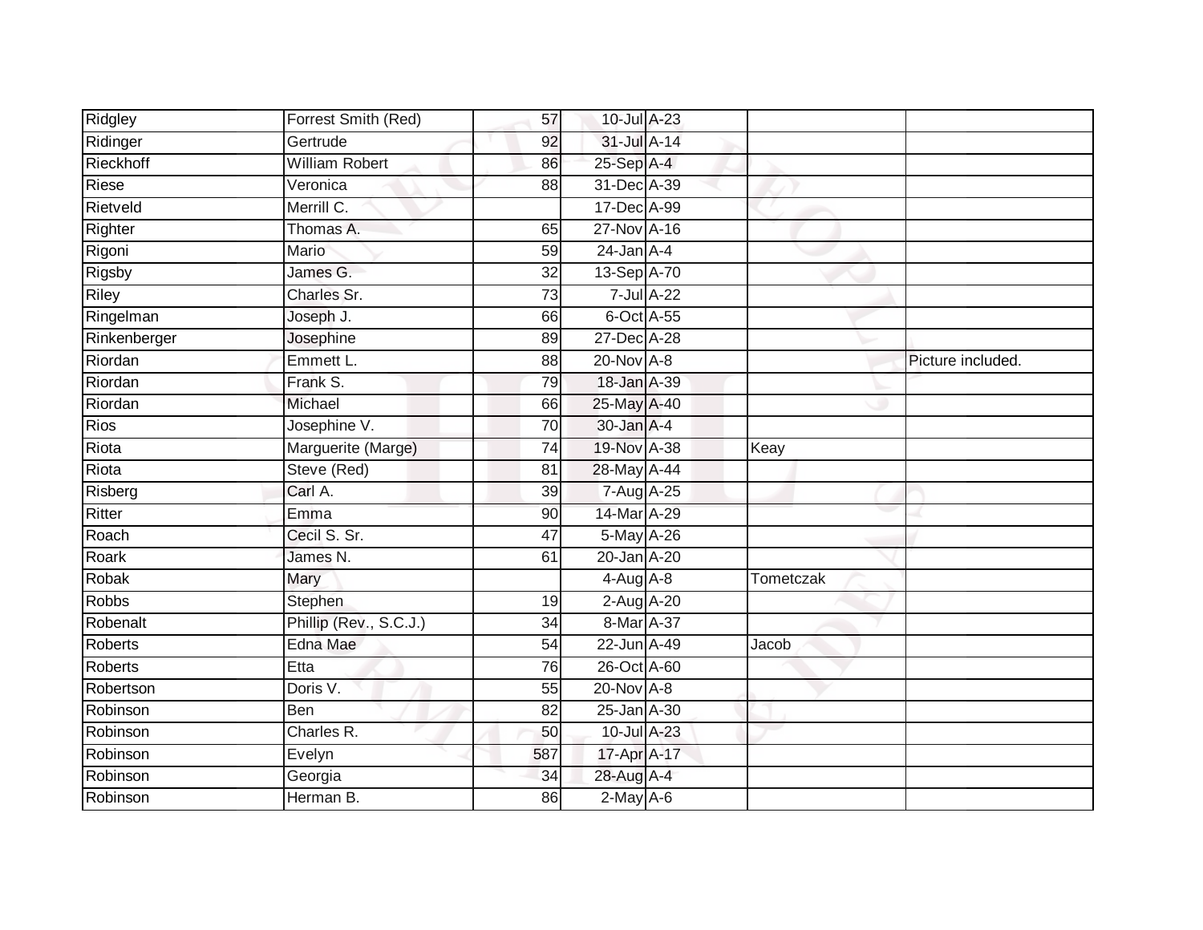| | | | | | | |
|---|---|---|---|---|---|---|
| Ridgley | Forrest Smith (Red) | 57 | 10-Jul | A-23 | | |
| Ridinger | Gertrude | 92 | 31-Jul | A-14 | | |
| Rieckhoff | William Robert | 86 | 25-Sep | A-4 | | |
| Riese | Veronica | 88 | 31-Dec | A-39 | | |
| Rietveld | Merrill C. | | 17-Dec | A-99 | | |
| Righter | Thomas A. | 65 | 27-Nov | A-16 | | |
| Rigoni | Mario | 59 | 24-Jan | A-4 | | |
| Rigsby | James G. | 32 | 13-Sep | A-70 | | |
| Riley | Charles Sr. | 73 | 7-Jul | A-22 | | |
| Ringelman | Joseph J. | 66 | 6-Oct | A-55 | | |
| Rinkenberger | Josephine | 89 | 27-Dec | A-28 | | |
| Riordan | Emmett L. | 88 | 20-Nov | A-8 | | Picture included. |
| Riordan | Frank S. | 79 | 18-Jan | A-39 | | |
| Riordan | Michael | 66 | 25-May | A-40 | | |
| Rios | Josephine V. | 70 | 30-Jan | A-4 | | |
| Riota | Marguerite (Marge) | 74 | 19-Nov | A-38 | Keay | |
| Riota | Steve (Red) | 81 | 28-May | A-44 | | |
| Risberg | Carl A. | 39 | 7-Aug | A-25 | | |
| Ritter | Emma | 90 | 14-Mar | A-29 | | |
| Roach | Cecil S. Sr. | 47 | 5-May | A-26 | | |
| Roark | James N. | 61 | 20-Jan | A-20 | | |
| Robak | Mary | | 4-Aug | A-8 | Tometczak | |
| Robbs | Stephen | 19 | 2-Aug | A-20 | | |
| Robenalt | Phillip (Rev., S.C.J.) | 34 | 8-Mar | A-37 | | |
| Roberts | Edna Mae | 54 | 22-Jun | A-49 | Jacob | |
| Roberts | Etta | 76 | 26-Oct | A-60 | | |
| Robertson | Doris V. | 55 | 20-Nov | A-8 | | |
| Robinson | Ben | 82 | 25-Jan | A-30 | | |
| Robinson | Charles R. | 50 | 10-Jul | A-23 | | |
| Robinson | Evelyn | 587 | 17-Apr | A-17 | | |
| Robinson | Georgia | 34 | 28-Aug | A-4 | | |
| Robinson | Herman B. | 86 | 2-May | A-6 | | |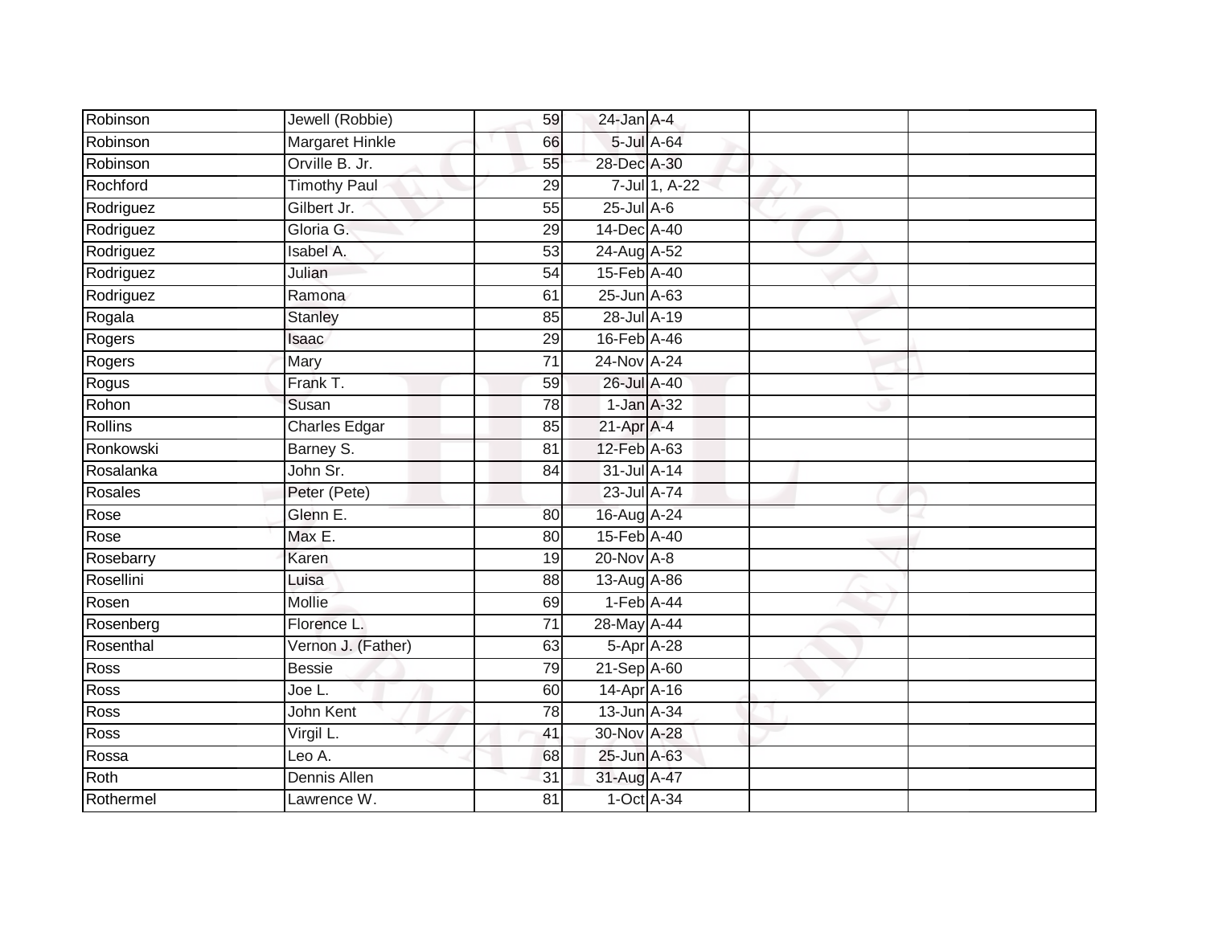| | | | | | | |
|---|---|---|---|---|---|---|
| Robinson | Jewell (Robbie) | 59 | 24-Jan | A-4 | | |
| Robinson | Margaret Hinkle | 66 | 5-Jul | A-64 | | |
| Robinson | Orville B. Jr. | 55 | 28-Dec | A-30 | | |
| Rochford | Timothy Paul | 29 | 7-Jul | 1, A-22 | | |
| Rodriguez | Gilbert Jr. | 55 | 25-Jul | A-6 | | |
| Rodriguez | Gloria G. | 29 | 14-Dec | A-40 | | |
| Rodriguez | Isabel A. | 53 | 24-Aug | A-52 | | |
| Rodriguez | Julian | 54 | 15-Feb | A-40 | | |
| Rodriguez | Ramona | 61 | 25-Jun | A-63 | | |
| Rogala | Stanley | 85 | 28-Jul | A-19 | | |
| Rogers | Isaac | 29 | 16-Feb | A-46 | | |
| Rogers | Mary | 71 | 24-Nov | A-24 | | |
| Rogus | Frank T. | 59 | 26-Jul | A-40 | | |
| Rohon | Susan | 78 | 1-Jan | A-32 | | |
| Rollins | Charles Edgar | 85 | 21-Apr | A-4 | | |
| Ronkowski | Barney S. | 81 | 12-Feb | A-63 | | |
| Rosalanka | John Sr. | 84 | 31-Jul | A-14 | | |
| Rosales | Peter (Pete) | | 23-Jul | A-74 | | |
| Rose | Glenn E. | 80 | 16-Aug | A-24 | | |
| Rose | Max E. | 80 | 15-Feb | A-40 | | |
| Rosebarry | Karen | 19 | 20-Nov | A-8 | | |
| Rosellini | Luisa | 88 | 13-Aug | A-86 | | |
| Rosen | Mollie | 69 | 1-Feb | A-44 | | |
| Rosenberg | Florence L. | 71 | 28-May | A-44 | | |
| Rosenthal | Vernon J. (Father) | 63 | 5-Apr | A-28 | | |
| Ross | Bessie | 79 | 21-Sep | A-60 | | |
| Ross | Joe L. | 60 | 14-Apr | A-16 | | |
| Ross | John Kent | 78 | 13-Jun | A-34 | | |
| Ross | Virgil L. | 41 | 30-Nov | A-28 | | |
| Rossa | Leo A. | 68 | 25-Jun | A-63 | | |
| Roth | Dennis Allen | 31 | 31-Aug | A-47 | | |
| Rothermel | Lawrence W. | 81 | 1-Oct | A-34 | | |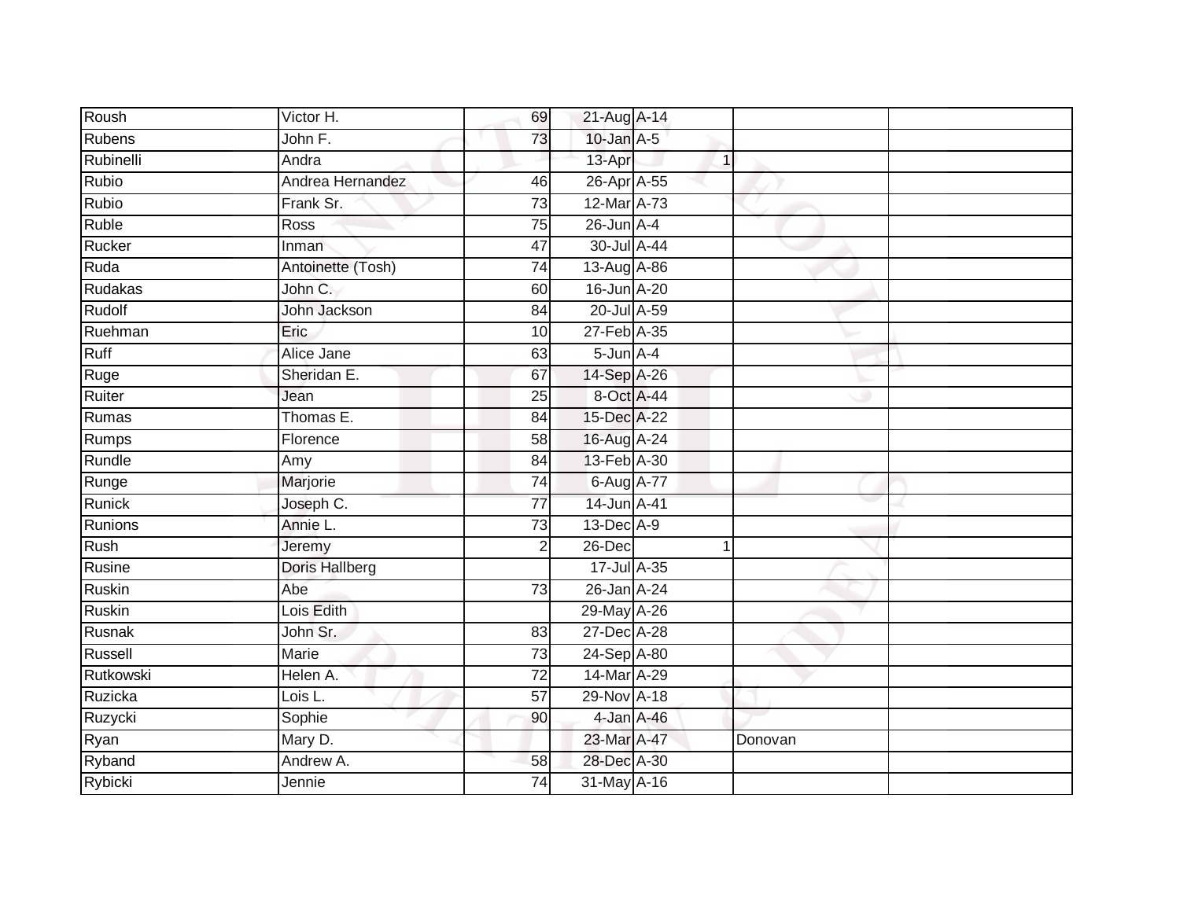| | | | | | | | |
|---|---|---|---|---|---|---|---|
| Roush | Victor H. | 69 | 21-Aug | A-14 | | | |
| Rubens | John F. | 73 | 10-Jan | A-5 | | | |
| Rubinelli | Andra | | 13-Apr | | 1 | | |
| Rubio | Andrea Hernandez | 46 | 26-Apr | A-55 | | | |
| Rubio | Frank Sr. | 73 | 12-Mar | A-73 | | | |
| Ruble | Ross | 75 | 26-Jun | A-4 | | | |
| Rucker | Inman | 47 | 30-Jul | A-44 | | | |
| Ruda | Antoinette (Tosh) | 74 | 13-Aug | A-86 | | | |
| Rudakas | John C. | 60 | 16-Jun | A-20 | | | |
| Rudolf | John Jackson | 84 | 20-Jul | A-59 | | | |
| Ruehman | Eric | 10 | 27-Feb | A-35 | | | |
| Ruff | Alice Jane | 63 | 5-Jun | A-4 | | | |
| Ruge | Sheridan E. | 67 | 14-Sep | A-26 | | | |
| Ruiter | Jean | 25 | 8-Oct | A-44 | | | |
| Rumas | Thomas E. | 84 | 15-Dec | A-22 | | | |
| Rumps | Florence | 58 | 16-Aug | A-24 | | | |
| Rundle | Amy | 84 | 13-Feb | A-30 | | | |
| Runge | Marjorie | 74 | 6-Aug | A-77 | | | |
| Runick | Joseph C. | 77 | 14-Jun | A-41 | | | |
| Runions | Annie L. | 73 | 13-Dec | A-9 | | | |
| Rush | Jeremy | 2 | 26-Dec | | 1 | | |
| Rusine | Doris Hallberg | | 17-Jul | A-35 | | | |
| Ruskin | Abe | 73 | 26-Jan | A-24 | | | |
| Ruskin | Lois Edith | | 29-May | A-26 | | | |
| Rusnak | John Sr. | 83 | 27-Dec | A-28 | | | |
| Russell | Marie | 73 | 24-Sep | A-80 | | | |
| Rutkowski | Helen A. | 72 | 14-Mar | A-29 | | | |
| Ruzicka | Lois L. | 57 | 29-Nov | A-18 | | | |
| Ruzycki | Sophie | 90 | 4-Jan | A-46 | | | |
| Ryan | Mary D. | | 23-Mar | A-47 | | Donovan | |
| Ryband | Andrew A. | 58 | 28-Dec | A-30 | | | |
| Rybicki | Jennie | 74 | 31-May | A-16 | | | |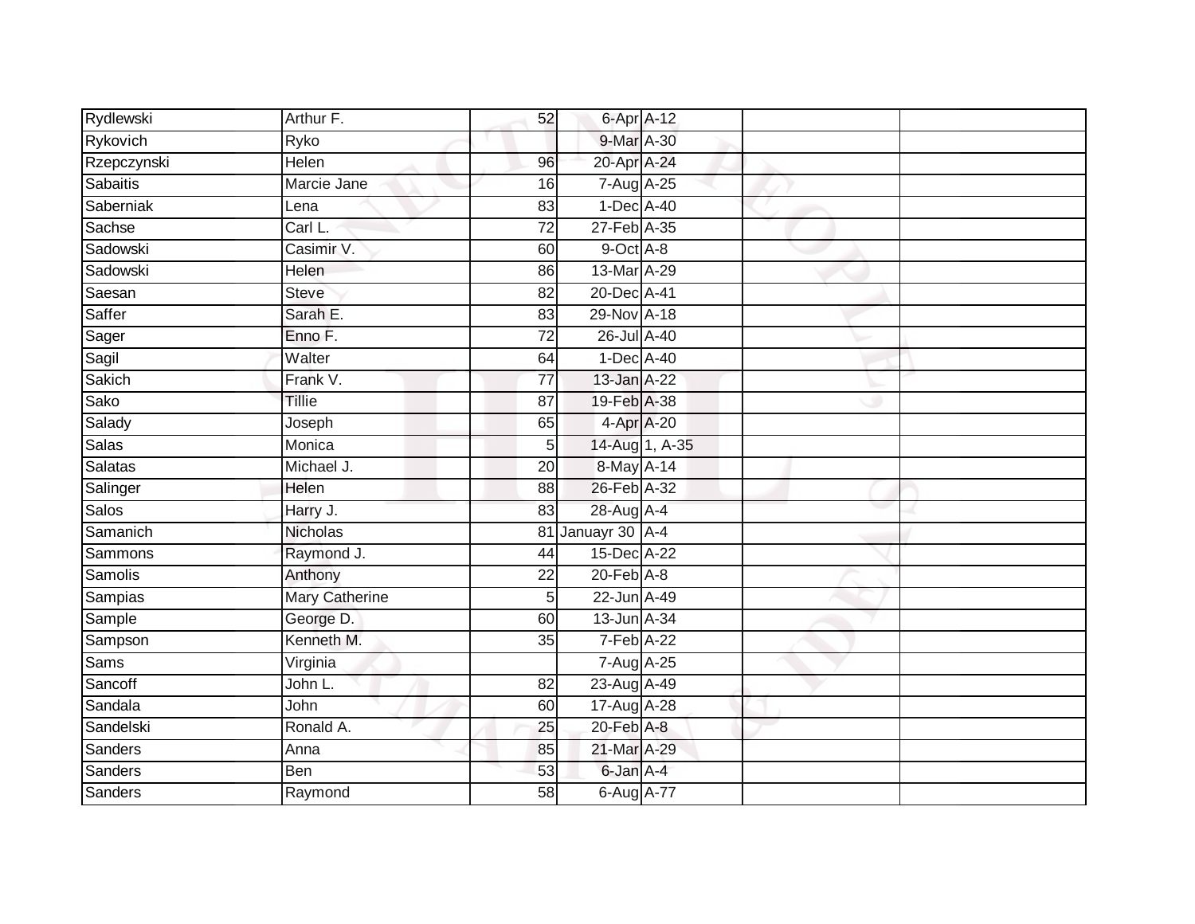| | | | | | | |
|---|---|---|---|---|---|---|
| Rydlewski | Arthur F. | 52 | 6-Apr | A-12 | | |
| Rykovich | Ryko | | 9-Mar | A-30 | | |
| Rzepczynski | Helen | 96 | 20-Apr | A-24 | | |
| Sabaitis | Marcie Jane | 16 | 7-Aug | A-25 | | |
| Saberniak | Lena | 83 | 1-Dec | A-40 | | |
| Sachse | Carl L. | 72 | 27-Feb | A-35 | | |
| Sadowski | Casimir V. | 60 | 9-Oct | A-8 | | |
| Sadowski | Helen | 86 | 13-Mar | A-29 | | |
| Saesan | Steve | 82 | 20-Dec | A-41 | | |
| Saffer | Sarah E. | 83 | 29-Nov | A-18 | | |
| Sager | Enno F. | 72 | 26-Jul | A-40 | | |
| Sagil | Walter | 64 | 1-Dec | A-40 | | |
| Sakich | Frank V. | 77 | 13-Jan | A-22 | | |
| Sako | Tillie | 87 | 19-Feb | A-38 | | |
| Salady | Joseph | 65 | 4-Apr | A-20 | | |
| Salas | Monica | 5 | 14-Aug | 1, A-35 | | |
| Salatas | Michael J. | 20 | 8-May | A-14 | | |
| Salinger | Helen | 88 | 26-Feb | A-32 | | |
| Salos | Harry J. | 83 | 28-Aug | A-4 | | |
| Samanich | Nicholas | 81 | Januayr 30 | A-4 | | |
| Sammons | Raymond J. | 44 | 15-Dec | A-22 | | |
| Samolis | Anthony | 22 | 20-Feb | A-8 | | |
| Sampias | Mary Catherine | 5 | 22-Jun | A-49 | | |
| Sample | George D. | 60 | 13-Jun | A-34 | | |
| Sampson | Kenneth M. | 35 | 7-Feb | A-22 | | |
| Sams | Virginia | | 7-Aug | A-25 | | |
| Sancoff | John L. | 82 | 23-Aug | A-49 | | |
| Sandala | John | 60 | 17-Aug | A-28 | | |
| Sandelski | Ronald A. | 25 | 20-Feb | A-8 | | |
| Sanders | Anna | 85 | 21-Mar | A-29 | | |
| Sanders | Ben | 53 | 6-Jan | A-4 | | |
| Sanders | Raymond | 58 | 6-Aug | A-77 | | |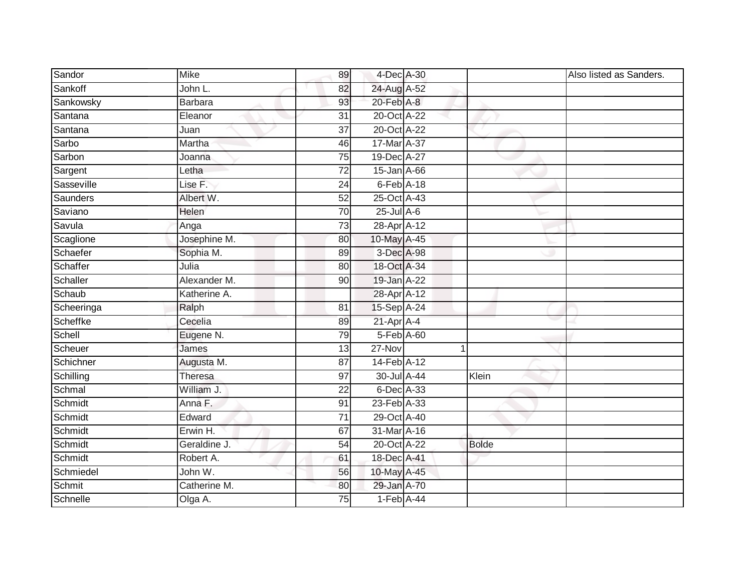| Sandor | Mike | 89 | 4-Dec | A-30 | | Also listed as Sanders. |
|---|---|---|---|---|---|---|
| Sankoff | John L. | 82 | 24-Aug | A-52 | | |
| Sankowsky | Barbara | 93 | 20-Feb | A-8 | | |
| Santana | Eleanor | 31 | 20-Oct | A-22 | | |
| Santana | Juan | 37 | 20-Oct | A-22 | | |
| Sarbo | Martha | 46 | 17-Mar | A-37 | | |
| Sarbon | Joanna | 75 | 19-Dec | A-27 | | |
| Sargent | Letha | 72 | 15-Jan | A-66 | | |
| Sasseville | Lise F. | 24 | 6-Feb | A-18 | | |
| Saunders | Albert W. | 52 | 25-Oct | A-43 | | |
| Saviano | Helen | 70 | 25-Jul | A-6 | | |
| Savula | Anga | 73 | 28-Apr | A-12 | | |
| Scaglione | Josephine M. | 80 | 10-May | A-45 | | |
| Schaefer | Sophia M. | 89 | 3-Dec | A-98 | | |
| Schaffer | Julia | 80 | 18-Oct | A-34 | | |
| Schaller | Alexander M. | 90 | 19-Jan | A-22 | | |
| Schaub | Katherine A. | | 28-Apr | A-12 | | |
| Scheeringa | Ralph | 81 | 15-Sep | A-24 | | |
| Scheffke | Cecelia | 89 | 21-Apr | A-4 | | |
| Schell | Eugene N. | 79 | 5-Feb | A-60 | | |
| Scheuer | James | 13 | 27-Nov | 1 | | |
| Schichner | Augusta M. | 87 | 14-Feb | A-12 | | |
| Schilling | Theresa | 97 | 30-Jul | A-44 | Klein | |
| Schmal | William J. | 22 | 6-Dec | A-33 | | |
| Schmidt | Anna F. | 91 | 23-Feb | A-33 | | |
| Schmidt | Edward | 71 | 29-Oct | A-40 | | |
| Schmidt | Erwin H. | 67 | 31-Mar | A-16 | | |
| Schmidt | Geraldine J. | 54 | 20-Oct | A-22 | Bolde | |
| Schmidt | Robert A. | 61 | 18-Dec | A-41 | | |
| Schmiedel | John W. | 56 | 10-May | A-45 | | |
| Schmit | Catherine M. | 80 | 29-Jan | A-70 | | |
| Schnelle | Olga A. | 75 | 1-Feb | A-44 | | |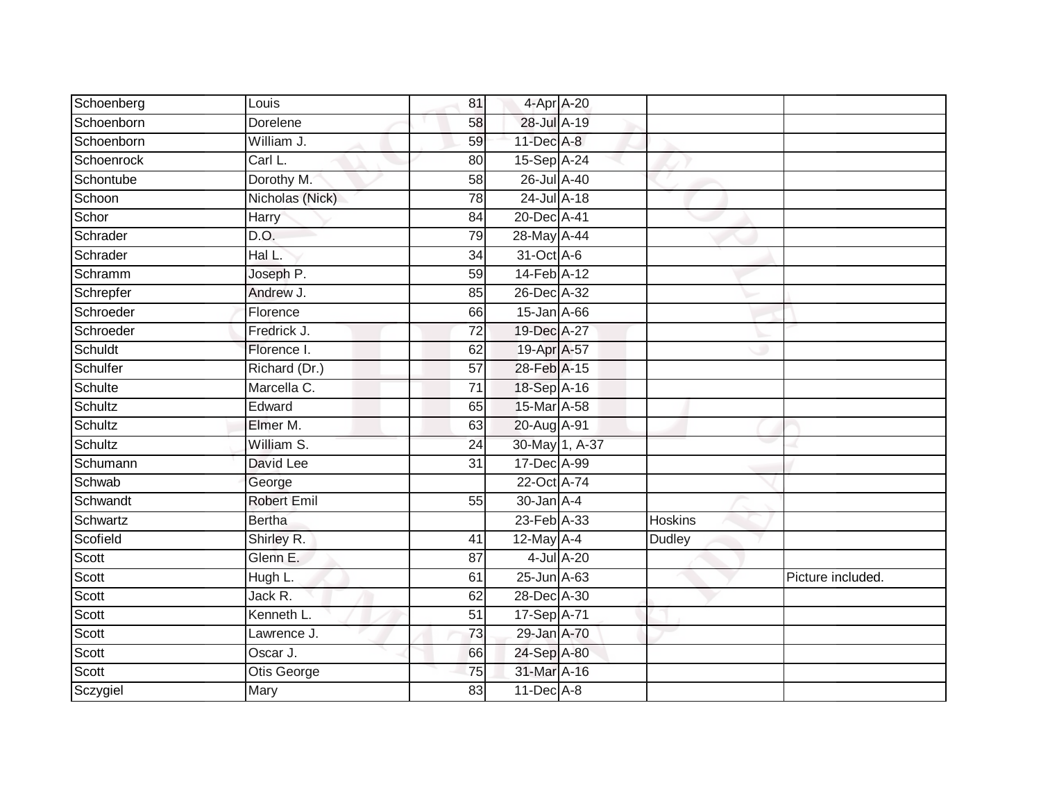| | | | | | | |
|---|---|---|---|---|---|---|
| Schoenberg | Louis | 81 | 4-Apr | A-20 | | |
| Schoenborn | Dorelene | 58 | 28-Jul | A-19 | | |
| Schoenborn | William J. | 59 | 11-Dec | A-8 | | |
| Schoenrock | Carl L. | 80 | 15-Sep | A-24 | | |
| Schontube | Dorothy M. | 58 | 26-Jul | A-40 | | |
| Schoon | Nicholas (Nick) | 78 | 24-Jul | A-18 | | |
| Schor | Harry | 84 | 20-Dec | A-41 | | |
| Schrader | D.O. | 79 | 28-May | A-44 | | |
| Schrader | Hal L. | 34 | 31-Oct | A-6 | | |
| Schramm | Joseph P. | 59 | 14-Feb | A-12 | | |
| Schrepfer | Andrew J. | 85 | 26-Dec | A-32 | | |
| Schroeder | Florence | 66 | 15-Jan | A-66 | | |
| Schroeder | Fredrick J. | 72 | 19-Dec | A-27 | | |
| Schuldt | Florence I. | 62 | 19-Apr | A-57 | | |
| Schulfer | Richard (Dr.) | 57 | 28-Feb | A-15 | | |
| Schulte | Marcella C. | 71 | 18-Sep | A-16 | | |
| Schultz | Edward | 65 | 15-Mar | A-58 | | |
| Schultz | Elmer M. | 63 | 20-Aug | A-91 | | |
| Schultz | William S. | 24 | 30-May | 1, A-37 | | |
| Schumann | David Lee | 31 | 17-Dec | A-99 | | |
| Schwab | George | | 22-Oct | A-74 | | |
| Schwandt | Robert Emil | 55 | 30-Jan | A-4 | | |
| Schwartz | Bertha | | 23-Feb | A-33 | Hoskins | |
| Scofield | Shirley R. | 41 | 12-May | A-4 | Dudley | |
| Scott | Glenn E. | 87 | 4-Jul | A-20 | | |
| Scott | Hugh L. | 61 | 25-Jun | A-63 | | Picture included. |
| Scott | Jack R. | 62 | 28-Dec | A-30 | | |
| Scott | Kenneth L. | 51 | 17-Sep | A-71 | | |
| Scott | Lawrence J. | 73 | 29-Jan | A-70 | | |
| Scott | Oscar J. | 66 | 24-Sep | A-80 | | |
| Scott | Otis George | 75 | 31-Mar | A-16 | | |
| Sczygiel | Mary | 83 | 11-Dec | A-8 | | |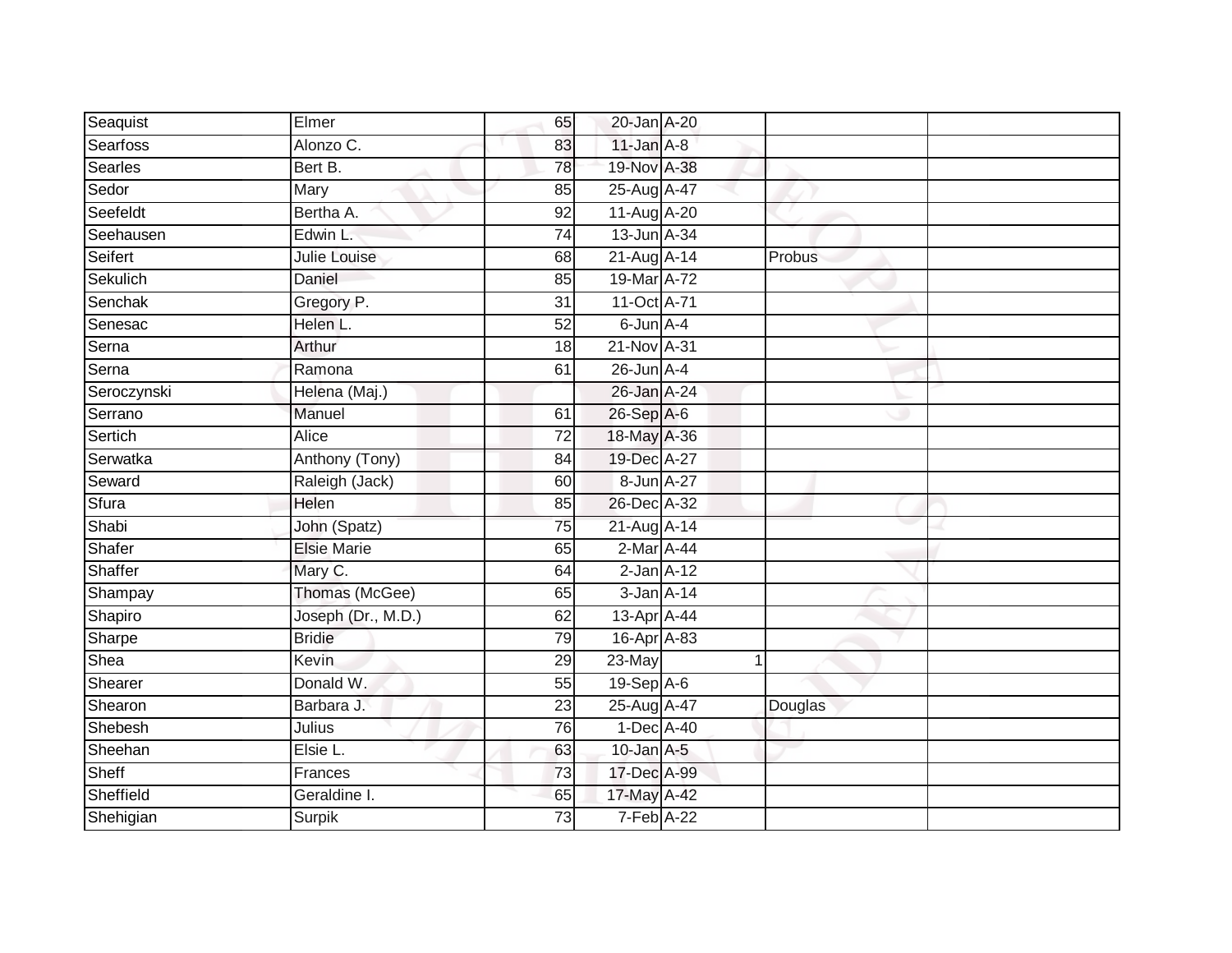| | | | | | | |
|---|---|---|---|---|---|---|
| Seaquist | Elmer | 65 | 20-Jan | A-20 | | |
| Searfoss | Alonzo C. | 83 | 11-Jan | A-8 | | |
| Searles | Bert B. | 78 | 19-Nov | A-38 | | |
| Sedor | Mary | 85 | 25-Aug | A-47 | | |
| Seefeldt | Bertha A. | 92 | 11-Aug | A-20 | | |
| Seehausen | Edwin L. | 74 | 13-Jun | A-34 | | |
| Seifert | Julie Louise | 68 | 21-Aug | A-14 | Probus | |
| Sekulich | Daniel | 85 | 19-Mar | A-72 | | |
| Senchak | Gregory P. | 31 | 11-Oct | A-71 | | |
| Senesac | Helen L. | 52 | 6-Jun | A-4 | | |
| Serna | Arthur | 18 | 21-Nov | A-31 | | |
| Serna | Ramona | 61 | 26-Jun | A-4 | | |
| Seroczynski | Helena (Maj.) | | 26-Jan | A-24 | | |
| Serrano | Manuel | 61 | 26-Sep | A-6 | | |
| Sertich | Alice | 72 | 18-May | A-36 | | |
| Serwatka | Anthony (Tony) | 84 | 19-Dec | A-27 | | |
| Seward | Raleigh (Jack) | 60 | 8-Jun | A-27 | | |
| Sfura | Helen | 85 | 26-Dec | A-32 | | |
| Shabi | John (Spatz) | 75 | 21-Aug | A-14 | | |
| Shafer | Elsie Marie | 65 | 2-Mar | A-44 | | |
| Shaffer | Mary C. | 64 | 2-Jan | A-12 | | |
| Shampay | Thomas (McGee) | 65 | 3-Jan | A-14 | | |
| Shapiro | Joseph (Dr., M.D.) | 62 | 13-Apr | A-44 | | |
| Sharpe | Bridie | 79 | 16-Apr | A-83 | | |
| Shea | Kevin | 29 | 23-May | 1 | | |
| Shearer | Donald W. | 55 | 19-Sep | A-6 | | |
| Shearon | Barbara J. | 23 | 25-Aug | A-47 | Douglas | |
| Shebesh | Julius | 76 | 1-Dec | A-40 | | |
| Sheehan | Elsie L. | 63 | 10-Jan | A-5 | | |
| Sheff | Frances | 73 | 17-Dec | A-99 | | |
| Sheffield | Geraldine I. | 65 | 17-May | A-42 | | |
| Shehigian | Surpik | 73 | 7-Feb | A-22 | | |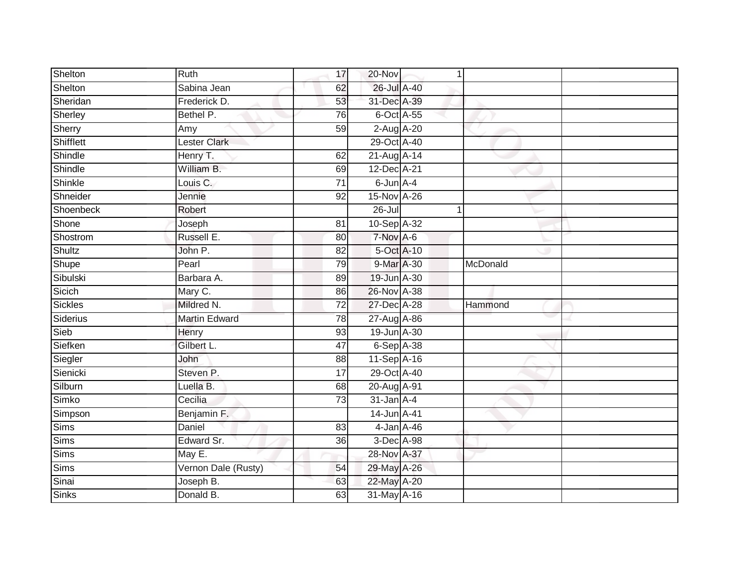| Shelton | Ruth | 17 | 20-Nov | 1 | | |
|---|---|---|---|---|---|---|
| Shelton | Sabina Jean | 62 | 26-Jul | A-40 | | |
| Sheridan | Frederick D. | 53 | 31-Dec | A-39 | | |
| Sherley | Bethel P. | 76 | 6-Oct | A-55 | | |
| Sherry | Amy | 59 | 2-Aug | A-20 | | |
| Shifflett | Lester Clark | | 29-Oct | A-40 | | |
| Shindle | Henry T. | 62 | 21-Aug | A-14 | | |
| Shindle | William B. | 69 | 12-Dec | A-21 | | |
| Shinkle | Louis C. | 71 | 6-Jun | A-4 | | |
| Shneider | Jennie | 92 | 15-Nov | A-26 | | |
| Shoenbeck | Robert | | 26-Jul | 1 | | |
| Shone | Joseph | 81 | 10-Sep | A-32 | | |
| Shostrom | Russell E. | 80 | 7-Nov | A-6 | | |
| Shultz | John P. | 82 | 5-Oct | A-10 | | |
| Shupe | Pearl | 79 | 9-Mar | A-30 | McDonald | |
| Sibulski | Barbara A. | 89 | 19-Jun | A-30 | | |
| Sicich | Mary C. | 86 | 26-Nov | A-38 | | |
| Sickles | Mildred N. | 72 | 27-Dec | A-28 | Hammond | |
| Siderius | Martin Edward | 78 | 27-Aug | A-86 | | |
| Sieb | Henry | 93 | 19-Jun | A-30 | | |
| Siefken | Gilbert L. | 47 | 6-Sep | A-38 | | |
| Siegler | John | 88 | 11-Sep | A-16 | | |
| Sienicki | Steven P. | 17 | 29-Oct | A-40 | | |
| Silburn | Luella B. | 68 | 20-Aug | A-91 | | |
| Simko | Cecilia | 73 | 31-Jan | A-4 | | |
| Simpson | Benjamin F. | | 14-Jun | A-41 | | |
| Sims | Daniel | 83 | 4-Jan | A-46 | | |
| Sims | Edward Sr. | 36 | 3-Dec | A-98 | | |
| Sims | May E. | | 28-Nov | A-37 | | |
| Sims | Vernon Dale (Rusty) | 54 | 29-May | A-26 | | |
| Sinai | Joseph B. | 63 | 22-May | A-20 | | |
| Sinks | Donald B. | 63 | 31-May | A-16 | | |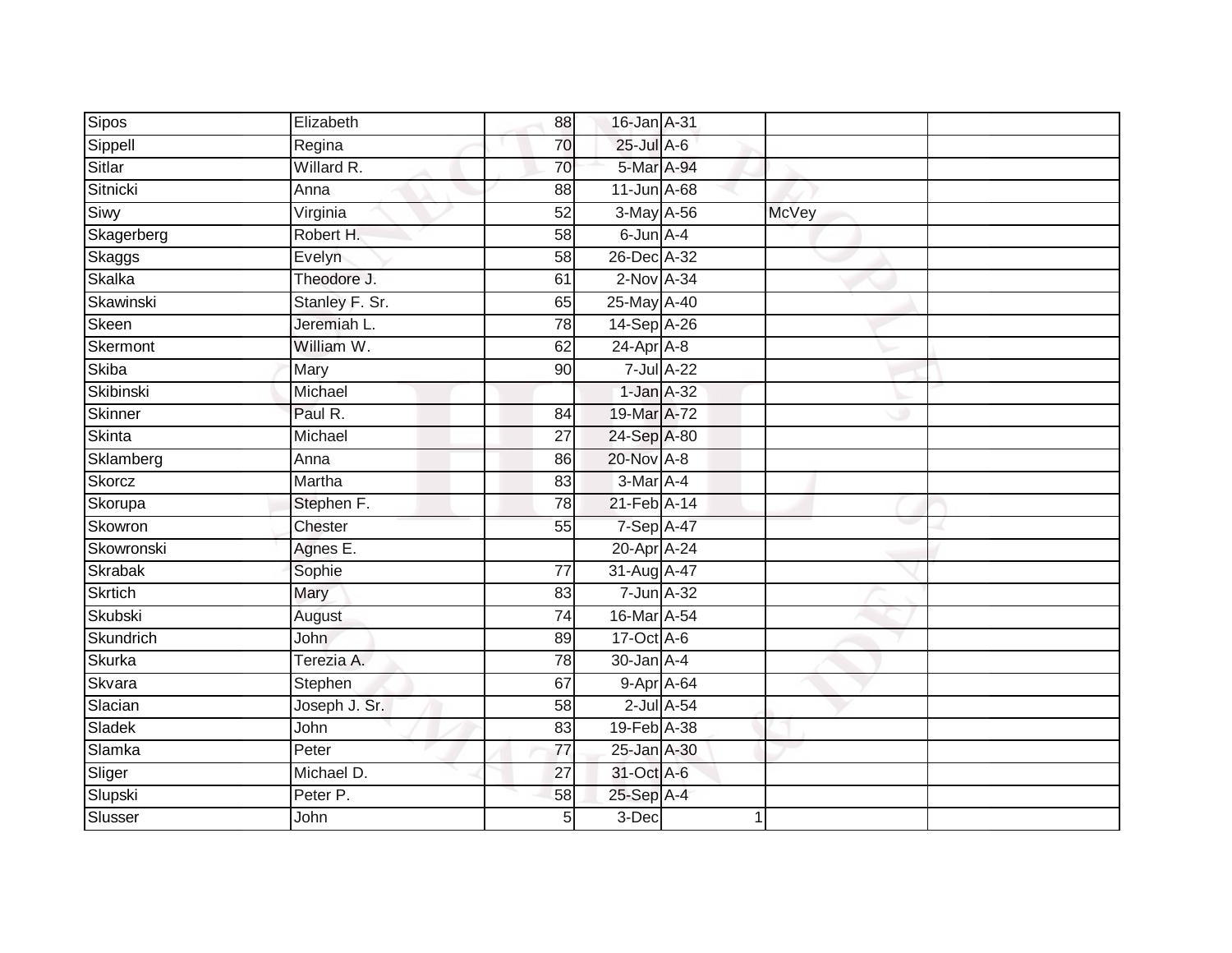| | | | | | | |
|---|---|---|---|---|---|---|
| Sipos | Elizabeth | 88 | 16-Jan | A-31 | | |
| Sippell | Regina | 70 | 25-Jul | A-6 | | |
| Sitlar | Willard R. | 70 | 5-Mar | A-94 | | |
| Sitnicki | Anna | 88 | 11-Jun | A-68 | | |
| Siwy | Virginia | 52 | 3-May | A-56 | McVey | |
| Skagerberg | Robert H. | 58 | 6-Jun | A-4 | | |
| Skaggs | Evelyn | 58 | 26-Dec | A-32 | | |
| Skalka | Theodore J. | 61 | 2-Nov | A-34 | | |
| Skawinski | Stanley F. Sr. | 65 | 25-May | A-40 | | |
| Skeen | Jeremiah L. | 78 | 14-Sep | A-26 | | |
| Skermont | William W. | 62 | 24-Apr | A-8 | | |
| Skiba | Mary | 90 | 7-Jul | A-22 | | |
| Skibinski | Michael | | 1-Jan | A-32 | | |
| Skinner | Paul R. | 84 | 19-Mar | A-72 | | |
| Skinta | Michael | 27 | 24-Sep | A-80 | | |
| Sklamberg | Anna | 86 | 20-Nov | A-8 | | |
| Skorcz | Martha | 83 | 3-Mar | A-4 | | |
| Skorupa | Stephen F. | 78 | 21-Feb | A-14 | | |
| Skowron | Chester | 55 | 7-Sep | A-47 | | |
| Skowronski | Agnes E. | | 20-Apr | A-24 | | |
| Skrabak | Sophie | 77 | 31-Aug | A-47 | | |
| Skrtich | Mary | 83 | 7-Jun | A-32 | | |
| Skubski | August | 74 | 16-Mar | A-54 | | |
| Skundrich | John | 89 | 17-Oct | A-6 | | |
| Skurka | Terezia A. | 78 | 30-Jan | A-4 | | |
| Skvara | Stephen | 67 | 9-Apr | A-64 | | |
| Slacian | Joseph J. Sr. | 58 | 2-Jul | A-54 | | |
| Sladek | John | 83 | 19-Feb | A-38 | | |
| Slamka | Peter | 77 | 25-Jan | A-30 | | |
| Sliger | Michael D. | 27 | 31-Oct | A-6 | | |
| Slupski | Peter P. | 58 | 25-Sep | A-4 | | |
| Slusser | John | 5 | 3-Dec | 1 | | |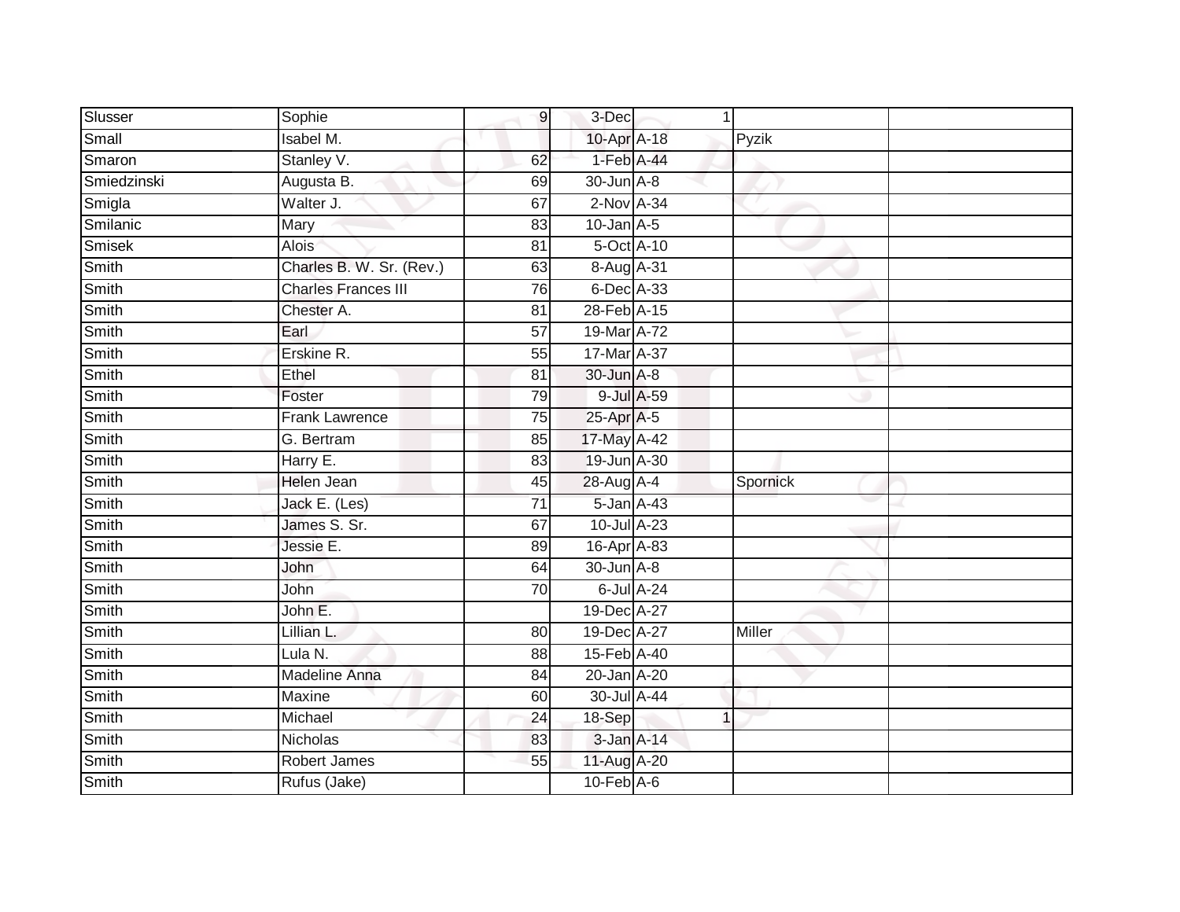| | | | | | | |
|---|---|---|---|---|---|---|
| Slusser | Sophie | 9 | 3-Dec | 1 | | |
| Small | Isabel M. | | 10-Apr | A-18 | Pyzik | |
| Smaron | Stanley V. | 62 | 1-Feb | A-44 | | |
| Smiedzinski | Augusta B. | 69 | 30-Jun | A-8 | | |
| Smigla | Walter J. | 67 | 2-Nov | A-34 | | |
| Smilanic | Mary | 83 | 10-Jan | A-5 | | |
| Smisek | Alois | 81 | 5-Oct | A-10 | | |
| Smith | Charles B. W. Sr. (Rev.) | 63 | 8-Aug | A-31 | | |
| Smith | Charles Frances III | 76 | 6-Dec | A-33 | | |
| Smith | Chester A. | 81 | 28-Feb | A-15 | | |
| Smith | Earl | 57 | 19-Mar | A-72 | | |
| Smith | Erskine R. | 55 | 17-Mar | A-37 | | |
| Smith | Ethel | 81 | 30-Jun | A-8 | | |
| Smith | Foster | 79 | 9-Jul | A-59 | | |
| Smith | Frank Lawrence | 75 | 25-Apr | A-5 | | |
| Smith | G. Bertram | 85 | 17-May | A-42 | | |
| Smith | Harry E. | 83 | 19-Jun | A-30 | | |
| Smith | Helen Jean | 45 | 28-Aug | A-4 | Spornick | |
| Smith | Jack E. (Les) | 71 | 5-Jan | A-43 | | |
| Smith | James S. Sr. | 67 | 10-Jul | A-23 | | |
| Smith | Jessie E. | 89 | 16-Apr | A-83 | | |
| Smith | John | 64 | 30-Jun | A-8 | | |
| Smith | John | 70 | 6-Jul | A-24 | | |
| Smith | John E. | | 19-Dec | A-27 | | |
| Smith | Lillian L. | 80 | 19-Dec | A-27 | Miller | |
| Smith | Lula N. | 88 | 15-Feb | A-40 | | |
| Smith | Madeline Anna | 84 | 20-Jan | A-20 | | |
| Smith | Maxine | 60 | 30-Jul | A-44 | | |
| Smith | Michael | 24 | 18-Sep | 1 | | |
| Smith | Nicholas | 83 | 3-Jan | A-14 | | |
| Smith | Robert James | 55 | 11-Aug | A-20 | | |
| Smith | Rufus (Jake) | | 10-Feb | A-6 | | |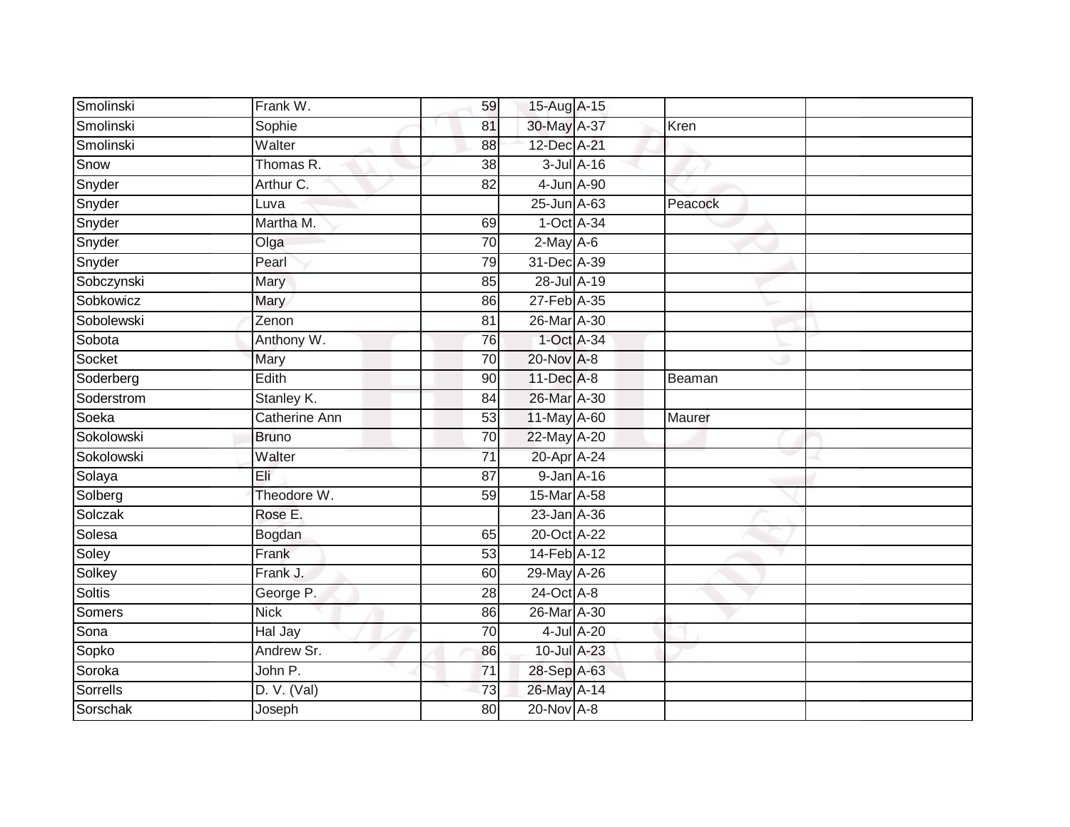| | | | | | | |
|---|---|---|---|---|---|---|
| Smolinski | Frank W. | 59 | 15-Aug | A-15 | | |
| Smolinski | Sophie | 81 | 30-May | A-37 | Kren | |
| Smolinski | Walter | 88 | 12-Dec | A-21 | | |
| Snow | Thomas R. | 38 | 3-Jul | A-16 | | |
| Snyder | Arthur C. | 82 | 4-Jun | A-90 | | |
| Snyder | Luva | | 25-Jun | A-63 | Peacock | |
| Snyder | Martha M. | 69 | 1-Oct | A-34 | | |
| Snyder | Olga | 70 | 2-May | A-6 | | |
| Snyder | Pearl | 79 | 31-Dec | A-39 | | |
| Sobczynski | Mary | 85 | 28-Jul | A-19 | | |
| Sobkowicz | Mary | 86 | 27-Feb | A-35 | | |
| Sobolewski | Zenon | 81 | 26-Mar | A-30 | | |
| Sobota | Anthony W. | 76 | 1-Oct | A-34 | | |
| Socket | Mary | 70 | 20-Nov | A-8 | | |
| Soderberg | Edith | 90 | 11-Dec | A-8 | Beaman | |
| Soderstrom | Stanley K. | 84 | 26-Mar | A-30 | | |
| Soeka | Catherine Ann | 53 | 11-May | A-60 | Maurer | |
| Sokolowski | Bruno | 70 | 22-May | A-20 | | |
| Sokolowski | Walter | 71 | 20-Apr | A-24 | | |
| Solaya | Eli | 87 | 9-Jan | A-16 | | |
| Solberg | Theodore W. | 59 | 15-Mar | A-58 | | |
| Solczak | Rose E. | | 23-Jan | A-36 | | |
| Solesa | Bogdan | 65 | 20-Oct | A-22 | | |
| Soley | Frank | 53 | 14-Feb | A-12 | | |
| Solkey | Frank J. | 60 | 29-May | A-26 | | |
| Soltis | George P. | 28 | 24-Oct | A-8 | | |
| Somers | Nick | 86 | 26-Mar | A-30 | | |
| Sona | Hal Jay | 70 | 4-Jul | A-20 | | |
| Sopko | Andrew Sr. | 86 | 10-Jul | A-23 | | |
| Soroka | John P. | 71 | 28-Sep | A-63 | | |
| Sorrells | D. V. (Val) | 73 | 26-May | A-14 | | |
| Sorschak | Joseph | 80 | 20-Nov | A-8 | | |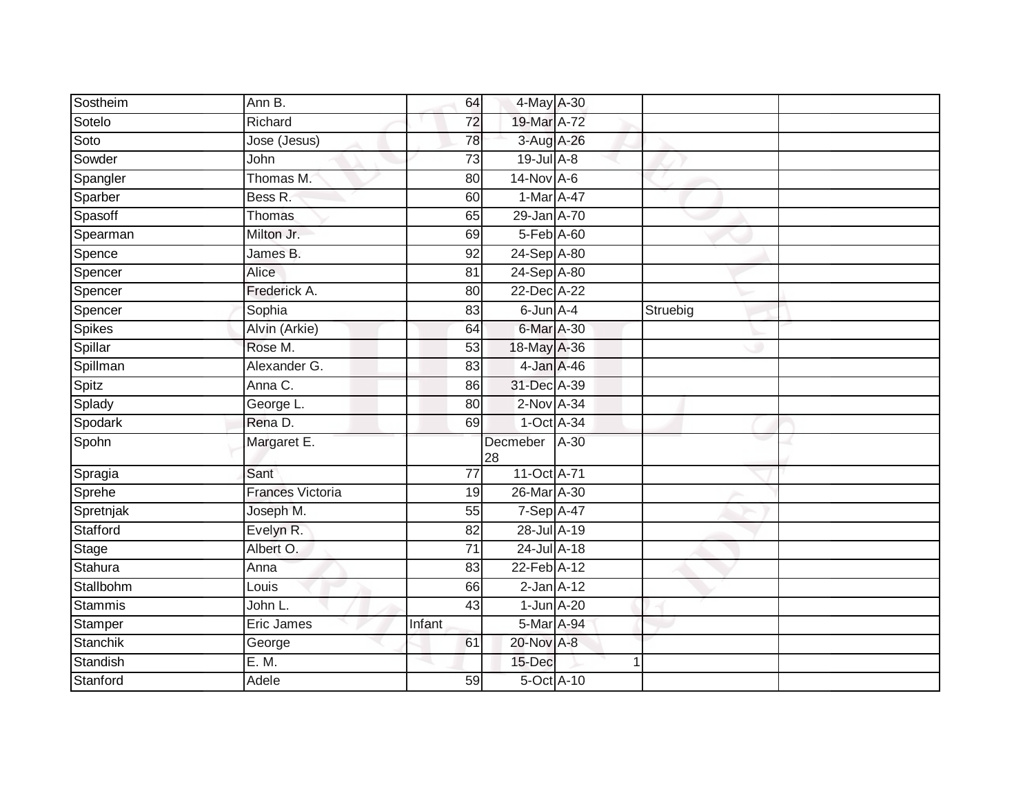| | | | | | | |
|---|---|---|---|---|---|---|
| Sostheim | Ann B. | 64 | 4-May | A-30 | | |
| Sotelo | Richard | 72 | 19-Mar | A-72 | | |
| Soto | Jose (Jesus) | 78 | 3-Aug | A-26 | | |
| Sowder | John | 73 | 19-Jul | A-8 | | |
| Spangler | Thomas M. | 80 | 14-Nov | A-6 | | |
| Sparber | Bess R. | 60 | 1-Mar | A-47 | | |
| Spasoff | Thomas | 65 | 29-Jan | A-70 | | |
| Spearman | Milton Jr. | 69 | 5-Feb | A-60 | | |
| Spence | James B. | 92 | 24-Sep | A-80 | | |
| Spencer | Alice | 81 | 24-Sep | A-80 | | |
| Spencer | Frederick A. | 80 | 22-Dec | A-22 | | |
| Spencer | Sophia | 83 | 6-Jun | A-4 | Struebig | |
| Spikes | Alvin (Arkie) | 64 | 6-Mar | A-30 | | |
| Spillar | Rose M. | 53 | 18-May | A-36 | | |
| Spillman | Alexander G. | 83 | 4-Jan | A-46 | | |
| Spitz | Anna C. | 86 | 31-Dec | A-39 | | |
| Splady | George L. | 80 | 2-Nov | A-34 | | |
| Spodark | Rena D. | 69 | 1-Oct | A-34 | | |
| Spohn | Margaret E. | | Decmeber 28 | A-30 | | |
| Spragia | Sant | 77 | 11-Oct | A-71 | | |
| Sprehe | Frances Victoria | 19 | 26-Mar | A-30 | | |
| Spretnjak | Joseph M. | 55 | 7-Sep | A-47 | | |
| Stafford | Evelyn R. | 82 | 28-Jul | A-19 | | |
| Stage | Albert O. | 71 | 24-Jul | A-18 | | |
| Stahura | Anna | 83 | 22-Feb | A-12 | | |
| Stallbohm | Louis | 66 | 2-Jan | A-12 | | |
| Stammis | John L. | 43 | 1-Jun | A-20 | | |
| Stamper | Eric James | Infant | 5-Mar | A-94 | | |
| Stanchik | George | 61 | 20-Nov | A-8 | | |
| Standish | E. M. | | 15-Dec | 1 | | |
| Stanford | Adele | 59 | 5-Oct | A-10 | | |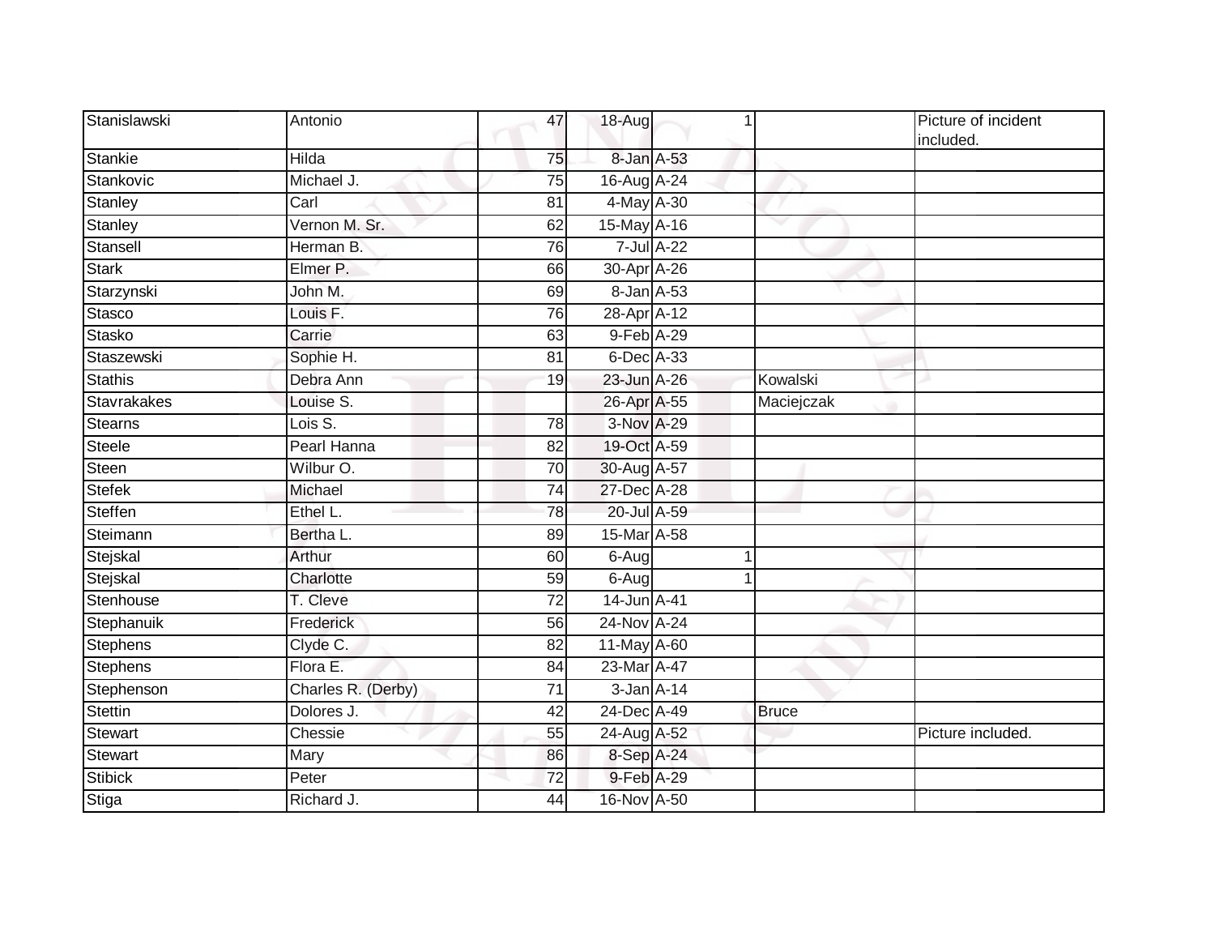| | | | | | | | |
|---|---|---|---|---|---|---|---|
| Stanislawski | Antonio | 47 | 18-Aug | | 1 | | Picture of incident included. |
| Stankie | Hilda | 75 | 8-Jan | A-53 | | | |
| Stankovic | Michael J. | 75 | 16-Aug | A-24 | | | |
| Stanley | Carl | 81 | 4-May | A-30 | | | |
| Stanley | Vernon M. Sr. | 62 | 15-May | A-16 | | | |
| Stansell | Herman B. | 76 | 7-Jul | A-22 | | | |
| Stark | Elmer P. | 66 | 30-Apr | A-26 | | | |
| Starzynski | John M. | 69 | 8-Jan | A-53 | | | |
| Stasco | Louis F. | 76 | 28-Apr | A-12 | | | |
| Stasko | Carrie | 63 | 9-Feb | A-29 | | | |
| Staszewski | Sophie H. | 81 | 6-Dec | A-33 | | | |
| Stathis | Debra Ann | 19 | 23-Jun | A-26 | | Kowalski | |
| Stavrakakes | Louise S. | | 26-Apr | A-55 | | Maciejczak | |
| Stearns | Lois S. | 78 | 3-Nov | A-29 | | | |
| Steele | Pearl Hanna | 82 | 19-Oct | A-59 | | | |
| Steen | Wilbur O. | 70 | 30-Aug | A-57 | | | |
| Stefek | Michael | 74 | 27-Dec | A-28 | | | |
| Steffen | Ethel L. | 78 | 20-Jul | A-59 | | | |
| Steimann | Bertha L. | 89 | 15-Mar | A-58 | | | |
| Stejskal | Arthur | 60 | 6-Aug | | 1 | | |
| Stejskal | Charlotte | 59 | 6-Aug | | 1 | | |
| Stenhouse | T. Cleve | 72 | 14-Jun | A-41 | | | |
| Stephanuik | Frederick | 56 | 24-Nov | A-24 | | | |
| Stephens | Clyde C. | 82 | 11-May | A-60 | | | |
| Stephens | Flora E. | 84 | 23-Mar | A-47 | | | |
| Stephenson | Charles R. (Derby) | 71 | 3-Jan | A-14 | | | |
| Stettin | Dolores J. | 42 | 24-Dec | A-49 | | Bruce | |
| Stewart | Chessie | 55 | 24-Aug | A-52 | | | Picture included. |
| Stewart | Mary | 86 | 8-Sep | A-24 | | | |
| Stibick | Peter | 72 | 9-Feb | A-29 | | | |
| Stiga | Richard J. | 44 | 16-Nov | A-50 | | | |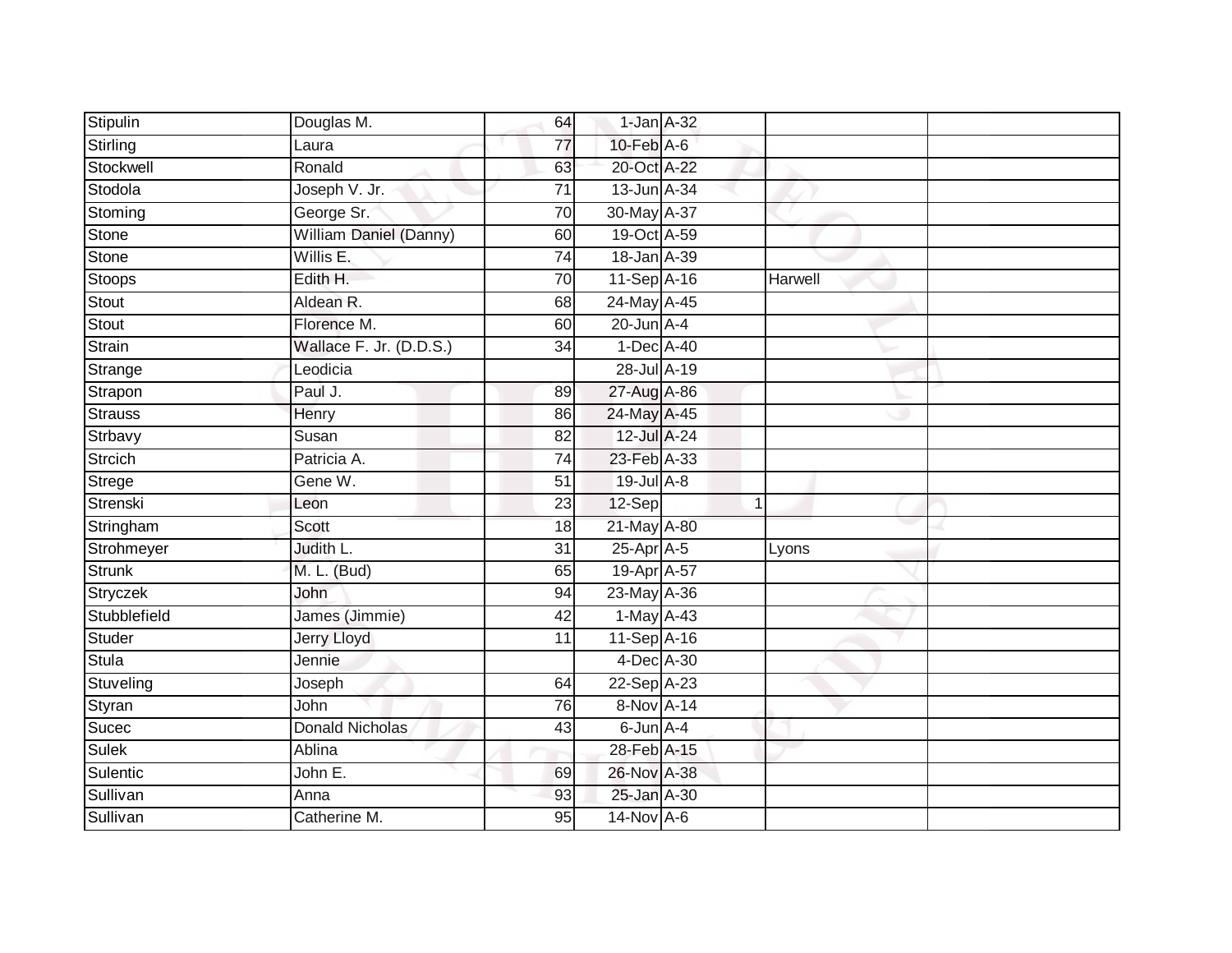| | | | | | | |
|---|---|---|---|---|---|---|
| Stipulin | Douglas M. | 64 | 1-Jan | A-32 | | |
| Stirling | Laura | 77 | 10-Feb | A-6 | | |
| Stockwell | Ronald | 63 | 20-Oct | A-22 | | |
| Stodola | Joseph V. Jr. | 71 | 13-Jun | A-34 | | |
| Stoming | George Sr. | 70 | 30-May | A-37 | | |
| Stone | William Daniel (Danny) | 60 | 19-Oct | A-59 | | |
| Stone | Willis E. | 74 | 18-Jan | A-39 | | |
| Stoops | Edith H. | 70 | 11-Sep | A-16 | Harwell | |
| Stout | Aldean R. | 68 | 24-May | A-45 | | |
| Stout | Florence M. | 60 | 20-Jun | A-4 | | |
| Strain | Wallace F. Jr. (D.D.S.) | 34 | 1-Dec | A-40 | | |
| Strange | Leodicia | | 28-Jul | A-19 | | |
| Strapon | Paul J. | 89 | 27-Aug | A-86 | | |
| Strauss | Henry | 86 | 24-May | A-45 | | |
| Strbavy | Susan | 82 | 12-Jul | A-24 | | |
| Strcich | Patricia A. | 74 | 23-Feb | A-33 | | |
| Strege | Gene W. | 51 | 19-Jul | A-8 | | |
| Strenski | Leon | 23 | 12-Sep | 1 | | |
| Stringham | Scott | 18 | 21-May | A-80 | | |
| Strohmeyer | Judith L. | 31 | 25-Apr | A-5 | Lyons | |
| Strunk | M. L. (Bud) | 65 | 19-Apr | A-57 | | |
| Stryczek | John | 94 | 23-May | A-36 | | |
| Stubblefield | James (Jimmie) | 42 | 1-May | A-43 | | |
| Studer | Jerry Lloyd | 11 | 11-Sep | A-16 | | |
| Stula | Jennie | | 4-Dec | A-30 | | |
| Stuveling | Joseph | 64 | 22-Sep | A-23 | | |
| Styran | John | 76 | 8-Nov | A-14 | | |
| Sucec | Donald Nicholas | 43 | 6-Jun | A-4 | | |
| Sulek | Ablina | | 28-Feb | A-15 | | |
| Sulentic | John E. | 69 | 26-Nov | A-38 | | |
| Sullivan | Anna | 93 | 25-Jan | A-30 | | |
| Sullivan | Catherine M. | 95 | 14-Nov | A-6 | | |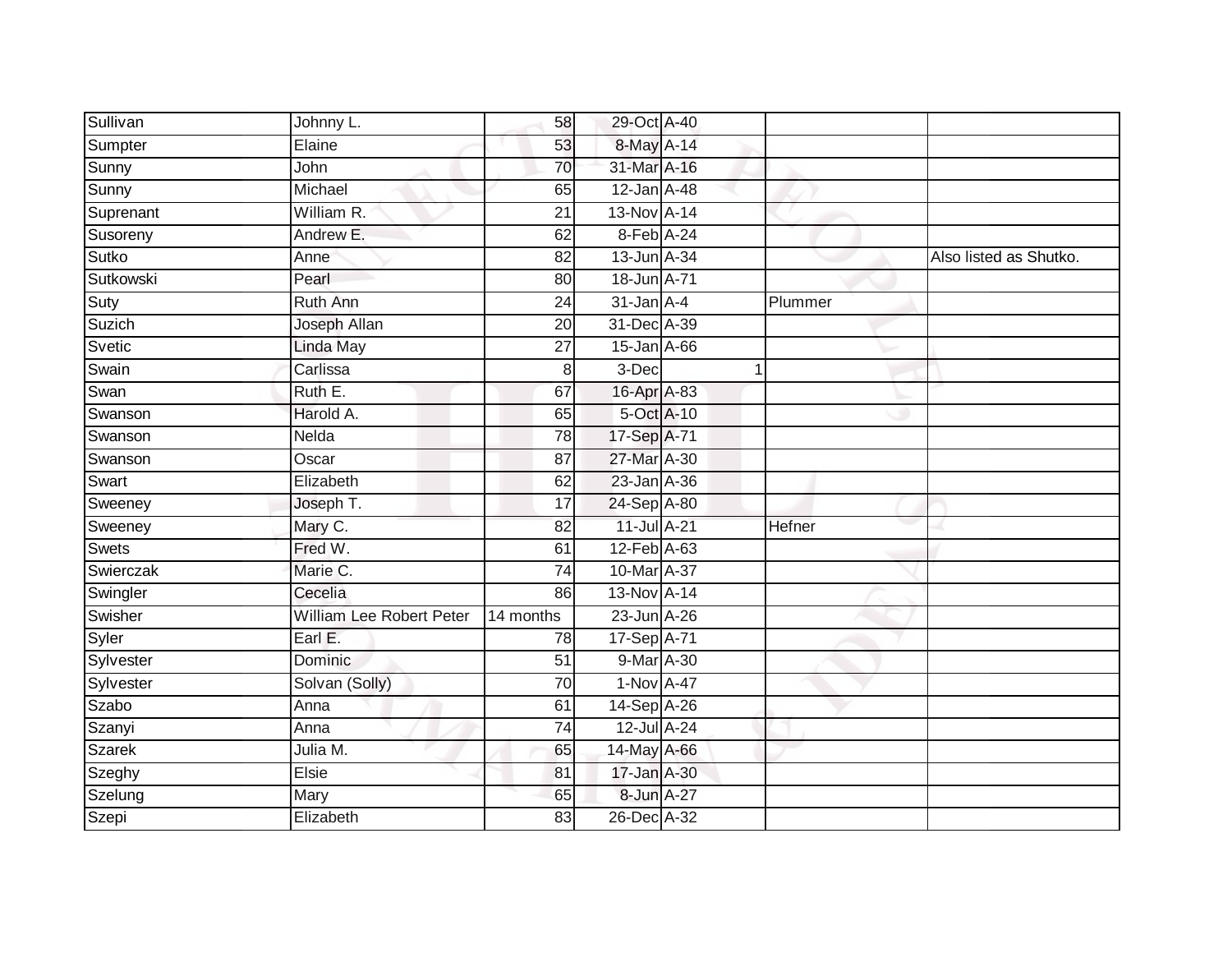| | | | | | | |
|---|---|---|---|---|---|---|
| Sullivan | Johnny L. | 58 | 29-Oct | A-40 | | |
| Sumpter | Elaine | 53 | 8-May | A-14 | | |
| Sunny | John | 70 | 31-Mar | A-16 | | |
| Sunny | Michael | 65 | 12-Jan | A-48 | | |
| Suprenant | William R. | 21 | 13-Nov | A-14 | | |
| Susoreny | Andrew E. | 62 | 8-Feb | A-24 | | |
| Sutko | Anne | 82 | 13-Jun | A-34 | | Also listed as Shutko. |
| Sutkowski | Pearl | 80 | 18-Jun | A-71 | | |
| Suty | Ruth Ann | 24 | 31-Jan | A-4 | Plummer | |
| Suzich | Joseph Allan | 20 | 31-Dec | A-39 | | |
| Svetic | Linda May | 27 | 15-Jan | A-66 | | |
| Swain | Carlissa | 8 | 3-Dec | 1 | | |
| Swan | Ruth E. | 67 | 16-Apr | A-83 | | |
| Swanson | Harold A. | 65 | 5-Oct | A-10 | | |
| Swanson | Nelda | 78 | 17-Sep | A-71 | | |
| Swanson | Oscar | 87 | 27-Mar | A-30 | | |
| Swart | Elizabeth | 62 | 23-Jan | A-36 | | |
| Sweeney | Joseph T. | 17 | 24-Sep | A-80 | | |
| Sweeney | Mary C. | 82 | 11-Jul | A-21 | Hefner | |
| Swets | Fred W. | 61 | 12-Feb | A-63 | | |
| Swierczak | Marie C. | 74 | 10-Mar | A-37 | | |
| Swingler | Cecelia | 86 | 13-Nov | A-14 | | |
| Swisher | William Lee Robert Peter | 14 months | 23-Jun | A-26 | | |
| Syler | Earl E. | 78 | 17-Sep | A-71 | | |
| Sylvester | Dominic | 51 | 9-Mar | A-30 | | |
| Sylvester | Solvan (Solly) | 70 | 1-Nov | A-47 | | |
| Szabo | Anna | 61 | 14-Sep | A-26 | | |
| Szanyi | Anna | 74 | 12-Jul | A-24 | | |
| Szarek | Julia M. | 65 | 14-May | A-66 | | |
| Szeghy | Elsie | 81 | 17-Jan | A-30 | | |
| Szelung | Mary | 65 | 8-Jun | A-27 | | |
| Szepi | Elizabeth | 83 | 26-Dec | A-32 | | |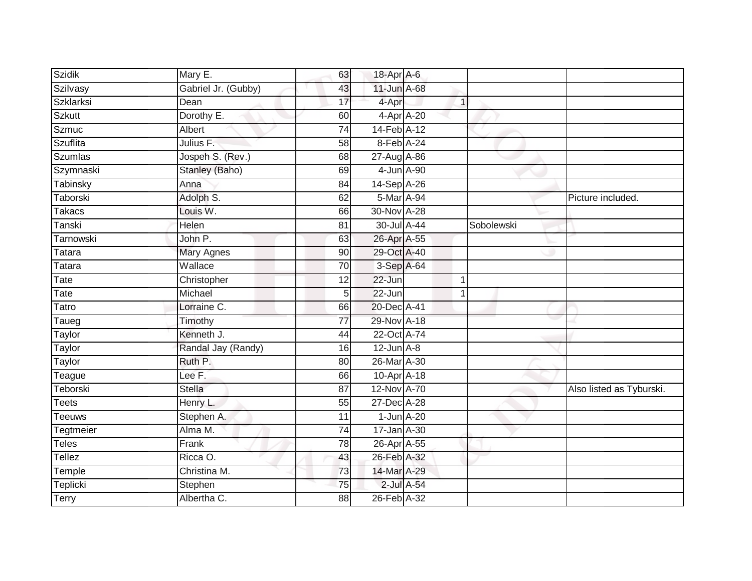| Szidik | Mary E. | 63 | 18-Apr | A-6 | | | |
|---|---|---|---|---|---|---|---|
| Szilvasy | Gabriel Jr. (Gubby) | 43 | 11-Jun | A-68 | | | |
| Szklarksi | Dean | 17 | 4-Apr | | 1 | | |
| Szkutt | Dorothy E. | 60 | 4-Apr | A-20 | | | |
| Szmuc | Albert | 74 | 14-Feb | A-12 | | | |
| Szuflita | Julius F. | 58 | 8-Feb | A-24 | | | |
| Szumlas | Jospeh S. (Rev.) | 68 | 27-Aug | A-86 | | | |
| Szymnaski | Stanley (Baho) | 69 | 4-Jun | A-90 | | | |
| Tabinsky | Anna | 84 | 14-Sep | A-26 | | | |
| Taborski | Adolph S. | 62 | 5-Mar | A-94 | | | Picture included. |
| Takacs | Louis W. | 66 | 30-Nov | A-28 | | | |
| Tanski | Helen | 81 | 30-Jul | A-44 | | Sobolewski | |
| Tarnowski | John P. | 63 | 26-Apr | A-55 | | | |
| Tatara | Mary Agnes | 90 | 29-Oct | A-40 | | | |
| Tatara | Wallace | 70 | 3-Sep | A-64 | | | |
| Tate | Christopher | 12 | 22-Jun | | 1 | | |
| Tate | Michael | 5 | 22-Jun | | 1 | | |
| Tatro | Lorraine C. | 66 | 20-Dec | A-41 | | | |
| Taueg | Timothy | 77 | 29-Nov | A-18 | | | |
| Taylor | Kenneth J. | 44 | 22-Oct | A-74 | | | |
| Taylor | Randal Jay (Randy) | 16 | 12-Jun | A-8 | | | |
| Taylor | Ruth P. | 80 | 26-Mar | A-30 | | | |
| Teague | Lee F. | 66 | 10-Apr | A-18 | | | |
| Teborski | Stella | 87 | 12-Nov | A-70 | | | Also listed as Tyburski. |
| Teets | Henry L. | 55 | 27-Dec | A-28 | | | |
| Teeuws | Stephen A. | 11 | 1-Jun | A-20 | | | |
| Tegtmeier | Alma M. | 74 | 17-Jan | A-30 | | | |
| Teles | Frank | 78 | 26-Apr | A-55 | | | |
| Tellez | Ricca O. | 43 | 26-Feb | A-32 | | | |
| Temple | Christina M. | 73 | 14-Mar | A-29 | | | |
| Teplicki | Stephen | 75 | 2-Jul | A-54 | | | |
| Terry | Albertha C. | 88 | 26-Feb | A-32 | | | |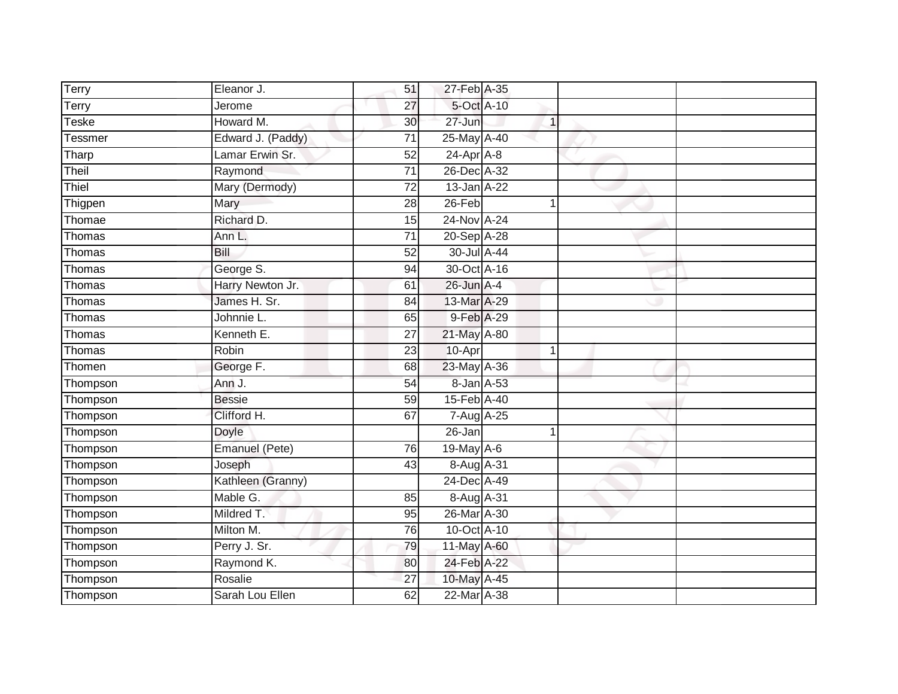| | | | | | | | |
|---|---|---|---|---|---|---|---|
| Terry | Eleanor J. | 51 | 27-Feb | A-35 | | | |
| Terry | Jerome | 27 | 5-Oct | A-10 | | | |
| Teske | Howard M. | 30 | 27-Jun | | 1 | | |
| Tessmer | Edward J. (Paddy) | 71 | 25-May | A-40 | | | |
| Tharp | Lamar Erwin Sr. | 52 | 24-Apr | A-8 | | | |
| Theil | Raymond | 71 | 26-Dec | A-32 | | | |
| Thiel | Mary (Dermody) | 72 | 13-Jan | A-22 | | | |
| Thigpen | Mary | 28 | 26-Feb | | 1 | | |
| Thomae | Richard D. | 15 | 24-Nov | A-24 | | | |
| Thomas | Ann L. | 71 | 20-Sep | A-28 | | | |
| Thomas | Bill | 52 | 30-Jul | A-44 | | | |
| Thomas | George S. | 94 | 30-Oct | A-16 | | | |
| Thomas | Harry Newton Jr. | 61 | 26-Jun | A-4 | | | |
| Thomas | James H. Sr. | 84 | 13-Mar | A-29 | | | |
| Thomas | Johnnie L. | 65 | 9-Feb | A-29 | | | |
| Thomas | Kenneth E. | 27 | 21-May | A-80 | | | |
| Thomas | Robin | 23 | 10-Apr | | 1 | | |
| Thomen | George F. | 68 | 23-May | A-36 | | | |
| Thompson | Ann J. | 54 | 8-Jan | A-53 | | | |
| Thompson | Bessie | 59 | 15-Feb | A-40 | | | |
| Thompson | Clifford H. | 67 | 7-Aug | A-25 | | | |
| Thompson | Doyle | | 26-Jan | | 1 | | |
| Thompson | Emanuel (Pete) | 76 | 19-May | A-6 | | | |
| Thompson | Joseph | 43 | 8-Aug | A-31 | | | |
| Thompson | Kathleen (Granny) | | 24-Dec | A-49 | | | |
| Thompson | Mable G. | 85 | 8-Aug | A-31 | | | |
| Thompson | Mildred T. | 95 | 26-Mar | A-30 | | | |
| Thompson | Milton M. | 76 | 10-Oct | A-10 | | | |
| Thompson | Perry J. Sr. | 79 | 11-May | A-60 | | | |
| Thompson | Raymond K. | 80 | 24-Feb | A-22 | | | |
| Thompson | Rosalie | 27 | 10-May | A-45 | | | |
| Thompson | Sarah Lou Ellen | 62 | 22-Mar | A-38 | | | |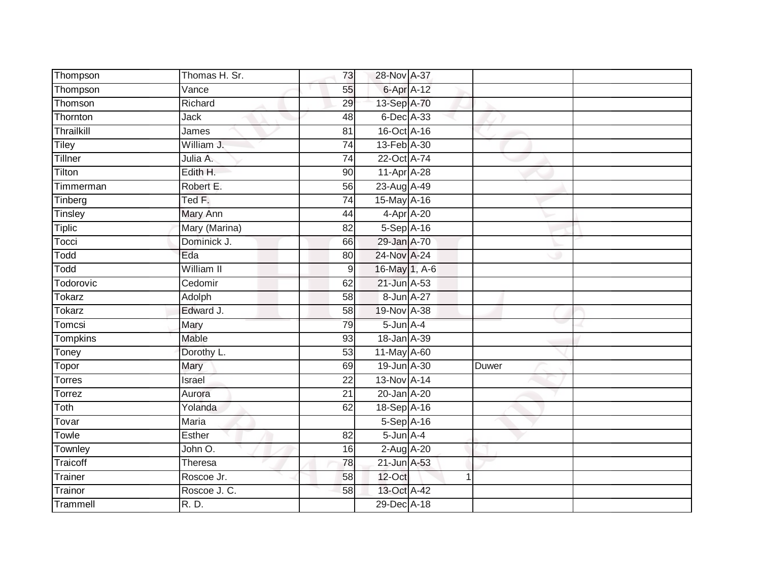| | | | | | | |
|---|---|---|---|---|---|---|
| Thompson | Thomas H. Sr. | 73 | 28-Nov | A-37 | | |
| Thompson | Vance | 55 | 6-Apr | A-12 | | |
| Thomson | Richard | 29 | 13-Sep | A-70 | | |
| Thornton | Jack | 48 | 6-Dec | A-33 | | |
| Thrailkill | James | 81 | 16-Oct | A-16 | | |
| Tiley | William J. | 74 | 13-Feb | A-30 | | |
| Tillner | Julia A. | 74 | 22-Oct | A-74 | | |
| Tilton | Edith H. | 90 | 11-Apr | A-28 | | |
| Timmerman | Robert E. | 56 | 23-Aug | A-49 | | |
| Tinberg | Ted F. | 74 | 15-May | A-16 | | |
| Tinsley | Mary Ann | 44 | 4-Apr | A-20 | | |
| Tiplic | Mary (Marina) | 82 | 5-Sep | A-16 | | |
| Tocci | Dominick J. | 66 | 29-Jan | A-70 | | |
| Todd | Eda | 80 | 24-Nov | A-24 | | |
| Todd | William II | 9 | 16-May | 1, A-6 | | |
| Todorovic | Cedomir | 62 | 21-Jun | A-53 | | |
| Tokarz | Adolph | 58 | 8-Jun | A-27 | | |
| Tokarz | Edward J. | 58 | 19-Nov | A-38 | | |
| Tomcsi | Mary | 79 | 5-Jun | A-4 | | |
| Tompkins | Mable | 93 | 18-Jan | A-39 | | |
| Toney | Dorothy L. | 53 | 11-May | A-60 | | |
| Topor | Mary | 69 | 19-Jun | A-30 | Duwer | |
| Torres | Israel | 22 | 13-Nov | A-14 | | |
| Torrez | Aurora | 21 | 20-Jan | A-20 | | |
| Toth | Yolanda | 62 | 18-Sep | A-16 | | |
| Tovar | Maria | | 5-Sep | A-16 | | |
| Towle | Esther | 82 | 5-Jun | A-4 | | |
| Townley | John O. | 16 | 2-Aug | A-20 | | |
| Traicoff | Theresa | 78 | 21-Jun | A-53 | | |
| Trainer | Roscoe Jr. | 58 | 12-Oct | 1 | | |
| Trainor | Roscoe J. C. | 58 | 13-Oct | A-42 | | |
| Trammell | R. D. | | 29-Dec | A-18 | | |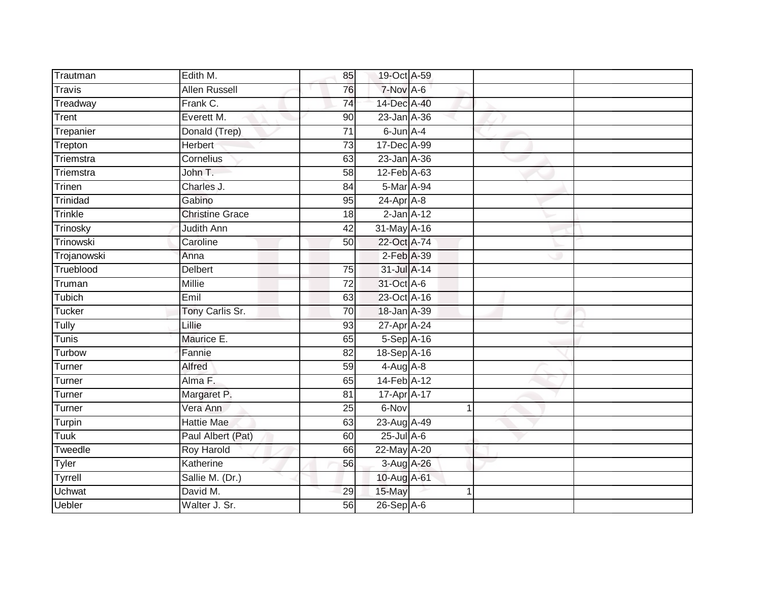| | | | | | | |
|---|---|---|---|---|---|---|
| Trautman | Edith M. | 85 | 19-Oct | A-59 | | |
| Travis | Allen Russell | 76 | 7-Nov | A-6 | | |
| Treadway | Frank C. | 74 | 14-Dec | A-40 | | |
| Trent | Everett M. | 90 | 23-Jan | A-36 | | |
| Trepanier | Donald (Trep) | 71 | 6-Jun | A-4 | | |
| Trepton | Herbert | 73 | 17-Dec | A-99 | | |
| Triemstra | Cornelius | 63 | 23-Jan | A-36 | | |
| Triemstra | John T. | 58 | 12-Feb | A-63 | | |
| Trinen | Charles J. | 84 | 5-Mar | A-94 | | |
| Trinidad | Gabino | 95 | 24-Apr | A-8 | | |
| Trinkle | Christine Grace | 18 | 2-Jan | A-12 | | |
| Trinosky | Judith Ann | 42 | 31-May | A-16 | | |
| Trinowski | Caroline | 50 | 22-Oct | A-74 | | |
| Trojanowski | Anna | | 2-Feb | A-39 | | |
| Trueblood | Delbert | 75 | 31-Jul | A-14 | | |
| Truman | Millie | 72 | 31-Oct | A-6 | | |
| Tubich | Emil | 63 | 23-Oct | A-16 | | |
| Tucker | Tony Carlis Sr. | 70 | 18-Jan | A-39 | | |
| Tully | Lillie | 93 | 27-Apr | A-24 | | |
| Tunis | Maurice E. | 65 | 5-Sep | A-16 | | |
| Turbow | Fannie | 82 | 18-Sep | A-16 | | |
| Turner | Alfred | 59 | 4-Aug | A-8 | | |
| Turner | Alma F. | 65 | 14-Feb | A-12 | | |
| Turner | Margaret P. | 81 | 17-Apr | A-17 | | |
| Turner | Vera Ann | 25 | 6-Nov | 1 | | |
| Turpin | Hattie Mae | 63 | 23-Aug | A-49 | | |
| Tuuk | Paul Albert (Pat) | 60 | 25-Jul | A-6 | | |
| Tweedle | Roy Harold | 66 | 22-May | A-20 | | |
| Tyler | Katherine | 56 | 3-Aug | A-26 | | |
| Tyrrell | Sallie M. (Dr.) | | 10-Aug | A-61 | | |
| Uchwat | David M. | 29 | 15-May | 1 | | |
| Uebler | Walter J. Sr. | 56 | 26-Sep | A-6 | | |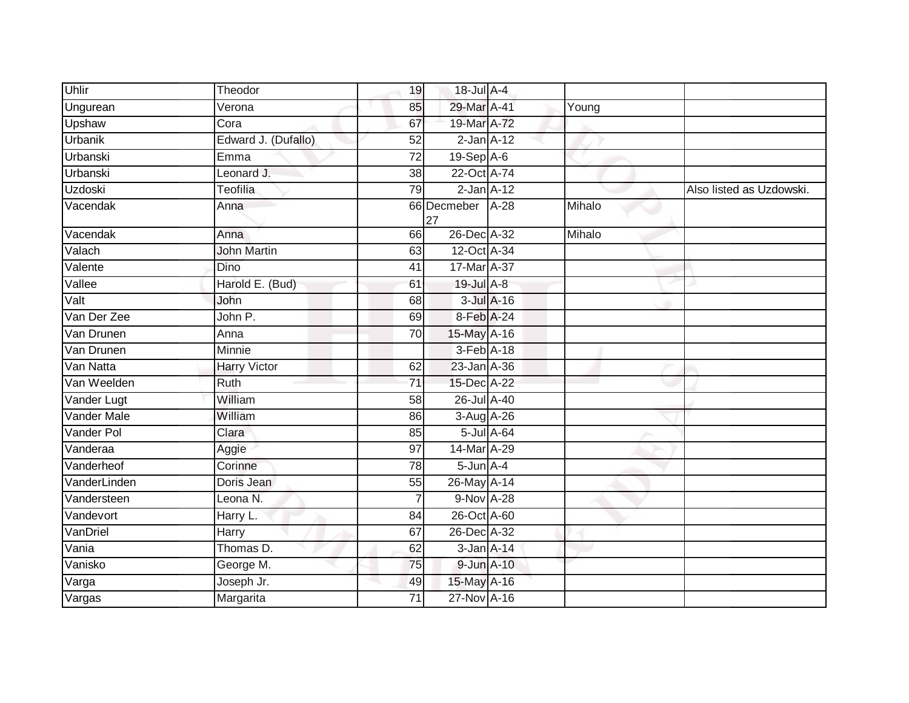| | | | | | | |
|---|---|---|---|---|---|---|
| Uhlir | Theodor | 19 | 18-Jul | A-4 | | |
| Ungurean | Verona | 85 | 29-Mar | A-41 | Young | |
| Upshaw | Cora | 67 | 19-Mar | A-72 | | |
| Urbanik | Edward J. (Dufallo) | 52 | 2-Jan | A-12 | | |
| Urbanski | Emma | 72 | 19-Sep | A-6 | | |
| Urbanski | Leonard J. | 38 | 22-Oct | A-74 | | |
| Uzdoski | Teofilia | 79 | 2-Jan | A-12 | | Also listed as Uzdowski. |
| Vacendak | Anna | 66 | Decmeber 27 | A-28 | Mihalo | |
| Vacendak | Anna | 66 | 26-Dec | A-32 | Mihalo | |
| Valach | John Martin | 63 | 12-Oct | A-34 | | |
| Valente | Dino | 41 | 17-Mar | A-37 | | |
| Vallee | Harold E. (Bud) | 61 | 19-Jul | A-8 | | |
| Valt | John | 68 | 3-Jul | A-16 | | |
| Van Der Zee | John P. | 69 | 8-Feb | A-24 | | |
| Van Drunen | Anna | 70 | 15-May | A-16 | | |
| Van Drunen | Minnie | | 3-Feb | A-18 | | |
| Van Natta | Harry Victor | 62 | 23-Jan | A-36 | | |
| Van Weelden | Ruth | 71 | 15-Dec | A-22 | | |
| Vander Lugt | William | 58 | 26-Jul | A-40 | | |
| Vander Male | William | 86 | 3-Aug | A-26 | | |
| Vander Pol | Clara | 85 | 5-Jul | A-64 | | |
| Vanderaa | Aggie | 97 | 14-Mar | A-29 | | |
| Vanderheof | Corinne | 78 | 5-Jun | A-4 | | |
| VanderLinden | Doris Jean | 55 | 26-May | A-14 | | |
| Vandersteen | Leona N. | 7 | 9-Nov | A-28 | | |
| Vandevort | Harry L. | 84 | 26-Oct | A-60 | | |
| VanDriel | Harry | 67 | 26-Dec | A-32 | | |
| Vania | Thomas D. | 62 | 3-Jan | A-14 | | |
| Vanisko | George M. | 75 | 9-Jun | A-10 | | |
| Varga | Joseph Jr. | 49 | 15-May | A-16 | | |
| Vargas | Margarita | 71 | 27-Nov | A-16 | | |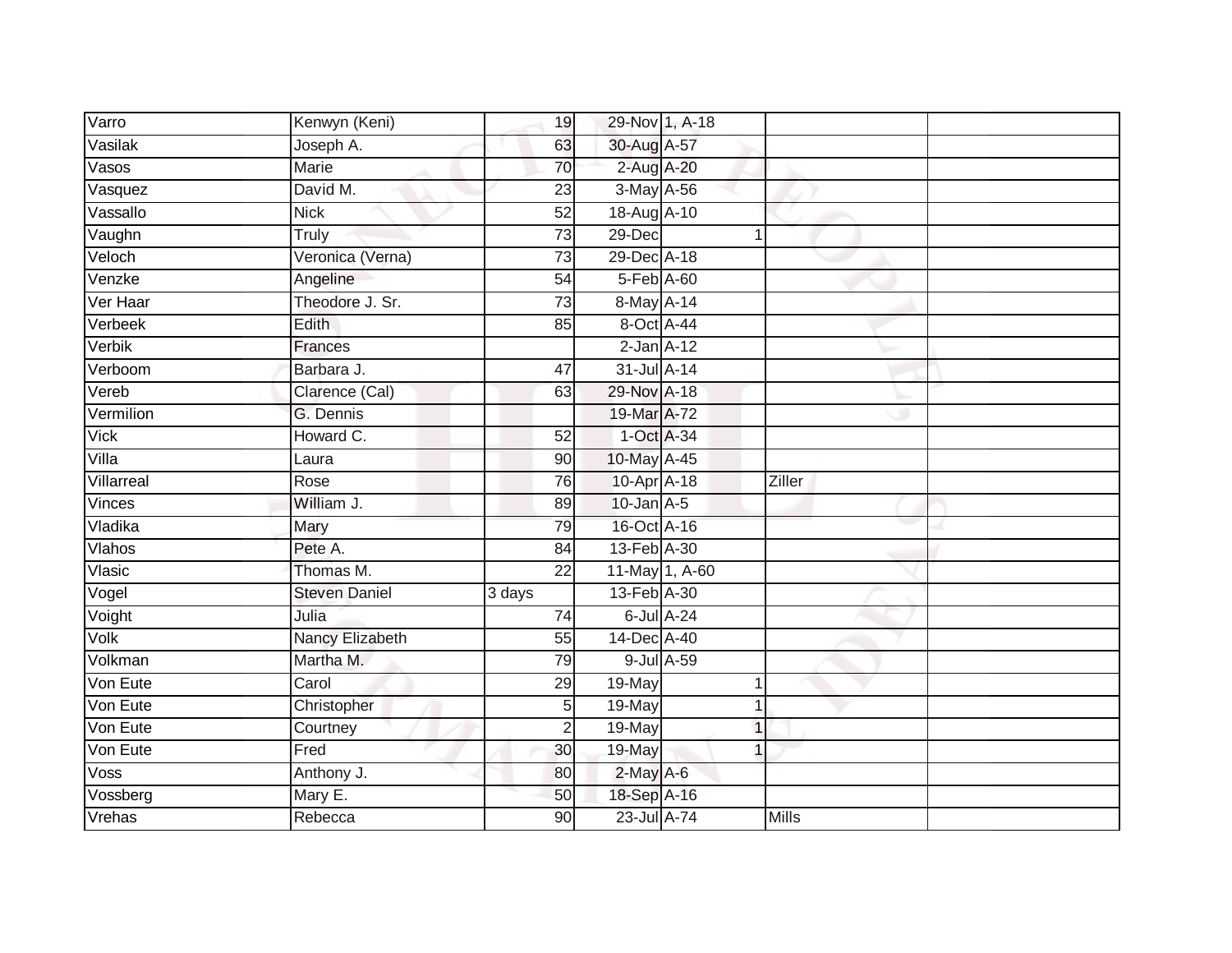| | | | | | | | |
|---|---|---|---|---|---|---|---|
| Varro | Kenwyn (Keni) | 19 | 29-Nov | 1, A-18 | | | |
| Vasilak | Joseph A. | 63 | 30-Aug | A-57 | | | |
| Vasos | Marie | 70 | 2-Aug | A-20 | | | |
| Vasquez | David M. | 23 | 3-May | A-56 | | | |
| Vassallo | Nick | 52 | 18-Aug | A-10 | | | |
| Vaughn | Truly | 73 | 29-Dec | | 1 | | |
| Veloch | Veronica (Verna) | 73 | 29-Dec | A-18 | | | |
| Venzke | Angeline | 54 | 5-Feb | A-60 | | | |
| Ver Haar | Theodore J. Sr. | 73 | 8-May | A-14 | | | |
| Verbeek | Edith | 85 | 8-Oct | A-44 | | | |
| Verbik | Frances | | 2-Jan | A-12 | | | |
| Verboom | Barbara J. | 47 | 31-Jul | A-14 | | | |
| Vereb | Clarence (Cal) | 63 | 29-Nov | A-18 | | | |
| Vermilion | G. Dennis | | 19-Mar | A-72 | | | |
| Vick | Howard C. | 52 | 1-Oct | A-34 | | | |
| Villa | Laura | 90 | 10-May | A-45 | | | |
| Villarreal | Rose | 76 | 10-Apr | A-18 | | Ziller | |
| Vinces | William J. | 89 | 10-Jan | A-5 | | | |
| Vladika | Mary | 79 | 16-Oct | A-16 | | | |
| Vlahos | Pete A. | 84 | 13-Feb | A-30 | | | |
| Vlasic | Thomas M. | 22 | 11-May | 1, A-60 | | | |
| Vogel | Steven Daniel | 3 days | 13-Feb | A-30 | | | |
| Voight | Julia | 74 | 6-Jul | A-24 | | | |
| Volk | Nancy Elizabeth | 55 | 14-Dec | A-40 | | | |
| Volkman | Martha M. | 79 | 9-Jul | A-59 | | | |
| Von Eute | Carol | 29 | 19-May | | 1 | | |
| Von Eute | Christopher | 5 | 19-May | | 1 | | |
| Von Eute | Courtney | 2 | 19-May | | 1 | | |
| Von Eute | Fred | 30 | 19-May | | 1 | | |
| Voss | Anthony J. | 80 | 2-May | A-6 | | | |
| Vossberg | Mary E. | 50 | 18-Sep | A-16 | | | |
| Vrehas | Rebecca | 90 | 23-Jul | A-74 | | Mills | |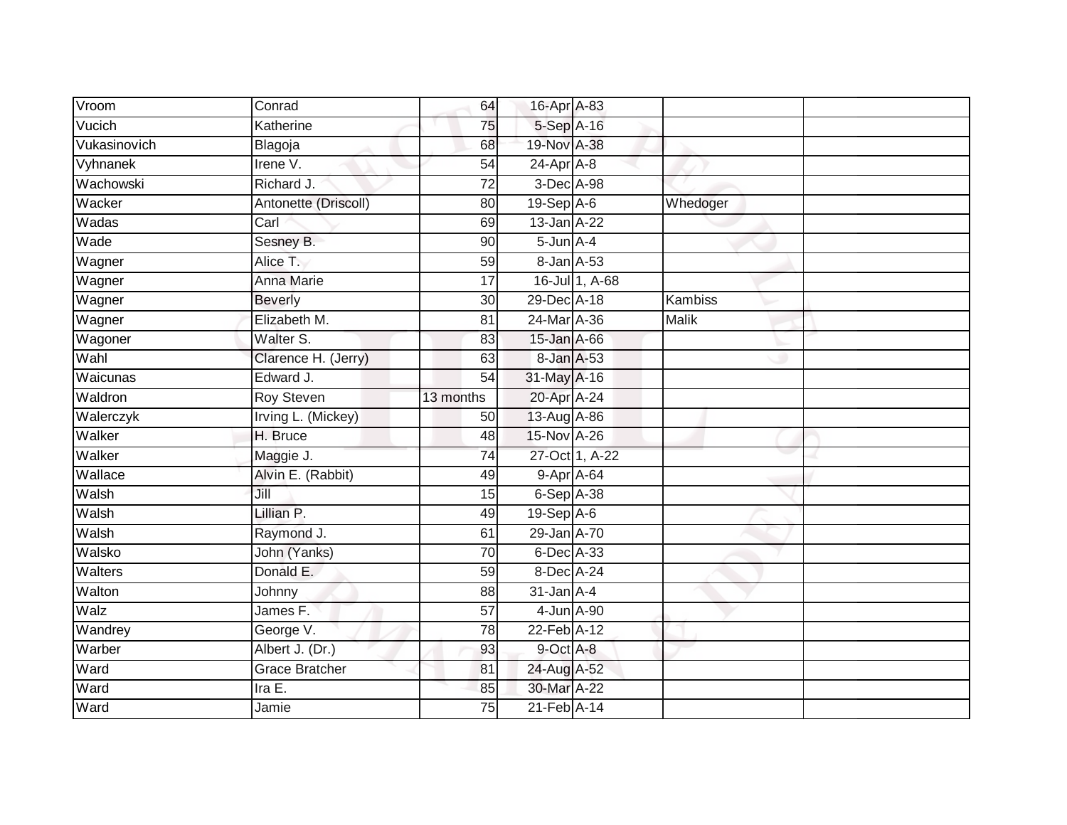| | | | | | | |
|---|---|---|---|---|---|---|
| Vroom | Conrad | 64 | 16-Apr | A-83 | | |
| Vucich | Katherine | 75 | 5-Sep | A-16 | | |
| Vukasinovich | Blagoja | 68 | 19-Nov | A-38 | | |
| Vyhnanek | Irene V. | 54 | 24-Apr | A-8 | | |
| Wachowski | Richard J. | 72 | 3-Dec | A-98 | | |
| Wacker | Antonette (Driscoll) | 80 | 19-Sep | A-6 | Whedoger | |
| Wadas | Carl | 69 | 13-Jan | A-22 | | |
| Wade | Sesney B. | 90 | 5-Jun | A-4 | | |
| Wagner | Alice T. | 59 | 8-Jan | A-53 | | |
| Wagner | Anna Marie | 17 | 16-Jul | 1, A-68 | | |
| Wagner | Beverly | 30 | 29-Dec | A-18 | Kambiss | |
| Wagner | Elizabeth M. | 81 | 24-Mar | A-36 | Malik | |
| Wagoner | Walter S. | 83 | 15-Jan | A-66 | | |
| Wahl | Clarence H. (Jerry) | 63 | 8-Jan | A-53 | | |
| Waicunas | Edward J. | 54 | 31-May | A-16 | | |
| Waldron | Roy Steven | 13 months | 20-Apr | A-24 | | |
| Walerczyk | Irving L. (Mickey) | 50 | 13-Aug | A-86 | | |
| Walker | H. Bruce | 48 | 15-Nov | A-26 | | |
| Walker | Maggie J. | 74 | 27-Oct | 1, A-22 | | |
| Wallace | Alvin E. (Rabbit) | 49 | 9-Apr | A-64 | | |
| Walsh | Jill | 15 | 6-Sep | A-38 | | |
| Walsh | Lillian P. | 49 | 19-Sep | A-6 | | |
| Walsh | Raymond J. | 61 | 29-Jan | A-70 | | |
| Walsko | John (Yanks) | 70 | 6-Dec | A-33 | | |
| Walters | Donald E. | 59 | 8-Dec | A-24 | | |
| Walton | Johnny | 88 | 31-Jan | A-4 | | |
| Walz | James F. | 57 | 4-Jun | A-90 | | |
| Wandrey | George V. | 78 | 22-Feb | A-12 | | |
| Warber | Albert J. (Dr.) | 93 | 9-Oct | A-8 | | |
| Ward | Grace Bratcher | 81 | 24-Aug | A-52 | | |
| Ward | Ira E. | 85 | 30-Mar | A-22 | | |
| Ward | Jamie | 75 | 21-Feb | A-14 | | |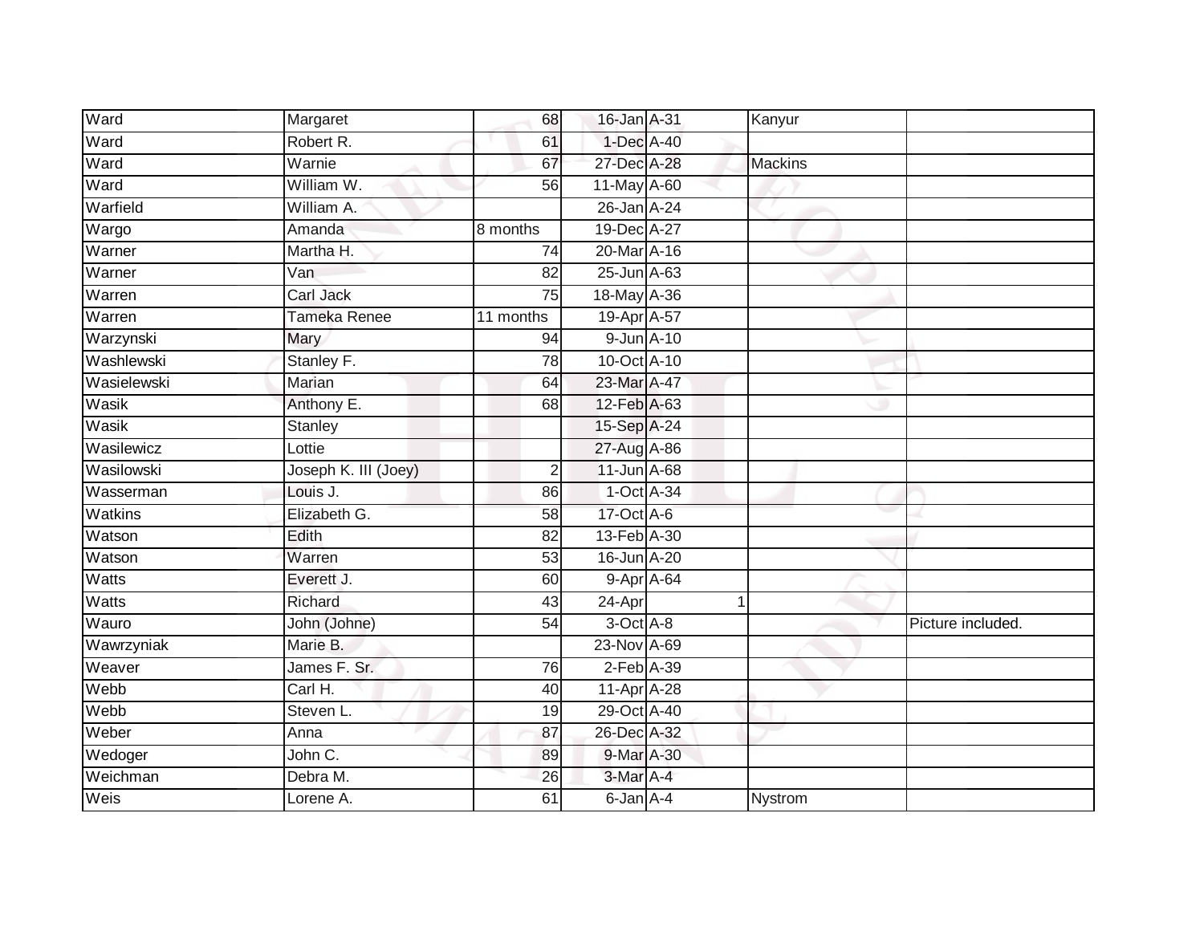| | | | | | | |
|---|---|---|---|---|---|---|
| Ward | Margaret | 68 | 16-Jan | A-31 | Kanyur | |
| Ward | Robert R. | 61 | 1-Dec | A-40 | | |
| Ward | Warnie | 67 | 27-Dec | A-28 | Mackins | |
| Ward | William W. | 56 | 11-May | A-60 | | |
| Warfield | William A. | | 26-Jan | A-24 | | |
| Wargo | Amanda | 8 months | 19-Dec | A-27 | | |
| Warner | Martha H. | 74 | 20-Mar | A-16 | | |
| Warner | Van | 82 | 25-Jun | A-63 | | |
| Warren | Carl Jack | 75 | 18-May | A-36 | | |
| Warren | Tameka Renee | 11 months | 19-Apr | A-57 | | |
| Warzynski | Mary | 94 | 9-Jun | A-10 | | |
| Washlewski | Stanley F. | 78 | 10-Oct | A-10 | | |
| Wasielewski | Marian | 64 | 23-Mar | A-47 | | |
| Wasik | Anthony E. | 68 | 12-Feb | A-63 | | |
| Wasik | Stanley | | 15-Sep | A-24 | | |
| Wasilewicz | Lottie | | 27-Aug | A-86 | | |
| Wasilowski | Joseph K. III (Joey) | 2 | 11-Jun | A-68 | | |
| Wasserman | Louis J. | 86 | 1-Oct | A-34 | | |
| Watkins | Elizabeth G. | 58 | 17-Oct | A-6 | | |
| Watson | Edith | 82 | 13-Feb | A-30 | | |
| Watson | Warren | 53 | 16-Jun | A-20 | | |
| Watts | Everett J. | 60 | 9-Apr | A-64 | | |
| Watts | Richard | 43 | 24-Apr | 1 | | |
| Wauro | John (Johne) | 54 | 3-Oct | A-8 | | Picture included. |
| Wawrzyniak | Marie B. | | 23-Nov | A-69 | | |
| Weaver | James F. Sr. | 76 | 2-Feb | A-39 | | |
| Webb | Carl H. | 40 | 11-Apr | A-28 | | |
| Webb | Steven L. | 19 | 29-Oct | A-40 | | |
| Weber | Anna | 87 | 26-Dec | A-32 | | |
| Wedoger | John C. | 89 | 9-Mar | A-30 | | |
| Weichman | Debra M. | 26 | 3-Mar | A-4 | | |
| Weis | Lorene A. | 61 | 6-Jan | A-4 | Nystrom | |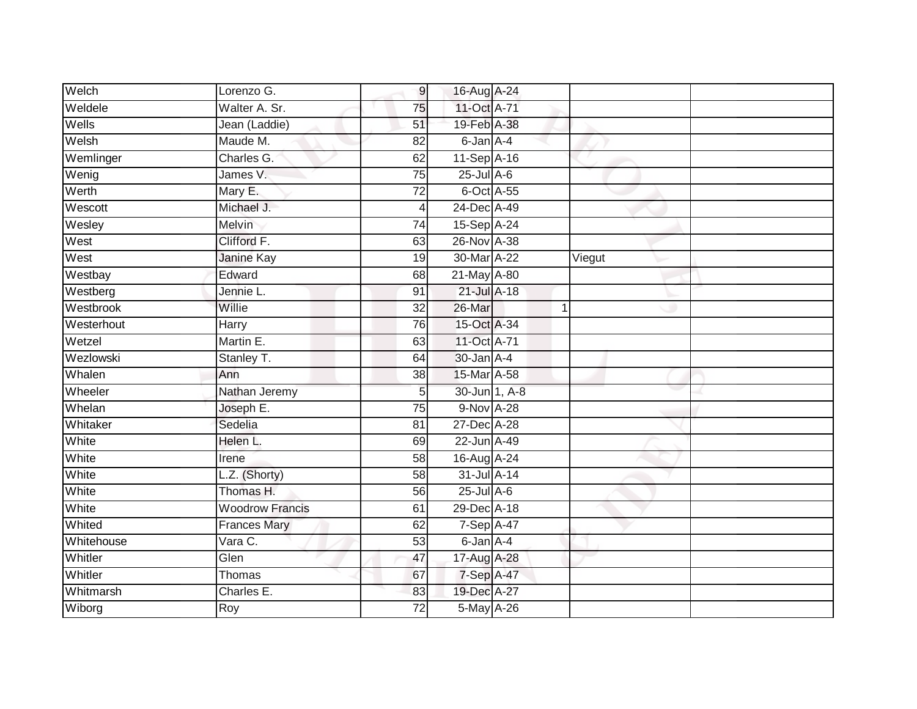| | | | | | | |
|---|---|---|---|---|---|---|
| Welch | Lorenzo G. | 9 | 16-Aug | A-24 | | |
| Weldele | Walter A. Sr. | 75 | 11-Oct | A-71 | | |
| Wells | Jean (Laddie) | 51 | 19-Feb | A-38 | | |
| Welsh | Maude M. | 82 | 6-Jan | A-4 | | |
| Wemlinger | Charles G. | 62 | 11-Sep | A-16 | | |
| Wenig | James V. | 75 | 25-Jul | A-6 | | |
| Werth | Mary E. | 72 | 6-Oct | A-55 | | |
| Wescott | Michael J. | 4 | 24-Dec | A-49 | | |
| Wesley | Melvin | 74 | 15-Sep | A-24 | | |
| West | Clifford F. | 63 | 26-Nov | A-38 | | |
| West | Janine Kay | 19 | 30-Mar | A-22 | Viegut | |
| Westbay | Edward | 68 | 21-May | A-80 | | |
| Westberg | Jennie L. | 91 | 21-Jul | A-18 | | |
| Westbrook | Willie | 32 | 26-Mar | 1 | | |
| Westerhout | Harry | 76 | 15-Oct | A-34 | | |
| Wetzel | Martin E. | 63 | 11-Oct | A-71 | | |
| Wezlowski | Stanley T. | 64 | 30-Jan | A-4 | | |
| Whalen | Ann | 38 | 15-Mar | A-58 | | |
| Wheeler | Nathan Jeremy | 5 | 30-Jun | 1, A-8 | | |
| Whelan | Joseph E. | 75 | 9-Nov | A-28 | | |
| Whitaker | Sedelia | 81 | 27-Dec | A-28 | | |
| White | Helen L. | 69 | 22-Jun | A-49 | | |
| White | Irene | 58 | 16-Aug | A-24 | | |
| White | L.Z. (Shorty) | 58 | 31-Jul | A-14 | | |
| White | Thomas H. | 56 | 25-Jul | A-6 | | |
| White | Woodrow Francis | 61 | 29-Dec | A-18 | | |
| Whited | Frances Mary | 62 | 7-Sep | A-47 | | |
| Whitehouse | Vara C. | 53 | 6-Jan | A-4 | | |
| Whitler | Glen | 47 | 17-Aug | A-28 | | |
| Whitler | Thomas | 67 | 7-Sep | A-47 | | |
| Whitmarsh | Charles E. | 83 | 19-Dec | A-27 | | |
| Wiborg | Roy | 72 | 5-May | A-26 | | |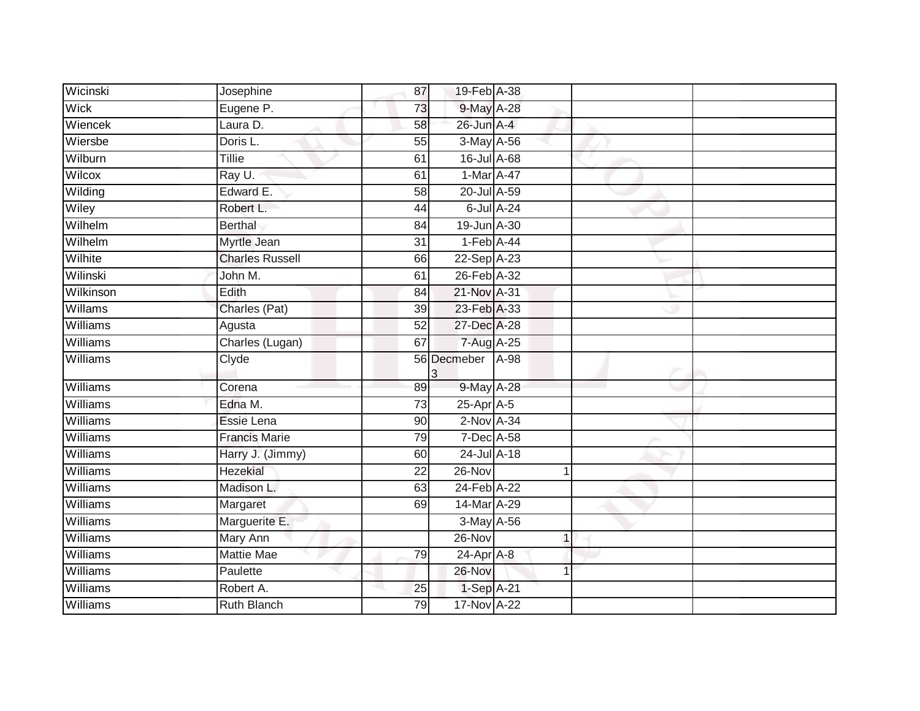| | | | | | | | |
|---|---|---|---|---|---|---|---|
| Wicinski | Josephine | 87 | 19-Feb | A-38 | | | |
| Wick | Eugene P. | 73 | 9-May | A-28 | | | |
| Wiencek | Laura D. | 58 | 26-Jun | A-4 | | | |
| Wiersbe | Doris L. | 55 | 3-May | A-56 | | | |
| Wilburn | Tillie | 61 | 16-Jul | A-68 | | | |
| Wilcox | Ray U. | 61 | 1-Mar | A-47 | | | |
| Wilding | Edward E. | 58 | 20-Jul | A-59 | | | |
| Wiley | Robert L. | 44 | 6-Jul | A-24 | | | |
| Wilhelm | Berthal | 84 | 19-Jun | A-30 | | | |
| Wilhelm | Myrtle Jean | 31 | 1-Feb | A-44 | | | |
| Wilhite | Charles Russell | 66 | 22-Sep | A-23 | | | |
| Wilinski | John M. | 61 | 26-Feb | A-32 | | | |
| Wilkinson | Edith | 84 | 21-Nov | A-31 | | | |
| Willams | Charles (Pat) | 39 | 23-Feb | A-33 | | | |
| Williams | Agusta | 52 | 27-Dec | A-28 | | | |
| Williams | Charles (Lugan) | 67 | 7-Aug | A-25 | | | |
| Williams | Clyde | 56 | Decmeber 3 | A-98 | | | |
| Williams | Corena | 89 | 9-May | A-28 | | | |
| Williams | Edna M. | 73 | 25-Apr | A-5 | | | |
| Williams | Essie Lena | 90 | 2-Nov | A-34 | | | |
| Williams | Francis Marie | 79 | 7-Dec | A-58 | | | |
| Williams | Harry J. (Jimmy) | 60 | 24-Jul | A-18 | | | |
| Williams | Hezekial | 22 | 26-Nov | | 1 | | |
| Williams | Madison L. | 63 | 24-Feb | A-22 | | | |
| Williams | Margaret | 69 | 14-Mar | A-29 | | | |
| Williams | Marguerite E. | | 3-May | A-56 | | | |
| Williams | Mary Ann | | 26-Nov | | 1 | | |
| Williams | Mattie Mae | 79 | 24-Apr | A-8 | | | |
| Williams | Paulette | | 26-Nov | | 1 | | |
| Williams | Robert A. | 25 | 1-Sep | A-21 | | | |
| Williams | Ruth Blanch | 79 | 17-Nov | A-22 | | | |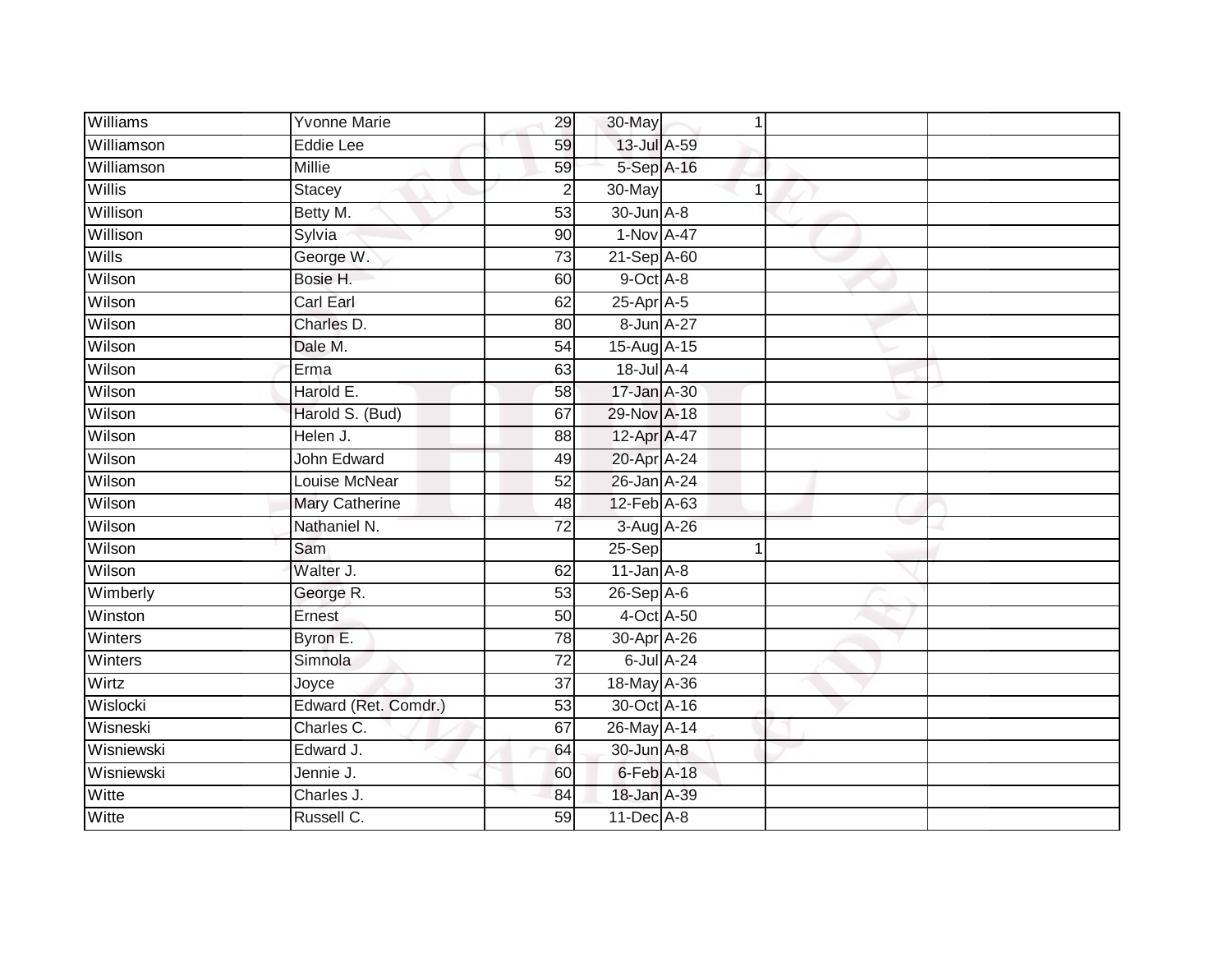| Williams | Yvonne Marie | 29 | 30-May | 1 | | |
|---|---|---|---|---|---|---|
| Williamson | Eddie Lee | 59 | 13-Jul | A-59 | | |
| Williamson | Millie | 59 | 5-Sep | A-16 | | |
| Willis | Stacey | 2 | 30-May | 1 | | |
| Willison | Betty M. | 53 | 30-Jun | A-8 | | |
| Willison | Sylvia | 90 | 1-Nov | A-47 | | |
| Wills | George W. | 73 | 21-Sep | A-60 | | |
| Wilson | Bosie H. | 60 | 9-Oct | A-8 | | |
| Wilson | Carl Earl | 62 | 25-Apr | A-5 | | |
| Wilson | Charles D. | 80 | 8-Jun | A-27 | | |
| Wilson | Dale M. | 54 | 15-Aug | A-15 | | |
| Wilson | Erma | 63 | 18-Jul | A-4 | | |
| Wilson | Harold E. | 58 | 17-Jan | A-30 | | |
| Wilson | Harold S. (Bud) | 67 | 29-Nov | A-18 | | |
| Wilson | Helen J. | 88 | 12-Apr | A-47 | | |
| Wilson | John Edward | 49 | 20-Apr | A-24 | | |
| Wilson | Louise McNear | 52 | 26-Jan | A-24 | | |
| Wilson | Mary Catherine | 48 | 12-Feb | A-63 | | |
| Wilson | Nathaniel N. | 72 | 3-Aug | A-26 | | |
| Wilson | Sam | | 25-Sep | 1 | | |
| Wilson | Walter J. | 62 | 11-Jan | A-8 | | |
| Wimberly | George R. | 53 | 26-Sep | A-6 | | |
| Winston | Ernest | 50 | 4-Oct | A-50 | | |
| Winters | Byron E. | 78 | 30-Apr | A-26 | | |
| Winters | Simnola | 72 | 6-Jul | A-24 | | |
| Wirtz | Joyce | 37 | 18-May | A-36 | | |
| Wislocki | Edward (Ret. Comdr.) | 53 | 30-Oct | A-16 | | |
| Wisneski | Charles C. | 67 | 26-May | A-14 | | |
| Wisniewski | Edward J. | 64 | 30-Jun | A-8 | | |
| Wisniewski | Jennie J. | 60 | 6-Feb | A-18 | | |
| Witte | Charles J. | 84 | 18-Jan | A-39 | | |
| Witte | Russell C. | 59 | 11-Dec | A-8 | | |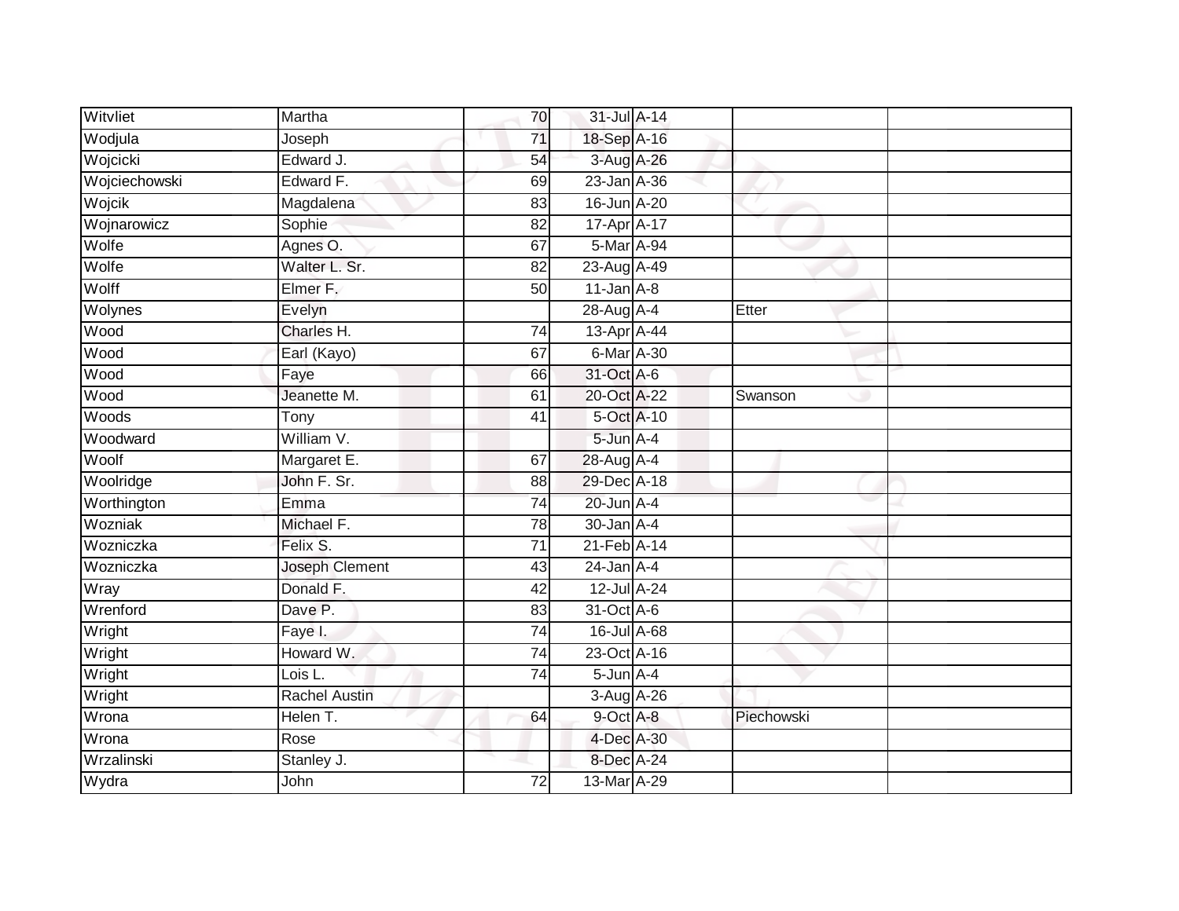| Witvliet | Martha | 70 | 31-Jul | A-14 | | |
|---|---|---|---|---|---|---|
| Wodjula | Joseph | 71 | 18-Sep | A-16 | | |
| Wojcicki | Edward J. | 54 | 3-Aug | A-26 | | |
| Wojciechowski | Edward F. | 69 | 23-Jan | A-36 | | |
| Wojcik | Magdalena | 83 | 16-Jun | A-20 | | |
| Wojnarowicz | Sophie | 82 | 17-Apr | A-17 | | |
| Wolfe | Agnes O. | 67 | 5-Mar | A-94 | | |
| Wolfe | Walter L. Sr. | 82 | 23-Aug | A-49 | | |
| Wolff | Elmer F. | 50 | 11-Jan | A-8 | | |
| Wolynes | Evelyn | | 28-Aug | A-4 | Etter | |
| Wood | Charles H. | 74 | 13-Apr | A-44 | | |
| Wood | Earl (Kayo) | 67 | 6-Mar | A-30 | | |
| Wood | Faye | 66 | 31-Oct | A-6 | | |
| Wood | Jeanette M. | 61 | 20-Oct | A-22 | Swanson | |
| Woods | Tony | 41 | 5-Oct | A-10 | | |
| Woodward | William V. | | 5-Jun | A-4 | | |
| Woolf | Margaret E. | 67 | 28-Aug | A-4 | | |
| Woolridge | John F. Sr. | 88 | 29-Dec | A-18 | | |
| Worthington | Emma | 74 | 20-Jun | A-4 | | |
| Wozniak | Michael F. | 78 | 30-Jan | A-4 | | |
| Wozniczka | Felix S. | 71 | 21-Feb | A-14 | | |
| Wozniczka | Joseph Clement | 43 | 24-Jan | A-4 | | |
| Wray | Donald F. | 42 | 12-Jul | A-24 | | |
| Wrenford | Dave P. | 83 | 31-Oct | A-6 | | |
| Wright | Faye I. | 74 | 16-Jul | A-68 | | |
| Wright | Howard W. | 74 | 23-Oct | A-16 | | |
| Wright | Lois L. | 74 | 5-Jun | A-4 | | |
| Wright | Rachel Austin | | 3-Aug | A-26 | | |
| Wrona | Helen T. | 64 | 9-Oct | A-8 | Piechowski | |
| Wrona | Rose | | 4-Dec | A-30 | | |
| Wrzalinski | Stanley J. | | 8-Dec | A-24 | | |
| Wydra | John | 72 | 13-Mar | A-29 | | |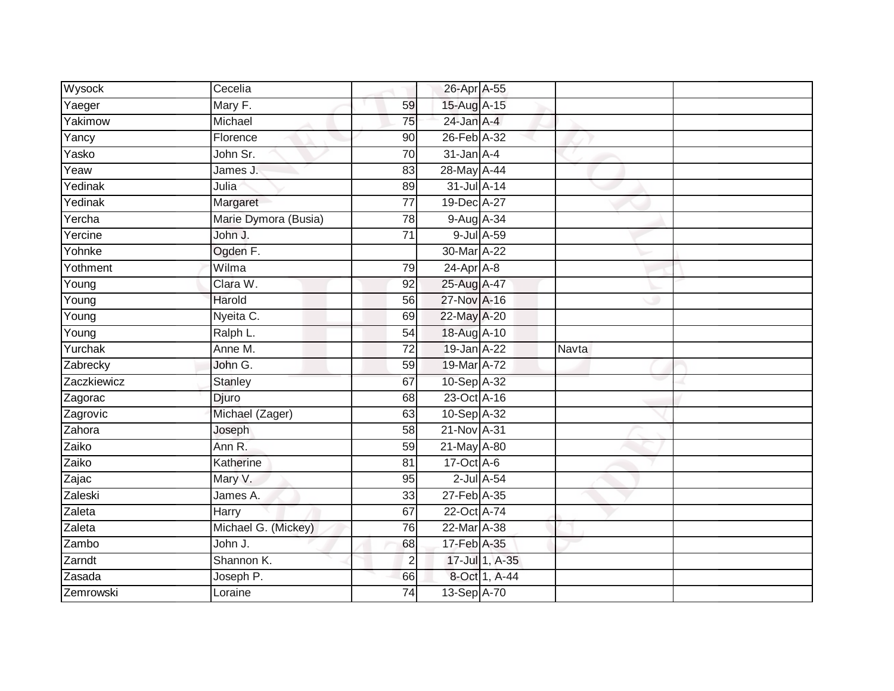| Wysock | Cecelia | | 26-Apr | A-55 | | |
|---|---|---|---|---|---|---|
| Yaeger | Mary F. | 59 | 15-Aug | A-15 | | |
| Yakimow | Michael | 75 | 24-Jan | A-4 | | |
| Yancy | Florence | 90 | 26-Feb | A-32 | | |
| Yasko | John Sr. | 70 | 31-Jan | A-4 | | |
| Yeaw | James J. | 83 | 28-May | A-44 | | |
| Yedinak | Julia | 89 | 31-Jul | A-14 | | |
| Yedinak | Margaret | 77 | 19-Dec | A-27 | | |
| Yercha | Marie Dymora (Busia) | 78 | 9-Aug | A-34 | | |
| Yercine | John J. | 71 | 9-Jul | A-59 | | |
| Yohnke | Ogden F. | | 30-Mar | A-22 | | |
| Yothment | Wilma | 79 | 24-Apr | A-8 | | |
| Young | Clara W. | 92 | 25-Aug | A-47 | | |
| Young | Harold | 56 | 27-Nov | A-16 | | |
| Young | Nyeita C. | 69 | 22-May | A-20 | | |
| Young | Ralph L. | 54 | 18-Aug | A-10 | | |
| Yurchak | Anne M. | 72 | 19-Jan | A-22 | Navta | |
| Zabrecky | John G. | 59 | 19-Mar | A-72 | | |
| Zaczkiewicz | Stanley | 67 | 10-Sep | A-32 | | |
| Zagorac | Djuro | 68 | 23-Oct | A-16 | | |
| Zagrovic | Michael (Zager) | 63 | 10-Sep | A-32 | | |
| Zahora | Joseph | 58 | 21-Nov | A-31 | | |
| Zaiko | Ann R. | 59 | 21-May | A-80 | | |
| Zaiko | Katherine | 81 | 17-Oct | A-6 | | |
| Zajac | Mary V. | 95 | 2-Jul | A-54 | | |
| Zaleski | James A. | 33 | 27-Feb | A-35 | | |
| Zaleta | Harry | 67 | 22-Oct | A-74 | | |
| Zaleta | Michael G. (Mickey) | 76 | 22-Mar | A-38 | | |
| Zambo | John J. | 68 | 17-Feb | A-35 | | |
| Zarndt | Shannon K. | 2 | 17-Jul | 1, A-35 | | |
| Zasada | Joseph P. | 66 | 8-Oct | 1, A-44 | | |
| Zemrowski | Loraine | 74 | 13-Sep | A-70 | | |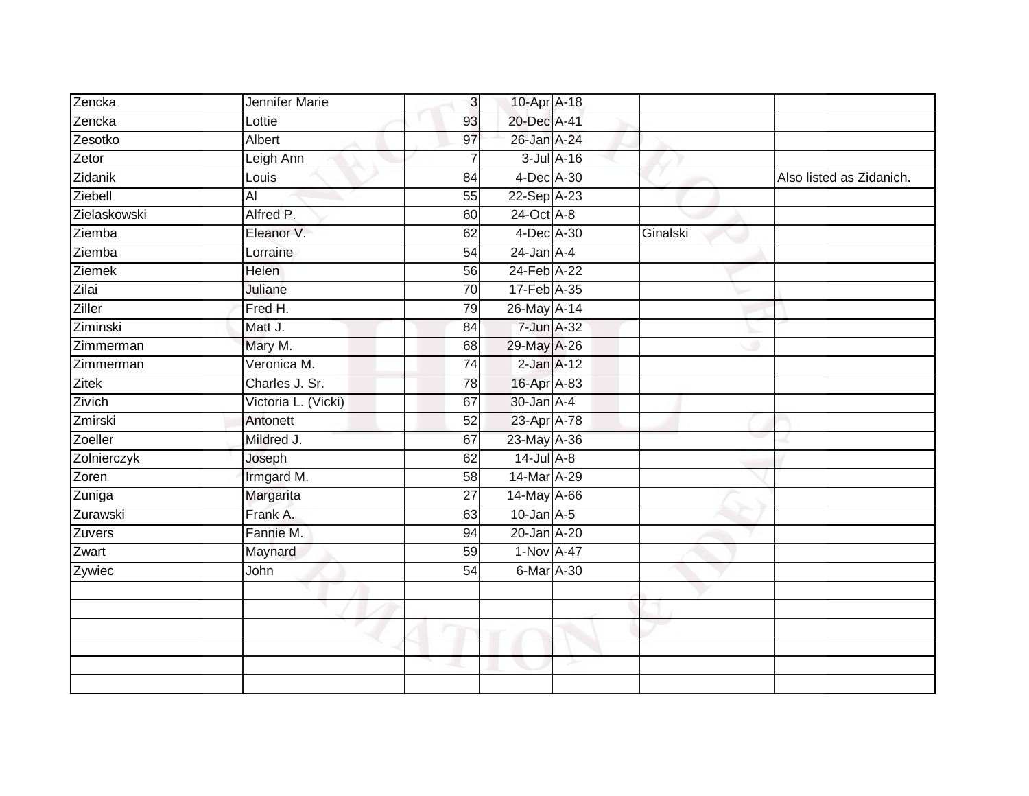| | | | | | | |
|---|---|---|---|---|---|---|
| Zencka | Jennifer Marie | 3 | 10-Apr | A-18 | | |
| Zencka | Lottie | 93 | 20-Dec | A-41 | | |
| Zesotko | Albert | 97 | 26-Jan | A-24 | | |
| Zetor | Leigh Ann | 7 | 3-Jul | A-16 | | |
| Zidanik | Louis | 84 | 4-Dec | A-30 | | Also listed as Zidanich. |
| Ziebell | Al | 55 | 22-Sep | A-23 | | |
| Zielaskowski | Alfred P. | 60 | 24-Oct | A-8 | | |
| Ziemba | Eleanor V. | 62 | 4-Dec | A-30 | Ginalski | |
| Ziemba | Lorraine | 54 | 24-Jan | A-4 | | |
| Ziemek | Helen | 56 | 24-Feb | A-22 | | |
| Zilai | Juliane | 70 | 17-Feb | A-35 | | |
| Ziller | Fred H. | 79 | 26-May | A-14 | | |
| Ziminski | Matt J. | 84 | 7-Jun | A-32 | | |
| Zimmerman | Mary M. | 68 | 29-May | A-26 | | |
| Zimmerman | Veronica M. | 74 | 2-Jan | A-12 | | |
| Zitek | Charles J. Sr. | 78 | 16-Apr | A-83 | | |
| Zivich | Victoria L. (Vicki) | 67 | 30-Jan | A-4 | | |
| Zmirski | Antonett | 52 | 23-Apr | A-78 | | |
| Zoeller | Mildred J. | 67 | 23-May | A-36 | | |
| Zolnierczyk | Joseph | 62 | 14-Jul | A-8 | | |
| Zoren | Irmgard M. | 58 | 14-Mar | A-29 | | |
| Zuniga | Margarita | 27 | 14-May | A-66 | | |
| Zurawski | Frank A. | 63 | 10-Jan | A-5 | | |
| Zuvers | Fannie M. | 94 | 20-Jan | A-20 | | |
| Zwart | Maynard | 59 | 1-Nov | A-47 | | |
| Zywiec | John | 54 | 6-Mar | A-30 | | |
| | | | | | | |
| | | | | | | |
| | | | | | | |
| | | | | | | |
| | | | | | | |
| | | | | | | |